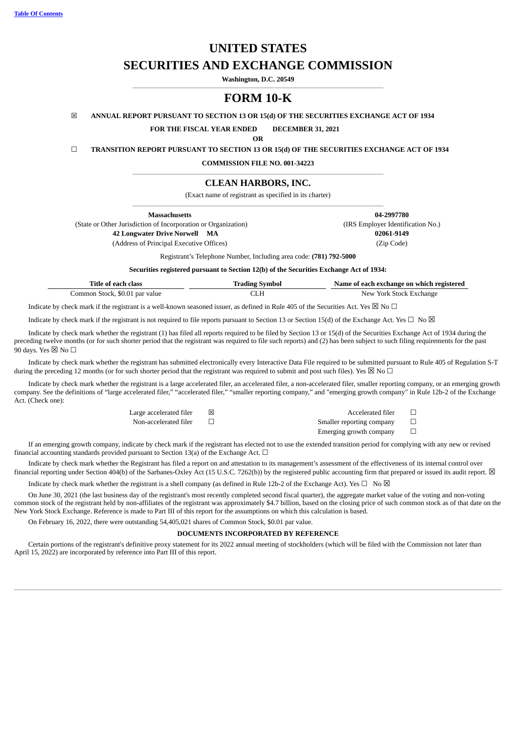[Table Of Contents](#)

# UNITED STATES

# SECURITIES AND EXCHANGE COMMISSION

**Washington, D.C. 20549**

# FORM 10-K

☒ **ANNUAL REPORT PURSUANT TO SECTION 13 OR 15(d) OF THE SECURITIES EXCHANGE ACT OF 1934**

**FOR THE FISCAL YEAR ENDED DECEMBER 31, 2021**

**OR**

☐ **TRANSITION REPORT PURSUANT TO SECTION 13 OR 15(d) OF THE SECURITIES EXCHANGE ACT OF 1934**

**COMMISSION FILE NO. 001-34223**

## CLEAN HARBORS, INC.

(Exact name of registrant as specified in its charter)

| | |
|---|---|
| **Massachusetts** | **04-2997780** |
| (State or Other Jurisdiction of Incorporation or Organization) | (IRS Employer Identification No.) |
| **42 Longwater Drive Norwell MA** | **02061-9149** |
| (Address of Principal Executive Offices) | (Zip Code) |

Registrant's Telephone Number, Including area code: **(781) 792-5000**

**Securities registered pursuant to Section 12(b) of the Securities Exchange Act of 1934:**

| Title of each class | Trading Symbol | Name of each exchange on which registered |
|---|---|---|
| Common Stock, $0.01 par value | CLH | New York Stock Exchange |

Indicate by check mark if the registrant is a well-known seasoned issuer, as defined in Rule 405 of the Securities Act. Yes ☒ No ☐

Indicate by check mark if the registrant is not required to file reports pursuant to Section 13 or Section 15(d) of the Exchange Act. Yes ☐ No ☒

Indicate by check mark whether the registrant (1) has filed all reports required to be filed by Section 13 or 15(d) of the Securities Exchange Act of 1934 during the preceding twelve months (or for such shorter period that the registrant was required to file such reports) and (2) has been subject to such filing requirements for the past 90 days. Yes ☒ No ☐

Indicate by check mark whether the registrant has submitted electronically every Interactive Data File required to be submitted pursuant to Rule 405 of Regulation S-T during the preceding 12 months (or for such shorter period that the registrant was required to submit and post such files). Yes ☒ No ☐

Indicate by check mark whether the registrant is a large accelerated filer, an accelerated filer, a non-accelerated filer, smaller reporting company, or an emerging growth company. See the definitions of "large accelerated filer," "accelerated filer," "smaller reporting company," and "emerging growth company" in Rule 12b-2 of the Exchange Act. (Check one):

| | | | |
|---|---|---|---|
| Large accelerated filer | ☒ | Accelerated filer | ☐ |
| Non-accelerated filer | ☐ | Smaller reporting company | ☐ |
| | | Emerging growth company | ☐ |

If an emerging growth company, indicate by check mark if the registrant has elected not to use the extended transition period for complying with any new or revised financial accounting standards provided pursuant to Section 13(a) of the Exchange Act. ☐

Indicate by check mark whether the Registrant has filed a report on and attestation to its management's assessment of the effectiveness of its internal control over financial reporting under Section 404(b) of the Sarbanes-Oxley Act (15 U.S.C. 7262(b)) by the registered public accounting firm that prepared or issued its audit report. ☒

Indicate by check mark whether the registrant is a shell company (as defined in Rule 12b-2 of the Exchange Act). Yes ☐ No ☒

On June 30, 2021 (the last business day of the registrant's most recently completed second fiscal quarter), the aggregate market value of the voting and non-voting common stock of the registrant held by non-affiliates of the registrant was approximately $4.7 billion, based on the closing price of such common stock as of that date on the New York Stock Exchange. Reference is made to Part III of this report for the assumptions on which this calculation is based.

On February 16, 2022, there were outstanding 54,405,021 shares of Common Stock, $0.01 par value.

**DOCUMENTS INCORPORATED BY REFERENCE**

Certain portions of the registrant's definitive proxy statement for its 2022 annual meeting of stockholders (which will be filed with the Commission not later than April 15, 2022) are incorporated by reference into Part III of this report.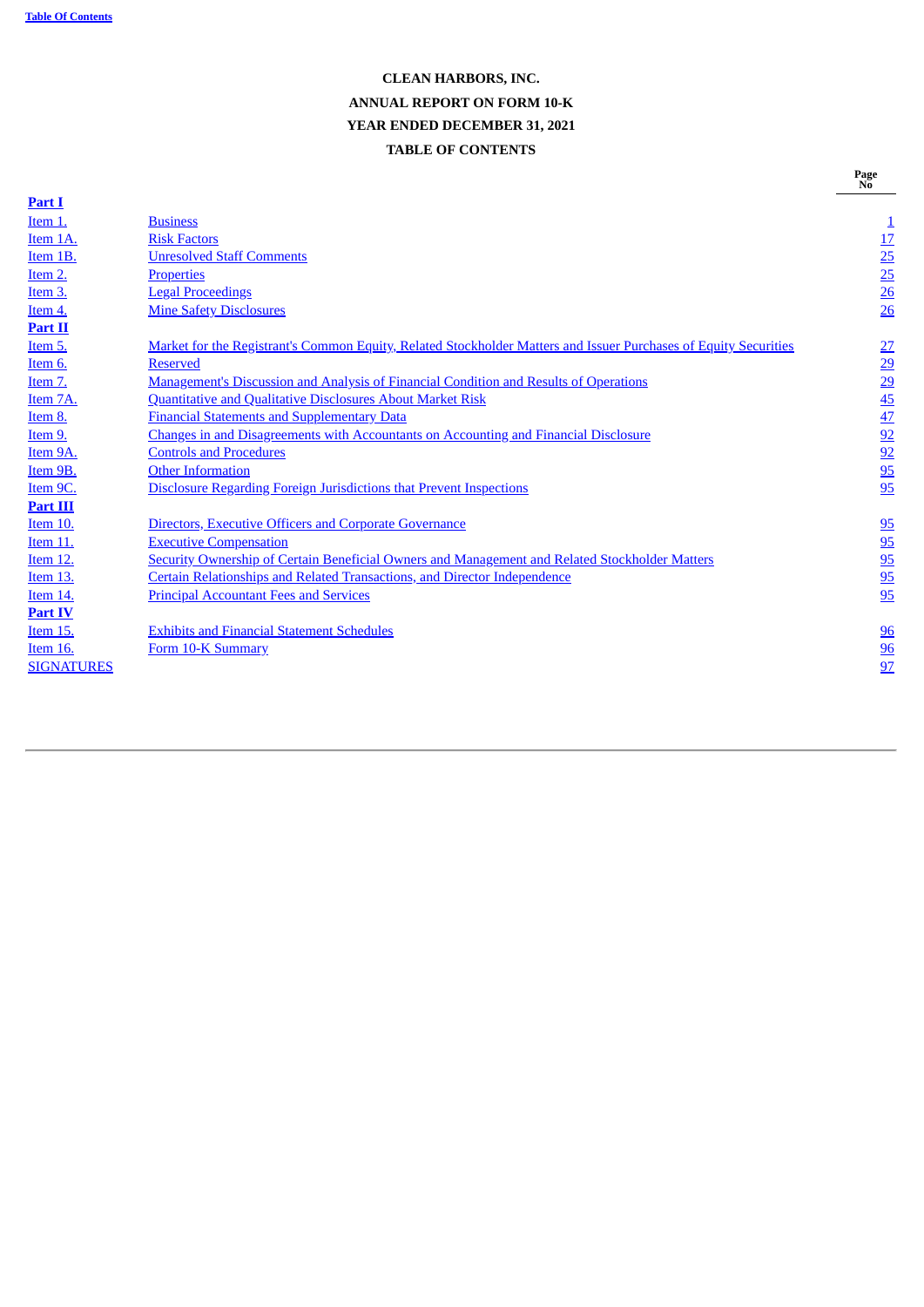Table Of Contents

**CLEAN HARBORS, INC.**

**ANNUAL REPORT ON FORM 10-K**

**YEAR ENDED DECEMBER 31, 2021**

**TABLE OF CONTENTS**

| | | Page No |
|---|---|---|
| **Part I** | | |
| Item 1. | Business | 1 |
| Item 1A. | Risk Factors | 17 |
| Item 1B. | Unresolved Staff Comments | 25 |
| Item 2. | Properties | 25 |
| Item 3. | Legal Proceedings | 26 |
| Item 4. | Mine Safety Disclosures | 26 |
| **Part II** | | |
| Item 5. | Market for the Registrant's Common Equity, Related Stockholder Matters and Issuer Purchases of Equity Securities | 27 |
| Item 6. | Reserved | 29 |
| Item 7. | Management's Discussion and Analysis of Financial Condition and Results of Operations | 29 |
| Item 7A. | Quantitative and Qualitative Disclosures About Market Risk | 45 |
| Item 8. | Financial Statements and Supplementary Data | 47 |
| Item 9. | Changes in and Disagreements with Accountants on Accounting and Financial Disclosure | 92 |
| Item 9A. | Controls and Procedures | 92 |
| Item 9B. | Other Information | 95 |
| Item 9C. | Disclosure Regarding Foreign Jurisdictions that Prevent Inspections | 95 |
| **Part III** | | |
| Item 10. | Directors, Executive Officers and Corporate Governance | 95 |
| Item 11. | Executive Compensation | 95 |
| Item 12. | Security Ownership of Certain Beneficial Owners and Management and Related Stockholder Matters | 95 |
| Item 13. | Certain Relationships and Related Transactions, and Director Independence | 95 |
| Item 14. | Principal Accountant Fees and Services | 95 |
| **Part IV** | | |
| Item 15. | Exhibits and Financial Statement Schedules | 96 |
| Item 16. | Form 10-K Summary | 96 |
| SIGNATURES | | 97 |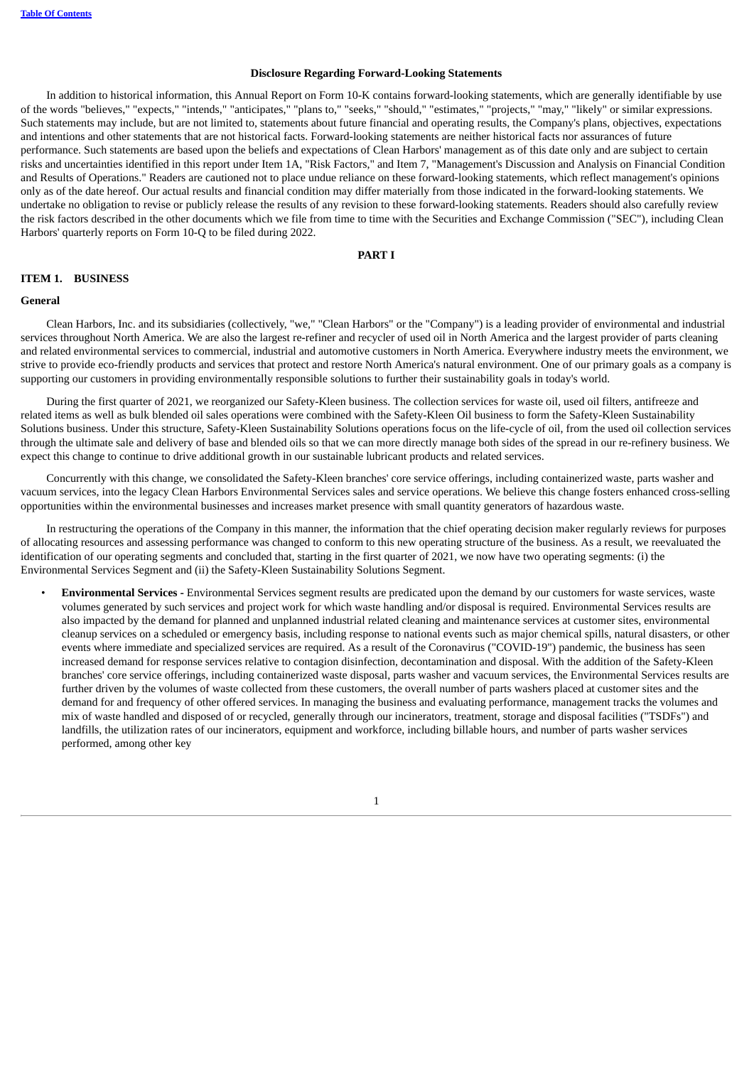**Disclosure Regarding Forward-Looking Statements**

In addition to historical information, this Annual Report on Form 10-K contains forward-looking statements, which are generally identifiable by use of the words "believes," "expects," "intends," "anticipates," "plans to," "seeks," "should," "estimates," "projects," "may," "likely" or similar expressions. Such statements may include, but are not limited to, statements about future financial and operating results, the Company's plans, objectives, expectations and intentions and other statements that are not historical facts. Forward-looking statements are neither historical facts nor assurances of future performance. Such statements are based upon the beliefs and expectations of Clean Harbors' management as of this date only and are subject to certain risks and uncertainties identified in this report under Item 1A, "Risk Factors," and Item 7, "Management's Discussion and Analysis on Financial Condition and Results of Operations." Readers are cautioned not to place undue reliance on these forward-looking statements, which reflect management's opinions only as of the date hereof. Our actual results and financial condition may differ materially from those indicated in the forward-looking statements. We undertake no obligation to revise or publicly release the results of any revision to these forward-looking statements. Readers should also carefully review the risk factors described in the other documents which we file from time to time with the Securities and Exchange Commission ("SEC"), including Clean Harbors' quarterly reports on Form 10-Q to be filed during 2022.

# PART I

## ITEM 1. BUSINESS

### General

Clean Harbors, Inc. and its subsidiaries (collectively, "we," "Clean Harbors" or the "Company") is a leading provider of environmental and industrial services throughout North America. We are also the largest re-refiner and recycler of used oil in North America and the largest provider of parts cleaning and related environmental services to commercial, industrial and automotive customers in North America. Everywhere industry meets the environment, we strive to provide eco-friendly products and services that protect and restore North America's natural environment. One of our primary goals as a company is supporting our customers in providing environmentally responsible solutions to further their sustainability goals in today's world.

During the first quarter of 2021, we reorganized our Safety-Kleen business. The collection services for waste oil, used oil filters, antifreeze and related items as well as bulk blended oil sales operations were combined with the Safety-Kleen Oil business to form the Safety-Kleen Sustainability Solutions business. Under this structure, Safety-Kleen Sustainability Solutions operations focus on the life-cycle of oil, from the used oil collection services through the ultimate sale and delivery of base and blended oils so that we can more directly manage both sides of the spread in our re-refinery business. We expect this change to continue to drive additional growth in our sustainable lubricant products and related services.

Concurrently with this change, we consolidated the Safety-Kleen branches' core service offerings, including containerized waste, parts washer and vacuum services, into the legacy Clean Harbors Environmental Services sales and service operations. We believe this change fosters enhanced cross-selling opportunities within the environmental businesses and increases market presence with small quantity generators of hazardous waste.

In restructuring the operations of the Company in this manner, the information that the chief operating decision maker regularly reviews for purposes of allocating resources and assessing performance was changed to conform to this new operating structure of the business. As a result, we reevaluated the identification of our operating segments and concluded that, starting in the first quarter of 2021, we now have two operating segments: (i) the Environmental Services Segment and (ii) the Safety-Kleen Sustainability Solutions Segment.

- **Environmental Services -** Environmental Services segment results are predicated upon the demand by our customers for waste services, waste volumes generated by such services and project work for which waste handling and/or disposal is required. Environmental Services results are also impacted by the demand for planned and unplanned industrial related cleaning and maintenance services at customer sites, environmental cleanup services on a scheduled or emergency basis, including response to national events such as major chemical spills, natural disasters, or other events where immediate and specialized services are required. As a result of the Coronavirus ("COVID-19") pandemic, the business has seen increased demand for response services relative to contagion disinfection, decontamination and disposal. With the addition of the Safety-Kleen branches' core service offerings, including containerized waste disposal, parts washer and vacuum services, the Environmental Services results are further driven by the volumes of waste collected from these customers, the overall number of parts washers placed at customer sites and the demand for and frequency of other offered services. In managing the business and evaluating performance, management tracks the volumes and mix of waste handled and disposed of or recycled, generally through our incinerators, treatment, storage and disposal facilities ("TSDFs") and landfills, the utilization rates of our incinerators, equipment and workforce, including billable hours, and number of parts washer services performed, among other key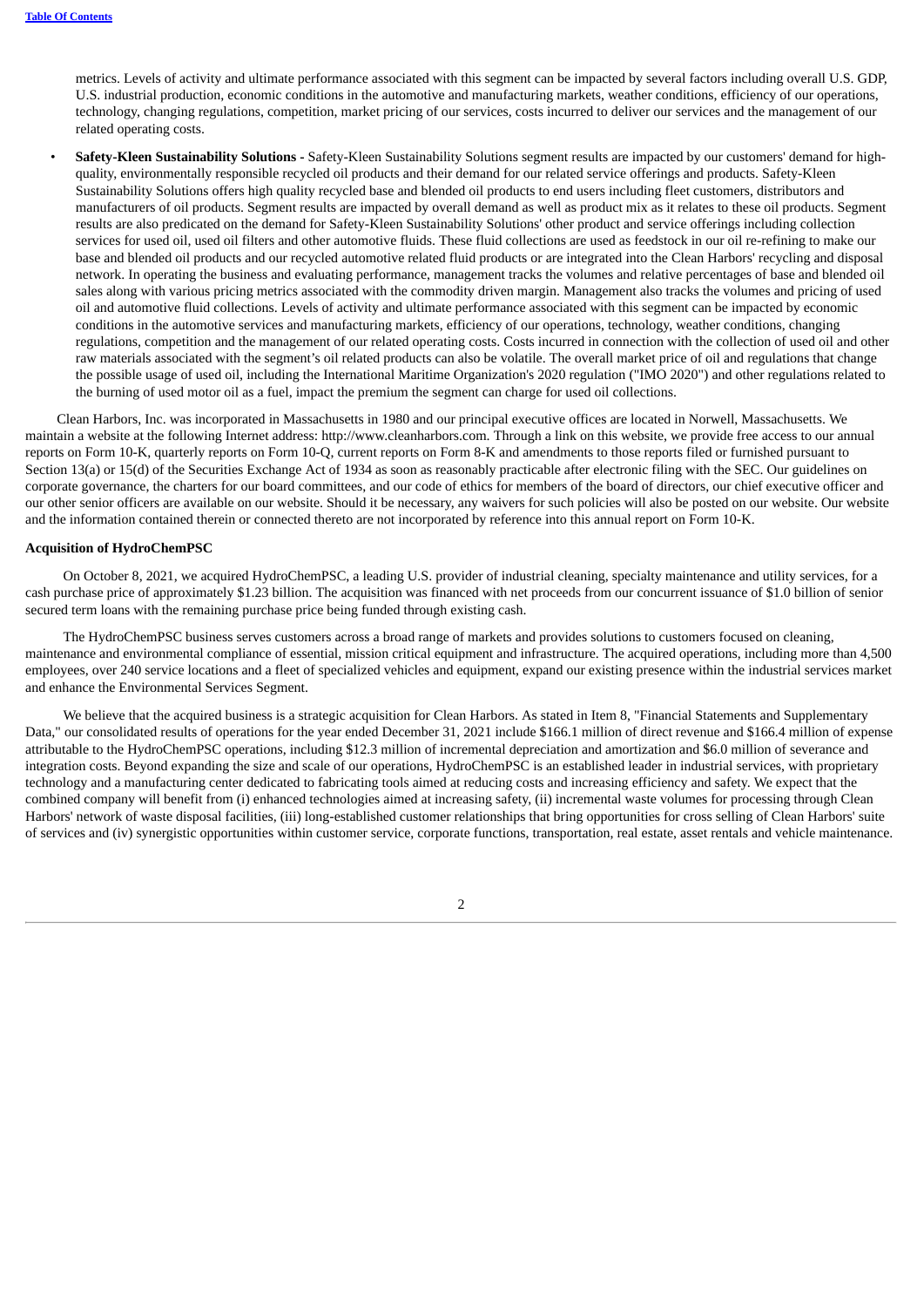metrics. Levels of activity and ultimate performance associated with this segment can be impacted by several factors including overall U.S. GDP, U.S. industrial production, economic conditions in the automotive and manufacturing markets, weather conditions, efficiency of our operations, technology, changing regulations, competition, market pricing of our services, costs incurred to deliver our services and the management of our related operating costs.

- **Safety-Kleen Sustainability Solutions -** Safety-Kleen Sustainability Solutions segment results are impacted by our customers' demand for high-quality, environmentally responsible recycled oil products and their demand for our related service offerings and products. Safety-Kleen Sustainability Solutions offers high quality recycled base and blended oil products to end users including fleet customers, distributors and manufacturers of oil products. Segment results are impacted by overall demand as well as product mix as it relates to these oil products. Segment results are also predicated on the demand for Safety-Kleen Sustainability Solutions' other product and service offerings including collection services for used oil, used oil filters and other automotive fluids. These fluid collections are used as feedstock in our oil re-refining to make our base and blended oil products and our recycled automotive related fluid products or are integrated into the Clean Harbors' recycling and disposal network. In operating the business and evaluating performance, management tracks the volumes and relative percentages of base and blended oil sales along with various pricing metrics associated with the commodity driven margin. Management also tracks the volumes and pricing of used oil and automotive fluid collections. Levels of activity and ultimate performance associated with this segment can be impacted by economic conditions in the automotive services and manufacturing markets, efficiency of our operations, technology, weather conditions, changing regulations, competition and the management of our related operating costs. Costs incurred in connection with the collection of used oil and other raw materials associated with the segment's oil related products can also be volatile. The overall market price of oil and regulations that change the possible usage of used oil, including the International Maritime Organization's 2020 regulation ("IMO 2020") and other regulations related to the burning of used motor oil as a fuel, impact the premium the segment can charge for used oil collections.

Clean Harbors, Inc. was incorporated in Massachusetts in 1980 and our principal executive offices are located in Norwell, Massachusetts. We maintain a website at the following Internet address: http://www.cleanharbors.com. Through a link on this website, we provide free access to our annual reports on Form 10-K, quarterly reports on Form 10-Q, current reports on Form 8-K and amendments to those reports filed or furnished pursuant to Section 13(a) or 15(d) of the Securities Exchange Act of 1934 as soon as reasonably practicable after electronic filing with the SEC. Our guidelines on corporate governance, the charters for our board committees, and our code of ethics for members of the board of directors, our chief executive officer and our other senior officers are available on our website. Should it be necessary, any waivers for such policies will also be posted on our website. Our website and the information contained therein or connected thereto are not incorporated by reference into this annual report on Form 10-K.

**Acquisition of HydroChemPSC**

On October 8, 2021, we acquired HydroChemPSC, a leading U.S. provider of industrial cleaning, specialty maintenance and utility services, for a cash purchase price of approximately $1.23 billion. The acquisition was financed with net proceeds from our concurrent issuance of $1.0 billion of senior secured term loans with the remaining purchase price being funded through existing cash.

The HydroChemPSC business serves customers across a broad range of markets and provides solutions to customers focused on cleaning, maintenance and environmental compliance of essential, mission critical equipment and infrastructure. The acquired operations, including more than 4,500 employees, over 240 service locations and a fleet of specialized vehicles and equipment, expand our existing presence within the industrial services market and enhance the Environmental Services Segment.

We believe that the acquired business is a strategic acquisition for Clean Harbors. As stated in Item 8, "Financial Statements and Supplementary Data," our consolidated results of operations for the year ended December 31, 2021 include $166.1 million of direct revenue and $166.4 million of expense attributable to the HydroChemPSC operations, including $12.3 million of incremental depreciation and amortization and $6.0 million of severance and integration costs. Beyond expanding the size and scale of our operations, HydroChemPSC is an established leader in industrial services, with proprietary technology and a manufacturing center dedicated to fabricating tools aimed at reducing costs and increasing efficiency and safety. We expect that the combined company will benefit from (i) enhanced technologies aimed at increasing safety, (ii) incremental waste volumes for processing through Clean Harbors' network of waste disposal facilities, (iii) long-established customer relationships that bring opportunities for cross selling of Clean Harbors' suite of services and (iv) synergistic opportunities within customer service, corporate functions, transportation, real estate, asset rentals and vehicle maintenance.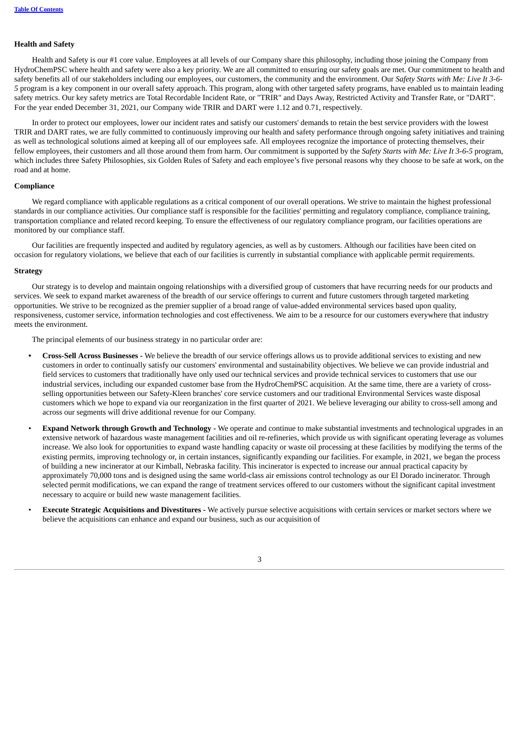**Health and Safety**

Health and Safety is our #1 core value. Employees at all levels of our Company share this philosophy, including those joining the Company from HydroChemPSC where health and safety were also a key priority. We are all committed to ensuring our safety goals are met. Our commitment to health and safety benefits all of our stakeholders including our employees, our customers, the community and the environment. Our *Safety Starts with Me: Live It 3-6-5* program is a key component in our overall safety approach. This program, along with other targeted safety programs, have enabled us to maintain leading safety metrics. Our key safety metrics are Total Recordable Incident Rate, or "TRIR" and Days Away, Restricted Activity and Transfer Rate, or "DART". For the year ended December 31, 2021, our Company wide TRIR and DART were 1.12 and 0.71, respectively.

In order to protect our employees, lower our incident rates and satisfy our customers' demands to retain the best service providers with the lowest TRIR and DART rates, we are fully committed to continuously improving our health and safety performance through ongoing safety initiatives and training as well as technological solutions aimed at keeping all of our employees safe. All employees recognize the importance of protecting themselves, their fellow employees, their customers and all those around them from harm. Our commitment is supported by the *Safety Starts with Me: Live It 3-6-5* program, which includes three Safety Philosophies, six Golden Rules of Safety and each employee's five personal reasons why they choose to be safe at work, on the road and at home.

**Compliance**

We regard compliance with applicable regulations as a critical component of our overall operations. We strive to maintain the highest professional standards in our compliance activities. Our compliance staff is responsible for the facilities' permitting and regulatory compliance, compliance training, transportation compliance and related record keeping. To ensure the effectiveness of our regulatory compliance program, our facilities operations are monitored by our compliance staff.

Our facilities are frequently inspected and audited by regulatory agencies, as well as by customers. Although our facilities have been cited on occasion for regulatory violations, we believe that each of our facilities is currently in substantial compliance with applicable permit requirements.

**Strategy**

Our strategy is to develop and maintain ongoing relationships with a diversified group of customers that have recurring needs for our products and services. We seek to expand market awareness of the breadth of our service offerings to current and future customers through targeted marketing opportunities. We strive to be recognized as the premier supplier of a broad range of value-added environmental services based upon quality, responsiveness, customer service, information technologies and cost effectiveness. We aim to be a resource for our customers everywhere that industry meets the environment.

The principal elements of our business strategy in no particular order are:

- **Cross-Sell Across Businesses -** We believe the breadth of our service offerings allows us to provide additional services to existing and new customers in order to continually satisfy our customers' environmental and sustainability objectives. We believe we can provide industrial and field services to customers that traditionally have only used our technical services and provide technical services to customers that use our industrial services, including our expanded customer base from the HydroChemPSC acquisition. At the same time, there are a variety of cross-selling opportunities between our Safety-Kleen branches' core service customers and our traditional Environmental Services waste disposal customers which we hope to expand via our reorganization in the first quarter of 2021. We believe leveraging our ability to cross-sell among and across our segments will drive additional revenue for our Company.
- **Expand Network through Growth and Technology -** We operate and continue to make substantial investments and technological upgrades in an extensive network of hazardous waste management facilities and oil re-refineries, which provide us with significant operating leverage as volumes increase. We also look for opportunities to expand waste handling capacity or waste oil processing at these facilities by modifying the terms of the existing permits, improving technology or, in certain instances, significantly expanding our facilities. For example, in 2021, we began the process of building a new incinerator at our Kimball, Nebraska facility. This incinerator is expected to increase our annual practical capacity by approximately 70,000 tons and is designed using the same world-class air emissions control technology as our El Dorado incinerator. Through selected permit modifications, we can expand the range of treatment services offered to our customers without the significant capital investment necessary to acquire or build new waste management facilities.
- **Execute Strategic Acquisitions and Divestitures -** We actively pursue selective acquisitions with certain services or market sectors where we believe the acquisitions can enhance and expand our business, such as our acquisition of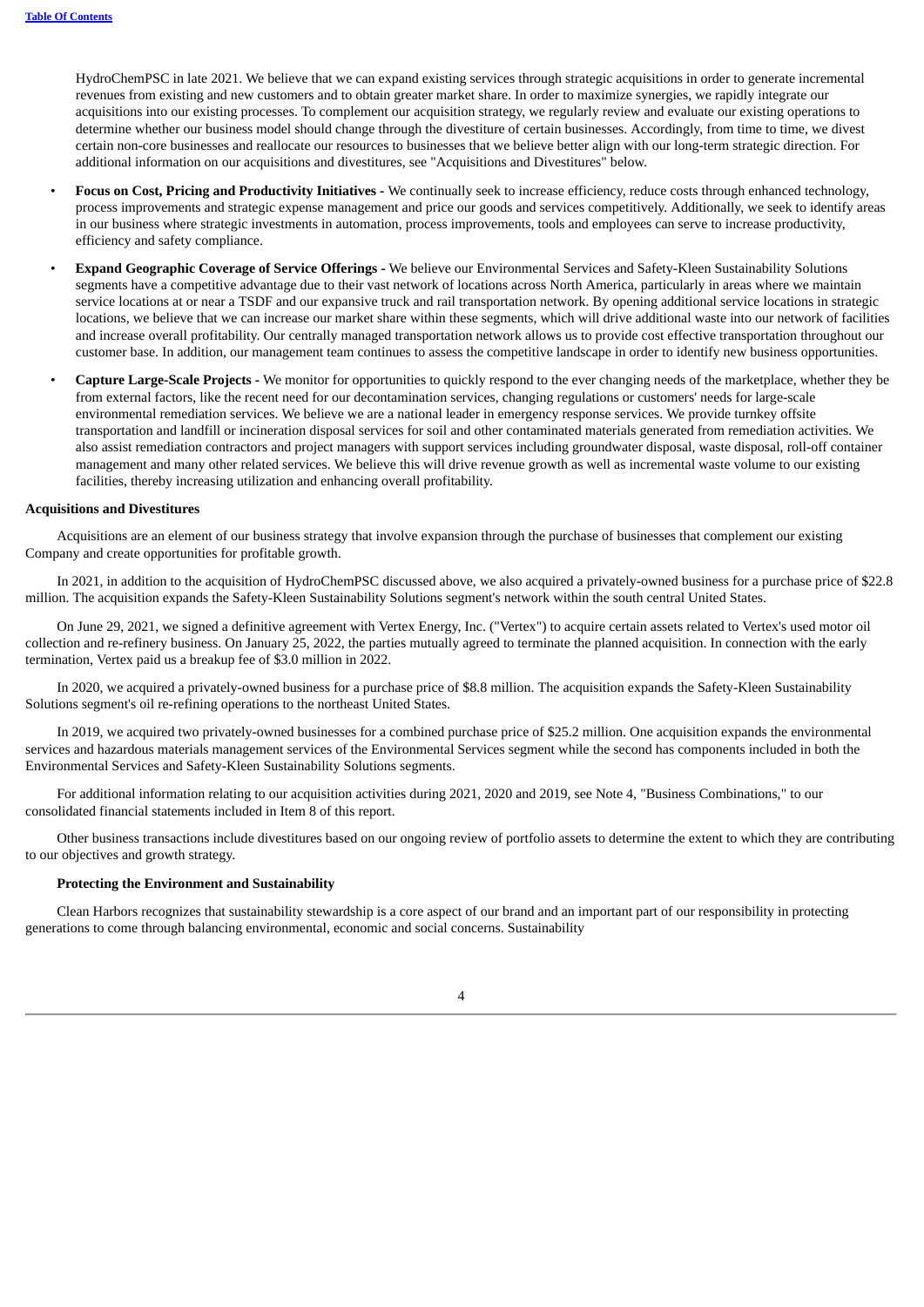HydroChemPSC in late 2021. We believe that we can expand existing services through strategic acquisitions in order to generate incremental revenues from existing and new customers and to obtain greater market share. In order to maximize synergies, we rapidly integrate our acquisitions into our existing processes. To complement our acquisition strategy, we regularly review and evaluate our existing operations to determine whether our business model should change through the divestiture of certain businesses. Accordingly, from time to time, we divest certain non-core businesses and reallocate our resources to businesses that we believe better align with our long-term strategic direction. For additional information on our acquisitions and divestitures, see "Acquisitions and Divestitures" below.

- **Focus on Cost, Pricing and Productivity Initiatives -** We continually seek to increase efficiency, reduce costs through enhanced technology, process improvements and strategic expense management and price our goods and services competitively. Additionally, we seek to identify areas in our business where strategic investments in automation, process improvements, tools and employees can serve to increase productivity, efficiency and safety compliance.
- **Expand Geographic Coverage of Service Offerings -** We believe our Environmental Services and Safety-Kleen Sustainability Solutions segments have a competitive advantage due to their vast network of locations across North America, particularly in areas where we maintain service locations at or near a TSDF and our expansive truck and rail transportation network. By opening additional service locations in strategic locations, we believe that we can increase our market share within these segments, which will drive additional waste into our network of facilities and increase overall profitability. Our centrally managed transportation network allows us to provide cost effective transportation throughout our customer base. In addition, our management team continues to assess the competitive landscape in order to identify new business opportunities.
- **Capture Large-Scale Projects -** We monitor for opportunities to quickly respond to the ever changing needs of the marketplace, whether they be from external factors, like the recent need for our decontamination services, changing regulations or customers' needs for large-scale environmental remediation services. We believe we are a national leader in emergency response services. We provide turnkey offsite transportation and landfill or incineration disposal services for soil and other contaminated materials generated from remediation activities. We also assist remediation contractors and project managers with support services including groundwater disposal, waste disposal, roll-off container management and many other related services. We believe this will drive revenue growth as well as incremental waste volume to our existing facilities, thereby increasing utilization and enhancing overall profitability.

**Acquisitions and Divestitures**

Acquisitions are an element of our business strategy that involve expansion through the purchase of businesses that complement our existing Company and create opportunities for profitable growth.

In 2021, in addition to the acquisition of HydroChemPSC discussed above, we also acquired a privately-owned business for a purchase price of $22.8 million. The acquisition expands the Safety-Kleen Sustainability Solutions segment's network within the south central United States.

On June 29, 2021, we signed a definitive agreement with Vertex Energy, Inc. ("Vertex") to acquire certain assets related to Vertex's used motor oil collection and re-refinery business. On January 25, 2022, the parties mutually agreed to terminate the planned acquisition. In connection with the early termination, Vertex paid us a breakup fee of $3.0 million in 2022.

In 2020, we acquired a privately-owned business for a purchase price of $8.8 million. The acquisition expands the Safety-Kleen Sustainability Solutions segment's oil re-refining operations to the northeast United States.

In 2019, we acquired two privately-owned businesses for a combined purchase price of $25.2 million. One acquisition expands the environmental services and hazardous materials management services of the Environmental Services segment while the second has components included in both the Environmental Services and Safety-Kleen Sustainability Solutions segments.

For additional information relating to our acquisition activities during 2021, 2020 and 2019, see Note 4, "Business Combinations," to our consolidated financial statements included in Item 8 of this report.

Other business transactions include divestitures based on our ongoing review of portfolio assets to determine the extent to which they are contributing to our objectives and growth strategy.

**Protecting the Environment and Sustainability**

Clean Harbors recognizes that sustainability stewardship is a core aspect of our brand and an important part of our responsibility in protecting generations to come through balancing environmental, economic and social concerns. Sustainability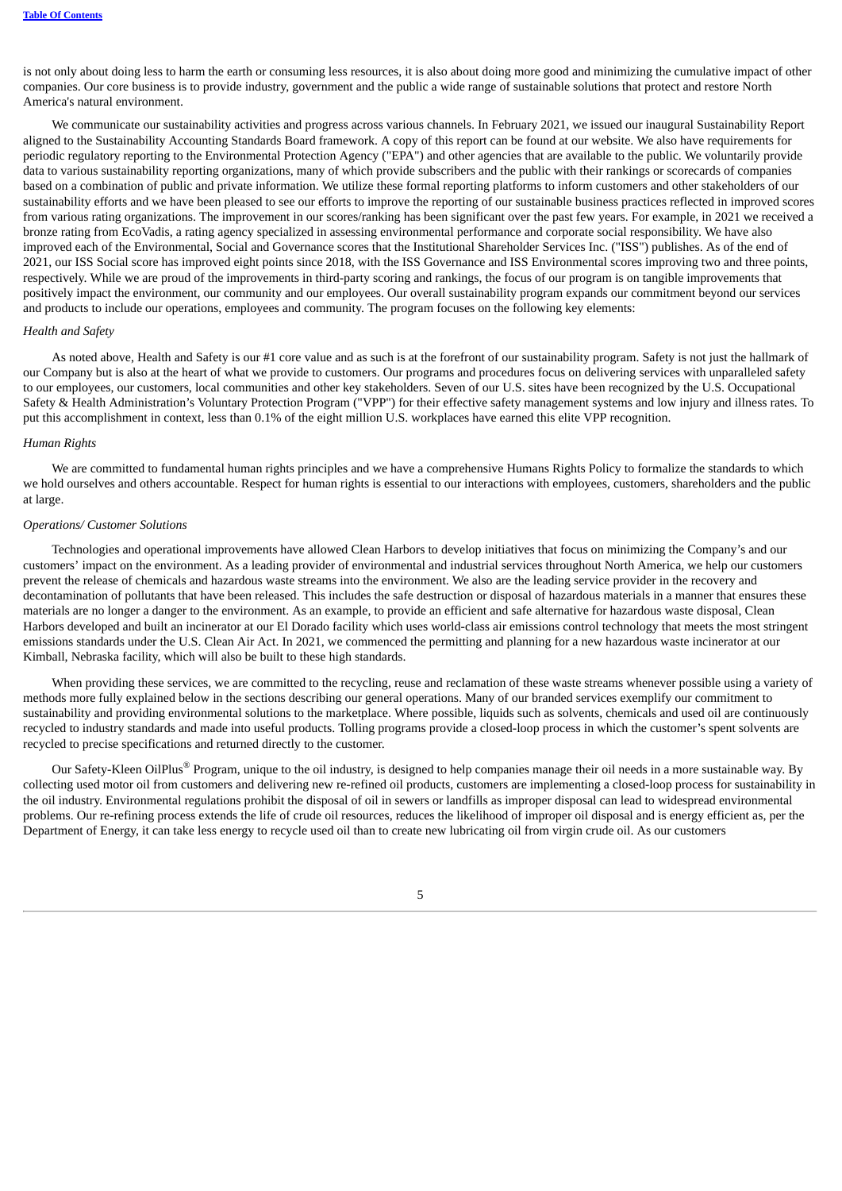is not only about doing less to harm the earth or consuming less resources, it is also about doing more good and minimizing the cumulative impact of other companies. Our core business is to provide industry, government and the public a wide range of sustainable solutions that protect and restore North America's natural environment.

We communicate our sustainability activities and progress across various channels. In February 2021, we issued our inaugural Sustainability Report aligned to the Sustainability Accounting Standards Board framework. A copy of this report can be found at our website. We also have requirements for periodic regulatory reporting to the Environmental Protection Agency ("EPA") and other agencies that are available to the public. We voluntarily provide data to various sustainability reporting organizations, many of which provide subscribers and the public with their rankings or scorecards of companies based on a combination of public and private information. We utilize these formal reporting platforms to inform customers and other stakeholders of our sustainability efforts and we have been pleased to see our efforts to improve the reporting of our sustainable business practices reflected in improved scores from various rating organizations. The improvement in our scores/ranking has been significant over the past few years. For example, in 2021 we received a bronze rating from EcoVadis, a rating agency specialized in assessing environmental performance and corporate social responsibility. We have also improved each of the Environmental, Social and Governance scores that the Institutional Shareholder Services Inc. ("ISS") publishes. As of the end of 2021, our ISS Social score has improved eight points since 2018, with the ISS Governance and ISS Environmental scores improving two and three points, respectively. While we are proud of the improvements in third-party scoring and rankings, the focus of our program is on tangible improvements that positively impact the environment, our community and our employees. Our overall sustainability program expands our commitment beyond our services and products to include our operations, employees and community. The program focuses on the following key elements:

*Health and Safety*

As noted above, Health and Safety is our #1 core value and as such is at the forefront of our sustainability program. Safety is not just the hallmark of our Company but is also at the heart of what we provide to customers. Our programs and procedures focus on delivering services with unparalleled safety to our employees, our customers, local communities and other key stakeholders. Seven of our U.S. sites have been recognized by the U.S. Occupational Safety & Health Administration's Voluntary Protection Program ("VPP") for their effective safety management systems and low injury and illness rates. To put this accomplishment in context, less than 0.1% of the eight million U.S. workplaces have earned this elite VPP recognition.

*Human Rights*

We are committed to fundamental human rights principles and we have a comprehensive Humans Rights Policy to formalize the standards to which we hold ourselves and others accountable. Respect for human rights is essential to our interactions with employees, customers, shareholders and the public at large.

*Operations/ Customer Solutions*

Technologies and operational improvements have allowed Clean Harbors to develop initiatives that focus on minimizing the Company's and our customers' impact on the environment. As a leading provider of environmental and industrial services throughout North America, we help our customers prevent the release of chemicals and hazardous waste streams into the environment. We also are the leading service provider in the recovery and decontamination of pollutants that have been released. This includes the safe destruction or disposal of hazardous materials in a manner that ensures these materials are no longer a danger to the environment. As an example, to provide an efficient and safe alternative for hazardous waste disposal, Clean Harbors developed and built an incinerator at our El Dorado facility which uses world-class air emissions control technology that meets the most stringent emissions standards under the U.S. Clean Air Act. In 2021, we commenced the permitting and planning for a new hazardous waste incinerator at our Kimball, Nebraska facility, which will also be built to these high standards.

When providing these services, we are committed to the recycling, reuse and reclamation of these waste streams whenever possible using a variety of methods more fully explained below in the sections describing our general operations. Many of our branded services exemplify our commitment to sustainability and providing environmental solutions to the marketplace. Where possible, liquids such as solvents, chemicals and used oil are continuously recycled to industry standards and made into useful products. Tolling programs provide a closed-loop process in which the customer's spent solvents are recycled to precise specifications and returned directly to the customer.

Our Safety-Kleen OilPlus® Program, unique to the oil industry, is designed to help companies manage their oil needs in a more sustainable way. By collecting used motor oil from customers and delivering new re-refined oil products, customers are implementing a closed-loop process for sustainability in the oil industry. Environmental regulations prohibit the disposal of oil in sewers or landfills as improper disposal can lead to widespread environmental problems. Our re-refining process extends the life of crude oil resources, reduces the likelihood of improper oil disposal and is energy efficient as, per the Department of Energy, it can take less energy to recycle used oil than to create new lubricating oil from virgin crude oil. As our customers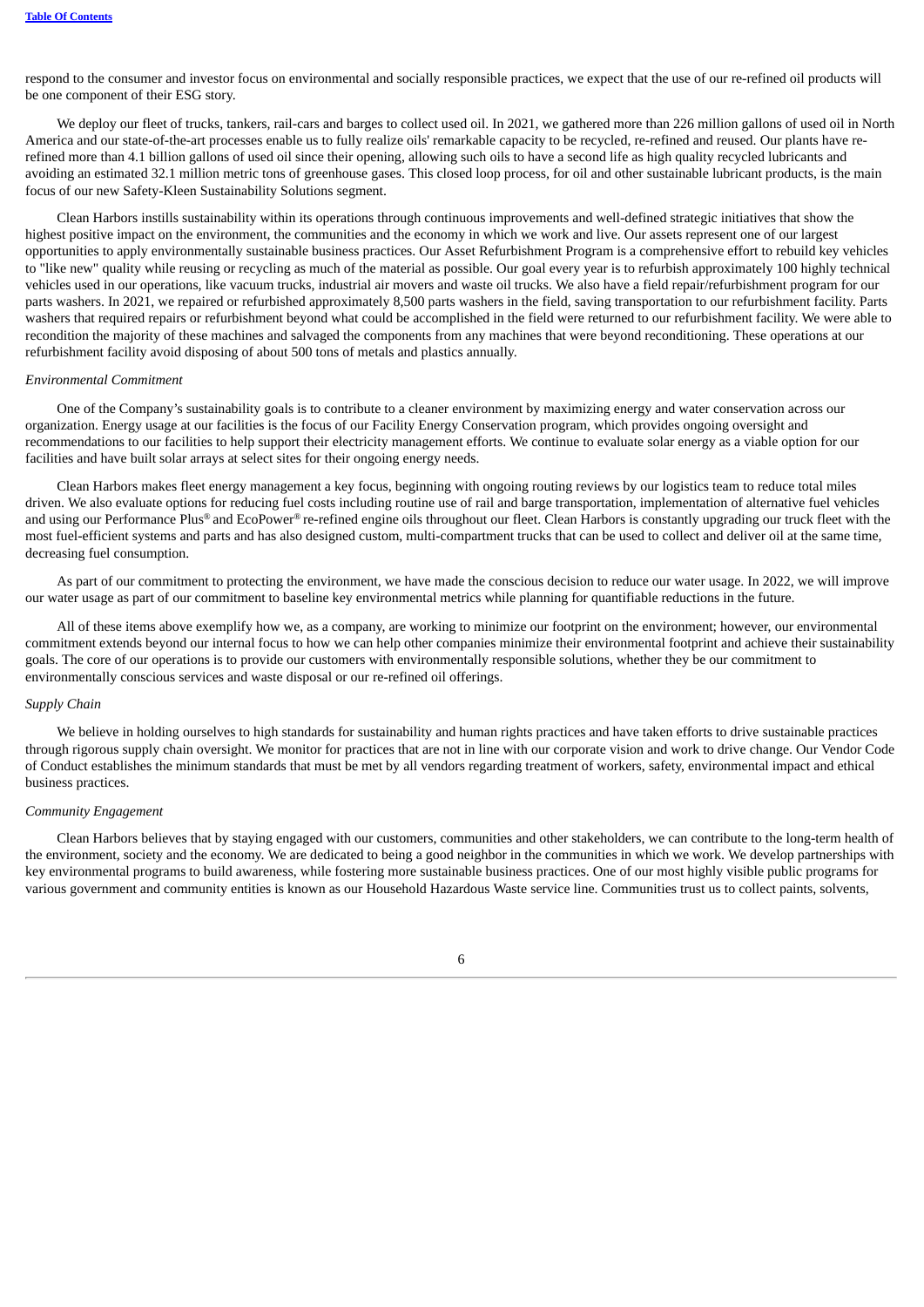respond to the consumer and investor focus on environmental and socially responsible practices, we expect that the use of our re-refined oil products will be one component of their ESG story.

We deploy our fleet of trucks, tankers, rail-cars and barges to collect used oil. In 2021, we gathered more than 226 million gallons of used oil in North America and our state-of-the-art processes enable us to fully realize oils' remarkable capacity to be recycled, re-refined and reused. Our plants have re-refined more than 4.1 billion gallons of used oil since their opening, allowing such oils to have a second life as high quality recycled lubricants and avoiding an estimated 32.1 million metric tons of greenhouse gases. This closed loop process, for oil and other sustainable lubricant products, is the main focus of our new Safety-Kleen Sustainability Solutions segment.

Clean Harbors instills sustainability within its operations through continuous improvements and well-defined strategic initiatives that show the highest positive impact on the environment, the communities and the economy in which we work and live. Our assets represent one of our largest opportunities to apply environmentally sustainable business practices. Our Asset Refurbishment Program is a comprehensive effort to rebuild key vehicles to "like new" quality while reusing or recycling as much of the material as possible. Our goal every year is to refurbish approximately 100 highly technical vehicles used in our operations, like vacuum trucks, industrial air movers and waste oil trucks. We also have a field repair/refurbishment program for our parts washers. In 2021, we repaired or refurbished approximately 8,500 parts washers in the field, saving transportation to our refurbishment facility. Parts washers that required repairs or refurbishment beyond what could be accomplished in the field were returned to our refurbishment facility. We were able to recondition the majority of these machines and salvaged the components from any machines that were beyond reconditioning. These operations at our refurbishment facility avoid disposing of about 500 tons of metals and plastics annually.

*Environmental Commitment*

One of the Company's sustainability goals is to contribute to a cleaner environment by maximizing energy and water conservation across our organization. Energy usage at our facilities is the focus of our Facility Energy Conservation program, which provides ongoing oversight and recommendations to our facilities to help support their electricity management efforts. We continue to evaluate solar energy as a viable option for our facilities and have built solar arrays at select sites for their ongoing energy needs.

Clean Harbors makes fleet energy management a key focus, beginning with ongoing routing reviews by our logistics team to reduce total miles driven. We also evaluate options for reducing fuel costs including routine use of rail and barge transportation, implementation of alternative fuel vehicles and using our Performance Plus® and EcoPower® re-refined engine oils throughout our fleet. Clean Harbors is constantly upgrading our truck fleet with the most fuel-efficient systems and parts and has also designed custom, multi-compartment trucks that can be used to collect and deliver oil at the same time, decreasing fuel consumption.

As part of our commitment to protecting the environment, we have made the conscious decision to reduce our water usage. In 2022, we will improve our water usage as part of our commitment to baseline key environmental metrics while planning for quantifiable reductions in the future.

All of these items above exemplify how we, as a company, are working to minimize our footprint on the environment; however, our environmental commitment extends beyond our internal focus to how we can help other companies minimize their environmental footprint and achieve their sustainability goals. The core of our operations is to provide our customers with environmentally responsible solutions, whether they be our commitment to environmentally conscious services and waste disposal or our re-refined oil offerings.

*Supply Chain*

We believe in holding ourselves to high standards for sustainability and human rights practices and have taken efforts to drive sustainable practices through rigorous supply chain oversight. We monitor for practices that are not in line with our corporate vision and work to drive change. Our Vendor Code of Conduct establishes the minimum standards that must be met by all vendors regarding treatment of workers, safety, environmental impact and ethical business practices.

*Community Engagement*

Clean Harbors believes that by staying engaged with our customers, communities and other stakeholders, we can contribute to the long-term health of the environment, society and the economy. We are dedicated to being a good neighbor in the communities in which we work. We develop partnerships with key environmental programs to build awareness, while fostering more sustainable business practices. One of our most highly visible public programs for various government and community entities is known as our Household Hazardous Waste service line. Communities trust us to collect paints, solvents,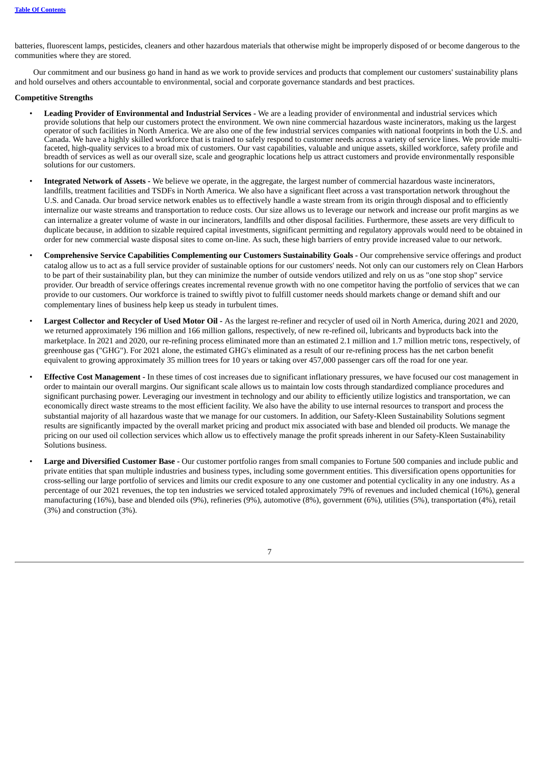batteries, fluorescent lamps, pesticides, cleaners and other hazardous materials that otherwise might be improperly disposed of or become dangerous to the communities where they are stored.

Our commitment and our business go hand in hand as we work to provide services and products that complement our customers' sustainability plans and hold ourselves and others accountable to environmental, social and corporate governance standards and best practices.

**Competitive Strengths**

- **Leading Provider of Environmental and Industrial Services -** We are a leading provider of environmental and industrial services which provide solutions that help our customers protect the environment. We own nine commercial hazardous waste incinerators, making us the largest operator of such facilities in North America. We are also one of the few industrial services companies with national footprints in both the U.S. and Canada. We have a highly skilled workforce that is trained to safely respond to customer needs across a variety of service lines. We provide multi-faceted, high-quality services to a broad mix of customers. Our vast capabilities, valuable and unique assets, skilled workforce, safety profile and breadth of services as well as our overall size, scale and geographic locations help us attract customers and provide environmentally responsible solutions for our customers.

- **Integrated Network of Assets -** We believe we operate, in the aggregate, the largest number of commercial hazardous waste incinerators, landfills, treatment facilities and TSDFs in North America. We also have a significant fleet across a vast transportation network throughout the U.S. and Canada. Our broad service network enables us to effectively handle a waste stream from its origin through disposal and to efficiently internalize our waste streams and transportation to reduce costs. Our size allows us to leverage our network and increase our profit margins as we can internalize a greater volume of waste in our incinerators, landfills and other disposal facilities. Furthermore, these assets are very difficult to duplicate because, in addition to sizable required capital investments, significant permitting and regulatory approvals would need to be obtained in order for new commercial waste disposal sites to come on-line. As such, these high barriers of entry provide increased value to our network.

- **Comprehensive Service Capabilities Complementing our Customers Sustainability Goals -** Our comprehensive service offerings and product catalog allow us to act as a full service provider of sustainable options for our customers' needs. Not only can our customers rely on Clean Harbors to be part of their sustainability plan, but they can minimize the number of outside vendors utilized and rely on us as "one stop shop" service provider. Our breadth of service offerings creates incremental revenue growth with no one competitor having the portfolio of services that we can provide to our customers. Our workforce is trained to swiftly pivot to fulfill customer needs should markets change or demand shift and our complementary lines of business help keep us steady in turbulent times.

- **Largest Collector and Recycler of Used Motor Oil -** As the largest re-refiner and recycler of used oil in North America, during 2021 and 2020, we returned approximately 196 million and 166 million gallons, respectively, of new re-refined oil, lubricants and byproducts back into the marketplace. In 2021 and 2020, our re-refining process eliminated more than an estimated 2.1 million and 1.7 million metric tons, respectively, of greenhouse gas ("GHG"). For 2021 alone, the estimated GHG's eliminated as a result of our re-refining process has the net carbon benefit equivalent to growing approximately 35 million trees for 10 years or taking over 457,000 passenger cars off the road for one year.

- **Effective Cost Management -** In these times of cost increases due to significant inflationary pressures, we have focused our cost management in order to maintain our overall margins. Our significant scale allows us to maintain low costs through standardized compliance procedures and significant purchasing power. Leveraging our investment in technology and our ability to efficiently utilize logistics and transportation, we can economically direct waste streams to the most efficient facility. We also have the ability to use internal resources to transport and process the substantial majority of all hazardous waste that we manage for our customers. In addition, our Safety-Kleen Sustainability Solutions segment results are significantly impacted by the overall market pricing and product mix associated with base and blended oil products. We manage the pricing on our used oil collection services which allow us to effectively manage the profit spreads inherent in our Safety-Kleen Sustainability Solutions business.

- **Large and Diversified Customer Base -** Our customer portfolio ranges from small companies to Fortune 500 companies and include public and private entities that span multiple industries and business types, including some government entities. This diversification opens opportunities for cross-selling our large portfolio of services and limits our credit exposure to any one customer and potential cyclicality in any one industry. As a percentage of our 2021 revenues, the top ten industries we serviced totaled approximately 79% of revenues and included chemical (16%), general manufacturing (16%), base and blended oils (9%), refineries (9%), automotive (8%), government (6%), utilities (5%), transportation (4%), retail (3%) and construction (3%).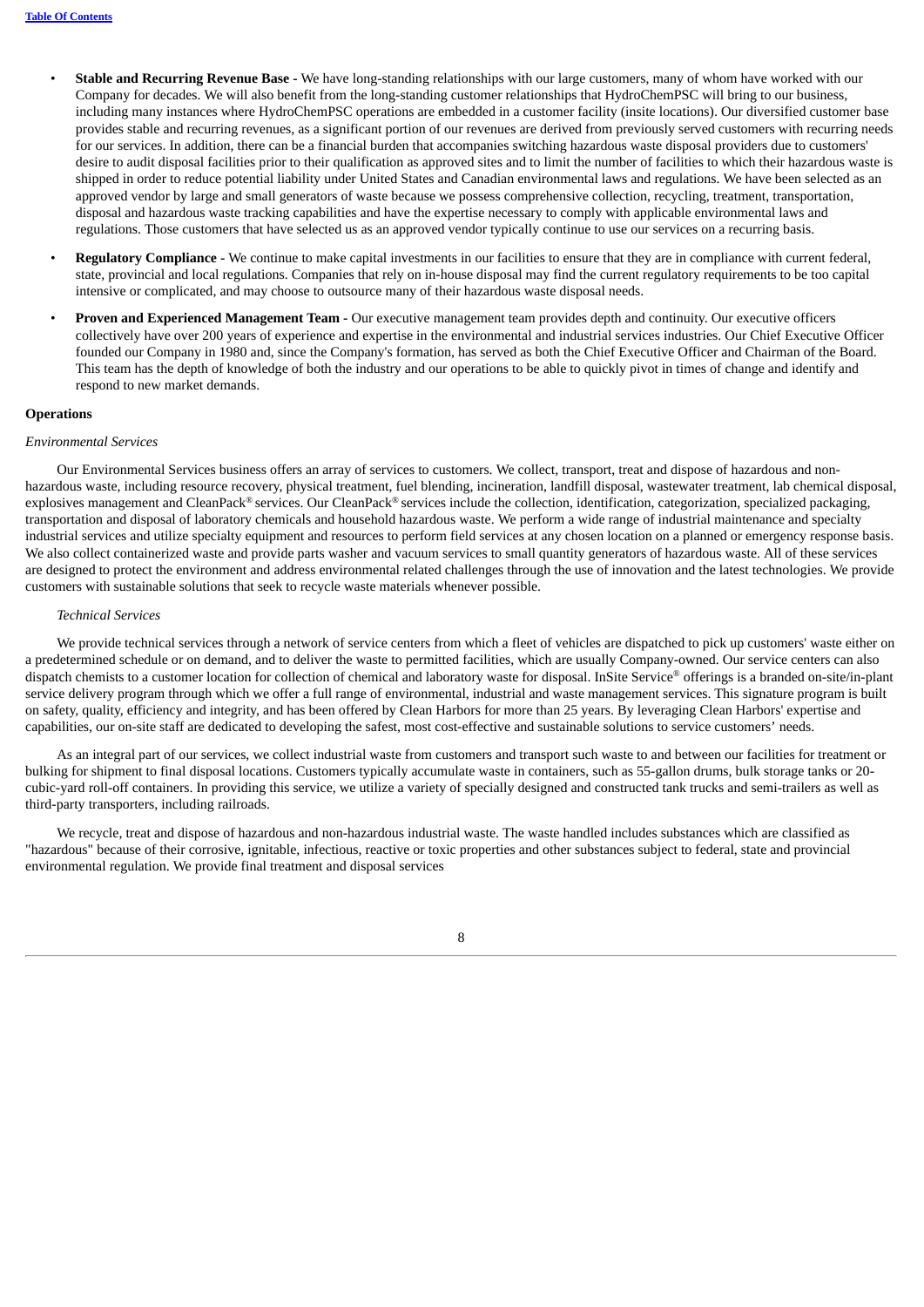- **Stable and Recurring Revenue Base -** We have long-standing relationships with our large customers, many of whom have worked with our Company for decades. We will also benefit from the long-standing customer relationships that HydroChemPSC will bring to our business, including many instances where HydroChemPSC operations are embedded in a customer facility (insite locations). Our diversified customer base provides stable and recurring revenues, as a significant portion of our revenues are derived from previously served customers with recurring needs for our services. In addition, there can be a financial burden that accompanies switching hazardous waste disposal providers due to customers' desire to audit disposal facilities prior to their qualification as approved sites and to limit the number of facilities to which their hazardous waste is shipped in order to reduce potential liability under United States and Canadian environmental laws and regulations. We have been selected as an approved vendor by large and small generators of waste because we possess comprehensive collection, recycling, treatment, transportation, disposal and hazardous waste tracking capabilities and have the expertise necessary to comply with applicable environmental laws and regulations. Those customers that have selected us as an approved vendor typically continue to use our services on a recurring basis.
- **Regulatory Compliance -** We continue to make capital investments in our facilities to ensure that they are in compliance with current federal, state, provincial and local regulations. Companies that rely on in-house disposal may find the current regulatory requirements to be too capital intensive or complicated, and may choose to outsource many of their hazardous waste disposal needs.
- **Proven and Experienced Management Team -** Our executive management team provides depth and continuity. Our executive officers collectively have over 200 years of experience and expertise in the environmental and industrial services industries. Our Chief Executive Officer founded our Company in 1980 and, since the Company's formation, has served as both the Chief Executive Officer and Chairman of the Board. This team has the depth of knowledge of both the industry and our operations to be able to quickly pivot in times of change and identify and respond to new market demands.

## Operations

*Environmental Services*

Our Environmental Services business offers an array of services to customers. We collect, transport, treat and dispose of hazardous and non-hazardous waste, including resource recovery, physical treatment, fuel blending, incineration, landfill disposal, wastewater treatment, lab chemical disposal, explosives management and CleanPack® services. Our CleanPack® services include the collection, identification, categorization, specialized packaging, transportation and disposal of laboratory chemicals and household hazardous waste. We perform a wide range of industrial maintenance and specialty industrial services and utilize specialty equipment and resources to perform field services at any chosen location on a planned or emergency response basis. We also collect containerized waste and provide parts washer and vacuum services to small quantity generators of hazardous waste. All of these services are designed to protect the environment and address environmental related challenges through the use of innovation and the latest technologies. We provide customers with sustainable solutions that seek to recycle waste materials whenever possible.

*Technical Services*

We provide technical services through a network of service centers from which a fleet of vehicles are dispatched to pick up customers' waste either on a predetermined schedule or on demand, and to deliver the waste to permitted facilities, which are usually Company-owned. Our service centers can also dispatch chemists to a customer location for collection of chemical and laboratory waste for disposal. InSite Service® offerings is a branded on-site/in-plant service delivery program through which we offer a full range of environmental, industrial and waste management services. This signature program is built on safety, quality, efficiency and integrity, and has been offered by Clean Harbors for more than 25 years. By leveraging Clean Harbors' expertise and capabilities, our on-site staff are dedicated to developing the safest, most cost-effective and sustainable solutions to service customers' needs.

As an integral part of our services, we collect industrial waste from customers and transport such waste to and between our facilities for treatment or bulking for shipment to final disposal locations. Customers typically accumulate waste in containers, such as 55-gallon drums, bulk storage tanks or 20-cubic-yard roll-off containers. In providing this service, we utilize a variety of specially designed and constructed tank trucks and semi-trailers as well as third-party transporters, including railroads.

We recycle, treat and dispose of hazardous and non-hazardous industrial waste. The waste handled includes substances which are classified as "hazardous" because of their corrosive, ignitable, infectious, reactive or toxic properties and other substances subject to federal, state and provincial environmental regulation. We provide final treatment and disposal services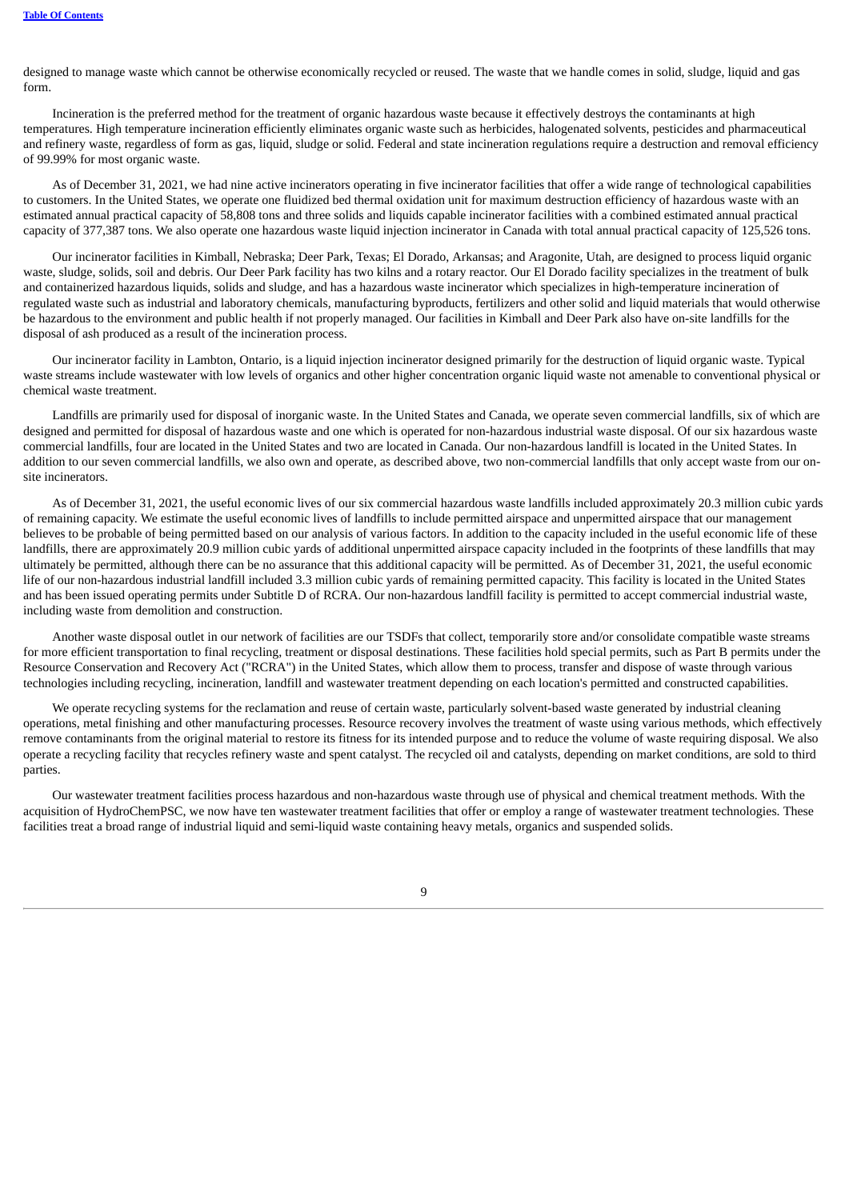designed to manage waste which cannot be otherwise economically recycled or reused. The waste that we handle comes in solid, sludge, liquid and gas form.

Incineration is the preferred method for the treatment of organic hazardous waste because it effectively destroys the contaminants at high temperatures. High temperature incineration efficiently eliminates organic waste such as herbicides, halogenated solvents, pesticides and pharmaceutical and refinery waste, regardless of form as gas, liquid, sludge or solid. Federal and state incineration regulations require a destruction and removal efficiency of 99.99% for most organic waste.

As of December 31, 2021, we had nine active incinerators operating in five incinerator facilities that offer a wide range of technological capabilities to customers. In the United States, we operate one fluidized bed thermal oxidation unit for maximum destruction efficiency of hazardous waste with an estimated annual practical capacity of 58,808 tons and three solids and liquids capable incinerator facilities with a combined estimated annual practical capacity of 377,387 tons. We also operate one hazardous waste liquid injection incinerator in Canada with total annual practical capacity of 125,526 tons.

Our incinerator facilities in Kimball, Nebraska; Deer Park, Texas; El Dorado, Arkansas; and Aragonite, Utah, are designed to process liquid organic waste, sludge, solids, soil and debris. Our Deer Park facility has two kilns and a rotary reactor. Our El Dorado facility specializes in the treatment of bulk and containerized hazardous liquids, solids and sludge, and has a hazardous waste incinerator which specializes in high-temperature incineration of regulated waste such as industrial and laboratory chemicals, manufacturing byproducts, fertilizers and other solid and liquid materials that would otherwise be hazardous to the environment and public health if not properly managed. Our facilities in Kimball and Deer Park also have on-site landfills for the disposal of ash produced as a result of the incineration process.

Our incinerator facility in Lambton, Ontario, is a liquid injection incinerator designed primarily for the destruction of liquid organic waste. Typical waste streams include wastewater with low levels of organics and other higher concentration organic liquid waste not amenable to conventional physical or chemical waste treatment.

Landfills are primarily used for disposal of inorganic waste. In the United States and Canada, we operate seven commercial landfills, six of which are designed and permitted for disposal of hazardous waste and one which is operated for non-hazardous industrial waste disposal. Of our six hazardous waste commercial landfills, four are located in the United States and two are located in Canada. Our non-hazardous landfill is located in the United States. In addition to our seven commercial landfills, we also own and operate, as described above, two non-commercial landfills that only accept waste from our on-site incinerators.

As of December 31, 2021, the useful economic lives of our six commercial hazardous waste landfills included approximately 20.3 million cubic yards of remaining capacity. We estimate the useful economic lives of landfills to include permitted airspace and unpermitted airspace that our management believes to be probable of being permitted based on our analysis of various factors. In addition to the capacity included in the useful economic life of these landfills, there are approximately 20.9 million cubic yards of additional unpermitted airspace capacity included in the footprints of these landfills that may ultimately be permitted, although there can be no assurance that this additional capacity will be permitted. As of December 31, 2021, the useful economic life of our non-hazardous industrial landfill included 3.3 million cubic yards of remaining permitted capacity. This facility is located in the United States and has been issued operating permits under Subtitle D of RCRA. Our non-hazardous landfill facility is permitted to accept commercial industrial waste, including waste from demolition and construction.

Another waste disposal outlet in our network of facilities are our TSDFs that collect, temporarily store and/or consolidate compatible waste streams for more efficient transportation to final recycling, treatment or disposal destinations. These facilities hold special permits, such as Part B permits under the Resource Conservation and Recovery Act ("RCRA") in the United States, which allow them to process, transfer and dispose of waste through various technologies including recycling, incineration, landfill and wastewater treatment depending on each location's permitted and constructed capabilities.

We operate recycling systems for the reclamation and reuse of certain waste, particularly solvent-based waste generated by industrial cleaning operations, metal finishing and other manufacturing processes. Resource recovery involves the treatment of waste using various methods, which effectively remove contaminants from the original material to restore its fitness for its intended purpose and to reduce the volume of waste requiring disposal. We also operate a recycling facility that recycles refinery waste and spent catalyst. The recycled oil and catalysts, depending on market conditions, are sold to third parties.

Our wastewater treatment facilities process hazardous and non-hazardous waste through use of physical and chemical treatment methods. With the acquisition of HydroChemPSC, we now have ten wastewater treatment facilities that offer or employ a range of wastewater treatment technologies. These facilities treat a broad range of industrial liquid and semi-liquid waste containing heavy metals, organics and suspended solids.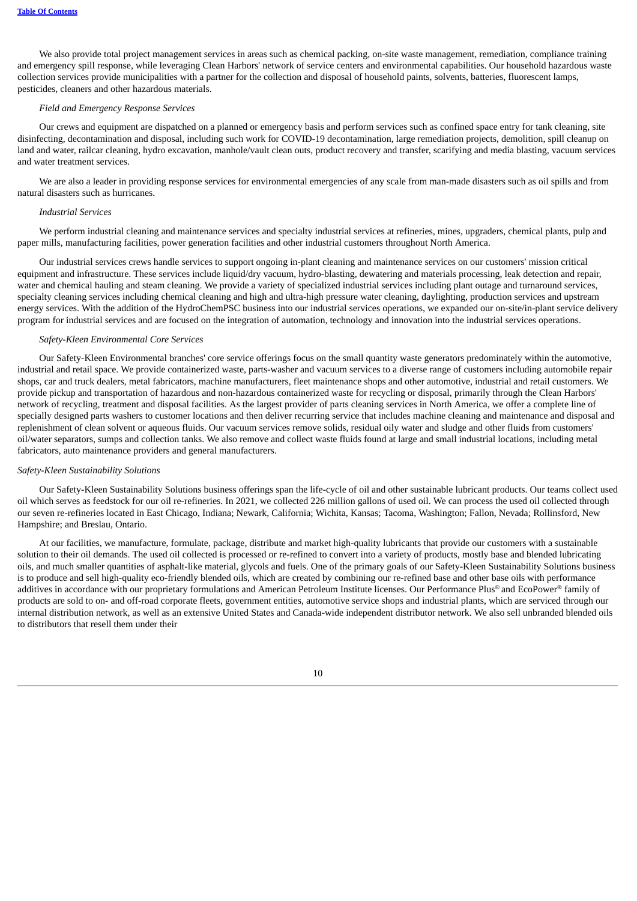We also provide total project management services in areas such as chemical packing, on-site waste management, remediation, compliance training and emergency spill response, while leveraging Clean Harbors' network of service centers and environmental capabilities. Our household hazardous waste collection services provide municipalities with a partner for the collection and disposal of household paints, solvents, batteries, fluorescent lamps, pesticides, cleaners and other hazardous materials.

*Field and Emergency Response Services*

Our crews and equipment are dispatched on a planned or emergency basis and perform services such as confined space entry for tank cleaning, site disinfecting, decontamination and disposal, including such work for COVID-19 decontamination, large remediation projects, demolition, spill cleanup on land and water, railcar cleaning, hydro excavation, manhole/vault clean outs, product recovery and transfer, scarifying and media blasting, vacuum services and water treatment services.

We are also a leader in providing response services for environmental emergencies of any scale from man-made disasters such as oil spills and from natural disasters such as hurricanes.

*Industrial Services*

We perform industrial cleaning and maintenance services and specialty industrial services at refineries, mines, upgraders, chemical plants, pulp and paper mills, manufacturing facilities, power generation facilities and other industrial customers throughout North America.

Our industrial services crews handle services to support ongoing in-plant cleaning and maintenance services on our customers' mission critical equipment and infrastructure. These services include liquid/dry vacuum, hydro-blasting, dewatering and materials processing, leak detection and repair, water and chemical hauling and steam cleaning. We provide a variety of specialized industrial services including plant outage and turnaround services, specialty cleaning services including chemical cleaning and high and ultra-high pressure water cleaning, daylighting, production services and upstream energy services. With the addition of the HydroChemPSC business into our industrial services operations, we expanded our on-site/in-plant service delivery program for industrial services and are focused on the integration of automation, technology and innovation into the industrial services operations.

*Safety-Kleen Environmental Core Services*

Our Safety-Kleen Environmental branches' core service offerings focus on the small quantity waste generators predominately within the automotive, industrial and retail space. We provide containerized waste, parts-washer and vacuum services to a diverse range of customers including automobile repair shops, car and truck dealers, metal fabricators, machine manufacturers, fleet maintenance shops and other automotive, industrial and retail customers. We provide pickup and transportation of hazardous and non-hazardous containerized waste for recycling or disposal, primarily through the Clean Harbors' network of recycling, treatment and disposal facilities. As the largest provider of parts cleaning services in North America, we offer a complete line of specially designed parts washers to customer locations and then deliver recurring service that includes machine cleaning and maintenance and disposal and replenishment of clean solvent or aqueous fluids. Our vacuum services remove solids, residual oily water and sludge and other fluids from customers' oil/water separators, sumps and collection tanks. We also remove and collect waste fluids found at large and small industrial locations, including metal fabricators, auto maintenance providers and general manufacturers.

*Safety-Kleen Sustainability Solutions*

Our Safety-Kleen Sustainability Solutions business offerings span the life-cycle of oil and other sustainable lubricant products. Our teams collect used oil which serves as feedstock for our oil re-refineries. In 2021, we collected 226 million gallons of used oil. We can process the used oil collected through our seven re-refineries located in East Chicago, Indiana; Newark, California; Wichita, Kansas; Tacoma, Washington; Fallon, Nevada; Rollinsford, New Hampshire; and Breslau, Ontario.

At our facilities, we manufacture, formulate, package, distribute and market high-quality lubricants that provide our customers with a sustainable solution to their oil demands. The used oil collected is processed or re-refined to convert into a variety of products, mostly base and blended lubricating oils, and much smaller quantities of asphalt-like material, glycols and fuels. One of the primary goals of our Safety-Kleen Sustainability Solutions business is to produce and sell high-quality eco-friendly blended oils, which are created by combining our re-refined base and other base oils with performance additives in accordance with our proprietary formulations and American Petroleum Institute licenses. Our Performance Plus® and EcoPower® family of products are sold to on- and off-road corporate fleets, government entities, automotive service shops and industrial plants, which are serviced through our internal distribution network, as well as an extensive United States and Canada-wide independent distributor network. We also sell unbranded blended oils to distributors that resell them under their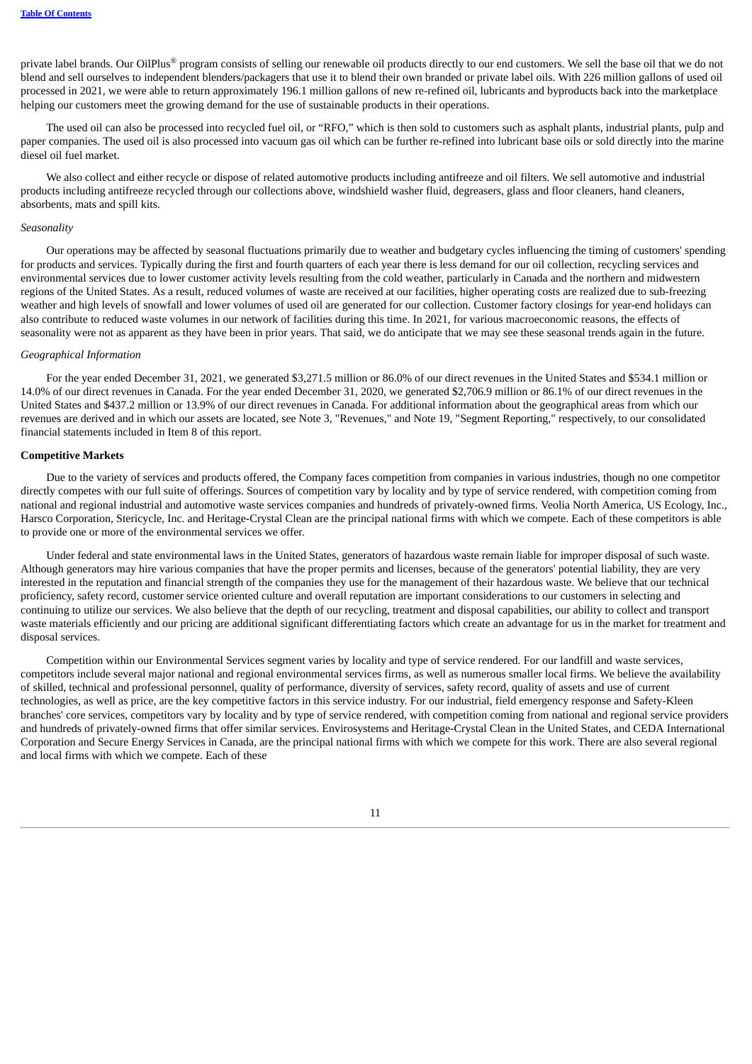private label brands. Our OilPlus® program consists of selling our renewable oil products directly to our end customers. We sell the base oil that we do not blend and sell ourselves to independent blenders/packagers that use it to blend their own branded or private label oils. With 226 million gallons of used oil processed in 2021, we were able to return approximately 196.1 million gallons of new re-refined oil, lubricants and byproducts back into the marketplace helping our customers meet the growing demand for the use of sustainable products in their operations.

The used oil can also be processed into recycled fuel oil, or "RFO," which is then sold to customers such as asphalt plants, industrial plants, pulp and paper companies. The used oil is also processed into vacuum gas oil which can be further re-refined into lubricant base oils or sold directly into the marine diesel oil fuel market.

We also collect and either recycle or dispose of related automotive products including antifreeze and oil filters. We sell automotive and industrial products including antifreeze recycled through our collections above, windshield washer fluid, degreasers, glass and floor cleaners, hand cleaners, absorbents, mats and spill kits.

*Seasonality*

Our operations may be affected by seasonal fluctuations primarily due to weather and budgetary cycles influencing the timing of customers' spending for products and services. Typically during the first and fourth quarters of each year there is less demand for our oil collection, recycling services and environmental services due to lower customer activity levels resulting from the cold weather, particularly in Canada and the northern and midwestern regions of the United States. As a result, reduced volumes of waste are received at our facilities, higher operating costs are realized due to sub-freezing weather and high levels of snowfall and lower volumes of used oil are generated for our collection. Customer factory closings for year-end holidays can also contribute to reduced waste volumes in our network of facilities during this time. In 2021, for various macroeconomic reasons, the effects of seasonality were not as apparent as they have been in prior years. That said, we do anticipate that we may see these seasonal trends again in the future.

*Geographical Information*

For the year ended December 31, 2021, we generated $3,271.5 million or 86.0% of our direct revenues in the United States and $534.1 million or 14.0% of our direct revenues in Canada. For the year ended December 31, 2020, we generated $2,706.9 million or 86.1% of our direct revenues in the United States and $437.2 million or 13.9% of our direct revenues in Canada. For additional information about the geographical areas from which our revenues are derived and in which our assets are located, see Note 3, "Revenues," and Note 19, "Segment Reporting," respectively, to our consolidated financial statements included in Item 8 of this report.

**Competitive Markets**

Due to the variety of services and products offered, the Company faces competition from companies in various industries, though no one competitor directly competes with our full suite of offerings. Sources of competition vary by locality and by type of service rendered, with competition coming from national and regional industrial and automotive waste services companies and hundreds of privately-owned firms. Veolia North America, US Ecology, Inc., Harsco Corporation, Stericycle, Inc. and Heritage-Crystal Clean are the principal national firms with which we compete. Each of these competitors is able to provide one or more of the environmental services we offer.

Under federal and state environmental laws in the United States, generators of hazardous waste remain liable for improper disposal of such waste. Although generators may hire various companies that have the proper permits and licenses, because of the generators' potential liability, they are very interested in the reputation and financial strength of the companies they use for the management of their hazardous waste. We believe that our technical proficiency, safety record, customer service oriented culture and overall reputation are important considerations to our customers in selecting and continuing to utilize our services. We also believe that the depth of our recycling, treatment and disposal capabilities, our ability to collect and transport waste materials efficiently and our pricing are additional significant differentiating factors which create an advantage for us in the market for treatment and disposal services.

Competition within our Environmental Services segment varies by locality and type of service rendered. For our landfill and waste services, competitors include several major national and regional environmental services firms, as well as numerous smaller local firms. We believe the availability of skilled, technical and professional personnel, quality of performance, diversity of services, safety record, quality of assets and use of current technologies, as well as price, are the key competitive factors in this service industry. For our industrial, field emergency response and Safety-Kleen branches' core services, competitors vary by locality and by type of service rendered, with competition coming from national and regional service providers and hundreds of privately-owned firms that offer similar services. Envirosystems and Heritage-Crystal Clean in the United States, and CEDA International Corporation and Secure Energy Services in Canada, are the principal national firms with which we compete for this work. There are also several regional and local firms with which we compete. Each of these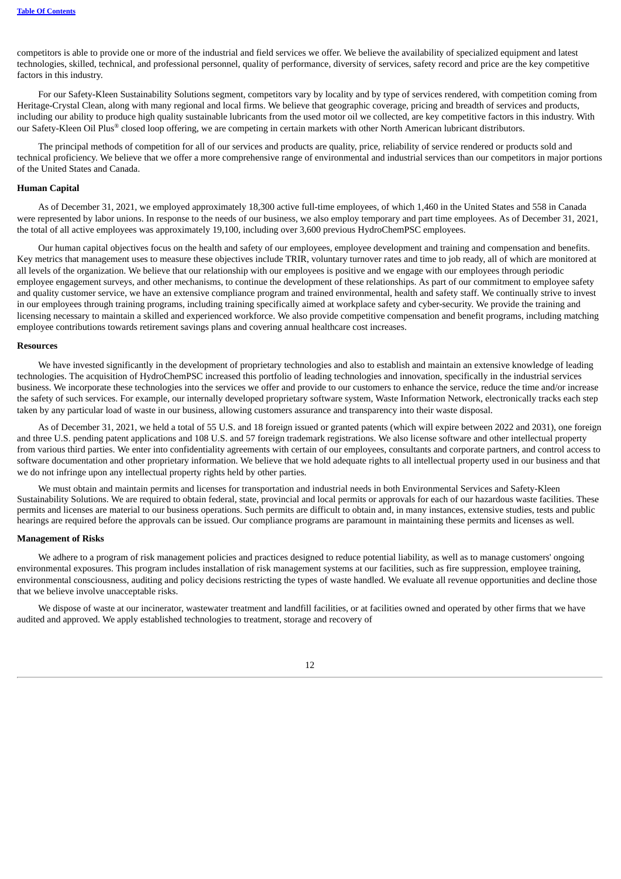competitors is able to provide one or more of the industrial and field services we offer. We believe the availability of specialized equipment and latest technologies, skilled, technical, and professional personnel, quality of performance, diversity of services, safety record and price are the key competitive factors in this industry.

For our Safety-Kleen Sustainability Solutions segment, competitors vary by locality and by type of services rendered, with competition coming from Heritage-Crystal Clean, along with many regional and local firms. We believe that geographic coverage, pricing and breadth of services and products, including our ability to produce high quality sustainable lubricants from the used motor oil we collected, are key competitive factors in this industry. With our Safety-Kleen Oil Plus® closed loop offering, we are competing in certain markets with other North American lubricant distributors.

The principal methods of competition for all of our services and products are quality, price, reliability of service rendered or products sold and technical proficiency. We believe that we offer a more comprehensive range of environmental and industrial services than our competitors in major portions of the United States and Canada.

**Human Capital**

As of December 31, 2021, we employed approximately 18,300 active full-time employees, of which 1,460 in the United States and 558 in Canada were represented by labor unions. In response to the needs of our business, we also employ temporary and part time employees. As of December 31, 2021, the total of all active employees was approximately 19,100, including over 3,600 previous HydroChemPSC employees.

Our human capital objectives focus on the health and safety of our employees, employee development and training and compensation and benefits. Key metrics that management uses to measure these objectives include TRIR, voluntary turnover rates and time to job ready, all of which are monitored at all levels of the organization. We believe that our relationship with our employees is positive and we engage with our employees through periodic employee engagement surveys, and other mechanisms, to continue the development of these relationships. As part of our commitment to employee safety and quality customer service, we have an extensive compliance program and trained environmental, health and safety staff. We continually strive to invest in our employees through training programs, including training specifically aimed at workplace safety and cyber-security. We provide the training and licensing necessary to maintain a skilled and experienced workforce. We also provide competitive compensation and benefit programs, including matching employee contributions towards retirement savings plans and covering annual healthcare cost increases.

**Resources**

We have invested significantly in the development of proprietary technologies and also to establish and maintain an extensive knowledge of leading technologies. The acquisition of HydroChemPSC increased this portfolio of leading technologies and innovation, specifically in the industrial services business. We incorporate these technologies into the services we offer and provide to our customers to enhance the service, reduce the time and/or increase the safety of such services. For example, our internally developed proprietary software system, Waste Information Network, electronically tracks each step taken by any particular load of waste in our business, allowing customers assurance and transparency into their waste disposal.

As of December 31, 2021, we held a total of 55 U.S. and 18 foreign issued or granted patents (which will expire between 2022 and 2031), one foreign and three U.S. pending patent applications and 108 U.S. and 57 foreign trademark registrations. We also license software and other intellectual property from various third parties. We enter into confidentiality agreements with certain of our employees, consultants and corporate partners, and control access to software documentation and other proprietary information. We believe that we hold adequate rights to all intellectual property used in our business and that we do not infringe upon any intellectual property rights held by other parties.

We must obtain and maintain permits and licenses for transportation and industrial needs in both Environmental Services and Safety-Kleen Sustainability Solutions. We are required to obtain federal, state, provincial and local permits or approvals for each of our hazardous waste facilities. These permits and licenses are material to our business operations. Such permits are difficult to obtain and, in many instances, extensive studies, tests and public hearings are required before the approvals can be issued. Our compliance programs are paramount in maintaining these permits and licenses as well.

**Management of Risks**

We adhere to a program of risk management policies and practices designed to reduce potential liability, as well as to manage customers' ongoing environmental exposures. This program includes installation of risk management systems at our facilities, such as fire suppression, employee training, environmental consciousness, auditing and policy decisions restricting the types of waste handled. We evaluate all revenue opportunities and decline those that we believe involve unacceptable risks.

We dispose of waste at our incinerator, wastewater treatment and landfill facilities, or at facilities owned and operated by other firms that we have audited and approved. We apply established technologies to treatment, storage and recovery of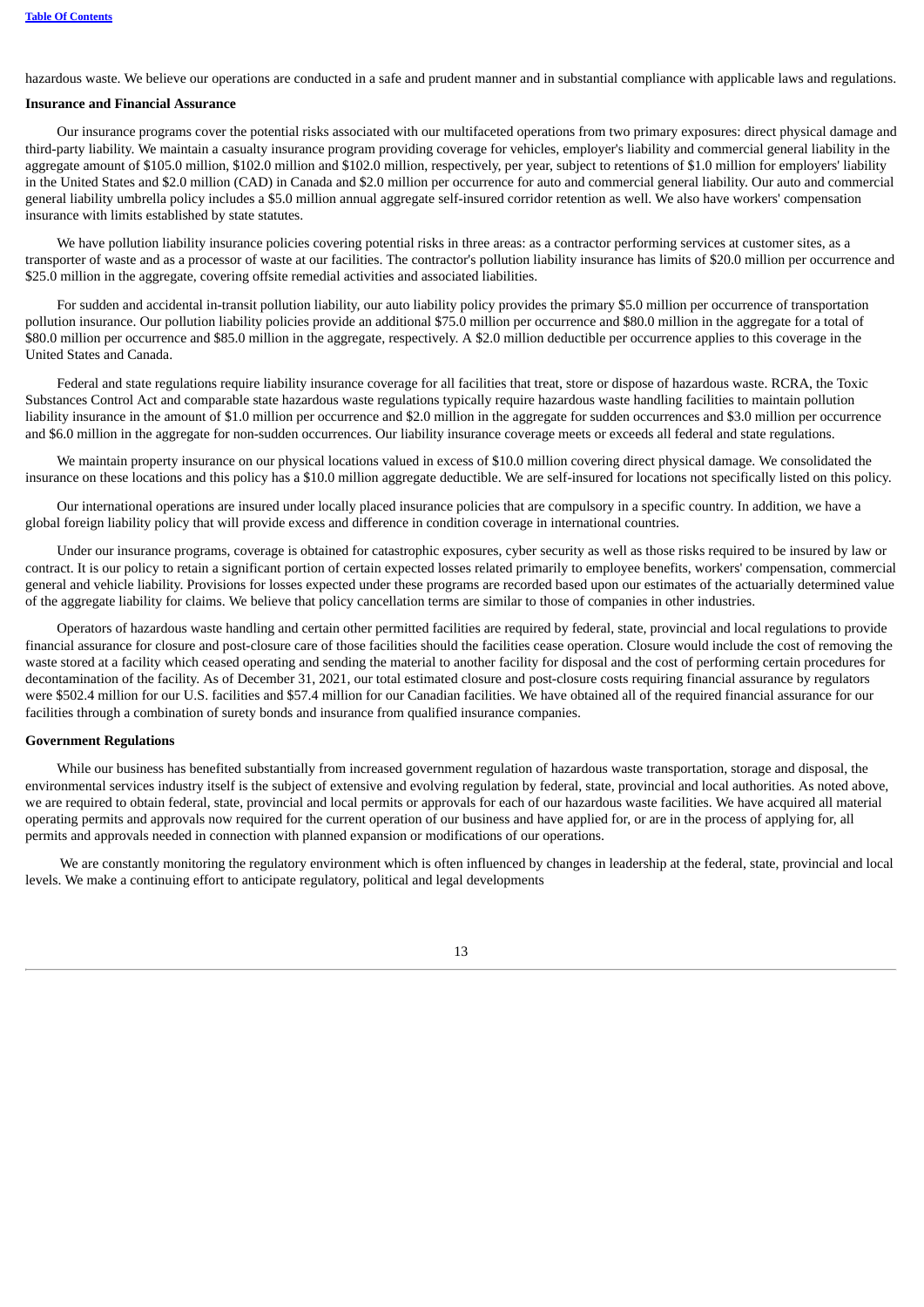hazardous waste. We believe our operations are conducted in a safe and prudent manner and in substantial compliance with applicable laws and regulations.

**Insurance and Financial Assurance**

Our insurance programs cover the potential risks associated with our multifaceted operations from two primary exposures: direct physical damage and third-party liability. We maintain a casualty insurance program providing coverage for vehicles, employer's liability and commercial general liability in the aggregate amount of $105.0 million, $102.0 million and $102.0 million, respectively, per year, subject to retentions of $1.0 million for employers' liability in the United States and $2.0 million (CAD) in Canada and $2.0 million per occurrence for auto and commercial general liability. Our auto and commercial general liability umbrella policy includes a $5.0 million annual aggregate self-insured corridor retention as well. We also have workers' compensation insurance with limits established by state statutes.

We have pollution liability insurance policies covering potential risks in three areas: as a contractor performing services at customer sites, as a transporter of waste and as a processor of waste at our facilities. The contractor's pollution liability insurance has limits of $20.0 million per occurrence and $25.0 million in the aggregate, covering offsite remedial activities and associated liabilities.

For sudden and accidental in-transit pollution liability, our auto liability policy provides the primary $5.0 million per occurrence of transportation pollution insurance. Our pollution liability policies provide an additional $75.0 million per occurrence and $80.0 million in the aggregate for a total of $80.0 million per occurrence and $85.0 million in the aggregate, respectively. A $2.0 million deductible per occurrence applies to this coverage in the United States and Canada.

Federal and state regulations require liability insurance coverage for all facilities that treat, store or dispose of hazardous waste. RCRA, the Toxic Substances Control Act and comparable state hazardous waste regulations typically require hazardous waste handling facilities to maintain pollution liability insurance in the amount of $1.0 million per occurrence and $2.0 million in the aggregate for sudden occurrences and $3.0 million per occurrence and $6.0 million in the aggregate for non-sudden occurrences. Our liability insurance coverage meets or exceeds all federal and state regulations.

We maintain property insurance on our physical locations valued in excess of $10.0 million covering direct physical damage. We consolidated the insurance on these locations and this policy has a $10.0 million aggregate deductible. We are self-insured for locations not specifically listed on this policy.

Our international operations are insured under locally placed insurance policies that are compulsory in a specific country. In addition, we have a global foreign liability policy that will provide excess and difference in condition coverage in international countries.

Under our insurance programs, coverage is obtained for catastrophic exposures, cyber security as well as those risks required to be insured by law or contract. It is our policy to retain a significant portion of certain expected losses related primarily to employee benefits, workers' compensation, commercial general and vehicle liability. Provisions for losses expected under these programs are recorded based upon our estimates of the actuarially determined value of the aggregate liability for claims. We believe that policy cancellation terms are similar to those of companies in other industries.

Operators of hazardous waste handling and certain other permitted facilities are required by federal, state, provincial and local regulations to provide financial assurance for closure and post-closure care of those facilities should the facilities cease operation. Closure would include the cost of removing the waste stored at a facility which ceased operating and sending the material to another facility for disposal and the cost of performing certain procedures for decontamination of the facility. As of December 31, 2021, our total estimated closure and post-closure costs requiring financial assurance by regulators were $502.4 million for our U.S. facilities and $57.4 million for our Canadian facilities. We have obtained all of the required financial assurance for our facilities through a combination of surety bonds and insurance from qualified insurance companies.

**Government Regulations**

While our business has benefited substantially from increased government regulation of hazardous waste transportation, storage and disposal, the environmental services industry itself is the subject of extensive and evolving regulation by federal, state, provincial and local authorities. As noted above, we are required to obtain federal, state, provincial and local permits or approvals for each of our hazardous waste facilities. We have acquired all material operating permits and approvals now required for the current operation of our business and have applied for, or are in the process of applying for, all permits and approvals needed in connection with planned expansion or modifications of our operations.

We are constantly monitoring the regulatory environment which is often influenced by changes in leadership at the federal, state, provincial and local levels. We make a continuing effort to anticipate regulatory, political and legal developments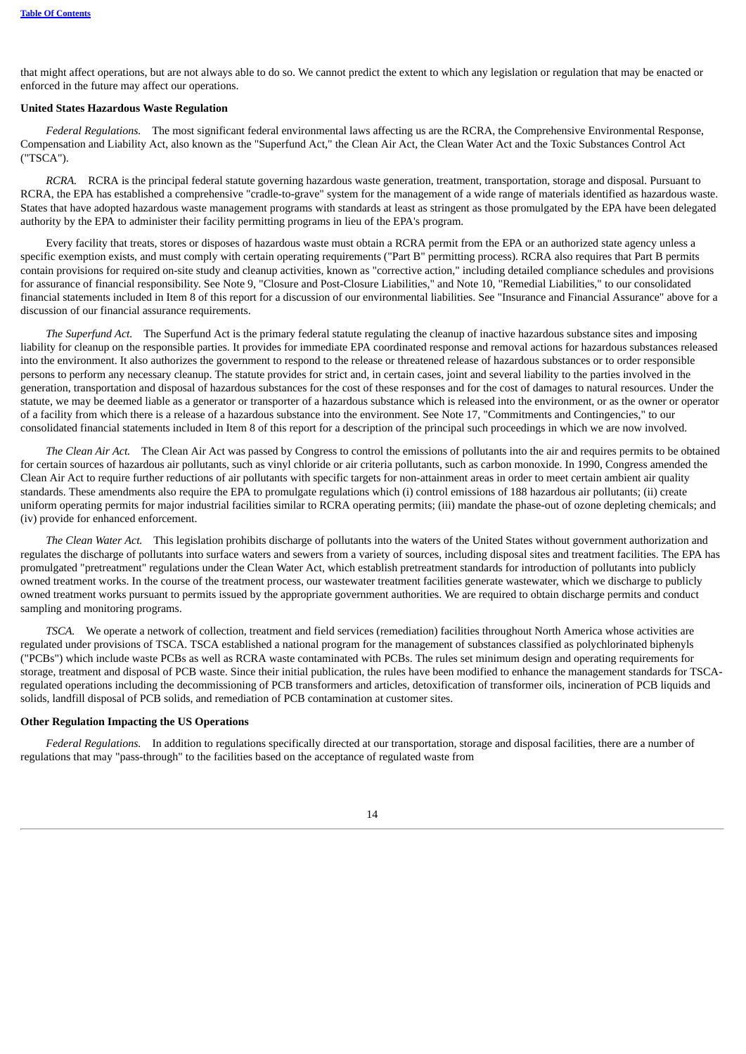that might affect operations, but are not always able to do so. We cannot predict the extent to which any legislation or regulation that may be enacted or enforced in the future may affect our operations.

**United States Hazardous Waste Regulation**

*Federal Regulations.* The most significant federal environmental laws affecting us are the RCRA, the Comprehensive Environmental Response, Compensation and Liability Act, also known as the "Superfund Act," the Clean Air Act, the Clean Water Act and the Toxic Substances Control Act ("TSCA").

*RCRA.* RCRA is the principal federal statute governing hazardous waste generation, treatment, transportation, storage and disposal. Pursuant to RCRA, the EPA has established a comprehensive "cradle-to-grave" system for the management of a wide range of materials identified as hazardous waste. States that have adopted hazardous waste management programs with standards at least as stringent as those promulgated by the EPA have been delegated authority by the EPA to administer their facility permitting programs in lieu of the EPA's program.

Every facility that treats, stores or disposes of hazardous waste must obtain a RCRA permit from the EPA or an authorized state agency unless a specific exemption exists, and must comply with certain operating requirements ("Part B" permitting process). RCRA also requires that Part B permits contain provisions for required on-site study and cleanup activities, known as "corrective action," including detailed compliance schedules and provisions for assurance of financial responsibility. See Note 9, "Closure and Post-Closure Liabilities," and Note 10, "Remedial Liabilities," to our consolidated financial statements included in Item 8 of this report for a discussion of our environmental liabilities. See "Insurance and Financial Assurance" above for a discussion of our financial assurance requirements.

*The Superfund Act.* The Superfund Act is the primary federal statute regulating the cleanup of inactive hazardous substance sites and imposing liability for cleanup on the responsible parties. It provides for immediate EPA coordinated response and removal actions for hazardous substances released into the environment. It also authorizes the government to respond to the release or threatened release of hazardous substances or to order responsible persons to perform any necessary cleanup. The statute provides for strict and, in certain cases, joint and several liability to the parties involved in the generation, transportation and disposal of hazardous substances for the cost of these responses and for the cost of damages to natural resources. Under the statute, we may be deemed liable as a generator or transporter of a hazardous substance which is released into the environment, or as the owner or operator of a facility from which there is a release of a hazardous substance into the environment. See Note 17, "Commitments and Contingencies," to our consolidated financial statements included in Item 8 of this report for a description of the principal such proceedings in which we are now involved.

*The Clean Air Act.* The Clean Air Act was passed by Congress to control the emissions of pollutants into the air and requires permits to be obtained for certain sources of hazardous air pollutants, such as vinyl chloride or air criteria pollutants, such as carbon monoxide. In 1990, Congress amended the Clean Air Act to require further reductions of air pollutants with specific targets for non-attainment areas in order to meet certain ambient air quality standards. These amendments also require the EPA to promulgate regulations which (i) control emissions of 188 hazardous air pollutants; (ii) create uniform operating permits for major industrial facilities similar to RCRA operating permits; (iii) mandate the phase-out of ozone depleting chemicals; and (iv) provide for enhanced enforcement.

*The Clean Water Act.* This legislation prohibits discharge of pollutants into the waters of the United States without government authorization and regulates the discharge of pollutants into surface waters and sewers from a variety of sources, including disposal sites and treatment facilities. The EPA has promulgated "pretreatment" regulations under the Clean Water Act, which establish pretreatment standards for introduction of pollutants into publicly owned treatment works. In the course of the treatment process, our wastewater treatment facilities generate wastewater, which we discharge to publicly owned treatment works pursuant to permits issued by the appropriate government authorities. We are required to obtain discharge permits and conduct sampling and monitoring programs.

*TSCA.* We operate a network of collection, treatment and field services (remediation) facilities throughout North America whose activities are regulated under provisions of TSCA. TSCA established a national program for the management of substances classified as polychlorinated biphenyls ("PCBs") which include waste PCBs as well as RCRA waste contaminated with PCBs. The rules set minimum design and operating requirements for storage, treatment and disposal of PCB waste. Since their initial publication, the rules have been modified to enhance the management standards for TSCA-regulated operations including the decommissioning of PCB transformers and articles, detoxification of transformer oils, incineration of PCB liquids and solids, landfill disposal of PCB solids, and remediation of PCB contamination at customer sites.

**Other Regulation Impacting the US Operations**

*Federal Regulations.* In addition to regulations specifically directed at our transportation, storage and disposal facilities, there are a number of regulations that may "pass-through" to the facilities based on the acceptance of regulated waste from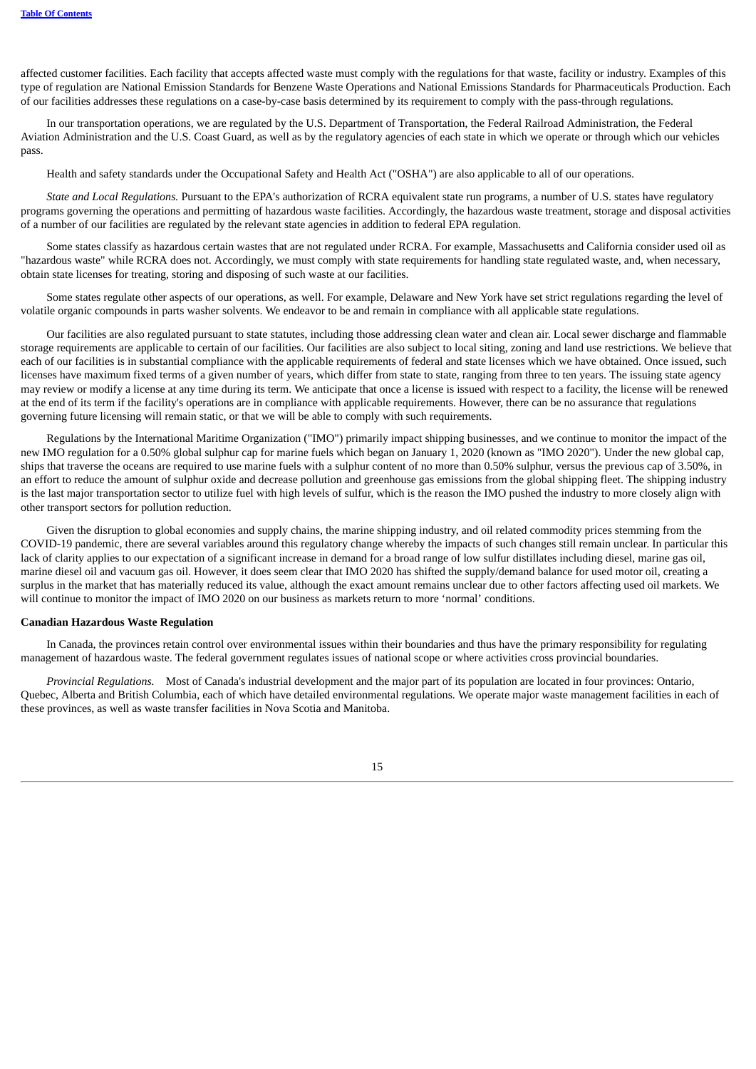affected customer facilities. Each facility that accepts affected waste must comply with the regulations for that waste, facility or industry. Examples of this type of regulation are National Emission Standards for Benzene Waste Operations and National Emissions Standards for Pharmaceuticals Production. Each of our facilities addresses these regulations on a case-by-case basis determined by its requirement to comply with the pass-through regulations.

In our transportation operations, we are regulated by the U.S. Department of Transportation, the Federal Railroad Administration, the Federal Aviation Administration and the U.S. Coast Guard, as well as by the regulatory agencies of each state in which we operate or through which our vehicles pass.

Health and safety standards under the Occupational Safety and Health Act ("OSHA") are also applicable to all of our operations.

*State and Local Regulations.* Pursuant to the EPA's authorization of RCRA equivalent state run programs, a number of U.S. states have regulatory programs governing the operations and permitting of hazardous waste facilities. Accordingly, the hazardous waste treatment, storage and disposal activities of a number of our facilities are regulated by the relevant state agencies in addition to federal EPA regulation.

Some states classify as hazardous certain wastes that are not regulated under RCRA. For example, Massachusetts and California consider used oil as "hazardous waste" while RCRA does not. Accordingly, we must comply with state requirements for handling state regulated waste, and, when necessary, obtain state licenses for treating, storing and disposing of such waste at our facilities.

Some states regulate other aspects of our operations, as well. For example, Delaware and New York have set strict regulations regarding the level of volatile organic compounds in parts washer solvents. We endeavor to be and remain in compliance with all applicable state regulations.

Our facilities are also regulated pursuant to state statutes, including those addressing clean water and clean air. Local sewer discharge and flammable storage requirements are applicable to certain of our facilities. Our facilities are also subject to local siting, zoning and land use restrictions. We believe that each of our facilities is in substantial compliance with the applicable requirements of federal and state licenses which we have obtained. Once issued, such licenses have maximum fixed terms of a given number of years, which differ from state to state, ranging from three to ten years. The issuing state agency may review or modify a license at any time during its term. We anticipate that once a license is issued with respect to a facility, the license will be renewed at the end of its term if the facility's operations are in compliance with applicable requirements. However, there can be no assurance that regulations governing future licensing will remain static, or that we will be able to comply with such requirements.

Regulations by the International Maritime Organization ("IMO") primarily impact shipping businesses, and we continue to monitor the impact of the new IMO regulation for a 0.50% global sulphur cap for marine fuels which began on January 1, 2020 (known as "IMO 2020"). Under the new global cap, ships that traverse the oceans are required to use marine fuels with a sulphur content of no more than 0.50% sulphur, versus the previous cap of 3.50%, in an effort to reduce the amount of sulphur oxide and decrease pollution and greenhouse gas emissions from the global shipping fleet. The shipping industry is the last major transportation sector to utilize fuel with high levels of sulfur, which is the reason the IMO pushed the industry to more closely align with other transport sectors for pollution reduction.

Given the disruption to global economies and supply chains, the marine shipping industry, and oil related commodity prices stemming from the COVID-19 pandemic, there are several variables around this regulatory change whereby the impacts of such changes still remain unclear. In particular this lack of clarity applies to our expectation of a significant increase in demand for a broad range of low sulfur distillates including diesel, marine gas oil, marine diesel oil and vacuum gas oil. However, it does seem clear that IMO 2020 has shifted the supply/demand balance for used motor oil, creating a surplus in the market that has materially reduced its value, although the exact amount remains unclear due to other factors affecting used oil markets. We will continue to monitor the impact of IMO 2020 on our business as markets return to more 'normal' conditions.

**Canadian Hazardous Waste Regulation**

In Canada, the provinces retain control over environmental issues within their boundaries and thus have the primary responsibility for regulating management of hazardous waste. The federal government regulates issues of national scope or where activities cross provincial boundaries.

*Provincial Regulations.* Most of Canada's industrial development and the major part of its population are located in four provinces: Ontario, Quebec, Alberta and British Columbia, each of which have detailed environmental regulations. We operate major waste management facilities in each of these provinces, as well as waste transfer facilities in Nova Scotia and Manitoba.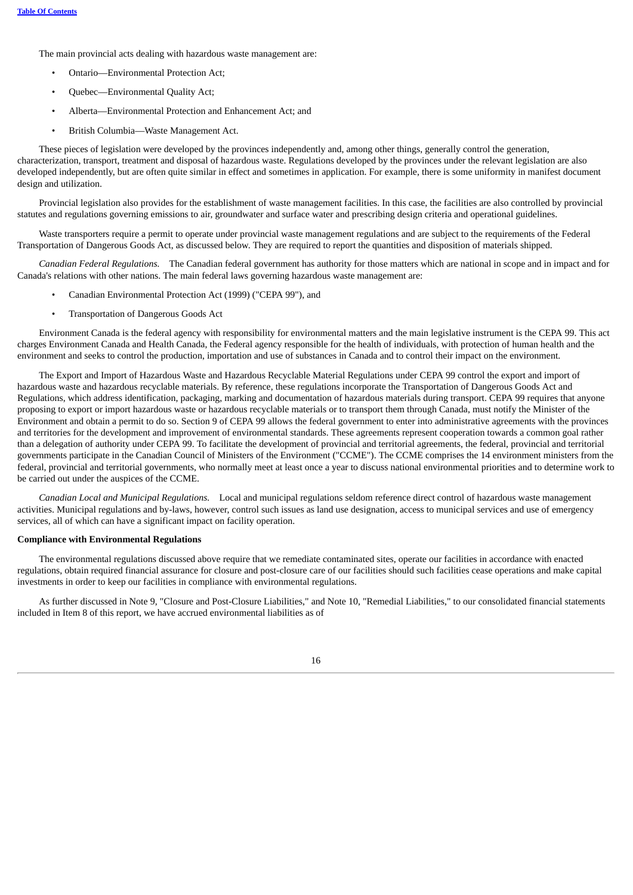The main provincial acts dealing with hazardous waste management are:

- Ontario—Environmental Protection Act;
- Quebec—Environmental Quality Act;
- Alberta—Environmental Protection and Enhancement Act; and
- British Columbia—Waste Management Act.

These pieces of legislation were developed by the provinces independently and, among other things, generally control the generation, characterization, transport, treatment and disposal of hazardous waste. Regulations developed by the provinces under the relevant legislation are also developed independently, but are often quite similar in effect and sometimes in application. For example, there is some uniformity in manifest document design and utilization.

Provincial legislation also provides for the establishment of waste management facilities. In this case, the facilities are also controlled by provincial statutes and regulations governing emissions to air, groundwater and surface water and prescribing design criteria and operational guidelines.

Waste transporters require a permit to operate under provincial waste management regulations and are subject to the requirements of the Federal Transportation of Dangerous Goods Act, as discussed below. They are required to report the quantities and disposition of materials shipped.

*Canadian Federal Regulations.* The Canadian federal government has authority for those matters which are national in scope and in impact and for Canada's relations with other nations. The main federal laws governing hazardous waste management are:

- Canadian Environmental Protection Act (1999) ("CEPA 99"), and
- Transportation of Dangerous Goods Act

Environment Canada is the federal agency with responsibility for environmental matters and the main legislative instrument is the CEPA 99. This act charges Environment Canada and Health Canada, the Federal agency responsible for the health of individuals, with protection of human health and the environment and seeks to control the production, importation and use of substances in Canada and to control their impact on the environment.

The Export and Import of Hazardous Waste and Hazardous Recyclable Material Regulations under CEPA 99 control the export and import of hazardous waste and hazardous recyclable materials. By reference, these regulations incorporate the Transportation of Dangerous Goods Act and Regulations, which address identification, packaging, marking and documentation of hazardous materials during transport. CEPA 99 requires that anyone proposing to export or import hazardous waste or hazardous recyclable materials or to transport them through Canada, must notify the Minister of the Environment and obtain a permit to do so. Section 9 of CEPA 99 allows the federal government to enter into administrative agreements with the provinces and territories for the development and improvement of environmental standards. These agreements represent cooperation towards a common goal rather than a delegation of authority under CEPA 99. To facilitate the development of provincial and territorial agreements, the federal, provincial and territorial governments participate in the Canadian Council of Ministers of the Environment ("CCME"). The CCME comprises the 14 environment ministers from the federal, provincial and territorial governments, who normally meet at least once a year to discuss national environmental priorities and to determine work to be carried out under the auspices of the CCME.

*Canadian Local and Municipal Regulations.* Local and municipal regulations seldom reference direct control of hazardous waste management activities. Municipal regulations and by-laws, however, control such issues as land use designation, access to municipal services and use of emergency services, all of which can have a significant impact on facility operation.

**Compliance with Environmental Regulations**

The environmental regulations discussed above require that we remediate contaminated sites, operate our facilities in accordance with enacted regulations, obtain required financial assurance for closure and post-closure care of our facilities should such facilities cease operations and make capital investments in order to keep our facilities in compliance with environmental regulations.

As further discussed in Note 9, "Closure and Post-Closure Liabilities," and Note 10, "Remedial Liabilities," to our consolidated financial statements included in Item 8 of this report, we have accrued environmental liabilities as of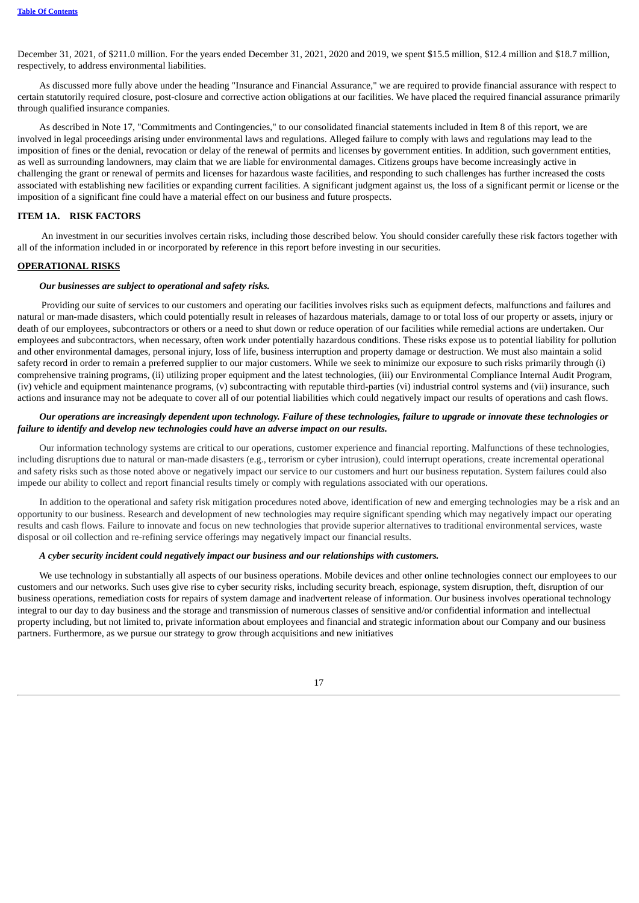December 31, 2021, of $211.0 million. For the years ended December 31, 2021, 2020 and 2019, we spent $15.5 million, $12.4 million and $18.7 million, respectively, to address environmental liabilities.

As discussed more fully above under the heading "Insurance and Financial Assurance," we are required to provide financial assurance with respect to certain statutorily required closure, post-closure and corrective action obligations at our facilities. We have placed the required financial assurance primarily through qualified insurance companies.

As described in Note 17, "Commitments and Contingencies," to our consolidated financial statements included in Item 8 of this report, we are involved in legal proceedings arising under environmental laws and regulations. Alleged failure to comply with laws and regulations may lead to the imposition of fines or the denial, revocation or delay of the renewal of permits and licenses by government entities. In addition, such government entities, as well as surrounding landowners, may claim that we are liable for environmental damages. Citizens groups have become increasingly active in challenging the grant or renewal of permits and licenses for hazardous waste facilities, and responding to such challenges has further increased the costs associated with establishing new facilities or expanding current facilities. A significant judgment against us, the loss of a significant permit or license or the imposition of a significant fine could have a material effect on our business and future prospects.

## ITEM 1A. RISK FACTORS

An investment in our securities involves certain risks, including those described below. You should consider carefully these risk factors together with all of the information included in or incorporated by reference in this report before investing in our securities.

### OPERATIONAL RISKS

***Our businesses are subject to operational and safety risks.***

Providing our suite of services to our customers and operating our facilities involves risks such as equipment defects, malfunctions and failures and natural or man-made disasters, which could potentially result in releases of hazardous materials, damage to or total loss of our property or assets, injury or death of our employees, subcontractors or others or a need to shut down or reduce operation of our facilities while remedial actions are undertaken. Our employees and subcontractors, when necessary, often work under potentially hazardous conditions. These risks expose us to potential liability for pollution and other environmental damages, personal injury, loss of life, business interruption and property damage or destruction. We must also maintain a solid safety record in order to remain a preferred supplier to our major customers. While we seek to minimize our exposure to such risks primarily through (i) comprehensive training programs, (ii) utilizing proper equipment and the latest technologies, (iii) our Environmental Compliance Internal Audit Program, (iv) vehicle and equipment maintenance programs, (v) subcontracting with reputable third-parties (vi) industrial control systems and (vii) insurance, such actions and insurance may not be adequate to cover all of our potential liabilities which could negatively impact our results of operations and cash flows.

***Our operations are increasingly dependent upon technology. Failure of these technologies, failure to upgrade or innovate these technologies or failure to identify and develop new technologies could have an adverse impact on our results.***

Our information technology systems are critical to our operations, customer experience and financial reporting. Malfunctions of these technologies, including disruptions due to natural or man-made disasters (e.g., terrorism or cyber intrusion), could interrupt operations, create incremental operational and safety risks such as those noted above or negatively impact our service to our customers and hurt our business reputation. System failures could also impede our ability to collect and report financial results timely or comply with regulations associated with our operations.

In addition to the operational and safety risk mitigation procedures noted above, identification of new and emerging technologies may be a risk and an opportunity to our business. Research and development of new technologies may require significant spending which may negatively impact our operating results and cash flows. Failure to innovate and focus on new technologies that provide superior alternatives to traditional environmental services, waste disposal or oil collection and re-refining service offerings may negatively impact our financial results.

***A cyber security incident could negatively impact our business and our relationships with customers.***

We use technology in substantially all aspects of our business operations. Mobile devices and other online technologies connect our employees to our customers and our networks. Such uses give rise to cyber security risks, including security breach, espionage, system disruption, theft, disruption of our business operations, remediation costs for repairs of system damage and inadvertent release of information. Our business involves operational technology integral to our day to day business and the storage and transmission of numerous classes of sensitive and/or confidential information and intellectual property including, but not limited to, private information about employees and financial and strategic information about our Company and our business partners. Furthermore, as we pursue our strategy to grow through acquisitions and new initiatives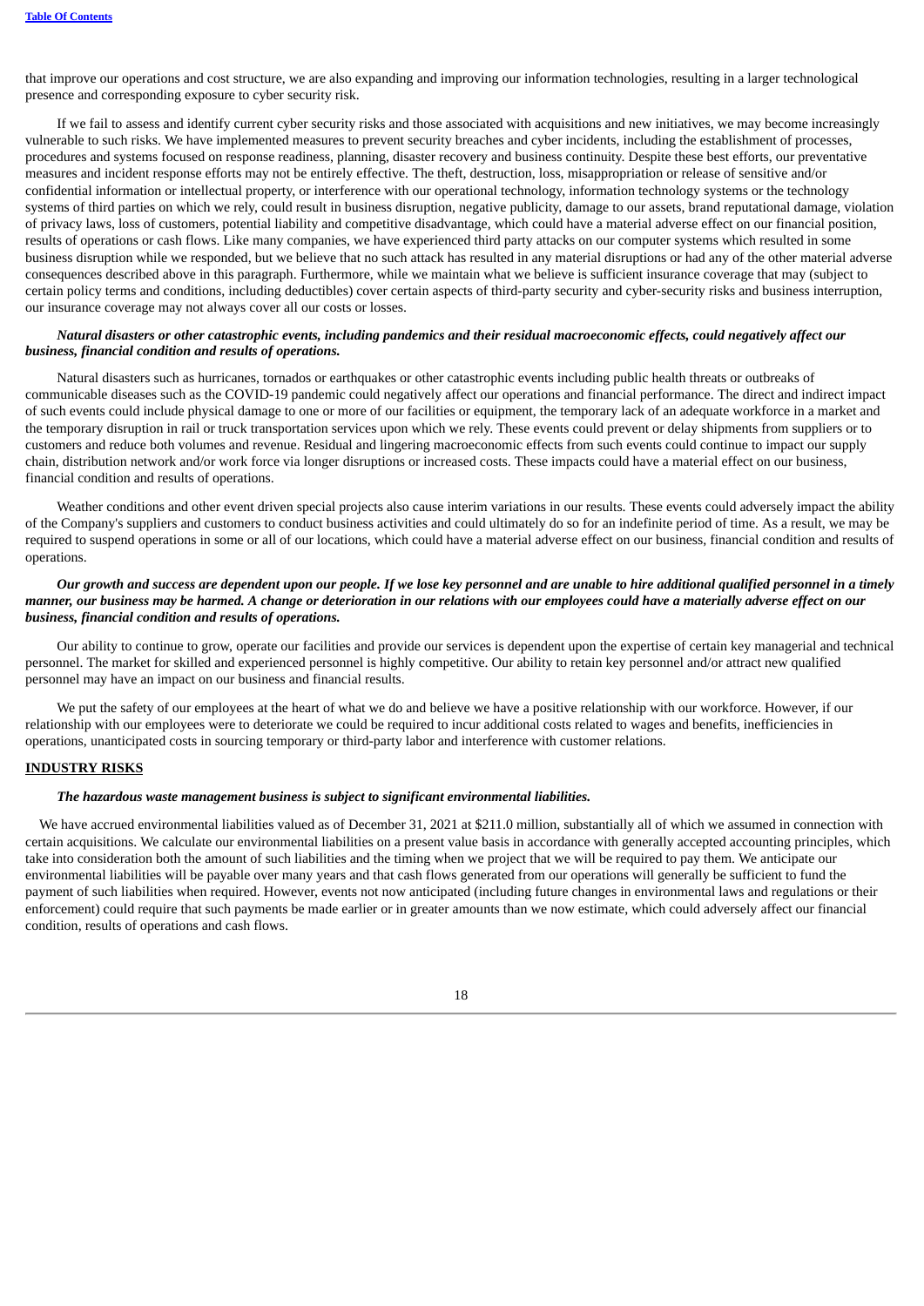that improve our operations and cost structure, we are also expanding and improving our information technologies, resulting in a larger technological presence and corresponding exposure to cyber security risk.

If we fail to assess and identify current cyber security risks and those associated with acquisitions and new initiatives, we may become increasingly vulnerable to such risks. We have implemented measures to prevent security breaches and cyber incidents, including the establishment of processes, procedures and systems focused on response readiness, planning, disaster recovery and business continuity. Despite these best efforts, our preventative measures and incident response efforts may not be entirely effective. The theft, destruction, loss, misappropriation or release of sensitive and/or confidential information or intellectual property, or interference with our operational technology, information technology systems or the technology systems of third parties on which we rely, could result in business disruption, negative publicity, damage to our assets, brand reputational damage, violation of privacy laws, loss of customers, potential liability and competitive disadvantage, which could have a material adverse effect on our financial position, results of operations or cash flows. Like many companies, we have experienced third party attacks on our computer systems which resulted in some business disruption while we responded, but we believe that no such attack has resulted in any material disruptions or had any of the other material adverse consequences described above in this paragraph. Furthermore, while we maintain what we believe is sufficient insurance coverage that may (subject to certain policy terms and conditions, including deductibles) cover certain aspects of third-party security and cyber-security risks and business interruption, our insurance coverage may not always cover all our costs or losses.

***Natural disasters or other catastrophic events, including pandemics and their residual macroeconomic effects, could negatively affect our business, financial condition and results of operations.***

Natural disasters such as hurricanes, tornados or earthquakes or other catastrophic events including public health threats or outbreaks of communicable diseases such as the COVID-19 pandemic could negatively affect our operations and financial performance. The direct and indirect impact of such events could include physical damage to one or more of our facilities or equipment, the temporary lack of an adequate workforce in a market and the temporary disruption in rail or truck transportation services upon which we rely. These events could prevent or delay shipments from suppliers or to customers and reduce both volumes and revenue. Residual and lingering macroeconomic effects from such events could continue to impact our supply chain, distribution network and/or work force via longer disruptions or increased costs. These impacts could have a material effect on our business, financial condition and results of operations.

Weather conditions and other event driven special projects also cause interim variations in our results. These events could adversely impact the ability of the Company's suppliers and customers to conduct business activities and could ultimately do so for an indefinite period of time. As a result, we may be required to suspend operations in some or all of our locations, which could have a material adverse effect on our business, financial condition and results of operations.

***Our growth and success are dependent upon our people. If we lose key personnel and are unable to hire additional qualified personnel in a timely manner, our business may be harmed. A change or deterioration in our relations with our employees could have a materially adverse effect on our business, financial condition and results of operations.***

Our ability to continue to grow, operate our facilities and provide our services is dependent upon the expertise of certain key managerial and technical personnel. The market for skilled and experienced personnel is highly competitive. Our ability to retain key personnel and/or attract new qualified personnel may have an impact on our business and financial results.

We put the safety of our employees at the heart of what we do and believe we have a positive relationship with our workforce. However, if our relationship with our employees were to deteriorate we could be required to incur additional costs related to wages and benefits, inefficiencies in operations, unanticipated costs in sourcing temporary or third-party labor and interference with customer relations.

## INDUSTRY RISKS

***The hazardous waste management business is subject to significant environmental liabilities.***

We have accrued environmental liabilities valued as of December 31, 2021 at $211.0 million, substantially all of which we assumed in connection with certain acquisitions. We calculate our environmental liabilities on a present value basis in accordance with generally accepted accounting principles, which take into consideration both the amount of such liabilities and the timing when we project that we will be required to pay them. We anticipate our environmental liabilities will be payable over many years and that cash flows generated from our operations will generally be sufficient to fund the payment of such liabilities when required. However, events not now anticipated (including future changes in environmental laws and regulations or their enforcement) could require that such payments be made earlier or in greater amounts than we now estimate, which could adversely affect our financial condition, results of operations and cash flows.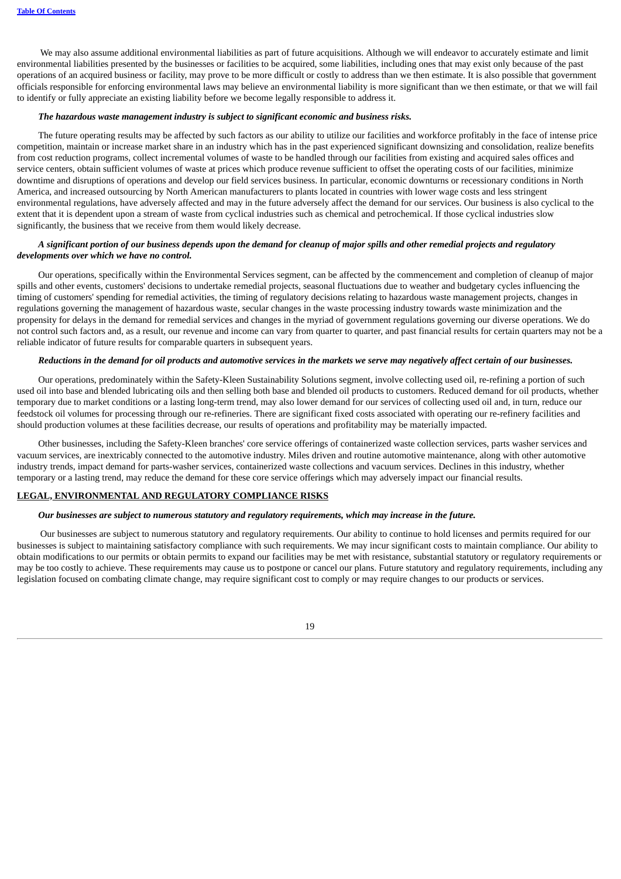We may also assume additional environmental liabilities as part of future acquisitions. Although we will endeavor to accurately estimate and limit environmental liabilities presented by the businesses or facilities to be acquired, some liabilities, including ones that may exist only because of the past operations of an acquired business or facility, may prove to be more difficult or costly to address than we then estimate. It is also possible that government officials responsible for enforcing environmental laws may believe an environmental liability is more significant than we then estimate, or that we will fail to identify or fully appreciate an existing liability before we become legally responsible to address it.

***The hazardous waste management industry is subject to significant economic and business risks.***

The future operating results may be affected by such factors as our ability to utilize our facilities and workforce profitably in the face of intense price competition, maintain or increase market share in an industry which has in the past experienced significant downsizing and consolidation, realize benefits from cost reduction programs, collect incremental volumes of waste to be handled through our facilities from existing and acquired sales offices and service centers, obtain sufficient volumes of waste at prices which produce revenue sufficient to offset the operating costs of our facilities, minimize downtime and disruptions of operations and develop our field services business. In particular, economic downturns or recessionary conditions in North America, and increased outsourcing by North American manufacturers to plants located in countries with lower wage costs and less stringent environmental regulations, have adversely affected and may in the future adversely affect the demand for our services. Our business is also cyclical to the extent that it is dependent upon a stream of waste from cyclical industries such as chemical and petrochemical. If those cyclical industries slow significantly, the business that we receive from them would likely decrease.

***A significant portion of our business depends upon the demand for cleanup of major spills and other remedial projects and regulatory developments over which we have no control.***

Our operations, specifically within the Environmental Services segment, can be affected by the commencement and completion of cleanup of major spills and other events, customers' decisions to undertake remedial projects, seasonal fluctuations due to weather and budgetary cycles influencing the timing of customers' spending for remedial activities, the timing of regulatory decisions relating to hazardous waste management projects, changes in regulations governing the management of hazardous waste, secular changes in the waste processing industry towards waste minimization and the propensity for delays in the demand for remedial services and changes in the myriad of government regulations governing our diverse operations. We do not control such factors and, as a result, our revenue and income can vary from quarter to quarter, and past financial results for certain quarters may not be a reliable indicator of future results for comparable quarters in subsequent years.

***Reductions in the demand for oil products and automotive services in the markets we serve may negatively affect certain of our businesses.***

Our operations, predominately within the Safety-Kleen Sustainability Solutions segment, involve collecting used oil, re-refining a portion of such used oil into base and blended lubricating oils and then selling both base and blended oil products to customers. Reduced demand for oil products, whether temporary due to market conditions or a lasting long-term trend, may also lower demand for our services of collecting used oil and, in turn, reduce our feedstock oil volumes for processing through our re-refineries. There are significant fixed costs associated with operating our re-refinery facilities and should production volumes at these facilities decrease, our results of operations and profitability may be materially impacted.

Other businesses, including the Safety-Kleen branches' core service offerings of containerized waste collection services, parts washer services and vacuum services, are inextricably connected to the automotive industry. Miles driven and routine automotive maintenance, along with other automotive industry trends, impact demand for parts-washer services, containerized waste collections and vacuum services. Declines in this industry, whether temporary or a lasting trend, may reduce the demand for these core service offerings which may adversely impact our financial results.

**LEGAL, ENVIRONMENTAL AND REGULATORY COMPLIANCE RISKS**

***Our businesses are subject to numerous statutory and regulatory requirements, which may increase in the future.***

Our businesses are subject to numerous statutory and regulatory requirements. Our ability to continue to hold licenses and permits required for our businesses is subject to maintaining satisfactory compliance with such requirements. We may incur significant costs to maintain compliance. Our ability to obtain modifications to our permits or obtain permits to expand our facilities may be met with resistance, substantial statutory or regulatory requirements or may be too costly to achieve. These requirements may cause us to postpone or cancel our plans. Future statutory and regulatory requirements, including any legislation focused on combating climate change, may require significant cost to comply or may require changes to our products or services.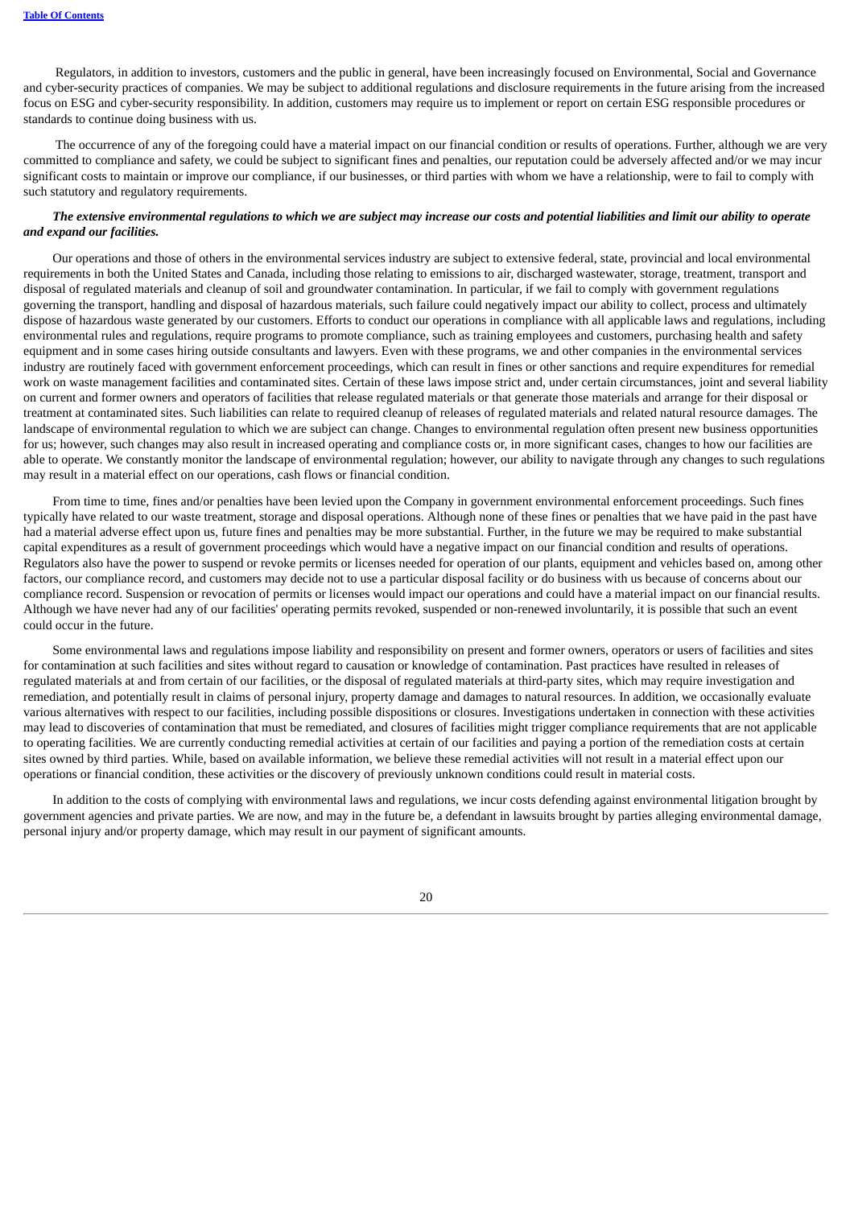Regulators, in addition to investors, customers and the public in general, have been increasingly focused on Environmental, Social and Governance and cyber-security practices of companies. We may be subject to additional regulations and disclosure requirements in the future arising from the increased focus on ESG and cyber-security responsibility. In addition, customers may require us to implement or report on certain ESG responsible procedures or standards to continue doing business with us.

The occurrence of any of the foregoing could have a material impact on our financial condition or results of operations. Further, although we are very committed to compliance and safety, we could be subject to significant fines and penalties, our reputation could be adversely affected and/or we may incur significant costs to maintain or improve our compliance, if our businesses, or third parties with whom we have a relationship, were to fail to comply with such statutory and regulatory requirements.

***The extensive environmental regulations to which we are subject may increase our costs and potential liabilities and limit our ability to operate and expand our facilities.***

Our operations and those of others in the environmental services industry are subject to extensive federal, state, provincial and local environmental requirements in both the United States and Canada, including those relating to emissions to air, discharged wastewater, storage, treatment, transport and disposal of regulated materials and cleanup of soil and groundwater contamination. In particular, if we fail to comply with government regulations governing the transport, handling and disposal of hazardous materials, such failure could negatively impact our ability to collect, process and ultimately dispose of hazardous waste generated by our customers. Efforts to conduct our operations in compliance with all applicable laws and regulations, including environmental rules and regulations, require programs to promote compliance, such as training employees and customers, purchasing health and safety equipment and in some cases hiring outside consultants and lawyers. Even with these programs, we and other companies in the environmental services industry are routinely faced with government enforcement proceedings, which can result in fines or other sanctions and require expenditures for remedial work on waste management facilities and contaminated sites. Certain of these laws impose strict and, under certain circumstances, joint and several liability on current and former owners and operators of facilities that release regulated materials or that generate those materials and arrange for their disposal or treatment at contaminated sites. Such liabilities can relate to required cleanup of releases of regulated materials and related natural resource damages. The landscape of environmental regulation to which we are subject can change. Changes to environmental regulation often present new business opportunities for us; however, such changes may also result in increased operating and compliance costs or, in more significant cases, changes to how our facilities are able to operate. We constantly monitor the landscape of environmental regulation; however, our ability to navigate through any changes to such regulations may result in a material effect on our operations, cash flows or financial condition.

From time to time, fines and/or penalties have been levied upon the Company in government environmental enforcement proceedings. Such fines typically have related to our waste treatment, storage and disposal operations. Although none of these fines or penalties that we have paid in the past have had a material adverse effect upon us, future fines and penalties may be more substantial. Further, in the future we may be required to make substantial capital expenditures as a result of government proceedings which would have a negative impact on our financial condition and results of operations. Regulators also have the power to suspend or revoke permits or licenses needed for operation of our plants, equipment and vehicles based on, among other factors, our compliance record, and customers may decide not to use a particular disposal facility or do business with us because of concerns about our compliance record. Suspension or revocation of permits or licenses would impact our operations and could have a material impact on our financial results. Although we have never had any of our facilities' operating permits revoked, suspended or non-renewed involuntarily, it is possible that such an event could occur in the future.

Some environmental laws and regulations impose liability and responsibility on present and former owners, operators or users of facilities and sites for contamination at such facilities and sites without regard to causation or knowledge of contamination. Past practices have resulted in releases of regulated materials at and from certain of our facilities, or the disposal of regulated materials at third-party sites, which may require investigation and remediation, and potentially result in claims of personal injury, property damage and damages to natural resources. In addition, we occasionally evaluate various alternatives with respect to our facilities, including possible dispositions or closures. Investigations undertaken in connection with these activities may lead to discoveries of contamination that must be remediated, and closures of facilities might trigger compliance requirements that are not applicable to operating facilities. We are currently conducting remedial activities at certain of our facilities and paying a portion of the remediation costs at certain sites owned by third parties. While, based on available information, we believe these remedial activities will not result in a material effect upon our operations or financial condition, these activities or the discovery of previously unknown conditions could result in material costs.

In addition to the costs of complying with environmental laws and regulations, we incur costs defending against environmental litigation brought by government agencies and private parties. We are now, and may in the future be, a defendant in lawsuits brought by parties alleging environmental damage, personal injury and/or property damage, which may result in our payment of significant amounts.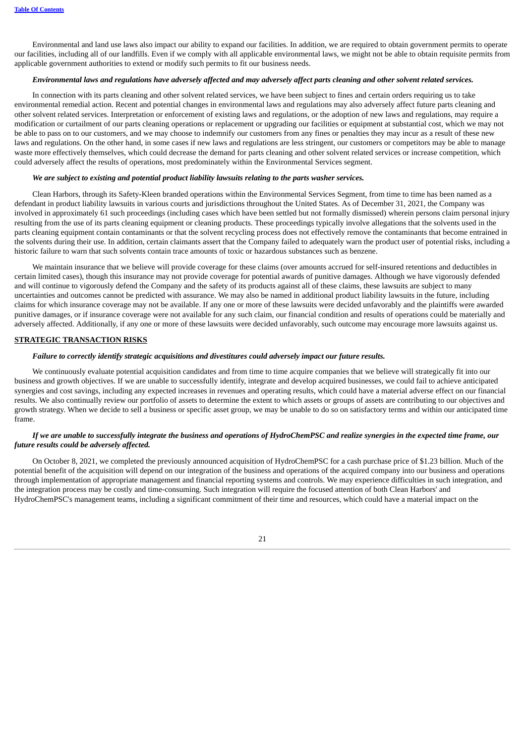Environmental and land use laws also impact our ability to expand our facilities. In addition, we are required to obtain government permits to operate our facilities, including all of our landfills. Even if we comply with all applicable environmental laws, we might not be able to obtain requisite permits from applicable government authorities to extend or modify such permits to fit our business needs.

***Environmental laws and regulations have adversely affected and may adversely affect parts cleaning and other solvent related services.***

In connection with its parts cleaning and other solvent related services, we have been subject to fines and certain orders requiring us to take environmental remedial action. Recent and potential changes in environmental laws and regulations may also adversely affect future parts cleaning and other solvent related services. Interpretation or enforcement of existing laws and regulations, or the adoption of new laws and regulations, may require a modification or curtailment of our parts cleaning operations or replacement or upgrading our facilities or equipment at substantial cost, which we may not be able to pass on to our customers, and we may choose to indemnify our customers from any fines or penalties they may incur as a result of these new laws and regulations. On the other hand, in some cases if new laws and regulations are less stringent, our customers or competitors may be able to manage waste more effectively themselves, which could decrease the demand for parts cleaning and other solvent related services or increase competition, which could adversely affect the results of operations, most predominately within the Environmental Services segment.

***We are subject to existing and potential product liability lawsuits relating to the parts washer services.***

Clean Harbors, through its Safety-Kleen branded operations within the Environmental Services Segment, from time to time has been named as a defendant in product liability lawsuits in various courts and jurisdictions throughout the United States. As of December 31, 2021, the Company was involved in approximately 61 such proceedings (including cases which have been settled but not formally dismissed) wherein persons claim personal injury resulting from the use of its parts cleaning equipment or cleaning products. These proceedings typically involve allegations that the solvents used in the parts cleaning equipment contain contaminants or that the solvent recycling process does not effectively remove the contaminants that become entrained in the solvents during their use. In addition, certain claimants assert that the Company failed to adequately warn the product user of potential risks, including a historic failure to warn that such solvents contain trace amounts of toxic or hazardous substances such as benzene.

We maintain insurance that we believe will provide coverage for these claims (over amounts accrued for self-insured retentions and deductibles in certain limited cases), though this insurance may not provide coverage for potential awards of punitive damages. Although we have vigorously defended and will continue to vigorously defend the Company and the safety of its products against all of these claims, these lawsuits are subject to many uncertainties and outcomes cannot be predicted with assurance. We may also be named in additional product liability lawsuits in the future, including claims for which insurance coverage may not be available. If any one or more of these lawsuits were decided unfavorably and the plaintiffs were awarded punitive damages, or if insurance coverage were not available for any such claim, our financial condition and results of operations could be materially and adversely affected. Additionally, if any one or more of these lawsuits were decided unfavorably, such outcome may encourage more lawsuits against us.

## STRATEGIC TRANSACTION RISKS

***Failure to correctly identify strategic acquisitions and divestitures could adversely impact our future results.***

We continuously evaluate potential acquisition candidates and from time to time acquire companies that we believe will strategically fit into our business and growth objectives. If we are unable to successfully identify, integrate and develop acquired businesses, we could fail to achieve anticipated synergies and cost savings, including any expected increases in revenues and operating results, which could have a material adverse effect on our financial results. We also continually review our portfolio of assets to determine the extent to which assets or groups of assets are contributing to our objectives and growth strategy. When we decide to sell a business or specific asset group, we may be unable to do so on satisfactory terms and within our anticipated time frame.

***If we are unable to successfully integrate the business and operations of HydroChemPSC and realize synergies in the expected time frame, our future results could be adversely affected.***

On October 8, 2021, we completed the previously announced acquisition of HydroChemPSC for a cash purchase price of $1.23 billion. Much of the potential benefit of the acquisition will depend on our integration of the business and operations of the acquired company into our business and operations through implementation of appropriate management and financial reporting systems and controls. We may experience difficulties in such integration, and the integration process may be costly and time-consuming. Such integration will require the focused attention of both Clean Harbors' and HydroChemPSC's management teams, including a significant commitment of their time and resources, which could have a material impact on the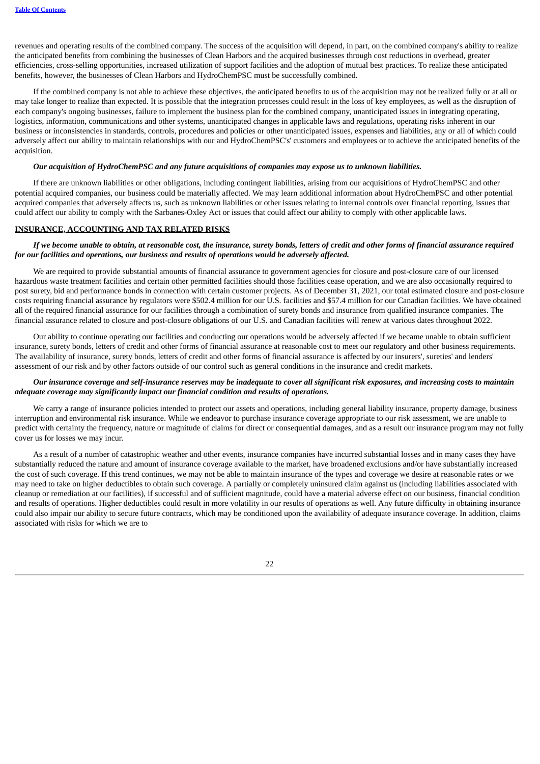revenues and operating results of the combined company. The success of the acquisition will depend, in part, on the combined company's ability to realize the anticipated benefits from combining the businesses of Clean Harbors and the acquired businesses through cost reductions in overhead, greater efficiencies, cross-selling opportunities, increased utilization of support facilities and the adoption of mutual best practices. To realize these anticipated benefits, however, the businesses of Clean Harbors and HydroChemPSC must be successfully combined.

If the combined company is not able to achieve these objectives, the anticipated benefits to us of the acquisition may not be realized fully or at all or may take longer to realize than expected. It is possible that the integration processes could result in the loss of key employees, as well as the disruption of each company's ongoing businesses, failure to implement the business plan for the combined company, unanticipated issues in integrating operating, logistics, information, communications and other systems, unanticipated changes in applicable laws and regulations, operating risks inherent in our business or inconsistencies in standards, controls, procedures and policies or other unanticipated issues, expenses and liabilities, any or all of which could adversely affect our ability to maintain relationships with our and HydroChemPSC's' customers and employees or to achieve the anticipated benefits of the acquisition.

***Our acquisition of HydroChemPSC and any future acquisitions of companies may expose us to unknown liabilities.***

If there are unknown liabilities or other obligations, including contingent liabilities, arising from our acquisitions of HydroChemPSC and other potential acquired companies, our business could be materially affected. We may learn additional information about HydroChemPSC and other potential acquired companies that adversely affects us, such as unknown liabilities or other issues relating to internal controls over financial reporting, issues that could affect our ability to comply with the Sarbanes-Oxley Act or issues that could affect our ability to comply with other applicable laws.

**INSURANCE, ACCOUNTING AND TAX RELATED RISKS**

***If we become unable to obtain, at reasonable cost, the insurance, surety bonds, letters of credit and other forms of financial assurance required for our facilities and operations, our business and results of operations would be adversely affected.***

We are required to provide substantial amounts of financial assurance to government agencies for closure and post-closure care of our licensed hazardous waste treatment facilities and certain other permitted facilities should those facilities cease operation, and we are also occasionally required to post surety, bid and performance bonds in connection with certain customer projects. As of December 31, 2021, our total estimated closure and post-closure costs requiring financial assurance by regulators were $502.4 million for our U.S. facilities and $57.4 million for our Canadian facilities. We have obtained all of the required financial assurance for our facilities through a combination of surety bonds and insurance from qualified insurance companies. The financial assurance related to closure and post-closure obligations of our U.S. and Canadian facilities will renew at various dates throughout 2022.

Our ability to continue operating our facilities and conducting our operations would be adversely affected if we became unable to obtain sufficient insurance, surety bonds, letters of credit and other forms of financial assurance at reasonable cost to meet our regulatory and other business requirements. The availability of insurance, surety bonds, letters of credit and other forms of financial assurance is affected by our insurers', sureties' and lenders' assessment of our risk and by other factors outside of our control such as general conditions in the insurance and credit markets.

***Our insurance coverage and self-insurance reserves may be inadequate to cover all significant risk exposures, and increasing costs to maintain adequate coverage may significantly impact our financial condition and results of operations.***

We carry a range of insurance policies intended to protect our assets and operations, including general liability insurance, property damage, business interruption and environmental risk insurance. While we endeavor to purchase insurance coverage appropriate to our risk assessment, we are unable to predict with certainty the frequency, nature or magnitude of claims for direct or consequential damages, and as a result our insurance program may not fully cover us for losses we may incur.

As a result of a number of catastrophic weather and other events, insurance companies have incurred substantial losses and in many cases they have substantially reduced the nature and amount of insurance coverage available to the market, have broadened exclusions and/or have substantially increased the cost of such coverage. If this trend continues, we may not be able to maintain insurance of the types and coverage we desire at reasonable rates or we may need to take on higher deductibles to obtain such coverage. A partially or completely uninsured claim against us (including liabilities associated with cleanup or remediation at our facilities), if successful and of sufficient magnitude, could have a material adverse effect on our business, financial condition and results of operations. Higher deductibles could result in more volatility in our results of operations as well. Any future difficulty in obtaining insurance could also impair our ability to secure future contracts, which may be conditioned upon the availability of adequate insurance coverage. In addition, claims associated with risks for which we are to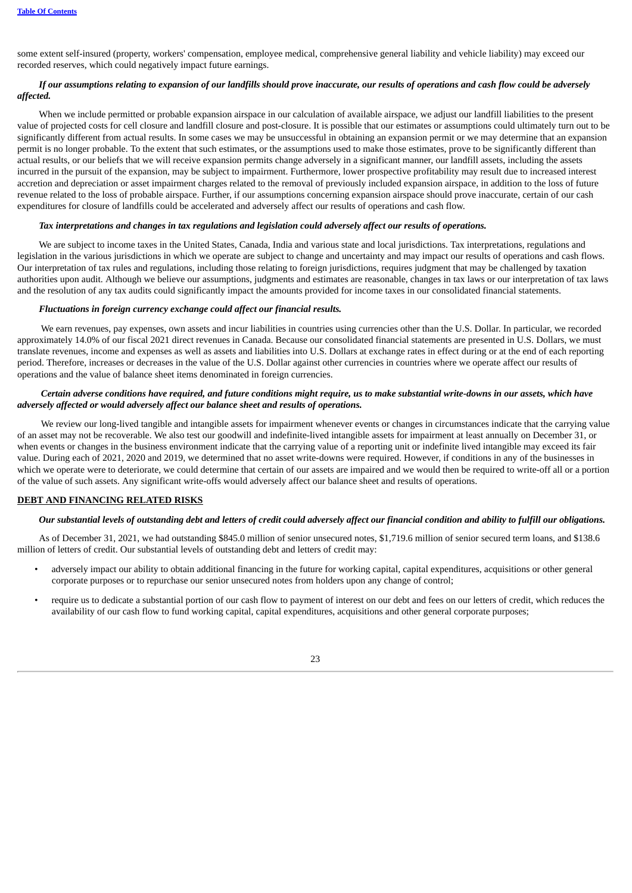some extent self-insured (property, workers' compensation, employee medical, comprehensive general liability and vehicle liability) may exceed our recorded reserves, which could negatively impact future earnings.

***If our assumptions relating to expansion of our landfills should prove inaccurate, our results of operations and cash flow could be adversely affected.***

When we include permitted or probable expansion airspace in our calculation of available airspace, we adjust our landfill liabilities to the present value of projected costs for cell closure and landfill closure and post-closure. It is possible that our estimates or assumptions could ultimately turn out to be significantly different from actual results. In some cases we may be unsuccessful in obtaining an expansion permit or we may determine that an expansion permit is no longer probable. To the extent that such estimates, or the assumptions used to make those estimates, prove to be significantly different than actual results, or our beliefs that we will receive expansion permits change adversely in a significant manner, our landfill assets, including the assets incurred in the pursuit of the expansion, may be subject to impairment. Furthermore, lower prospective profitability may result due to increased interest accretion and depreciation or asset impairment charges related to the removal of previously included expansion airspace, in addition to the loss of future revenue related to the loss of probable airspace. Further, if our assumptions concerning expansion airspace should prove inaccurate, certain of our cash expenditures for closure of landfills could be accelerated and adversely affect our results of operations and cash flow.

***Tax interpretations and changes in tax regulations and legislation could adversely affect our results of operations.***

We are subject to income taxes in the United States, Canada, India and various state and local jurisdictions. Tax interpretations, regulations and legislation in the various jurisdictions in which we operate are subject to change and uncertainty and may impact our results of operations and cash flows. Our interpretation of tax rules and regulations, including those relating to foreign jurisdictions, requires judgment that may be challenged by taxation authorities upon audit. Although we believe our assumptions, judgments and estimates are reasonable, changes in tax laws or our interpretation of tax laws and the resolution of any tax audits could significantly impact the amounts provided for income taxes in our consolidated financial statements.

***Fluctuations in foreign currency exchange could affect our financial results.***

We earn revenues, pay expenses, own assets and incur liabilities in countries using currencies other than the U.S. Dollar. In particular, we recorded approximately 14.0% of our fiscal 2021 direct revenues in Canada. Because our consolidated financial statements are presented in U.S. Dollars, we must translate revenues, income and expenses as well as assets and liabilities into U.S. Dollars at exchange rates in effect during or at the end of each reporting period. Therefore, increases or decreases in the value of the U.S. Dollar against other currencies in countries where we operate affect our results of operations and the value of balance sheet items denominated in foreign currencies.

***Certain adverse conditions have required, and future conditions might require, us to make substantial write-downs in our assets, which have adversely affected or would adversely affect our balance sheet and results of operations.***

We review our long-lived tangible and intangible assets for impairment whenever events or changes in circumstances indicate that the carrying value of an asset may not be recoverable. We also test our goodwill and indefinite-lived intangible assets for impairment at least annually on December 31, or when events or changes in the business environment indicate that the carrying value of a reporting unit or indefinite lived intangible may exceed its fair value. During each of 2021, 2020 and 2019, we determined that no asset write-downs were required. However, if conditions in any of the businesses in which we operate were to deteriorate, we could determine that certain of our assets are impaired and we would then be required to write-off all or a portion of the value of such assets. Any significant write-offs would adversely affect our balance sheet and results of operations.

## DEBT AND FINANCING RELATED RISKS

***Our substantial levels of outstanding debt and letters of credit could adversely affect our financial condition and ability to fulfill our obligations.***

As of December 31, 2021, we had outstanding $845.0 million of senior unsecured notes, $1,719.6 million of senior secured term loans, and $138.6 million of letters of credit. Our substantial levels of outstanding debt and letters of credit may:

- adversely impact our ability to obtain additional financing in the future for working capital, capital expenditures, acquisitions or other general corporate purposes or to repurchase our senior unsecured notes from holders upon any change of control;
- require us to dedicate a substantial portion of our cash flow to payment of interest on our debt and fees on our letters of credit, which reduces the availability of our cash flow to fund working capital, capital expenditures, acquisitions and other general corporate purposes;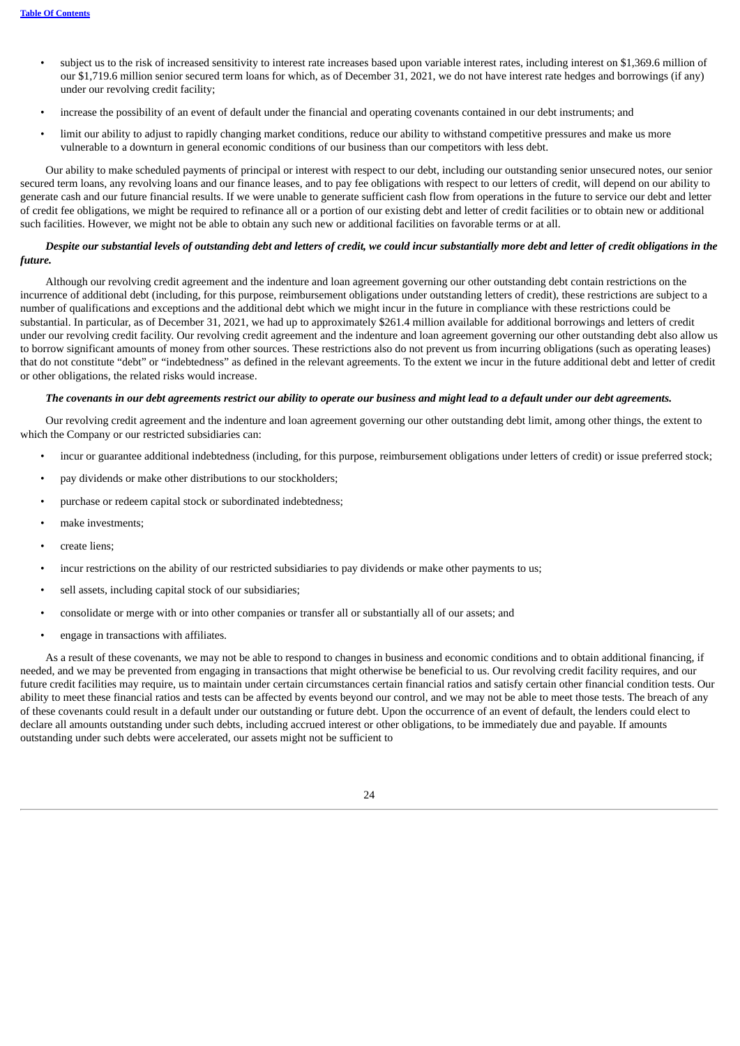- subject us to the risk of increased sensitivity to interest rate increases based upon variable interest rates, including interest on $1,369.6 million of our $1,719.6 million senior secured term loans for which, as of December 31, 2021, we do not have interest rate hedges and borrowings (if any) under our revolving credit facility;
- increase the possibility of an event of default under the financial and operating covenants contained in our debt instruments; and
- limit our ability to adjust to rapidly changing market conditions, reduce our ability to withstand competitive pressures and make us more vulnerable to a downturn in general economic conditions of our business than our competitors with less debt.

Our ability to make scheduled payments of principal or interest with respect to our debt, including our outstanding senior unsecured notes, our senior secured term loans, any revolving loans and our finance leases, and to pay fee obligations with respect to our letters of credit, will depend on our ability to generate cash and our future financial results. If we were unable to generate sufficient cash flow from operations in the future to service our debt and letter of credit fee obligations, we might be required to refinance all or a portion of our existing debt and letter of credit facilities or to obtain new or additional such facilities. However, we might not be able to obtain any such new or additional facilities on favorable terms or at all.

***Despite our substantial levels of outstanding debt and letters of credit, we could incur substantially more debt and letter of credit obligations in the future.***

Although our revolving credit agreement and the indenture and loan agreement governing our other outstanding debt contain restrictions on the incurrence of additional debt (including, for this purpose, reimbursement obligations under outstanding letters of credit), these restrictions are subject to a number of qualifications and exceptions and the additional debt which we might incur in the future in compliance with these restrictions could be substantial. In particular, as of December 31, 2021, we had up to approximately $261.4 million available for additional borrowings and letters of credit under our revolving credit facility. Our revolving credit agreement and the indenture and loan agreement governing our other outstanding debt also allow us to borrow significant amounts of money from other sources. These restrictions also do not prevent us from incurring obligations (such as operating leases) that do not constitute "debt" or "indebtedness" as defined in the relevant agreements. To the extent we incur in the future additional debt and letter of credit or other obligations, the related risks would increase.

***The covenants in our debt agreements restrict our ability to operate our business and might lead to a default under our debt agreements.***

Our revolving credit agreement and the indenture and loan agreement governing our other outstanding debt limit, among other things, the extent to which the Company or our restricted subsidiaries can:

- incur or guarantee additional indebtedness (including, for this purpose, reimbursement obligations under letters of credit) or issue preferred stock;
- pay dividends or make other distributions to our stockholders;
- purchase or redeem capital stock or subordinated indebtedness;
- make investments;
- create liens;
- incur restrictions on the ability of our restricted subsidiaries to pay dividends or make other payments to us;
- sell assets, including capital stock of our subsidiaries;
- consolidate or merge with or into other companies or transfer all or substantially all of our assets; and
- engage in transactions with affiliates.

As a result of these covenants, we may not be able to respond to changes in business and economic conditions and to obtain additional financing, if needed, and we may be prevented from engaging in transactions that might otherwise be beneficial to us. Our revolving credit facility requires, and our future credit facilities may require, us to maintain under certain circumstances certain financial ratios and satisfy certain other financial condition tests. Our ability to meet these financial ratios and tests can be affected by events beyond our control, and we may not be able to meet those tests. The breach of any of these covenants could result in a default under our outstanding or future debt. Upon the occurrence of an event of default, the lenders could elect to declare all amounts outstanding under such debts, including accrued interest or other obligations, to be immediately due and payable. If amounts outstanding under such debts were accelerated, our assets might not be sufficient to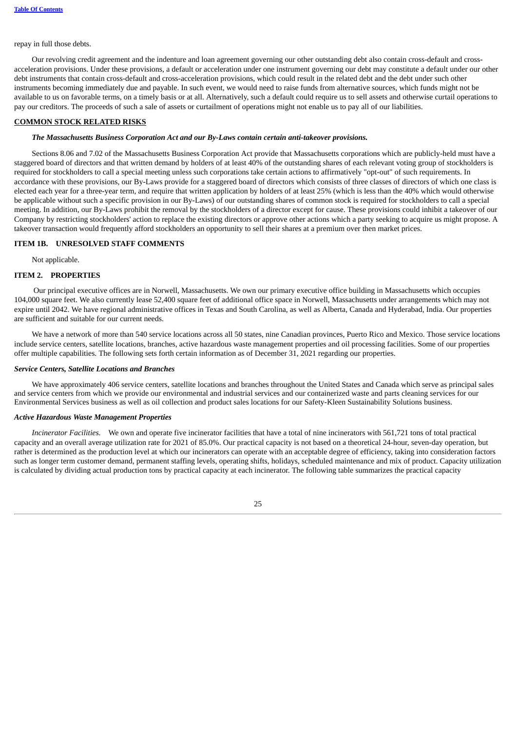repay in full those debts.

Our revolving credit agreement and the indenture and loan agreement governing our other outstanding debt also contain cross-default and cross-acceleration provisions. Under these provisions, a default or acceleration under one instrument governing our debt may constitute a default under our other debt instruments that contain cross-default and cross-acceleration provisions, which could result in the related debt and the debt under such other instruments becoming immediately due and payable. In such event, we would need to raise funds from alternative sources, which funds might not be available to us on favorable terms, on a timely basis or at all. Alternatively, such a default could require us to sell assets and otherwise curtail operations to pay our creditors. The proceeds of such a sale of assets or curtailment of operations might not enable us to pay all of our liabilities.

## COMMON STOCK RELATED RISKS

***The Massachusetts Business Corporation Act and our By-Laws contain certain anti-takeover provisions.***

Sections 8.06 and 7.02 of the Massachusetts Business Corporation Act provide that Massachusetts corporations which are publicly-held must have a staggered board of directors and that written demand by holders of at least 40% of the outstanding shares of each relevant voting group of stockholders is required for stockholders to call a special meeting unless such corporations take certain actions to affirmatively "opt-out" of such requirements. In accordance with these provisions, our By-Laws provide for a staggered board of directors which consists of three classes of directors of which one class is elected each year for a three-year term, and require that written application by holders of at least 25% (which is less than the 40% which would otherwise be applicable without such a specific provision in our By-Laws) of our outstanding shares of common stock is required for stockholders to call a special meeting. In addition, our By-Laws prohibit the removal by the stockholders of a director except for cause. These provisions could inhibit a takeover of our Company by restricting stockholders' action to replace the existing directors or approve other actions which a party seeking to acquire us might propose. A takeover transaction would frequently afford stockholders an opportunity to sell their shares at a premium over then market prices.

## ITEM 1B. UNRESOLVED STAFF COMMENTS

Not applicable.

## ITEM 2. PROPERTIES

Our principal executive offices are in Norwell, Massachusetts. We own our primary executive office building in Massachusetts which occupies 104,000 square feet. We also currently lease 52,400 square feet of additional office space in Norwell, Massachusetts under arrangements which may not expire until 2042. We have regional administrative offices in Texas and South Carolina, as well as Alberta, Canada and Hyderabad, India. Our properties are sufficient and suitable for our current needs.

We have a network of more than 540 service locations across all 50 states, nine Canadian provinces, Puerto Rico and Mexico. Those service locations include service centers, satellite locations, branches, active hazardous waste management properties and oil processing facilities. Some of our properties offer multiple capabilities. The following sets forth certain information as of December 31, 2021 regarding our properties.

### *Service Centers, Satellite Locations and Branches*

We have approximately 406 service centers, satellite locations and branches throughout the United States and Canada which serve as principal sales and service centers from which we provide our environmental and industrial services and our containerized waste and parts cleaning services for our Environmental Services business as well as oil collection and product sales locations for our Safety-Kleen Sustainability Solutions business.

### *Active Hazardous Waste Management Properties*

*Incinerator Facilities.* We own and operate five incinerator facilities that have a total of nine incinerators with 561,721 tons of total practical capacity and an overall average utilization rate for 2021 of 85.0%. Our practical capacity is not based on a theoretical 24-hour, seven-day operation, but rather is determined as the production level at which our incinerators can operate with an acceptable degree of efficiency, taking into consideration factors such as longer term customer demand, permanent staffing levels, operating shifts, holidays, scheduled maintenance and mix of product. Capacity utilization is calculated by dividing actual production tons by practical capacity at each incinerator. The following table summarizes the practical capacity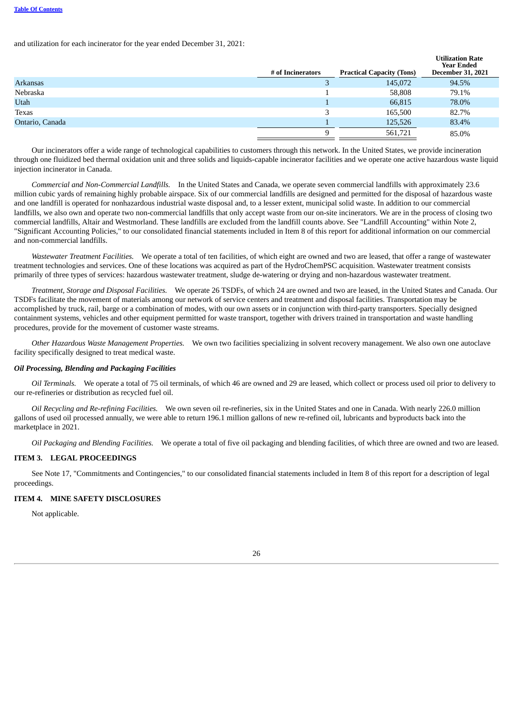and utilization for each incinerator for the year ended December 31, 2021:

| | # of Incinerators | Practical Capacity (Tons) | Utilization Rate Year Ended December 31, 2021 |
|---|---|---|---|
| Arkansas | 3 | 145,072 | 94.5% |
| Nebraska | 1 | 58,808 | 79.1% |
| Utah | 1 | 66,815 | 78.0% |
| Texas | 3 | 165,500 | 82.7% |
| Ontario, Canada | 1 | 125,526 | 83.4% |
| | 9 | 561,721 | 85.0% |

Our incinerators offer a wide range of technological capabilities to customers through this network. In the United States, we provide incineration through one fluidized bed thermal oxidation unit and three solids and liquids-capable incinerator facilities and we operate one active hazardous waste liquid injection incinerator in Canada.

*Commercial and Non-Commercial Landfills.* In the United States and Canada, we operate seven commercial landfills with approximately 23.6 million cubic yards of remaining highly probable airspace. Six of our commercial landfills are designed and permitted for the disposal of hazardous waste and one landfill is operated for nonhazardous industrial waste disposal and, to a lesser extent, municipal solid waste. In addition to our commercial landfills, we also own and operate two non-commercial landfills that only accept waste from our on-site incinerators. We are in the process of closing two commercial landfills, Altair and Westmorland. These landfills are excluded from the landfill counts above. See "Landfill Accounting" within Note 2, "Significant Accounting Policies," to our consolidated financial statements included in Item 8 of this report for additional information on our commercial and non-commercial landfills.

*Wastewater Treatment Facilities.* We operate a total of ten facilities, of which eight are owned and two are leased, that offer a range of wastewater treatment technologies and services. One of these locations was acquired as part of the HydroChemPSC acquisition. Wastewater treatment consists primarily of three types of services: hazardous wastewater treatment, sludge de-watering or drying and non-hazardous wastewater treatment.

*Treatment, Storage and Disposal Facilities.* We operate 26 TSDFs, of which 24 are owned and two are leased, in the United States and Canada. Our TSDFs facilitate the movement of materials among our network of service centers and treatment and disposal facilities. Transportation may be accomplished by truck, rail, barge or a combination of modes, with our own assets or in conjunction with third-party transporters. Specially designed containment systems, vehicles and other equipment permitted for waste transport, together with drivers trained in transportation and waste handling procedures, provide for the movement of customer waste streams.

*Other Hazardous Waste Management Properties.* We own two facilities specializing in solvent recovery management. We also own one autoclave facility specifically designed to treat medical waste.

***Oil Processing, Blending and Packaging Facilities***

*Oil Terminals.* We operate a total of 75 oil terminals, of which 46 are owned and 29 are leased, which collect or process used oil prior to delivery to our re-refineries or distribution as recycled fuel oil.

*Oil Recycling and Re-refining Facilities.* We own seven oil re-refineries, six in the United States and one in Canada. With nearly 226.0 million gallons of used oil processed annually, we were able to return 196.1 million gallons of new re-refined oil, lubricants and byproducts back into the marketplace in 2021.

*Oil Packaging and Blending Facilities.* We operate a total of five oil packaging and blending facilities, of which three are owned and two are leased.

## ITEM 3. LEGAL PROCEEDINGS

See Note 17, "Commitments and Contingencies," to our consolidated financial statements included in Item 8 of this report for a description of legal proceedings.

## ITEM 4. MINE SAFETY DISCLOSURES

Not applicable.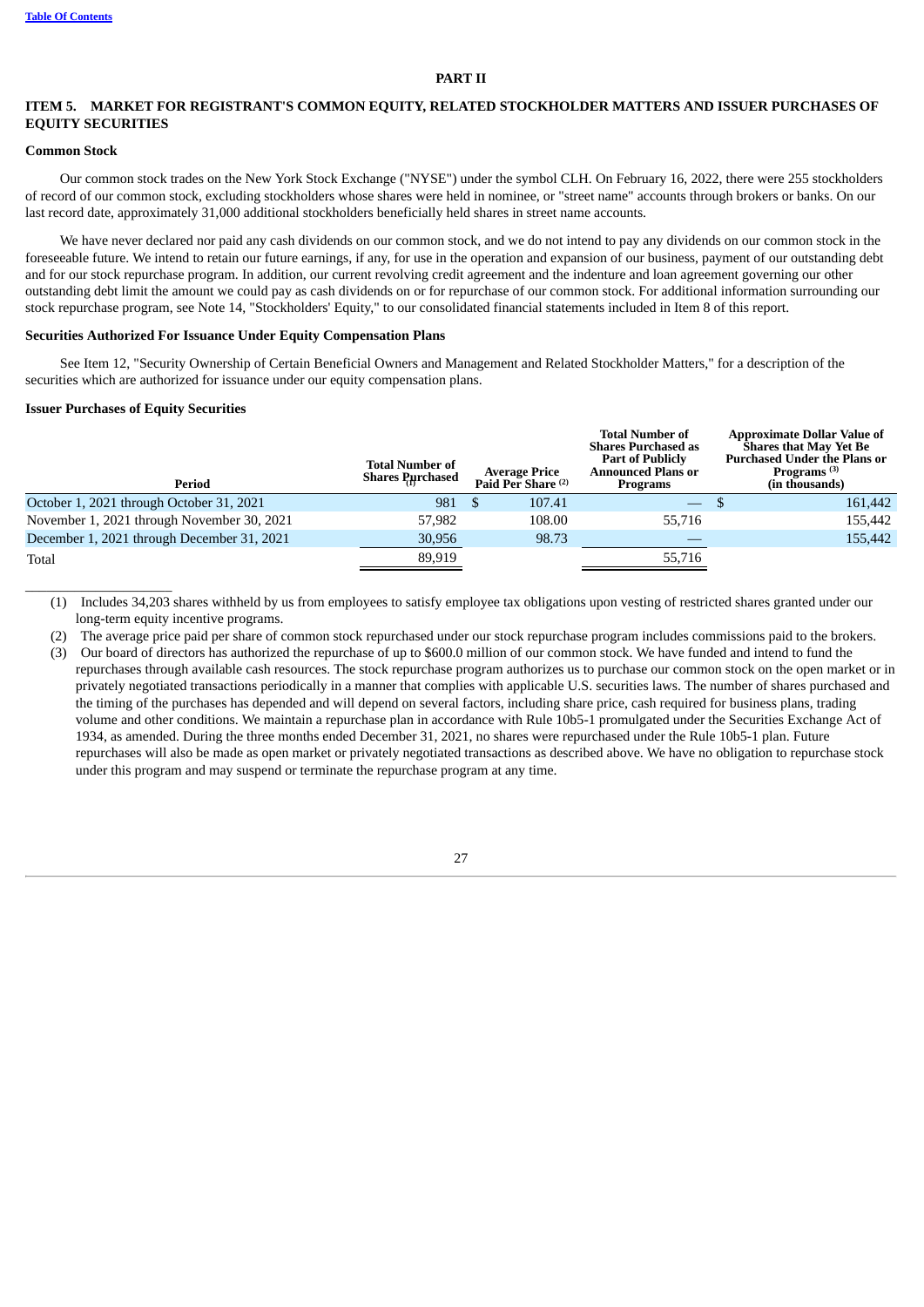## PART II

## ITEM 5. MARKET FOR REGISTRANT'S COMMON EQUITY, RELATED STOCKHOLDER MATTERS AND ISSUER PURCHASES OF EQUITY SECURITIES

### Common Stock

Our common stock trades on the New York Stock Exchange ("NYSE") under the symbol CLH. On February 16, 2022, there were 255 stockholders of record of our common stock, excluding stockholders whose shares were held in nominee, or "street name" accounts through brokers or banks. On our last record date, approximately 31,000 additional stockholders beneficially held shares in street name accounts.

We have never declared nor paid any cash dividends on our common stock, and we do not intend to pay any dividends on our common stock in the foreseeable future. We intend to retain our future earnings, if any, for use in the operation and expansion of our business, payment of our outstanding debt and for our stock repurchase program. In addition, our current revolving credit agreement and the indenture and loan agreement governing our other outstanding debt limit the amount we could pay as cash dividends on or for repurchase of our common stock. For additional information surrounding our stock repurchase program, see Note 14, "Stockholders' Equity," to our consolidated financial statements included in Item 8 of this report.

### Securities Authorized For Issuance Under Equity Compensation Plans

See Item 12, "Security Ownership of Certain Beneficial Owners and Management and Related Stockholder Matters," for a description of the securities which are authorized for issuance under our equity compensation plans.

### Issuer Purchases of Equity Securities

| Period | Total Number of Shares Purchased (1) | Average Price Paid Per Share (2) | Total Number of Shares Purchased as Part of Publicly Announced Plans or Programs | Approximate Dollar Value of Shares that May Yet Be Purchased Under the Plans or Programs (3) (in thousands) |
|---|---|---|---|---|
| October 1, 2021 through October 31, 2021 | 981 | $ 107.41 | — | $ 161,442 |
| November 1, 2021 through November 30, 2021 | 57,982 | 108.00 | 55,716 | 155,442 |
| December 1, 2021 through December 31, 2021 | 30,956 | 98.73 | — | 155,442 |
| Total | 89,919 | | 55,716 | |

(1) Includes 34,203 shares withheld by us from employees to satisfy employee tax obligations upon vesting of restricted shares granted under our long-term equity incentive programs.

(2) The average price paid per share of common stock repurchased under our stock repurchase program includes commissions paid to the brokers.

(3) Our board of directors has authorized the repurchase of up to $600.0 million of our common stock. We have funded and intend to fund the repurchases through available cash resources. The stock repurchase program authorizes us to purchase our common stock on the open market or in privately negotiated transactions periodically in a manner that complies with applicable U.S. securities laws. The number of shares purchased and the timing of the purchases has depended and will depend on several factors, including share price, cash required for business plans, trading volume and other conditions. We maintain a repurchase plan in accordance with Rule 10b5-1 promulgated under the Securities Exchange Act of 1934, as amended. During the three months ended December 31, 2021, no shares were repurchased under the Rule 10b5-1 plan. Future repurchases will also be made as open market or privately negotiated transactions as described above. We have no obligation to repurchase stock under this program and may suspend or terminate the repurchase program at any time.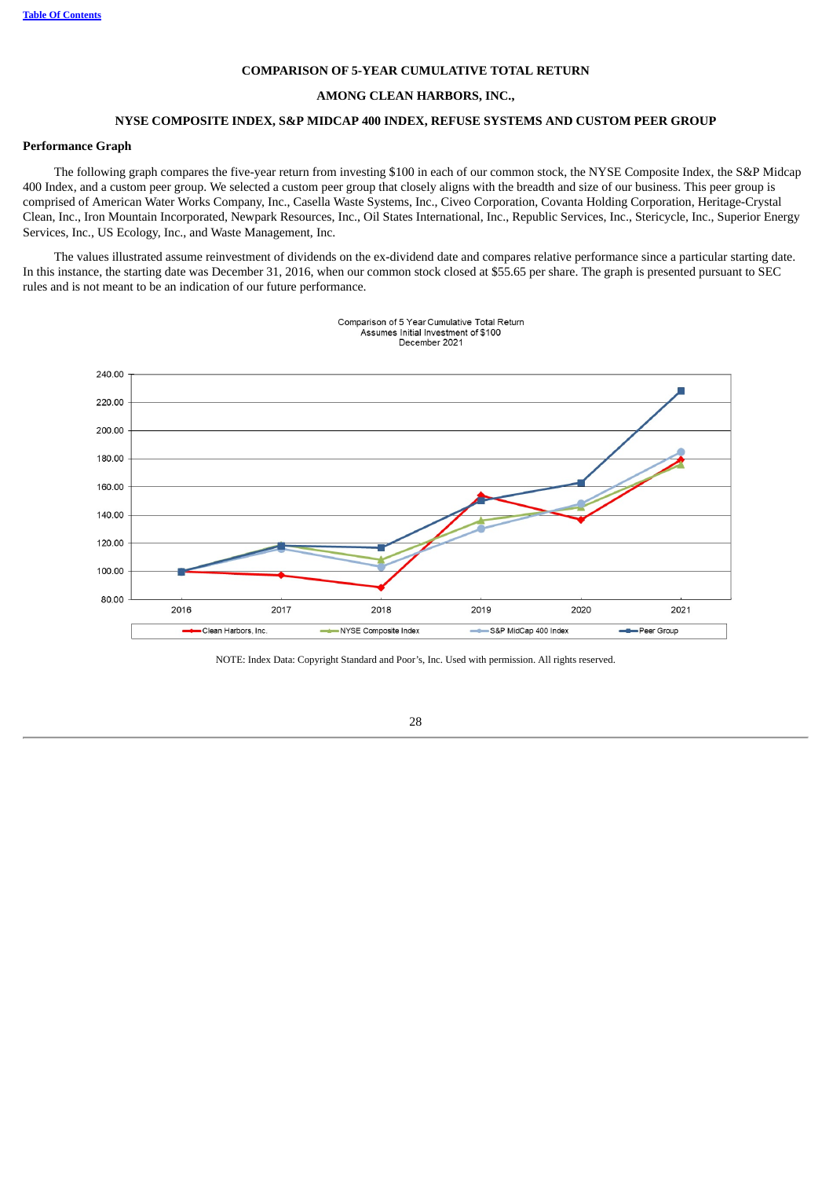**COMPARISON OF 5-YEAR CUMULATIVE TOTAL RETURN**

**AMONG CLEAN HARBORS, INC.,**

**NYSE COMPOSITE INDEX, S&P MIDCAP 400 INDEX, REFUSE SYSTEMS AND CUSTOM PEER GROUP**

**Performance Graph**

The following graph compares the five-year return from investing $100 in each of our common stock, the NYSE Composite Index, the S&P Midcap 400 Index, and a custom peer group. We selected a custom peer group that closely aligns with the breadth and size of our business. This peer group is comprised of American Water Works Company, Inc., Casella Waste Systems, Inc., Civeo Corporation, Covanta Holding Corporation, Heritage-Crystal Clean, Inc., Iron Mountain Incorporated, Newpark Resources, Inc., Oil States International, Inc., Republic Services, Inc., Stericycle, Inc., Superior Energy Services, Inc., US Ecology, Inc., and Waste Management, Inc.

The values illustrated assume reinvestment of dividends on the ex-dividend date and compares relative performance since a particular starting date. In this instance, the starting date was December 31, 2016, when our common stock closed at $55.65 per share. The graph is presented pursuant to SEC rules and is not meant to be an indication of our future performance.

Comparison of 5 Year Cumulative Total Return
Assumes Initial Investment of $100
December 2021

NOTE: Index Data: Copyright Standard and Poor's, Inc. Used with permission. All rights reserved.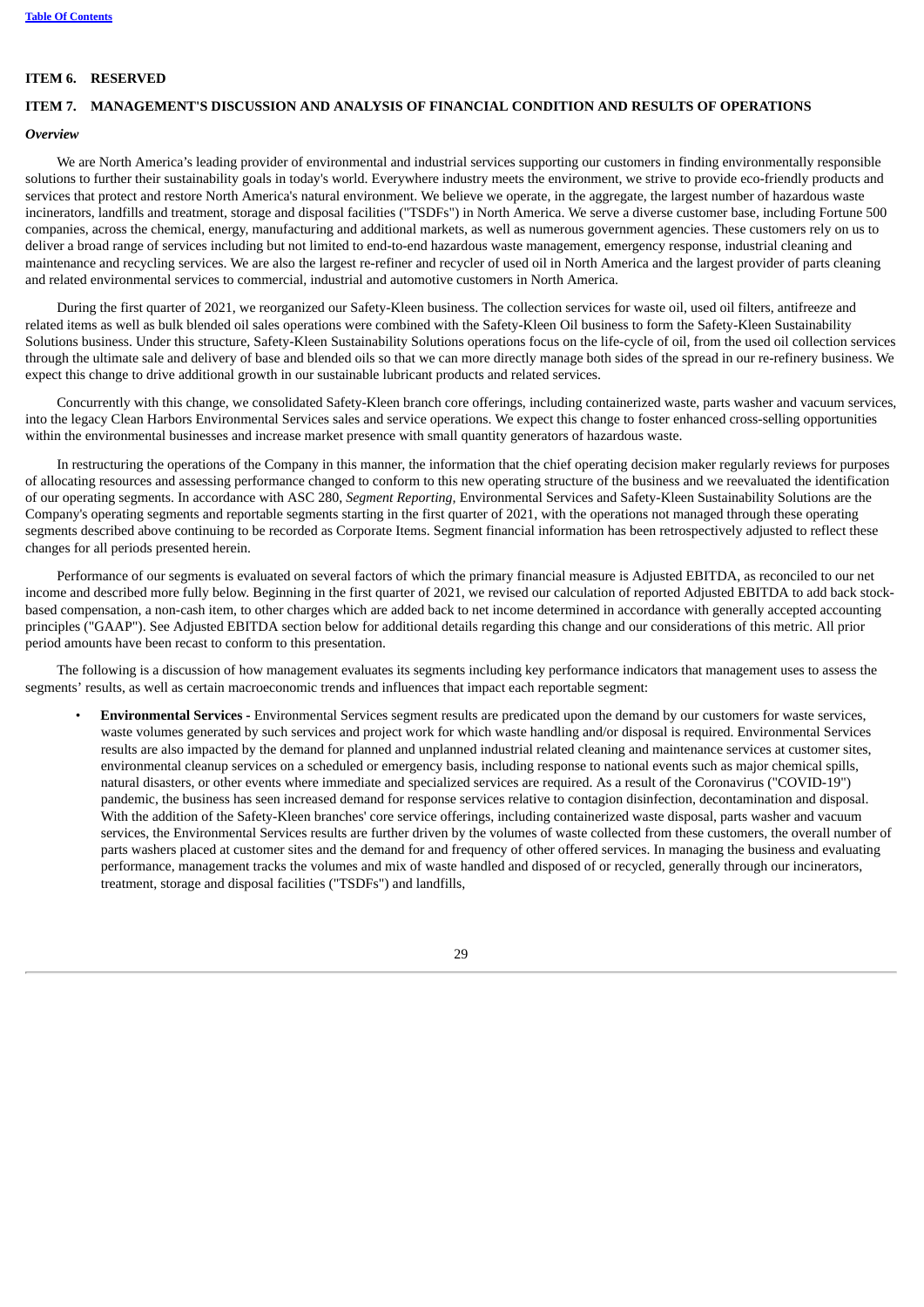## ITEM 6. RESERVED

## ITEM 7. MANAGEMENT'S DISCUSSION AND ANALYSIS OF FINANCIAL CONDITION AND RESULTS OF OPERATIONS

### *Overview*

We are North America's leading provider of environmental and industrial services supporting our customers in finding environmentally responsible solutions to further their sustainability goals in today's world. Everywhere industry meets the environment, we strive to provide eco-friendly products and services that protect and restore North America's natural environment. We believe we operate, in the aggregate, the largest number of hazardous waste incinerators, landfills and treatment, storage and disposal facilities ("TSDFs") in North America. We serve a diverse customer base, including Fortune 500 companies, across the chemical, energy, manufacturing and additional markets, as well as numerous government agencies. These customers rely on us to deliver a broad range of services including but not limited to end-to-end hazardous waste management, emergency response, industrial cleaning and maintenance and recycling services. We are also the largest re-refiner and recycler of used oil in North America and the largest provider of parts cleaning and related environmental services to commercial, industrial and automotive customers in North America.

During the first quarter of 2021, we reorganized our Safety-Kleen business. The collection services for waste oil, used oil filters, antifreeze and related items as well as bulk blended oil sales operations were combined with the Safety-Kleen Oil business to form the Safety-Kleen Sustainability Solutions business. Under this structure, Safety-Kleen Sustainability Solutions operations focus on the life-cycle of oil, from the used oil collection services through the ultimate sale and delivery of base and blended oils so that we can more directly manage both sides of the spread in our re-refinery business. We expect this change to drive additional growth in our sustainable lubricant products and related services.

Concurrently with this change, we consolidated Safety-Kleen branch core offerings, including containerized waste, parts washer and vacuum services, into the legacy Clean Harbors Environmental Services sales and service operations. We expect this change to foster enhanced cross-selling opportunities within the environmental businesses and increase market presence with small quantity generators of hazardous waste.

In restructuring the operations of the Company in this manner, the information that the chief operating decision maker regularly reviews for purposes of allocating resources and assessing performance changed to conform to this new operating structure of the business and we reevaluated the identification of our operating segments. In accordance with ASC 280, *Segment Reporting,* Environmental Services and Safety-Kleen Sustainability Solutions are the Company's operating segments and reportable segments starting in the first quarter of 2021, with the operations not managed through these operating segments described above continuing to be recorded as Corporate Items. Segment financial information has been retrospectively adjusted to reflect these changes for all periods presented herein.

Performance of our segments is evaluated on several factors of which the primary financial measure is Adjusted EBITDA, as reconciled to our net income and described more fully below. Beginning in the first quarter of 2021, we revised our calculation of reported Adjusted EBITDA to add back stock-based compensation, a non-cash item, to other charges which are added back to net income determined in accordance with generally accepted accounting principles ("GAAP"). See Adjusted EBITDA section below for additional details regarding this change and our considerations of this metric. All prior period amounts have been recast to conform to this presentation.

The following is a discussion of how management evaluates its segments including key performance indicators that management uses to assess the segments' results, as well as certain macroeconomic trends and influences that impact each reportable segment:

- **Environmental Services -** Environmental Services segment results are predicated upon the demand by our customers for waste services, waste volumes generated by such services and project work for which waste handling and/or disposal is required. Environmental Services results are also impacted by the demand for planned and unplanned industrial related cleaning and maintenance services at customer sites, environmental cleanup services on a scheduled or emergency basis, including response to national events such as major chemical spills, natural disasters, or other events where immediate and specialized services are required. As a result of the Coronavirus ("COVID-19") pandemic, the business has seen increased demand for response services relative to contagion disinfection, decontamination and disposal. With the addition of the Safety-Kleen branches' core service offerings, including containerized waste disposal, parts washer and vacuum services, the Environmental Services results are further driven by the volumes of waste collected from these customers, the overall number of parts washers placed at customer sites and the demand for and frequency of other offered services. In managing the business and evaluating performance, management tracks the volumes and mix of waste handled and disposed of or recycled, generally through our incinerators, treatment, storage and disposal facilities ("TSDFs") and landfills,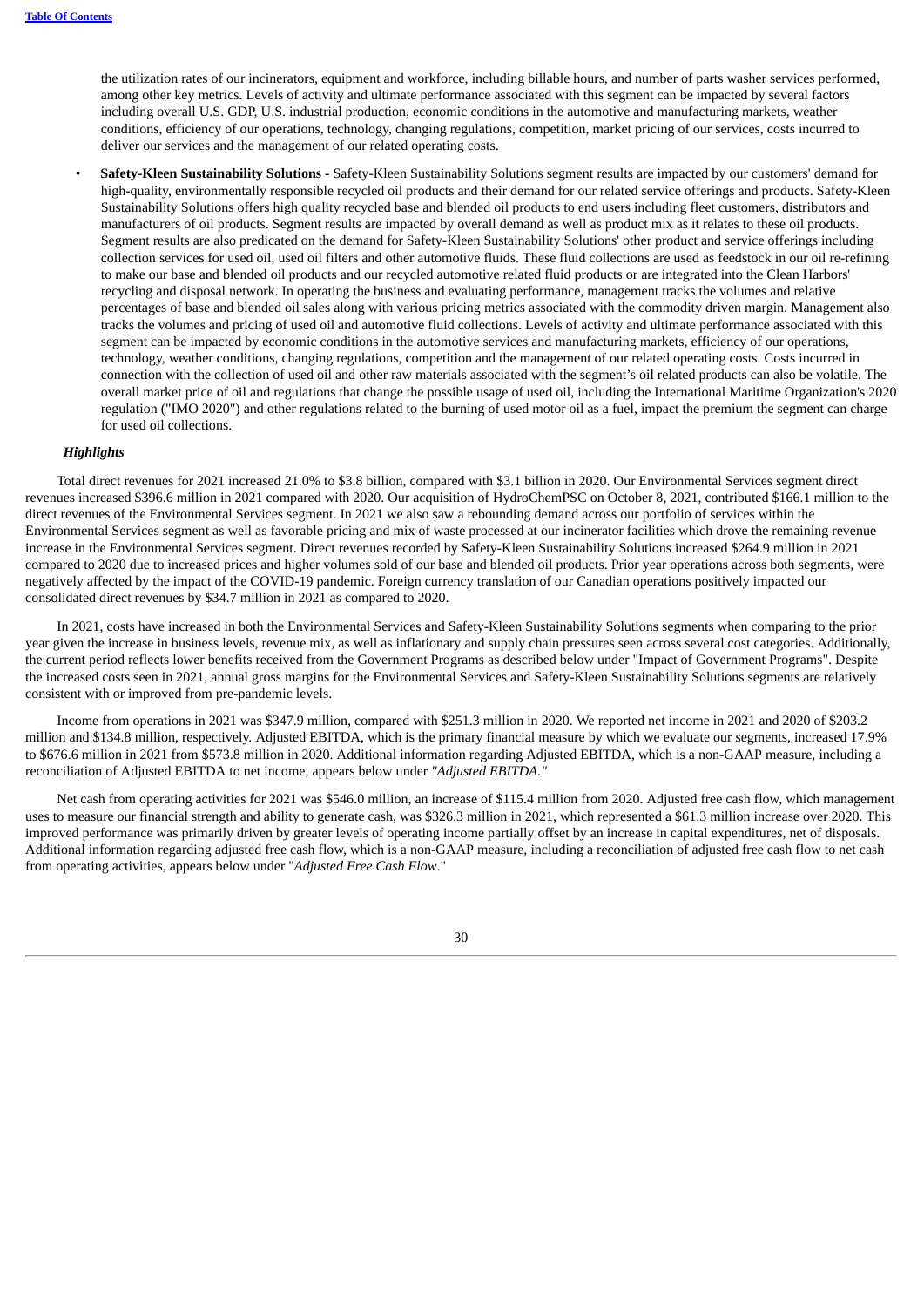the utilization rates of our incinerators, equipment and workforce, including billable hours, and number of parts washer services performed, among other key metrics. Levels of activity and ultimate performance associated with this segment can be impacted by several factors including overall U.S. GDP, U.S. industrial production, economic conditions in the automotive and manufacturing markets, weather conditions, efficiency of our operations, technology, changing regulations, competition, market pricing of our services, costs incurred to deliver our services and the management of our related operating costs.

- **Safety-Kleen Sustainability Solutions -** Safety-Kleen Sustainability Solutions segment results are impacted by our customers' demand for high-quality, environmentally responsible recycled oil products and their demand for our related service offerings and products. Safety-Kleen Sustainability Solutions offers high quality recycled base and blended oil products to end users including fleet customers, distributors and manufacturers of oil products. Segment results are impacted by overall demand as well as product mix as it relates to these oil products. Segment results are also predicated on the demand for Safety-Kleen Sustainability Solutions' other product and service offerings including collection services for used oil, used oil filters and other automotive fluids. These fluid collections are used as feedstock in our oil re-refining to make our base and blended oil products and our recycled automotive related fluid products or are integrated into the Clean Harbors' recycling and disposal network. In operating the business and evaluating performance, management tracks the volumes and relative percentages of base and blended oil sales along with various pricing metrics associated with the commodity driven margin. Management also tracks the volumes and pricing of used oil and automotive fluid collections. Levels of activity and ultimate performance associated with this segment can be impacted by economic conditions in the automotive services and manufacturing markets, efficiency of our operations, technology, weather conditions, changing regulations, competition and the management of our related operating costs. Costs incurred in connection with the collection of used oil and other raw materials associated with the segment's oil related products can also be volatile. The overall market price of oil and regulations that change the possible usage of used oil, including the International Maritime Organization's 2020 regulation ("IMO 2020") and other regulations related to the burning of used motor oil as a fuel, impact the premium the segment can charge for used oil collections.

### *Highlights*

Total direct revenues for 2021 increased 21.0% to $3.8 billion, compared with $3.1 billion in 2020. Our Environmental Services segment direct revenues increased $396.6 million in 2021 compared with 2020. Our acquisition of HydroChemPSC on October 8, 2021, contributed $166.1 million to the direct revenues of the Environmental Services segment. In 2021 we also saw a rebounding demand across our portfolio of services within the Environmental Services segment as well as favorable pricing and mix of waste processed at our incinerator facilities which drove the remaining revenue increase in the Environmental Services segment. Direct revenues recorded by Safety-Kleen Sustainability Solutions increased $264.9 million in 2021 compared to 2020 due to increased prices and higher volumes sold of our base and blended oil products. Prior year operations across both segments, were negatively affected by the impact of the COVID-19 pandemic. Foreign currency translation of our Canadian operations positively impacted our consolidated direct revenues by $34.7 million in 2021 as compared to 2020.

In 2021, costs have increased in both the Environmental Services and Safety-Kleen Sustainability Solutions segments when comparing to the prior year given the increase in business levels, revenue mix, as well as inflationary and supply chain pressures seen across several cost categories. Additionally, the current period reflects lower benefits received from the Government Programs as described below under "Impact of Government Programs". Despite the increased costs seen in 2021, annual gross margins for the Environmental Services and Safety-Kleen Sustainability Solutions segments are relatively consistent with or improved from pre-pandemic levels.

Income from operations in 2021 was $347.9 million, compared with $251.3 million in 2020. We reported net income in 2021 and 2020 of $203.2 million and $134.8 million, respectively. Adjusted EBITDA, which is the primary financial measure by which we evaluate our segments, increased 17.9% to $676.6 million in 2021 from $573.8 million in 2020. Additional information regarding Adjusted EBITDA, which is a non-GAAP measure, including a reconciliation of Adjusted EBITDA to net income, appears below under *"Adjusted EBITDA."*

Net cash from operating activities for 2021 was $546.0 million, an increase of $115.4 million from 2020. Adjusted free cash flow, which management uses to measure our financial strength and ability to generate cash, was $326.3 million in 2021, which represented a $61.3 million increase over 2020. This improved performance was primarily driven by greater levels of operating income partially offset by an increase in capital expenditures, net of disposals. Additional information regarding adjusted free cash flow, which is a non-GAAP measure, including a reconciliation of adjusted free cash flow to net cash from operating activities, appears below under "*Adjusted Free Cash Flow*."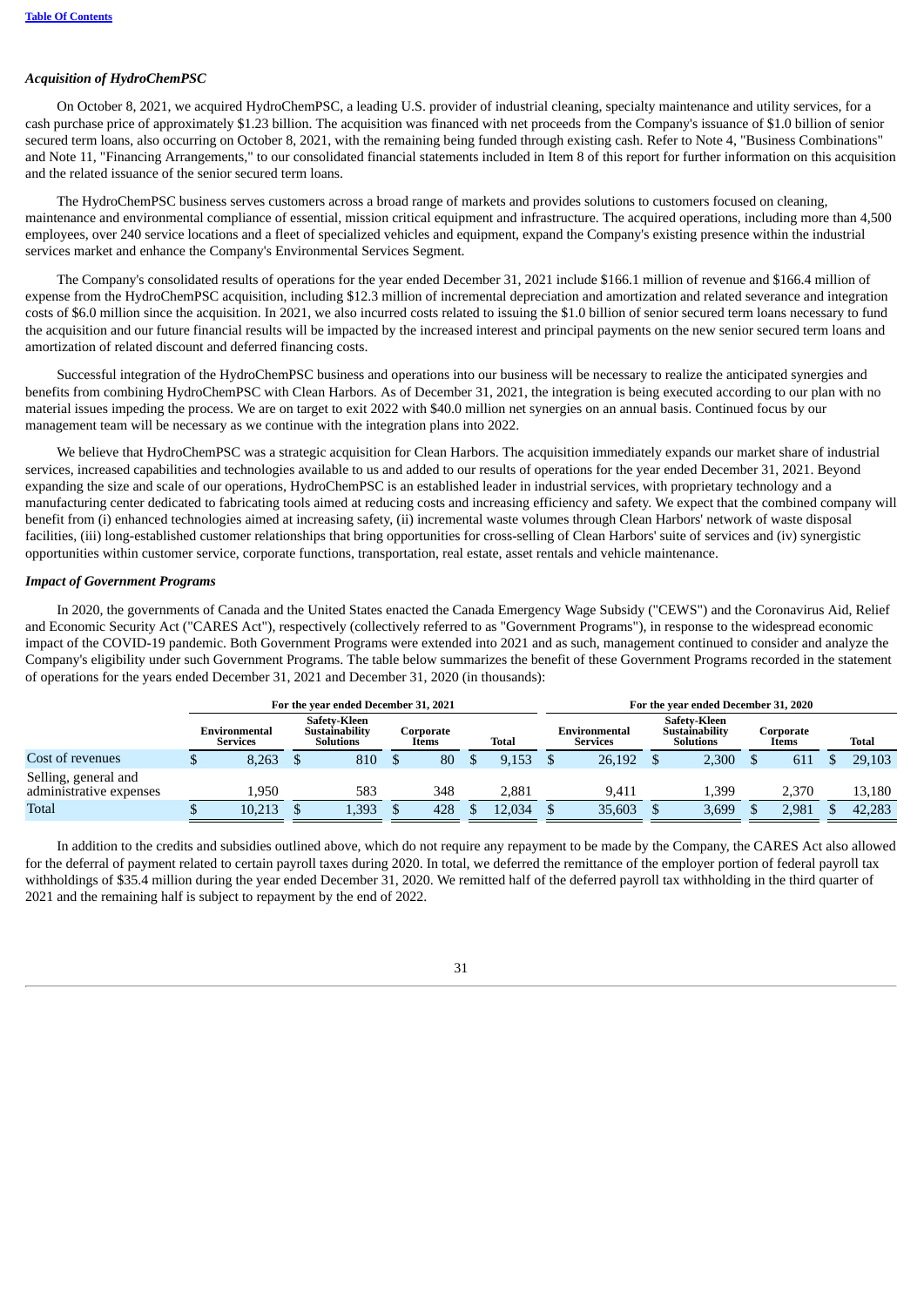### *Acquisition of HydroChemPSC*

On October 8, 2021, we acquired HydroChemPSC, a leading U.S. provider of industrial cleaning, specialty maintenance and utility services, for a cash purchase price of approximately $1.23 billion. The acquisition was financed with net proceeds from the Company's issuance of $1.0 billion of senior secured term loans, also occurring on October 8, 2021, with the remaining being funded through existing cash. Refer to Note 4, "Business Combinations" and Note 11, "Financing Arrangements," to our consolidated financial statements included in Item 8 of this report for further information on this acquisition and the related issuance of the senior secured term loans.

The HydroChemPSC business serves customers across a broad range of markets and provides solutions to customers focused on cleaning, maintenance and environmental compliance of essential, mission critical equipment and infrastructure. The acquired operations, including more than 4,500 employees, over 240 service locations and a fleet of specialized vehicles and equipment, expand the Company's existing presence within the industrial services market and enhance the Company's Environmental Services Segment.

The Company's consolidated results of operations for the year ended December 31, 2021 include $166.1 million of revenue and $166.4 million of expense from the HydroChemPSC acquisition, including $12.3 million of incremental depreciation and amortization and related severance and integration costs of $6.0 million since the acquisition. In 2021, we also incurred costs related to issuing the $1.0 billion of senior secured term loans necessary to fund the acquisition and our future financial results will be impacted by the increased interest and principal payments on the new senior secured term loans and amortization of related discount and deferred financing costs.

Successful integration of the HydroChemPSC business and operations into our business will be necessary to realize the anticipated synergies and benefits from combining HydroChemPSC with Clean Harbors. As of December 31, 2021, the integration is being executed according to our plan with no material issues impeding the process. We are on target to exit 2022 with $40.0 million net synergies on an annual basis. Continued focus by our management team will be necessary as we continue with the integration plans into 2022.

We believe that HydroChemPSC was a strategic acquisition for Clean Harbors. The acquisition immediately expands our market share of industrial services, increased capabilities and technologies available to us and added to our results of operations for the year ended December 31, 2021. Beyond expanding the size and scale of our operations, HydroChemPSC is an established leader in industrial services, with proprietary technology and a manufacturing center dedicated to fabricating tools aimed at reducing costs and increasing efficiency and safety. We expect that the combined company will benefit from (i) enhanced technologies aimed at increasing safety, (ii) incremental waste volumes through Clean Harbors' network of waste disposal facilities, (iii) long-established customer relationships that bring opportunities for cross-selling of Clean Harbors' suite of services and (iv) synergistic opportunities within customer service, corporate functions, transportation, real estate, asset rentals and vehicle maintenance.

### *Impact of Government Programs*

In 2020, the governments of Canada and the United States enacted the Canada Emergency Wage Subsidy ("CEWS") and the Coronavirus Aid, Relief and Economic Security Act ("CARES Act"), respectively (collectively referred to as "Government Programs"), in response to the widespread economic impact of the COVID-19 pandemic. Both Government Programs were extended into 2021 and as such, management continued to consider and analyze the Company's eligibility under such Government Programs. The table below summarizes the benefit of these Government Programs recorded in the statement of operations for the years ended December 31, 2021 and December 31, 2020 (in thousands):

| | For the year ended December 31, 2021 | | | | For the year ended December 31, 2020 | | | |
|---|---|---|---|---|---|---|---|---|
| | Environmental Services | Safety-Kleen Sustainability Solutions | Corporate Items | Total | Environmental Services | Safety-Kleen Sustainability Solutions | Corporate Items | Total |
| Cost of revenues | $ 8,263 | $ 810 | $ 80 | $ 9,153 | $ 26,192 | $ 2,300 | $ 611 | $ 29,103 |
| Selling, general and administrative expenses | 1,950 | 583 | 348 | 2,881 | 9,411 | 1,399 | 2,370 | 13,180 |
| Total | $ 10,213 | $ 1,393 | $ 428 | $ 12,034 | $ 35,603 | $ 3,699 | $ 2,981 | $ 42,283 |

In addition to the credits and subsidies outlined above, which do not require any repayment to be made by the Company, the CARES Act also allowed for the deferral of payment related to certain payroll taxes during 2020. In total, we deferred the remittance of the employer portion of federal payroll tax withholdings of $35.4 million during the year ended December 31, 2020. We remitted half of the deferred payroll tax withholding in the third quarter of 2021 and the remaining half is subject to repayment by the end of 2022.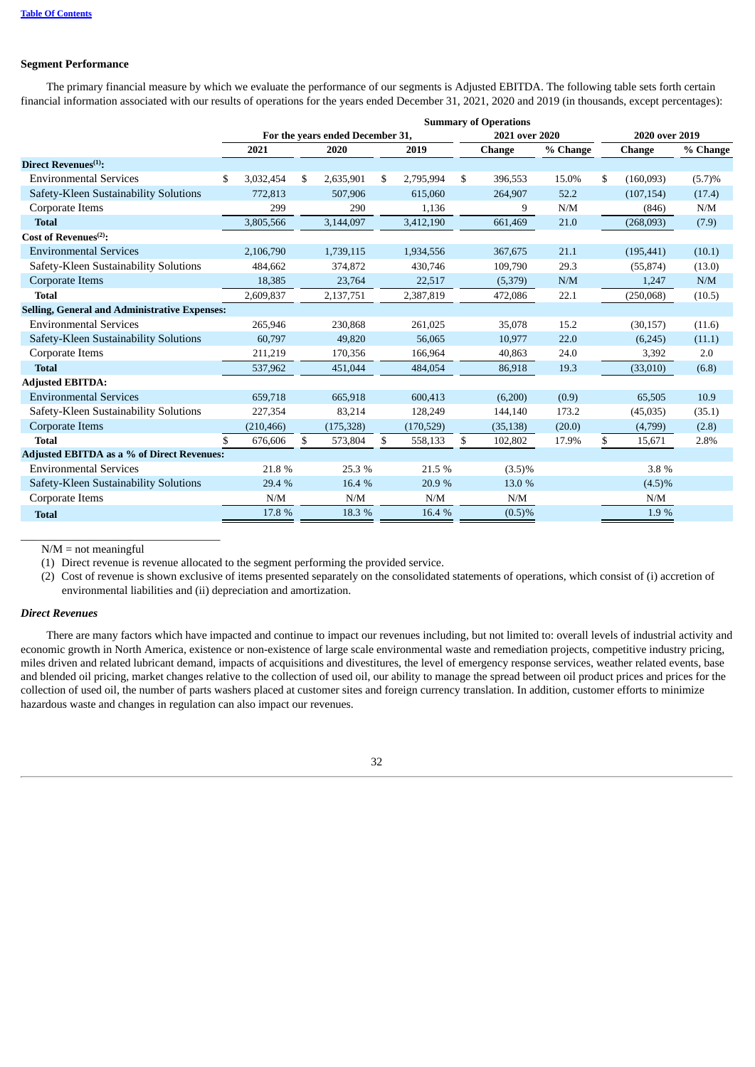### Segment Performance

The primary financial measure by which we evaluate the performance of our segments is Adjusted EBITDA. The following table sets forth certain financial information associated with our results of operations for the years ended December 31, 2021, 2020 and 2019 (in thousands, except percentages):

| | Summary of Operations | | | | | | |
|---|---|---|---|---|---|---|---|
| | For the years ended December 31, | | | 2021 over 2020 | | 2020 over 2019 | |
| | 2021 | 2020 | 2019 | Change | % Change | Change | % Change |
| **Direct Revenues[1]:** | | | | | | | |
| Environmental Services | $ 3,032,454 | $ 2,635,901 | $ 2,795,994 | $ 396,553 | 15.0% | $ (160,093) | (5.7)% |
| Safety-Kleen Sustainability Solutions | 772,813 | 507,906 | 615,060 | 264,907 | 52.2 | (107,154) | (17.4) |
| Corporate Items | 299 | 290 | 1,136 | 9 | N/M | (846) | N/M |
| **Total** | 3,805,566 | 3,144,097 | 3,412,190 | 661,469 | 21.0 | (268,093) | (7.9) |
| **Cost of Revenues[2]:** | | | | | | | |
| Environmental Services | 2,106,790 | 1,739,115 | 1,934,556 | 367,675 | 21.1 | (195,441) | (10.1) |
| Safety-Kleen Sustainability Solutions | 484,662 | 374,872 | 430,746 | 109,790 | 29.3 | (55,874) | (13.0) |
| Corporate Items | 18,385 | 23,764 | 22,517 | (5,379) | N/M | 1,247 | N/M |
| **Total** | 2,609,837 | 2,137,751 | 2,387,819 | 472,086 | 22.1 | (250,068) | (10.5) |
| **Selling, General and Administrative Expenses:** | | | | | | | |
| Environmental Services | 265,946 | 230,868 | 261,025 | 35,078 | 15.2 | (30,157) | (11.6) |
| Safety-Kleen Sustainability Solutions | 60,797 | 49,820 | 56,065 | 10,977 | 22.0 | (6,245) | (11.1) |
| Corporate Items | 211,219 | 170,356 | 166,964 | 40,863 | 24.0 | 3,392 | 2.0 |
| **Total** | 537,962 | 451,044 | 484,054 | 86,918 | 19.3 | (33,010) | (6.8) |
| **Adjusted EBITDA:** | | | | | | | |
| Environmental Services | 659,718 | 665,918 | 600,413 | (6,200) | (0.9) | 65,505 | 10.9 |
| Safety-Kleen Sustainability Solutions | 227,354 | 83,214 | 128,249 | 144,140 | 173.2 | (45,035) | (35.1) |
| Corporate Items | (210,466) | (175,328) | (170,529) | (35,138) | (20.0) | (4,799) | (2.8) |
| **Total** | $ 676,606 | $ 573,804 | $ 558,133 | $ 102,802 | 17.9% | $ 15,671 | 2.8% |
| **Adjusted EBITDA as a % of Direct Revenues:** | | | | | | | |
| Environmental Services | 21.8 % | 25.3 % | 21.5 % | (3.5)% | | 3.8 % | |
| Safety-Kleen Sustainability Solutions | 29.4 % | 16.4 % | 20.9 % | 13.0 % | | (4.5)% | |
| Corporate Items | N/M | N/M | N/M | N/M | | N/M | |
| **Total** | 17.8 % | 18.3 % | 16.4 % | (0.5)% | | 1.9 % | |

N/M = not meaningful

(1) Direct revenue is revenue allocated to the segment performing the provided service.

(2) Cost of revenue is shown exclusive of items presented separately on the consolidated statements of operations, which consist of (i) accretion of environmental liabilities and (ii) depreciation and amortization.

### *Direct Revenues*

There are many factors which have impacted and continue to impact our revenues including, but not limited to: overall levels of industrial activity and economic growth in North America, existence or non-existence of large scale environmental waste and remediation projects, competitive industry pricing, miles driven and related lubricant demand, impacts of acquisitions and divestitures, the level of emergency response services, weather related events, base and blended oil pricing, market changes relative to the collection of used oil, our ability to manage the spread between oil product prices and prices for the collection of used oil, the number of parts washers placed at customer sites and foreign currency translation. In addition, customer efforts to minimize hazardous waste and changes in regulation can also impact our revenues.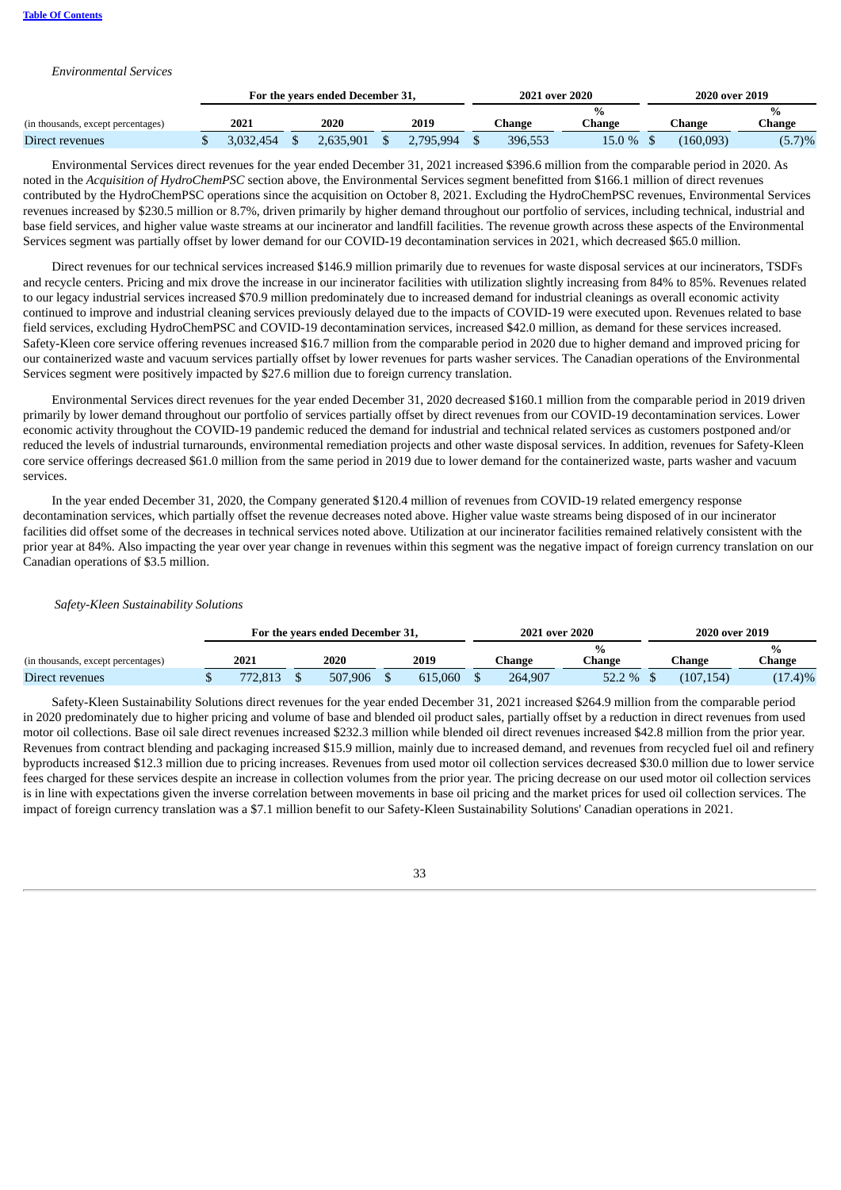*Environmental Services*

| (in thousands, except percentages) | For the years ended December 31, | | | 2021 over 2020 | | 2020 over 2019 | |
|---|---|---|---|---|---|---|---|
| | 2021 | 2020 | 2019 | Change | % Change | Change | % Change |
| Direct revenues | $ 3,032,454 | $ 2,635,901 | $ 2,795,994 | $ 396,553 | 15.0 % | $ (160,093) | (5.7)% |

Environmental Services direct revenues for the year ended December 31, 2021 increased $396.6 million from the comparable period in 2020. As noted in the *Acquisition of HydroChemPSC* section above, the Environmental Services segment benefitted from $166.1 million of direct revenues contributed by the HydroChemPSC operations since the acquisition on October 8, 2021. Excluding the HydroChemPSC revenues, Environmental Services revenues increased by $230.5 million or 8.7%, driven primarily by higher demand throughout our portfolio of services, including technical, industrial and base field services, and higher value waste streams at our incinerator and landfill facilities. The revenue growth across these aspects of the Environmental Services segment was partially offset by lower demand for our COVID-19 decontamination services in 2021, which decreased $65.0 million.

Direct revenues for our technical services increased $146.9 million primarily due to revenues for waste disposal services at our incinerators, TSDFs and recycle centers. Pricing and mix drove the increase in our incinerator facilities with utilization slightly increasing from 84% to 85%. Revenues related to our legacy industrial services increased $70.9 million predominately due to increased demand for industrial cleanings as overall economic activity continued to improve and industrial cleaning services previously delayed due to the impacts of COVID-19 were executed upon. Revenues related to base field services, excluding HydroChemPSC and COVID-19 decontamination services, increased $42.0 million, as demand for these services increased. Safety-Kleen core service offering revenues increased $16.7 million from the comparable period in 2020 due to higher demand and improved pricing for our containerized waste and vacuum services partially offset by lower revenues for parts washer services. The Canadian operations of the Environmental Services segment were positively impacted by $27.6 million due to foreign currency translation.

Environmental Services direct revenues for the year ended December 31, 2020 decreased $160.1 million from the comparable period in 2019 driven primarily by lower demand throughout our portfolio of services partially offset by direct revenues from our COVID-19 decontamination services. Lower economic activity throughout the COVID-19 pandemic reduced the demand for industrial and technical related services as customers postponed and/or reduced the levels of industrial turnarounds, environmental remediation projects and other waste disposal services. In addition, revenues for Safety-Kleen core service offerings decreased $61.0 million from the same period in 2019 due to lower demand for the containerized waste, parts washer and vacuum services.

In the year ended December 31, 2020, the Company generated $120.4 million of revenues from COVID-19 related emergency response decontamination services, which partially offset the revenue decreases noted above. Higher value waste streams being disposed of in our incinerator facilities did offset some of the decreases in technical services noted above. Utilization at our incinerator facilities remained relatively consistent with the prior year at 84%. Also impacting the year over year change in revenues within this segment was the negative impact of foreign currency translation on our Canadian operations of $3.5 million.

*Safety-Kleen Sustainability Solutions*

| (in thousands, except percentages) | For the years ended December 31, | | | 2021 over 2020 | | 2020 over 2019 | |
|---|---|---|---|---|---|---|---|
| | 2021 | 2020 | 2019 | Change | % Change | Change | % Change |
| Direct revenues | $ 772,813 | $ 507,906 | $ 615,060 | $ 264,907 | 52.2 % | $ (107,154) | (17.4)% |

Safety-Kleen Sustainability Solutions direct revenues for the year ended December 31, 2021 increased $264.9 million from the comparable period in 2020 predominately due to higher pricing and volume of base and blended oil product sales, partially offset by a reduction in direct revenues from used motor oil collections. Base oil sale direct revenues increased $232.3 million while blended oil direct revenues increased $42.8 million from the prior year. Revenues from contract blending and packaging increased $15.9 million, mainly due to increased demand, and revenues from recycled fuel oil and refinery byproducts increased $12.3 million due to pricing increases. Revenues from used motor oil collection services decreased $30.0 million due to lower service fees charged for these services despite an increase in collection volumes from the prior year. The pricing decrease on our used motor oil collection services is in line with expectations given the inverse correlation between movements in base oil pricing and the market prices for used oil collection services. The impact of foreign currency translation was a $7.1 million benefit to our Safety-Kleen Sustainability Solutions' Canadian operations in 2021.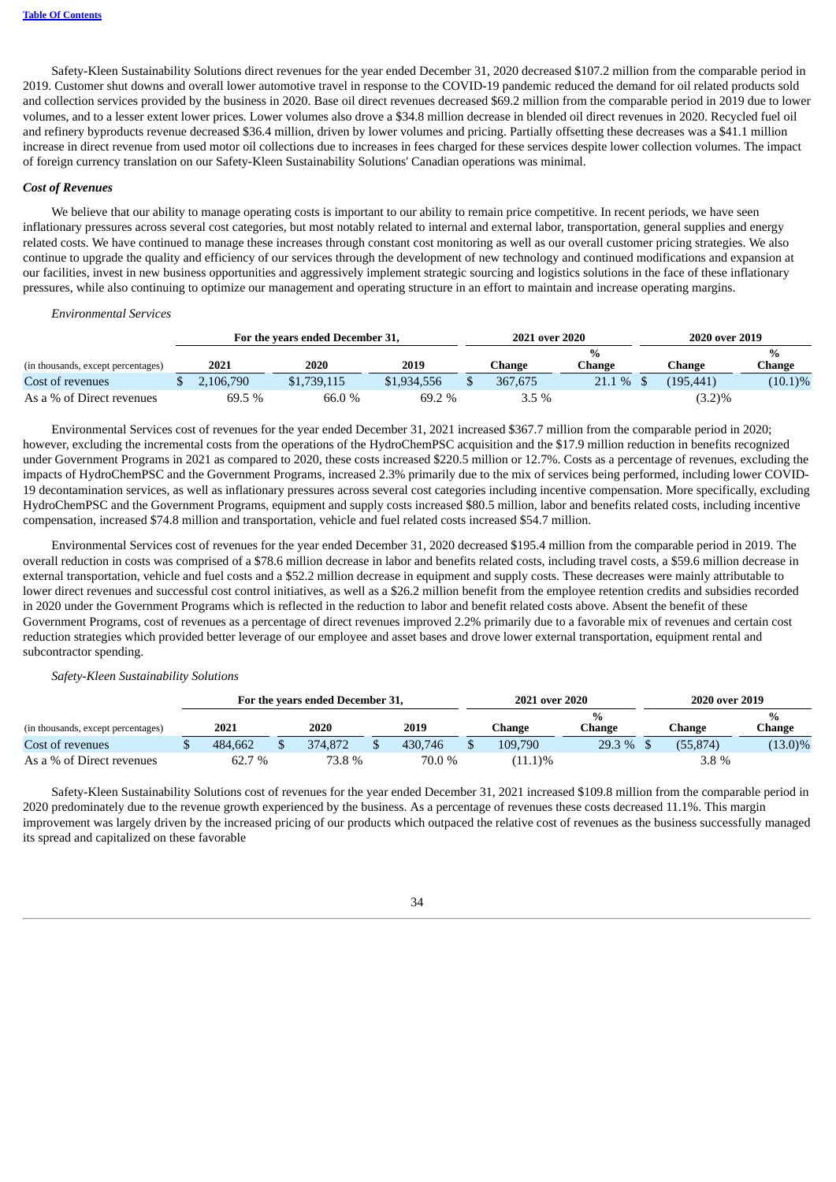Safety-Kleen Sustainability Solutions direct revenues for the year ended December 31, 2020 decreased $107.2 million from the comparable period in 2019. Customer shut downs and overall lower automotive travel in response to the COVID-19 pandemic reduced the demand for oil related products sold and collection services provided by the business in 2020. Base oil direct revenues decreased $69.2 million from the comparable period in 2019 due to lower volumes, and to a lesser extent lower prices. Lower volumes also drove a $34.8 million decrease in blended oil direct revenues in 2020. Recycled fuel oil and refinery byproducts revenue decreased $36.4 million, driven by lower volumes and pricing. Partially offsetting these decreases was a $41.1 million increase in direct revenue from used motor oil collections due to increases in fees charged for these services despite lower collection volumes. The impact of foreign currency translation on our Safety-Kleen Sustainability Solutions' Canadian operations was minimal.

***Cost of Revenues***

We believe that our ability to manage operating costs is important to our ability to remain price competitive. In recent periods, we have seen inflationary pressures across several cost categories, but most notably related to internal and external labor, transportation, general supplies and energy related costs. We have continued to manage these increases through constant cost monitoring as well as our overall customer pricing strategies. We also continue to upgrade the quality and efficiency of our services through the development of new technology and continued modifications and expansion at our facilities, invest in new business opportunities and aggressively implement strategic sourcing and logistics solutions in the face of these inflationary pressures, while also continuing to optimize our management and operating structure in an effort to maintain and increase operating margins.

*Environmental Services*

| | For the years ended December 31, | | | 2021 over 2020 | | 2020 over 2019 | |
|---|---|---|---|---|---|---|---|
| (in thousands, except percentages) | 2021 | 2020 | 2019 | Change | % Change | Change | % Change |
| Cost of revenues | $ 2,106,790 | $1,739,115 | $1,934,556 | $ 367,675 | 21.1 % | $ (195,441) | (10.1)% |
| As a % of Direct revenues | 69.5 % | 66.0 % | 69.2 % | 3.5 % | | (3.2)% | |

Environmental Services cost of revenues for the year ended December 31, 2021 increased $367.7 million from the comparable period in 2020; however, excluding the incremental costs from the operations of the HydroChemPSC acquisition and the $17.9 million reduction in benefits recognized under Government Programs in 2021 as compared to 2020, these costs increased $220.5 million or 12.7%. Costs as a percentage of revenues, excluding the impacts of HydroChemPSC and the Government Programs, increased 2.3% primarily due to the mix of services being performed, including lower COVID-19 decontamination services, as well as inflationary pressures across several cost categories including incentive compensation. More specifically, excluding HydroChemPSC and the Government Programs, equipment and supply costs increased $80.5 million, labor and benefits related costs, including incentive compensation, increased $74.8 million and transportation, vehicle and fuel related costs increased $54.7 million.

Environmental Services cost of revenues for the year ended December 31, 2020 decreased $195.4 million from the comparable period in 2019. The overall reduction in costs was comprised of a $78.6 million decrease in labor and benefits related costs, including travel costs, a $59.6 million decrease in external transportation, vehicle and fuel costs and a $52.2 million decrease in equipment and supply costs. These decreases were mainly attributable to lower direct revenues and successful cost control initiatives, as well as a $26.2 million benefit from the employee retention credits and subsidies recorded in 2020 under the Government Programs which is reflected in the reduction to labor and benefit related costs above. Absent the benefit of these Government Programs, cost of revenues as a percentage of direct revenues improved 2.2% primarily due to a favorable mix of revenues and certain cost reduction strategies which provided better leverage of our employee and asset bases and drove lower external transportation, equipment rental and subcontractor spending.

*Safety-Kleen Sustainability Solutions*

| | For the years ended December 31, | | | 2021 over 2020 | | 2020 over 2019 | |
|---|---|---|---|---|---|---|---|
| (in thousands, except percentages) | 2021 | 2020 | 2019 | Change | % Change | Change | % Change |
| Cost of revenues | $ 484,662 | $ 374,872 | $ 430,746 | $ 109,790 | 29.3 % | $ (55,874) | (13.0)% |
| As a % of Direct revenues | 62.7 % | 73.8 % | 70.0 % | (11.1)% | | 3.8 % | |

Safety-Kleen Sustainability Solutions cost of revenues for the year ended December 31, 2021 increased $109.8 million from the comparable period in 2020 predominately due to the revenue growth experienced by the business. As a percentage of revenues these costs decreased 11.1%. This margin improvement was largely driven by the increased pricing of our products which outpaced the relative cost of revenues as the business successfully managed its spread and capitalized on these favorable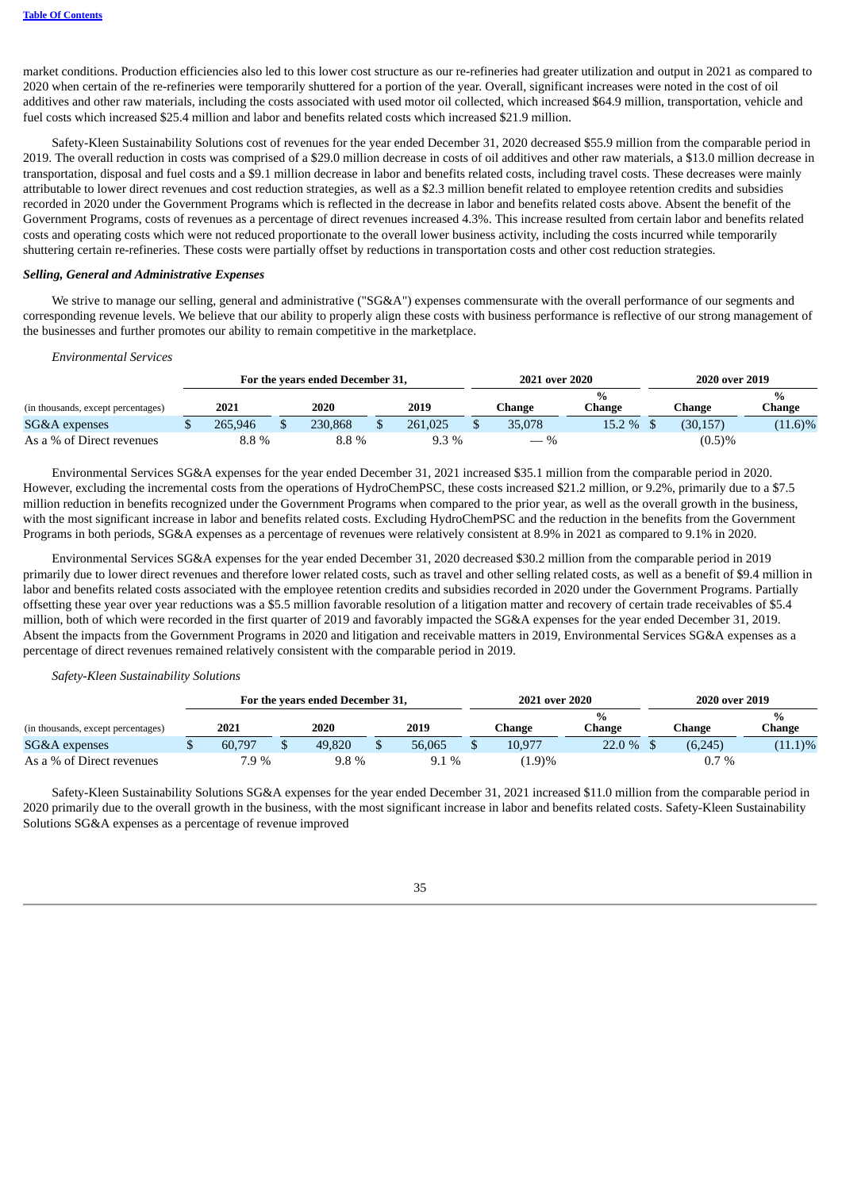market conditions. Production efficiencies also led to this lower cost structure as our re-refineries had greater utilization and output in 2021 as compared to 2020 when certain of the re-refineries were temporarily shuttered for a portion of the year. Overall, significant increases were noted in the cost of oil additives and other raw materials, including the costs associated with used motor oil collected, which increased $64.9 million, transportation, vehicle and fuel costs which increased $25.4 million and labor and benefits related costs which increased $21.9 million.

Safety-Kleen Sustainability Solutions cost of revenues for the year ended December 31, 2020 decreased $55.9 million from the comparable period in 2019. The overall reduction in costs was comprised of a $29.0 million decrease in costs of oil additives and other raw materials, a $13.0 million decrease in transportation, disposal and fuel costs and a $9.1 million decrease in labor and benefits related costs, including travel costs. These decreases were mainly attributable to lower direct revenues and cost reduction strategies, as well as a $2.3 million benefit related to employee retention credits and subsidies recorded in 2020 under the Government Programs which is reflected in the decrease in labor and benefits related costs above. Absent the benefit of the Government Programs, costs of revenues as a percentage of direct revenues increased 4.3%. This increase resulted from certain labor and benefits related costs and operating costs which were not reduced proportionate to the overall lower business activity, including the costs incurred while temporarily shuttering certain re-refineries. These costs were partially offset by reductions in transportation costs and other cost reduction strategies.

***Selling, General and Administrative Expenses***

We strive to manage our selling, general and administrative ("SG&A") expenses commensurate with the overall performance of our segments and corresponding revenue levels. We believe that our ability to properly align these costs with business performance is reflective of our strong management of the businesses and further promotes our ability to remain competitive in the marketplace.

*Environmental Services*

| | For the years ended December 31, | | | 2021 over 2020 | | 2020 over 2019 | |
|---|---|---|---|---|---|---|---|
| (in thousands, except percentages) | 2021 | 2020 | 2019 | Change | % Change | Change | % Change |
| SG&A expenses | $ 265,946 | $ 230,868 | $ 261,025 | $ 35,078 | 15.2 % | $ (30,157) | (11.6)% |
| As a % of Direct revenues | 8.8 % | 8.8 % | 9.3 % | — % | | (0.5)% | |

Environmental Services SG&A expenses for the year ended December 31, 2021 increased $35.1 million from the comparable period in 2020. However, excluding the incremental costs from the operations of HydroChemPSC, these costs increased $21.2 million, or 9.2%, primarily due to a $7.5 million reduction in benefits recognized under the Government Programs when compared to the prior year, as well as the overall growth in the business, with the most significant increase in labor and benefits related costs. Excluding HydroChemPSC and the reduction in the benefits from the Government Programs in both periods, SG&A expenses as a percentage of revenues were relatively consistent at 8.9% in 2021 as compared to 9.1% in 2020.

Environmental Services SG&A expenses for the year ended December 31, 2020 decreased $30.2 million from the comparable period in 2019 primarily due to lower direct revenues and therefore lower related costs, such as travel and other selling related costs, as well as a benefit of $9.4 million in labor and benefits related costs associated with the employee retention credits and subsidies recorded in 2020 under the Government Programs. Partially offsetting these year over year reductions was a $5.5 million favorable resolution of a litigation matter and recovery of certain trade receivables of $5.4 million, both of which were recorded in the first quarter of 2019 and favorably impacted the SG&A expenses for the year ended December 31, 2019. Absent the impacts from the Government Programs in 2020 and litigation and receivable matters in 2019, Environmental Services SG&A expenses as a percentage of direct revenues remained relatively consistent with the comparable period in 2019.

*Safety-Kleen Sustainability Solutions*

| | For the years ended December 31, | | | 2021 over 2020 | | 2020 over 2019 | |
|---|---|---|---|---|---|---|---|
| (in thousands, except percentages) | 2021 | 2020 | 2019 | Change | % Change | Change | % Change |
| SG&A expenses | $ 60,797 | $ 49,820 | $ 56,065 | $ 10,977 | 22.0 % | $ (6,245) | (11.1)% |
| As a % of Direct revenues | 7.9 % | 9.8 % | 9.1 % | (1.9)% | | 0.7 % | |

Safety-Kleen Sustainability Solutions SG&A expenses for the year ended December 31, 2021 increased $11.0 million from the comparable period in 2020 primarily due to the overall growth in the business, with the most significant increase in labor and benefits related costs. Safety-Kleen Sustainability Solutions SG&A expenses as a percentage of revenue improved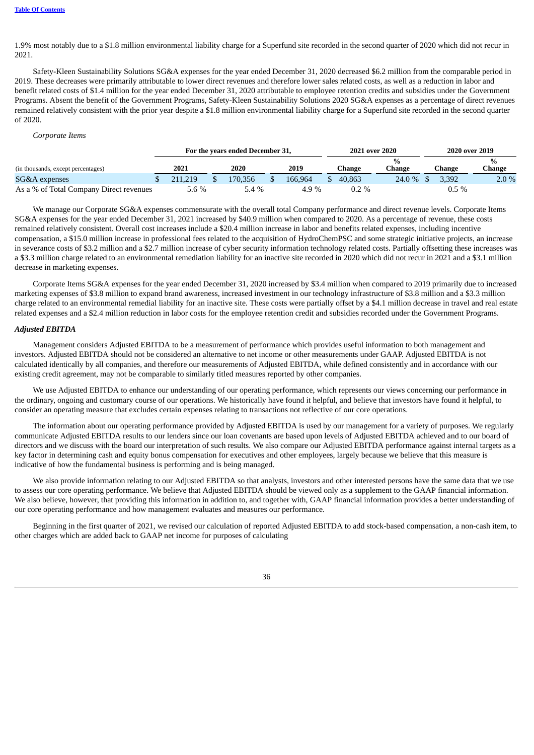1.9% most notably due to a $1.8 million environmental liability charge for a Superfund site recorded in the second quarter of 2020 which did not recur in 2021.

Safety-Kleen Sustainability Solutions SG&A expenses for the year ended December 31, 2020 decreased $6.2 million from the comparable period in 2019. These decreases were primarily attributable to lower direct revenues and therefore lower sales related costs, as well as a reduction in labor and benefit related costs of $1.4 million for the year ended December 31, 2020 attributable to employee retention credits and subsidies under the Government Programs. Absent the benefit of the Government Programs, Safety-Kleen Sustainability Solutions 2020 SG&A expenses as a percentage of direct revenues remained relatively consistent with the prior year despite a $1.8 million environmental liability charge for a Superfund site recorded in the second quarter of 2020.

*Corporate Items*

| | For the years ended December 31, | | | 2021 over 2020 | | 2020 over 2019 | |
|---|---|---|---|---|---|---|---|
| (in thousands, except percentages) | 2021 | 2020 | 2019 | Change | % Change | Change | % Change |
| SG&A expenses | $ 211,219 | $ 170,356 | $ 166,964 | $ 40,863 | 24.0 % | $ 3,392 | 2.0 % |
| As a % of Total Company Direct revenues | 5.6 % | 5.4 % | 4.9 % | 0.2 % | | 0.5 % | |

We manage our Corporate SG&A expenses commensurate with the overall total Company performance and direct revenue levels. Corporate Items SG&A expenses for the year ended December 31, 2021 increased by $40.9 million when compared to 2020. As a percentage of revenue, these costs remained relatively consistent. Overall cost increases include a $20.4 million increase in labor and benefits related expenses, including incentive compensation, a $15.0 million increase in professional fees related to the acquisition of HydroChemPSC and some strategic initiative projects, an increase in severance costs of $3.2 million and a $2.7 million increase of cyber security information technology related costs. Partially offsetting these increases was a $3.3 million charge related to an environmental remediation liability for an inactive site recorded in 2020 which did not recur in 2021 and a $3.1 million decrease in marketing expenses.

Corporate Items SG&A expenses for the year ended December 31, 2020 increased by $3.4 million when compared to 2019 primarily due to increased marketing expenses of $3.8 million to expand brand awareness, increased investment in our technology infrastructure of $3.8 million and a $3.3 million charge related to an environmental remedial liability for an inactive site. These costs were partially offset by a $4.1 million decrease in travel and real estate related expenses and a $2.4 million reduction in labor costs for the employee retention credit and subsidies recorded under the Government Programs.

***Adjusted EBITDA***

Management considers Adjusted EBITDA to be a measurement of performance which provides useful information to both management and investors. Adjusted EBITDA should not be considered an alternative to net income or other measurements under GAAP. Adjusted EBITDA is not calculated identically by all companies, and therefore our measurements of Adjusted EBITDA, while defined consistently and in accordance with our existing credit agreement, may not be comparable to similarly titled measures reported by other companies.

We use Adjusted EBITDA to enhance our understanding of our operating performance, which represents our views concerning our performance in the ordinary, ongoing and customary course of our operations. We historically have found it helpful, and believe that investors have found it helpful, to consider an operating measure that excludes certain expenses relating to transactions not reflective of our core operations.

The information about our operating performance provided by Adjusted EBITDA is used by our management for a variety of purposes. We regularly communicate Adjusted EBITDA results to our lenders since our loan covenants are based upon levels of Adjusted EBITDA achieved and to our board of directors and we discuss with the board our interpretation of such results. We also compare our Adjusted EBITDA performance against internal targets as a key factor in determining cash and equity bonus compensation for executives and other employees, largely because we believe that this measure is indicative of how the fundamental business is performing and is being managed.

We also provide information relating to our Adjusted EBITDA so that analysts, investors and other interested persons have the same data that we use to assess our core operating performance. We believe that Adjusted EBITDA should be viewed only as a supplement to the GAAP financial information. We also believe, however, that providing this information in addition to, and together with, GAAP financial information provides a better understanding of our core operating performance and how management evaluates and measures our performance.

Beginning in the first quarter of 2021, we revised our calculation of reported Adjusted EBITDA to add stock-based compensation, a non-cash item, to other charges which are added back to GAAP net income for purposes of calculating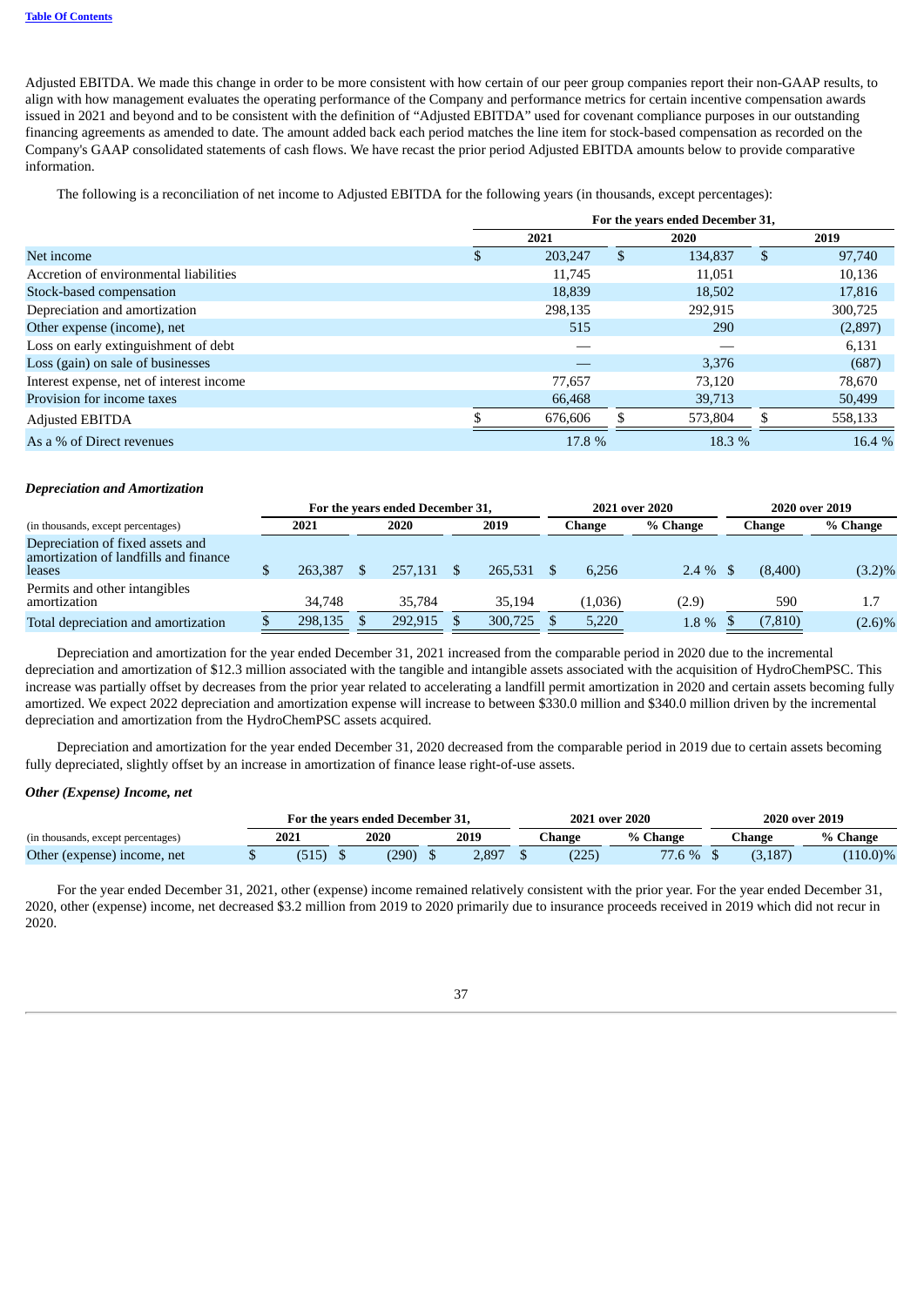Adjusted EBITDA. We made this change in order to be more consistent with how certain of our peer group companies report their non-GAAP results, to align with how management evaluates the operating performance of the Company and performance metrics for certain incentive compensation awards issued in 2021 and beyond and to be consistent with the definition of "Adjusted EBITDA" used for covenant compliance purposes in our outstanding financing agreements as amended to date. The amount added back each period matches the line item for stock-based compensation as recorded on the Company's GAAP consolidated statements of cash flows. We have recast the prior period Adjusted EBITDA amounts below to provide comparative information.

The following is a reconciliation of net income to Adjusted EBITDA for the following years (in thousands, except percentages):

| | For the years ended December 31, | | |
|---|---|---|---|
| | 2021 | 2020 | 2019 |
| Net income | $ 203,247 | $ 134,837 | $ 97,740 |
| Accretion of environmental liabilities | 11,745 | 11,051 | 10,136 |
| Stock-based compensation | 18,839 | 18,502 | 17,816 |
| Depreciation and amortization | 298,135 | 292,915 | 300,725 |
| Other expense (income), net | 515 | 290 | (2,897) |
| Loss on early extinguishment of debt | — | — | 6,131 |
| Loss (gain) on sale of businesses | — | 3,376 | (687) |
| Interest expense, net of interest income | 77,657 | 73,120 | 78,670 |
| Provision for income taxes | 66,468 | 39,713 | 50,499 |
| Adjusted EBITDA | $ 676,606 | $ 573,804 | $ 558,133 |
| As a % of Direct revenues | 17.8 % | 18.3 % | 16.4 % |

***Depreciation and Amortization***

| | For the years ended December 31, | | | 2021 over 2020 | | 2020 over 2019 | |
|---|---|---|---|---|---|---|---|
| (in thousands, except percentages) | 2021 | 2020 | 2019 | Change | % Change | Change | % Change |
| Depreciation of fixed assets and amortization of landfills and finance leases | $ 263,387 | $ 257,131 | $ 265,531 | $ 6,256 | 2.4 % | $ (8,400) | (3.2)% |
| Permits and other intangibles amortization | 34,748 | 35,784 | 35,194 | (1,036) | (2.9) | 590 | 1.7 |
| Total depreciation and amortization | $ 298,135 | $ 292,915 | $ 300,725 | $ 5,220 | 1.8 % | $ (7,810) | (2.6)% |

Depreciation and amortization for the year ended December 31, 2021 increased from the comparable period in 2020 due to the incremental depreciation and amortization of $12.3 million associated with the tangible and intangible assets associated with the acquisition of HydroChemPSC. This increase was partially offset by decreases from the prior year related to accelerating a landfill permit amortization in 2020 and certain assets becoming fully amortized. We expect 2022 depreciation and amortization expense will increase to between $330.0 million and $340.0 million driven by the incremental depreciation and amortization from the HydroChemPSC assets acquired.

Depreciation and amortization for the year ended December 31, 2020 decreased from the comparable period in 2019 due to certain assets becoming fully depreciated, slightly offset by an increase in amortization of finance lease right-of-use assets.

***Other (Expense) Income, net***

| | For the years ended December 31, | | | 2021 over 2020 | | 2020 over 2019 | |
|---|---|---|---|---|---|---|---|
| (in thousands, except percentages) | 2021 | 2020 | 2019 | Change | % Change | Change | % Change |
| Other (expense) income, net | $ (515) | $ (290) | $ 2,897 | $ (225) | 77.6 % | $ (3,187) | (110.0)% |

For the year ended December 31, 2021, other (expense) income remained relatively consistent with the prior year. For the year ended December 31, 2020, other (expense) income, net decreased $3.2 million from 2019 to 2020 primarily due to insurance proceeds received in 2019 which did not recur in 2020.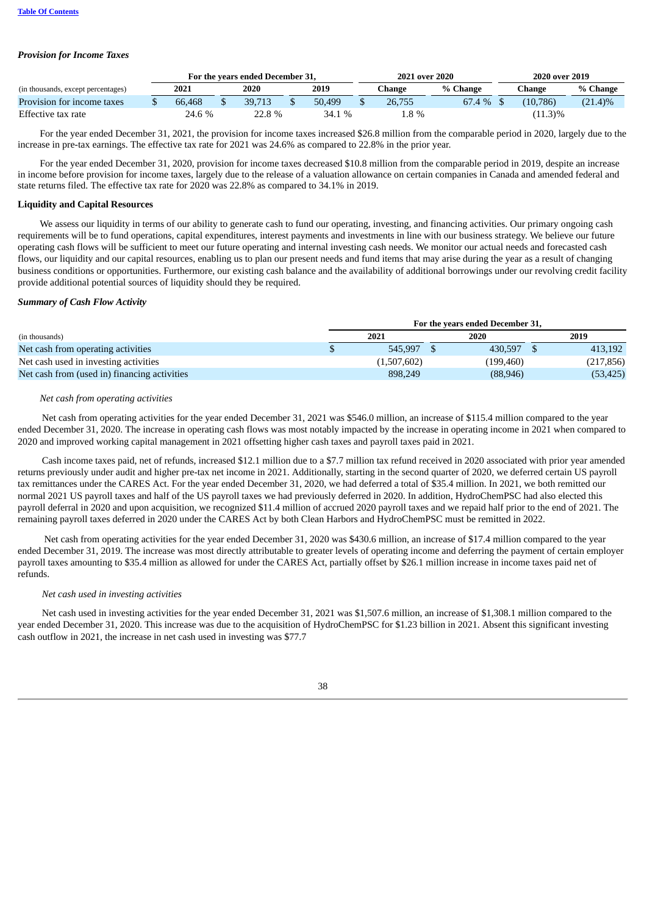*Provision for Income Taxes*

| (in thousands, except percentages) | For the years ended December 31, | | | 2021 over 2020 | | 2020 over 2019 | |
|---|---|---|---|---|---|---|---|
| | 2021 | 2020 | 2019 | Change | % Change | Change | % Change |
| Provision for income taxes | $ 66,468 | $ 39,713 | $ 50,499 | $ 26,755 | 67.4 % | $ (10,786) | (21.4)% |
| Effective tax rate | 24.6 % | 22.8 % | 34.1 % | 1.8 % | | (11.3)% | |

For the year ended December 31, 2021, the provision for income taxes increased $26.8 million from the comparable period in 2020, largely due to the increase in pre-tax earnings. The effective tax rate for 2021 was 24.6% as compared to 22.8% in the prior year.

For the year ended December 31, 2020, provision for income taxes decreased $10.8 million from the comparable period in 2019, despite an increase in income before provision for income taxes, largely due to the release of a valuation allowance on certain companies in Canada and amended federal and state returns filed. The effective tax rate for 2020 was 22.8% as compared to 34.1% in 2019.

**Liquidity and Capital Resources**

We assess our liquidity in terms of our ability to generate cash to fund our operating, investing, and financing activities. Our primary ongoing cash requirements will be to fund operations, capital expenditures, interest payments and investments in line with our business strategy. We believe our future operating cash flows will be sufficient to meet our future operating and internal investing cash needs. We monitor our actual needs and forecasted cash flows, our liquidity and our capital resources, enabling us to plan our present needs and fund items that may arise during the year as a result of changing business conditions or opportunities. Furthermore, our existing cash balance and the availability of additional borrowings under our revolving credit facility provide additional potential sources of liquidity should they be required.

*Summary of Cash Flow Activity*

| (in thousands) | For the years ended December 31, | | |
|---|---|---|---|
| | 2021 | 2020 | 2019 |
| Net cash from operating activities | $ 545,997 | $ 430,597 | $ 413,192 |
| Net cash used in investing activities | (1,507,602) | (199,460) | (217,856) |
| Net cash from (used in) financing activities | 898,249 | (88,946) | (53,425) |

*Net cash from operating activities*

Net cash from operating activities for the year ended December 31, 2021 was $546.0 million, an increase of $115.4 million compared to the year ended December 31, 2020. The increase in operating cash flows was most notably impacted by the increase in operating income in 2021 when compared to 2020 and improved working capital management in 2021 offsetting higher cash taxes and payroll taxes paid in 2021.

Cash income taxes paid, net of refunds, increased $12.1 million due to a $7.7 million tax refund received in 2020 associated with prior year amended returns previously under audit and higher pre-tax net income in 2021. Additionally, starting in the second quarter of 2020, we deferred certain US payroll tax remittances under the CARES Act. For the year ended December 31, 2020, we had deferred a total of $35.4 million. In 2021, we both remitted our normal 2021 US payroll taxes and half of the US payroll taxes we had previously deferred in 2020. In addition, HydroChemPSC had also elected this payroll deferral in 2020 and upon acquisition, we recognized $11.4 million of accrued 2020 payroll taxes and we repaid half prior to the end of 2021. The remaining payroll taxes deferred in 2020 under the CARES Act by both Clean Harbors and HydroChemPSC must be remitted in 2022.

Net cash from operating activities for the year ended December 31, 2020 was $430.6 million, an increase of $17.4 million compared to the year ended December 31, 2019. The increase was most directly attributable to greater levels of operating income and deferring the payment of certain employer payroll taxes amounting to $35.4 million as allowed for under the CARES Act, partially offset by $26.1 million increase in income taxes paid net of refunds.

*Net cash used in investing activities*

Net cash used in investing activities for the year ended December 31, 2021 was $1,507.6 million, an increase of $1,308.1 million compared to the year ended December 31, 2020. This increase was due to the acquisition of HydroChemPSC for $1.23 billion in 2021. Absent this significant investing cash outflow in 2021, the increase in net cash used in investing was $77.7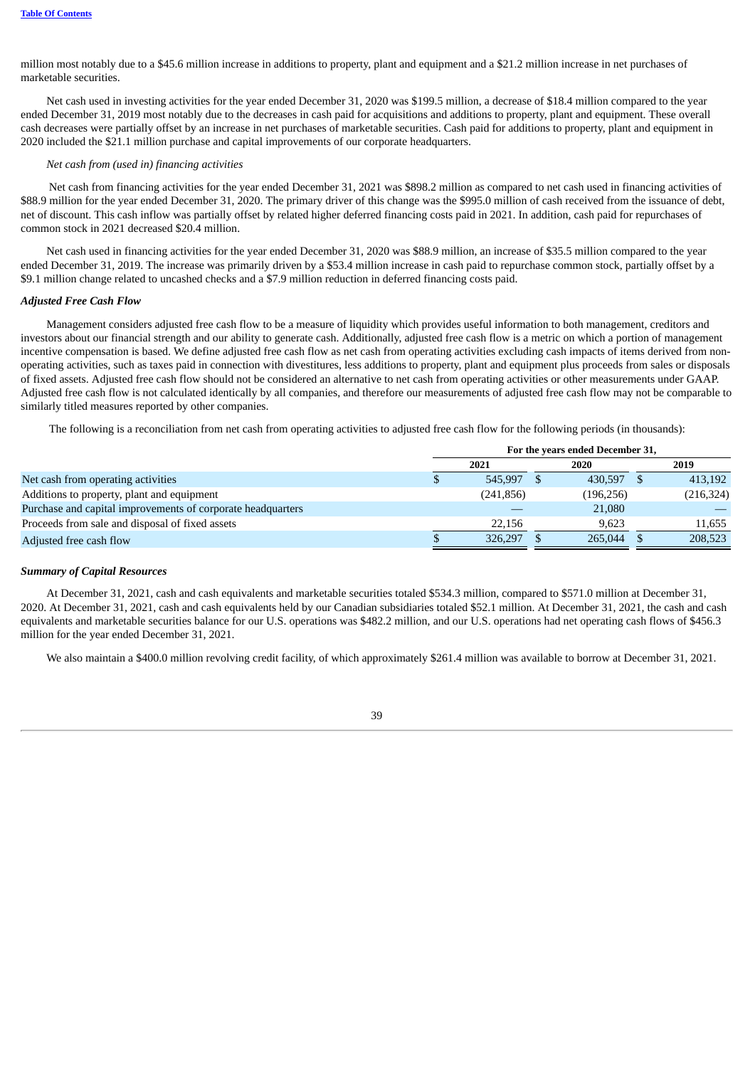million most notably due to a $45.6 million increase in additions to property, plant and equipment and a $21.2 million increase in net purchases of marketable securities.

Net cash used in investing activities for the year ended December 31, 2020 was $199.5 million, a decrease of $18.4 million compared to the year ended December 31, 2019 most notably due to the decreases in cash paid for acquisitions and additions to property, plant and equipment. These overall cash decreases were partially offset by an increase in net purchases of marketable securities. Cash paid for additions to property, plant and equipment in 2020 included the $21.1 million purchase and capital improvements of our corporate headquarters.

*Net cash from (used in) financing activities*

Net cash from financing activities for the year ended December 31, 2021 was $898.2 million as compared to net cash used in financing activities of $88.9 million for the year ended December 31, 2020. The primary driver of this change was the $995.0 million of cash received from the issuance of debt, net of discount. This cash inflow was partially offset by related higher deferred financing costs paid in 2021. In addition, cash paid for repurchases of common stock in 2021 decreased $20.4 million.

Net cash used in financing activities for the year ended December 31, 2020 was $88.9 million, an increase of $35.5 million compared to the year ended December 31, 2019. The increase was primarily driven by a $53.4 million increase in cash paid to repurchase common stock, partially offset by a $9.1 million change related to uncashed checks and a $7.9 million reduction in deferred financing costs paid.

***Adjusted Free Cash Flow***

Management considers adjusted free cash flow to be a measure of liquidity which provides useful information to both management, creditors and investors about our financial strength and our ability to generate cash. Additionally, adjusted free cash flow is a metric on which a portion of management incentive compensation is based. We define adjusted free cash flow as net cash from operating activities excluding cash impacts of items derived from non-operating activities, such as taxes paid in connection with divestitures, less additions to property, plant and equipment plus proceeds from sales or disposals of fixed assets. Adjusted free cash flow should not be considered an alternative to net cash from operating activities or other measurements under GAAP. Adjusted free cash flow is not calculated identically by all companies, and therefore our measurements of adjusted free cash flow may not be comparable to similarly titled measures reported by other companies.

The following is a reconciliation from net cash from operating activities to adjusted free cash flow for the following periods (in thousands):

| | For the years ended December 31, | | |
|---|---|---|---|
| | 2021 | 2020 | 2019 |
| Net cash from operating activities | $ 545,997 | $ 430,597 | $ 413,192 |
| Additions to property, plant and equipment | (241,856) | (196,256) | (216,324) |
| Purchase and capital improvements of corporate headquarters | — | 21,080 | — |
| Proceeds from sale and disposal of fixed assets | 22,156 | 9,623 | 11,655 |
| Adjusted free cash flow | $ 326,297 | $ 265,044 | $ 208,523 |

***Summary of Capital Resources***

At December 31, 2021, cash and cash equivalents and marketable securities totaled $534.3 million, compared to $571.0 million at December 31, 2020. At December 31, 2021, cash and cash equivalents held by our Canadian subsidiaries totaled $52.1 million. At December 31, 2021, the cash and cash equivalents and marketable securities balance for our U.S. operations was $482.2 million, and our U.S. operations had net operating cash flows of $456.3 million for the year ended December 31, 2021.

We also maintain a $400.0 million revolving credit facility, of which approximately $261.4 million was available to borrow at December 31, 2021.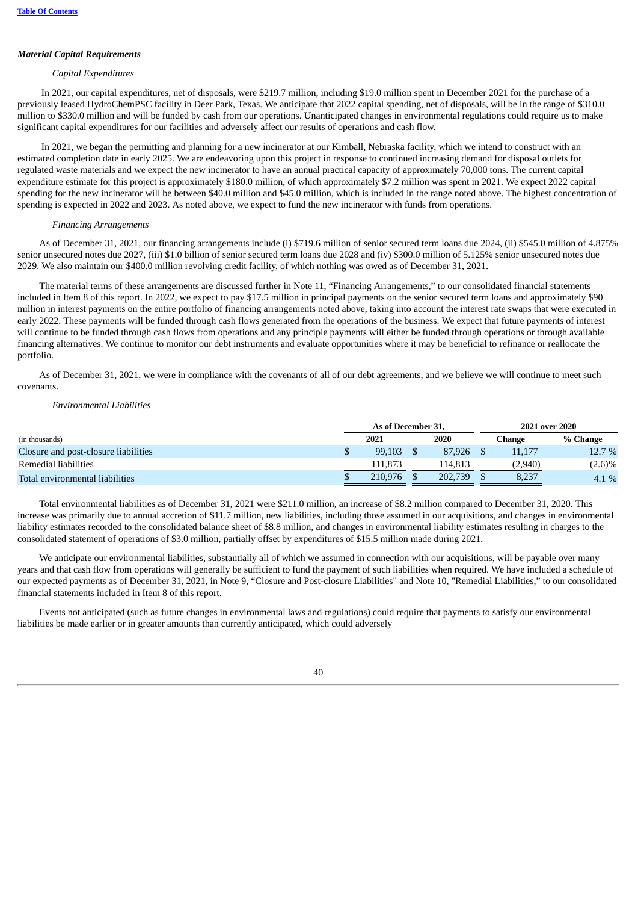***Material Capital Requirements***

*Capital Expenditures*

In 2021, our capital expenditures, net of disposals, were $219.7 million, including $19.0 million spent in December 2021 for the purchase of a previously leased HydroChemPSC facility in Deer Park, Texas. We anticipate that 2022 capital spending, net of disposals, will be in the range of $310.0 million to $330.0 million and will be funded by cash from our operations. Unanticipated changes in environmental regulations could require us to make significant capital expenditures for our facilities and adversely affect our results of operations and cash flow.

In 2021, we began the permitting and planning for a new incinerator at our Kimball, Nebraska facility, which we intend to construct with an estimated completion date in early 2025. We are endeavoring upon this project in response to continued increasing demand for disposal outlets for regulated waste materials and we expect the new incinerator to have an annual practical capacity of approximately 70,000 tons. The current capital expenditure estimate for this project is approximately $180.0 million, of which approximately $7.2 million was spent in 2021. We expect 2022 capital spending for the new incinerator will be between $40.0 million and $45.0 million, which is included in the range noted above. The highest concentration of spending is expected in 2022 and 2023. As noted above, we expect to fund the new incinerator with funds from operations.

*Financing Arrangements*

As of December 31, 2021, our financing arrangements include (i) $719.6 million of senior secured term loans due 2024, (ii) $545.0 million of 4.875% senior unsecured notes due 2027, (iii) $1.0 billion of senior secured term loans due 2028 and (iv) $300.0 million of 5.125% senior unsecured notes due 2029. We also maintain our $400.0 million revolving credit facility, of which nothing was owed as of December 31, 2021.

The material terms of these arrangements are discussed further in Note 11, "Financing Arrangements," to our consolidated financial statements included in Item 8 of this report. In 2022, we expect to pay $17.5 million in principal payments on the senior secured term loans and approximately $90 million in interest payments on the entire portfolio of financing arrangements noted above, taking into account the interest rate swaps that were executed in early 2022. These payments will be funded through cash flows generated from the operations of the business. We expect that future payments of interest will continue to be funded through cash flows from operations and any principle payments will either be funded through operations or through available financing alternatives. We continue to monitor our debt instruments and evaluate opportunities where it may be beneficial to refinance or reallocate the portfolio.

As of December 31, 2021, we were in compliance with the covenants of all of our debt agreements, and we believe we will continue to meet such covenants.

*Environmental Liabilities*

| | As of December 31, | | 2021 over 2020 | |
|---|---|---|---|---|
| (in thousands) | 2021 | 2020 | Change | % Change |
| Closure and post-closure liabilities | $ 99,103 | $ 87,926 | $ 11,177 | 12.7 % |
| Remedial liabilities | 111,873 | 114,813 | (2,940) | (2.6)% |
| Total environmental liabilities | $ 210,976 | $ 202,739 | $ 8,237 | 4.1 % |

Total environmental liabilities as of December 31, 2021 were $211.0 million, an increase of $8.2 million compared to December 31, 2020. This increase was primarily due to annual accretion of $11.7 million, new liabilities, including those assumed in our acquisitions, and changes in environmental liability estimates recorded to the consolidated balance sheet of $8.8 million, and changes in environmental liability estimates resulting in charges to the consolidated statement of operations of $3.0 million, partially offset by expenditures of $15.5 million made during 2021.

We anticipate our environmental liabilities, substantially all of which we assumed in connection with our acquisitions, will be payable over many years and that cash flow from operations will generally be sufficient to fund the payment of such liabilities when required. We have included a schedule of our expected payments as of December 31, 2021, in Note 9, "Closure and Post-closure Liabilities" and Note 10, "Remedial Liabilities," to our consolidated financial statements included in Item 8 of this report.

Events not anticipated (such as future changes in environmental laws and regulations) could require that payments to satisfy our environmental liabilities be made earlier or in greater amounts than currently anticipated, which could adversely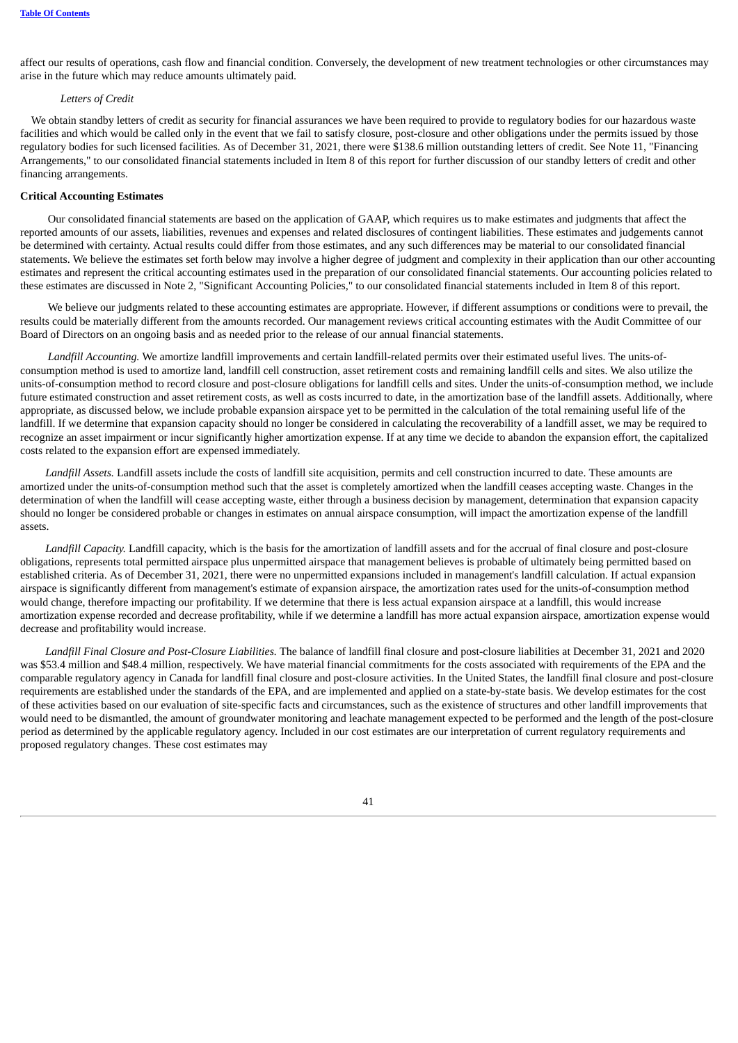affect our results of operations, cash flow and financial condition. Conversely, the development of new treatment technologies or other circumstances may arise in the future which may reduce amounts ultimately paid.

*Letters of Credit*

We obtain standby letters of credit as security for financial assurances we have been required to provide to regulatory bodies for our hazardous waste facilities and which would be called only in the event that we fail to satisfy closure, post-closure and other obligations under the permits issued by those regulatory bodies for such licensed facilities. As of December 31, 2021, there were $138.6 million outstanding letters of credit. See Note 11, "Financing Arrangements," to our consolidated financial statements included in Item 8 of this report for further discussion of our standby letters of credit and other financing arrangements.

**Critical Accounting Estimates**

Our consolidated financial statements are based on the application of GAAP, which requires us to make estimates and judgments that affect the reported amounts of our assets, liabilities, revenues and expenses and related disclosures of contingent liabilities. These estimates and judgements cannot be determined with certainty. Actual results could differ from those estimates, and any such differences may be material to our consolidated financial statements. We believe the estimates set forth below may involve a higher degree of judgment and complexity in their application than our other accounting estimates and represent the critical accounting estimates used in the preparation of our consolidated financial statements. Our accounting policies related to these estimates are discussed in Note 2, "Significant Accounting Policies," to our consolidated financial statements included in Item 8 of this report.

We believe our judgments related to these accounting estimates are appropriate. However, if different assumptions or conditions were to prevail, the results could be materially different from the amounts recorded. Our management reviews critical accounting estimates with the Audit Committee of our Board of Directors on an ongoing basis and as needed prior to the release of our annual financial statements.

*Landfill Accounting.* We amortize landfill improvements and certain landfill-related permits over their estimated useful lives. The units-of-consumption method is used to amortize land, landfill cell construction, asset retirement costs and remaining landfill cells and sites. We also utilize the units-of-consumption method to record closure and post-closure obligations for landfill cells and sites. Under the units-of-consumption method, we include future estimated construction and asset retirement costs, as well as costs incurred to date, in the amortization base of the landfill assets. Additionally, where appropriate, as discussed below, we include probable expansion airspace yet to be permitted in the calculation of the total remaining useful life of the landfill. If we determine that expansion capacity should no longer be considered in calculating the recoverability of a landfill asset, we may be required to recognize an asset impairment or incur significantly higher amortization expense. If at any time we decide to abandon the expansion effort, the capitalized costs related to the expansion effort are expensed immediately.

*Landfill Assets.* Landfill assets include the costs of landfill site acquisition, permits and cell construction incurred to date. These amounts are amortized under the units-of-consumption method such that the asset is completely amortized when the landfill ceases accepting waste. Changes in the determination of when the landfill will cease accepting waste, either through a business decision by management, determination that expansion capacity should no longer be considered probable or changes in estimates on annual airspace consumption, will impact the amortization expense of the landfill assets.

*Landfill Capacity.* Landfill capacity, which is the basis for the amortization of landfill assets and for the accrual of final closure and post-closure obligations, represents total permitted airspace plus unpermitted airspace that management believes is probable of ultimately being permitted based on established criteria. As of December 31, 2021, there were no unpermitted expansions included in management's landfill calculation. If actual expansion airspace is significantly different from management's estimate of expansion airspace, the amortization rates used for the units-of-consumption method would change, therefore impacting our profitability. If we determine that there is less actual expansion airspace at a landfill, this would increase amortization expense recorded and decrease profitability, while if we determine a landfill has more actual expansion airspace, amortization expense would decrease and profitability would increase.

*Landfill Final Closure and Post-Closure Liabilities.* The balance of landfill final closure and post-closure liabilities at December 31, 2021 and 2020 was $53.4 million and $48.4 million, respectively. We have material financial commitments for the costs associated with requirements of the EPA and the comparable regulatory agency in Canada for landfill final closure and post-closure activities. In the United States, the landfill final closure and post-closure requirements are established under the standards of the EPA, and are implemented and applied on a state-by-state basis. We develop estimates for the cost of these activities based on our evaluation of site-specific facts and circumstances, such as the existence of structures and other landfill improvements that would need to be dismantled, the amount of groundwater monitoring and leachate management expected to be performed and the length of the post-closure period as determined by the applicable regulatory agency. Included in our cost estimates are our interpretation of current regulatory requirements and proposed regulatory changes. These cost estimates may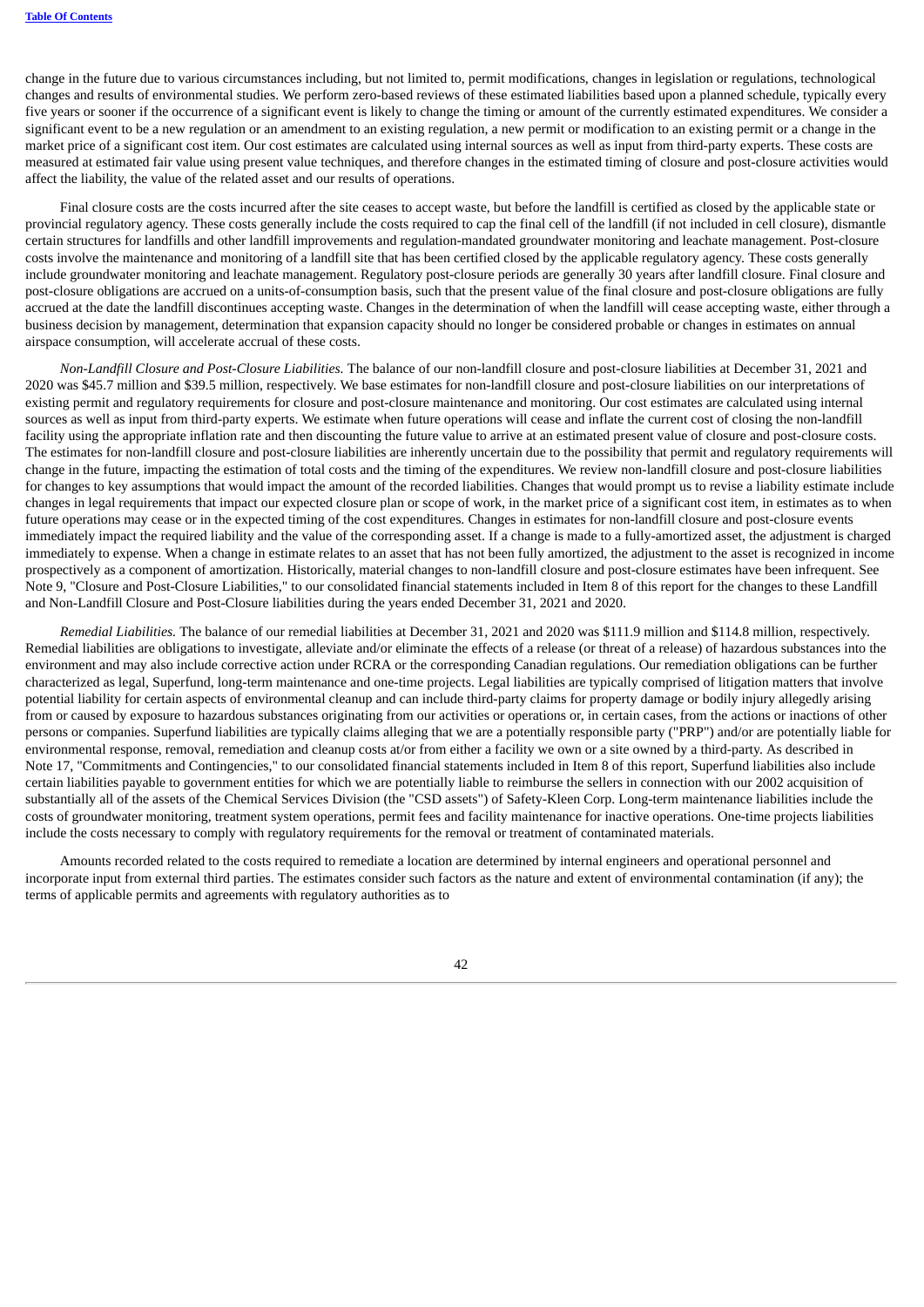change in the future due to various circumstances including, but not limited to, permit modifications, changes in legislation or regulations, technological changes and results of environmental studies. We perform zero-based reviews of these estimated liabilities based upon a planned schedule, typically every five years or sooner if the occurrence of a significant event is likely to change the timing or amount of the currently estimated expenditures. We consider a significant event to be a new regulation or an amendment to an existing regulation, a new permit or modification to an existing permit or a change in the market price of a significant cost item. Our cost estimates are calculated using internal sources as well as input from third-party experts. These costs are measured at estimated fair value using present value techniques, and therefore changes in the estimated timing of closure and post-closure activities would affect the liability, the value of the related asset and our results of operations.

Final closure costs are the costs incurred after the site ceases to accept waste, but before the landfill is certified as closed by the applicable state or provincial regulatory agency. These costs generally include the costs required to cap the final cell of the landfill (if not included in cell closure), dismantle certain structures for landfills and other landfill improvements and regulation-mandated groundwater monitoring and leachate management. Post-closure costs involve the maintenance and monitoring of a landfill site that has been certified closed by the applicable regulatory agency. These costs generally include groundwater monitoring and leachate management. Regulatory post-closure periods are generally 30 years after landfill closure. Final closure and post-closure obligations are accrued on a units-of-consumption basis, such that the present value of the final closure and post-closure obligations are fully accrued at the date the landfill discontinues accepting waste. Changes in the determination of when the landfill will cease accepting waste, either through a business decision by management, determination that expansion capacity should no longer be considered probable or changes in estimates on annual airspace consumption, will accelerate accrual of these costs.

*Non-Landfill Closure and Post-Closure Liabilities.* The balance of our non-landfill closure and post-closure liabilities at December 31, 2021 and 2020 was $45.7 million and $39.5 million, respectively. We base estimates for non-landfill closure and post-closure liabilities on our interpretations of existing permit and regulatory requirements for closure and post-closure maintenance and monitoring. Our cost estimates are calculated using internal sources as well as input from third-party experts. We estimate when future operations will cease and inflate the current cost of closing the non-landfill facility using the appropriate inflation rate and then discounting the future value to arrive at an estimated present value of closure and post-closure costs. The estimates for non-landfill closure and post-closure liabilities are inherently uncertain due to the possibility that permit and regulatory requirements will change in the future, impacting the estimation of total costs and the timing of the expenditures. We review non-landfill closure and post-closure liabilities for changes to key assumptions that would impact the amount of the recorded liabilities. Changes that would prompt us to revise a liability estimate include changes in legal requirements that impact our expected closure plan or scope of work, in the market price of a significant cost item, in estimates as to when future operations may cease or in the expected timing of the cost expenditures. Changes in estimates for non-landfill closure and post-closure events immediately impact the required liability and the value of the corresponding asset. If a change is made to a fully-amortized asset, the adjustment is charged immediately to expense. When a change in estimate relates to an asset that has not been fully amortized, the adjustment to the asset is recognized in income prospectively as a component of amortization. Historically, material changes to non-landfill closure and post-closure estimates have been infrequent. See Note 9, "Closure and Post-Closure Liabilities," to our consolidated financial statements included in Item 8 of this report for the changes to these Landfill and Non-Landfill Closure and Post-Closure liabilities during the years ended December 31, 2021 and 2020.

*Remedial Liabilities.* The balance of our remedial liabilities at December 31, 2021 and 2020 was $111.9 million and $114.8 million, respectively. Remedial liabilities are obligations to investigate, alleviate and/or eliminate the effects of a release (or threat of a release) of hazardous substances into the environment and may also include corrective action under RCRA or the corresponding Canadian regulations. Our remediation obligations can be further characterized as legal, Superfund, long-term maintenance and one-time projects. Legal liabilities are typically comprised of litigation matters that involve potential liability for certain aspects of environmental cleanup and can include third-party claims for property damage or bodily injury allegedly arising from or caused by exposure to hazardous substances originating from our activities or operations or, in certain cases, from the actions or inactions of other persons or companies. Superfund liabilities are typically claims alleging that we are a potentially responsible party ("PRP") and/or are potentially liable for environmental response, removal, remediation and cleanup costs at/or from either a facility we own or a site owned by a third-party. As described in Note 17, "Commitments and Contingencies," to our consolidated financial statements included in Item 8 of this report, Superfund liabilities also include certain liabilities payable to government entities for which we are potentially liable to reimburse the sellers in connection with our 2002 acquisition of substantially all of the assets of the Chemical Services Division (the "CSD assets") of Safety-Kleen Corp. Long-term maintenance liabilities include the costs of groundwater monitoring, treatment system operations, permit fees and facility maintenance for inactive operations. One-time projects liabilities include the costs necessary to comply with regulatory requirements for the removal or treatment of contaminated materials.

Amounts recorded related to the costs required to remediate a location are determined by internal engineers and operational personnel and incorporate input from external third parties. The estimates consider such factors as the nature and extent of environmental contamination (if any); the terms of applicable permits and agreements with regulatory authorities as to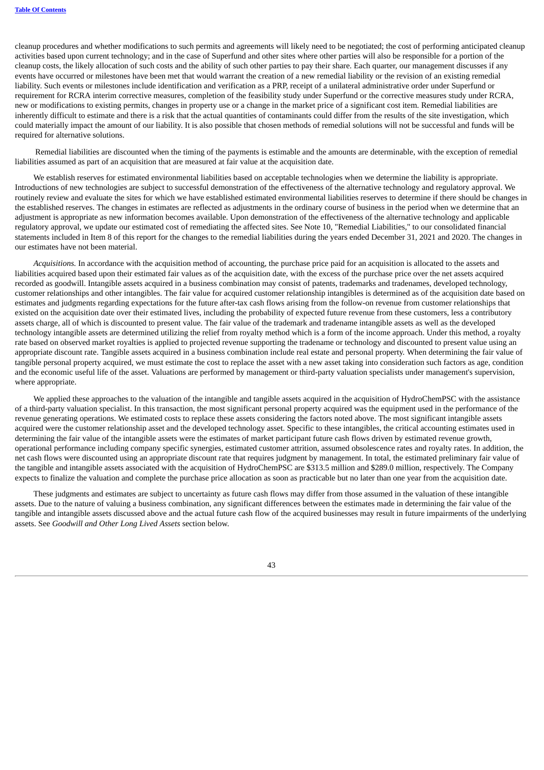cleanup procedures and whether modifications to such permits and agreements will likely need to be negotiated; the cost of performing anticipated cleanup activities based upon current technology; and in the case of Superfund and other sites where other parties will also be responsible for a portion of the cleanup costs, the likely allocation of such costs and the ability of such other parties to pay their share. Each quarter, our management discusses if any events have occurred or milestones have been met that would warrant the creation of a new remedial liability or the revision of an existing remedial liability. Such events or milestones include identification and verification as a PRP, receipt of a unilateral administrative order under Superfund or requirement for RCRA interim corrective measures, completion of the feasibility study under Superfund or the corrective measures study under RCRA, new or modifications to existing permits, changes in property use or a change in the market price of a significant cost item. Remedial liabilities are inherently difficult to estimate and there is a risk that the actual quantities of contaminants could differ from the results of the site investigation, which could materially impact the amount of our liability. It is also possible that chosen methods of remedial solutions will not be successful and funds will be required for alternative solutions.

Remedial liabilities are discounted when the timing of the payments is estimable and the amounts are determinable, with the exception of remedial liabilities assumed as part of an acquisition that are measured at fair value at the acquisition date.

We establish reserves for estimated environmental liabilities based on acceptable technologies when we determine the liability is appropriate. Introductions of new technologies are subject to successful demonstration of the effectiveness of the alternative technology and regulatory approval. We routinely review and evaluate the sites for which we have established estimated environmental liabilities reserves to determine if there should be changes in the established reserves. The changes in estimates are reflected as adjustments in the ordinary course of business in the period when we determine that an adjustment is appropriate as new information becomes available. Upon demonstration of the effectiveness of the alternative technology and applicable regulatory approval, we update our estimated cost of remediating the affected sites. See Note 10, "Remedial Liabilities," to our consolidated financial statements included in Item 8 of this report for the changes to the remedial liabilities during the years ended December 31, 2021 and 2020. The changes in our estimates have not been material.

*Acquisitions.* In accordance with the acquisition method of accounting, the purchase price paid for an acquisition is allocated to the assets and liabilities acquired based upon their estimated fair values as of the acquisition date, with the excess of the purchase price over the net assets acquired recorded as goodwill. Intangible assets acquired in a business combination may consist of patents, trademarks and tradenames, developed technology, customer relationships and other intangibles. The fair value for acquired customer relationship intangibles is determined as of the acquisition date based on estimates and judgments regarding expectations for the future after-tax cash flows arising from the follow-on revenue from customer relationships that existed on the acquisition date over their estimated lives, including the probability of expected future revenue from these customers, less a contributory assets charge, all of which is discounted to present value. The fair value of the trademark and tradename intangible assets as well as the developed technology intangible assets are determined utilizing the relief from royalty method which is a form of the income approach. Under this method, a royalty rate based on observed market royalties is applied to projected revenue supporting the tradename or technology and discounted to present value using an appropriate discount rate. Tangible assets acquired in a business combination include real estate and personal property. When determining the fair value of tangible personal property acquired, we must estimate the cost to replace the asset with a new asset taking into consideration such factors as age, condition and the economic useful life of the asset. Valuations are performed by management or third-party valuation specialists under management's supervision, where appropriate.

We applied these approaches to the valuation of the intangible and tangible assets acquired in the acquisition of HydroChemPSC with the assistance of a third-party valuation specialist. In this transaction, the most significant personal property acquired was the equipment used in the performance of the revenue generating operations. We estimated costs to replace these assets considering the factors noted above. The most significant intangible assets acquired were the customer relationship asset and the developed technology asset. Specific to these intangibles, the critical accounting estimates used in determining the fair value of the intangible assets were the estimates of market participant future cash flows driven by estimated revenue growth, operational performance including company specific synergies, estimated customer attrition, assumed obsolescence rates and royalty rates. In addition, the net cash flows were discounted using an appropriate discount rate that requires judgment by management. In total, the estimated preliminary fair value of the tangible and intangible assets associated with the acquisition of HydroChemPSC are $313.5 million and $289.0 million, respectively. The Company expects to finalize the valuation and complete the purchase price allocation as soon as practicable but no later than one year from the acquisition date.

These judgments and estimates are subject to uncertainty as future cash flows may differ from those assumed in the valuation of these intangible assets. Due to the nature of valuing a business combination, any significant differences between the estimates made in determining the fair value of the tangible and intangible assets discussed above and the actual future cash flow of the acquired businesses may result in future impairments of the underlying assets. See *Goodwill and Other Long Lived Assets* section below.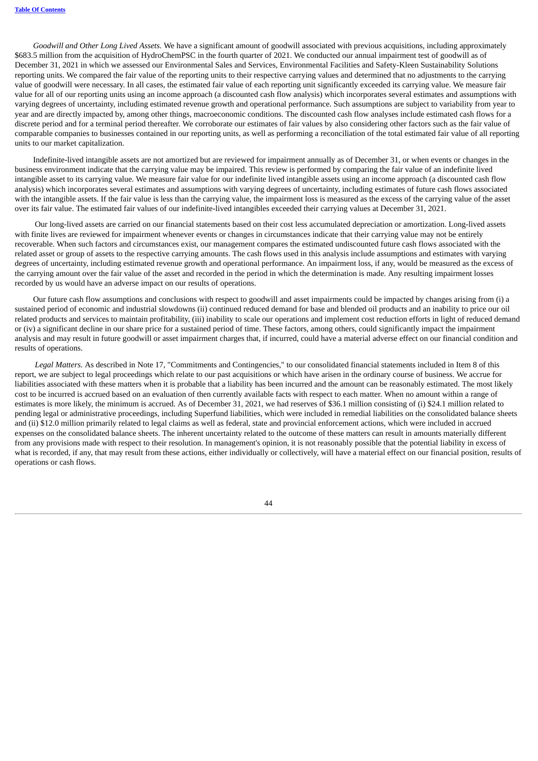*Goodwill and Other Long Lived Assets.* We have a significant amount of goodwill associated with previous acquisitions, including approximately $683.5 million from the acquisition of HydroChemPSC in the fourth quarter of 2021. We conducted our annual impairment test of goodwill as of December 31, 2021 in which we assessed our Environmental Sales and Services, Environmental Facilities and Safety-Kleen Sustainability Solutions reporting units. We compared the fair value of the reporting units to their respective carrying values and determined that no adjustments to the carrying value of goodwill were necessary. In all cases, the estimated fair value of each reporting unit significantly exceeded its carrying value. We measure fair value for all of our reporting units using an income approach (a discounted cash flow analysis) which incorporates several estimates and assumptions with varying degrees of uncertainty, including estimated revenue growth and operational performance. Such assumptions are subject to variability from year to year and are directly impacted by, among other things, macroeconomic conditions. The discounted cash flow analyses include estimated cash flows for a discrete period and for a terminal period thereafter. We corroborate our estimates of fair values by also considering other factors such as the fair value of comparable companies to businesses contained in our reporting units, as well as performing a reconciliation of the total estimated fair value of all reporting units to our market capitalization.

Indefinite-lived intangible assets are not amortized but are reviewed for impairment annually as of December 31, or when events or changes in the business environment indicate that the carrying value may be impaired. This review is performed by comparing the fair value of an indefinite lived intangible asset to its carrying value. We measure fair value for our indefinite lived intangible assets using an income approach (a discounted cash flow analysis) which incorporates several estimates and assumptions with varying degrees of uncertainty, including estimates of future cash flows associated with the intangible assets. If the fair value is less than the carrying value, the impairment loss is measured as the excess of the carrying value of the asset over its fair value. The estimated fair values of our indefinite-lived intangibles exceeded their carrying values at December 31, 2021.

Our long-lived assets are carried on our financial statements based on their cost less accumulated depreciation or amortization. Long-lived assets with finite lives are reviewed for impairment whenever events or changes in circumstances indicate that their carrying value may not be entirely recoverable. When such factors and circumstances exist, our management compares the estimated undiscounted future cash flows associated with the related asset or group of assets to the respective carrying amounts. The cash flows used in this analysis include assumptions and estimates with varying degrees of uncertainty, including estimated revenue growth and operational performance. An impairment loss, if any, would be measured as the excess of the carrying amount over the fair value of the asset and recorded in the period in which the determination is made. Any resulting impairment losses recorded by us would have an adverse impact on our results of operations.

Our future cash flow assumptions and conclusions with respect to goodwill and asset impairments could be impacted by changes arising from (i) a sustained period of economic and industrial slowdowns (ii) continued reduced demand for base and blended oil products and an inability to price our oil related products and services to maintain profitability, (iii) inability to scale our operations and implement cost reduction efforts in light of reduced demand or (iv) a significant decline in our share price for a sustained period of time. These factors, among others, could significantly impact the impairment analysis and may result in future goodwill or asset impairment charges that, if incurred, could have a material adverse effect on our financial condition and results of operations.

*Legal Matters.* As described in Note 17, "Commitments and Contingencies," to our consolidated financial statements included in Item 8 of this report, we are subject to legal proceedings which relate to our past acquisitions or which have arisen in the ordinary course of business. We accrue for liabilities associated with these matters when it is probable that a liability has been incurred and the amount can be reasonably estimated. The most likely cost to be incurred is accrued based on an evaluation of then currently available facts with respect to each matter. When no amount within a range of estimates is more likely, the minimum is accrued. As of December 31, 2021, we had reserves of $36.1 million consisting of (i) $24.1 million related to pending legal or administrative proceedings, including Superfund liabilities, which were included in remedial liabilities on the consolidated balance sheets and (ii) $12.0 million primarily related to legal claims as well as federal, state and provincial enforcement actions, which were included in accrued expenses on the consolidated balance sheets. The inherent uncertainty related to the outcome of these matters can result in amounts materially different from any provisions made with respect to their resolution. In management's opinion, it is not reasonably possible that the potential liability in excess of what is recorded, if any, that may result from these actions, either individually or collectively, will have a material effect on our financial position, results of operations or cash flows.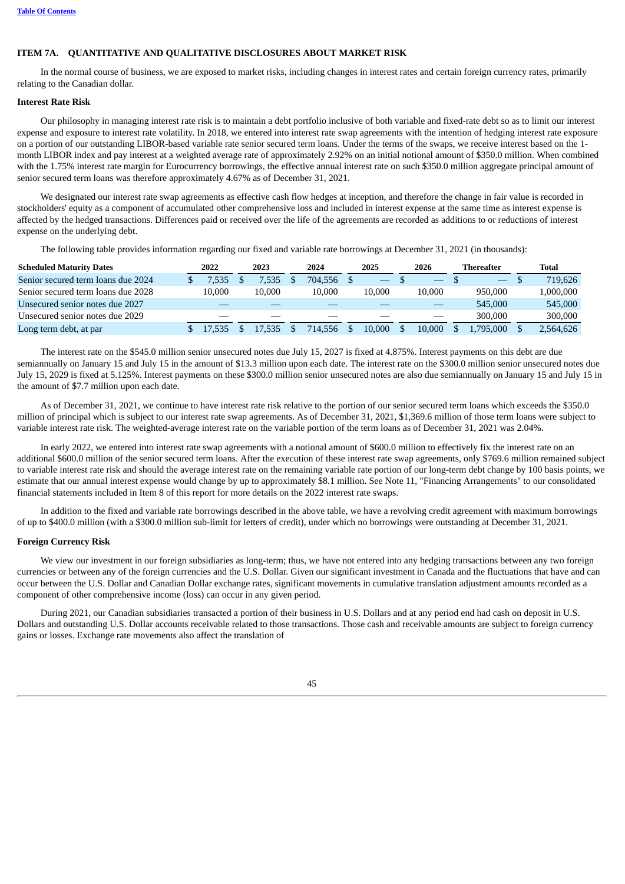[Table Of Contents](#)

## ITEM 7A. QUANTITATIVE AND QUALITATIVE DISCLOSURES ABOUT MARKET RISK

In the normal course of business, we are exposed to market risks, including changes in interest rates and certain foreign currency rates, primarily relating to the Canadian dollar.

**Interest Rate Risk**

Our philosophy in managing interest rate risk is to maintain a debt portfolio inclusive of both variable and fixed-rate debt so as to limit our interest expense and exposure to interest rate volatility. In 2018, we entered into interest rate swap agreements with the intention of hedging interest rate exposure on a portion of our outstanding LIBOR-based variable rate senior secured term loans. Under the terms of the swaps, we receive interest based on the 1-month LIBOR index and pay interest at a weighted average rate of approximately 2.92% on an initial notional amount of $350.0 million. When combined with the 1.75% interest rate margin for Eurocurrency borrowings, the effective annual interest rate on such $350.0 million aggregate principal amount of senior secured term loans was therefore approximately 4.67% as of December 31, 2021.

We designated our interest rate swap agreements as effective cash flow hedges at inception, and therefore the change in fair value is recorded in stockholders' equity as a component of accumulated other comprehensive loss and included in interest expense at the same time as interest expense is affected by the hedged transactions. Differences paid or received over the life of the agreements are recorded as additions to or reductions of interest expense on the underlying debt.

The following table provides information regarding our fixed and variable rate borrowings at December 31, 2021 (in thousands):

| Scheduled Maturity Dates | 2022 | 2023 | 2024 | 2025 | 2026 | Thereafter | Total |
|---|---|---|---|---|---|---|---|
| Senior secured term loans due 2024 | $ 7,535 | $ 7,535 | $ 704,556 | $ — | $ — | $ — | $ 719,626 |
| Senior secured term loans due 2028 | 10,000 | 10,000 | 10,000 | 10,000 | 10,000 | 950,000 | 1,000,000 |
| Unsecured senior notes due 2027 | — | — | — | — | — | 545,000 | 545,000 |
| Unsecured senior notes due 2029 | — | — | — | — | — | 300,000 | 300,000 |
| Long term debt, at par | $ 17,535 | $ 17,535 | $ 714,556 | $ 10,000 | $ 10,000 | $ 1,795,000 | $ 2,564,626 |

The interest rate on the $545.0 million senior unsecured notes due July 15, 2027 is fixed at 4.875%. Interest payments on this debt are due semiannually on January 15 and July 15 in the amount of $13.3 million upon each date. The interest rate on the $300.0 million senior unsecured notes due July 15, 2029 is fixed at 5.125%. Interest payments on these $300.0 million senior unsecured notes are also due semiannually on January 15 and July 15 in the amount of $7.7 million upon each date.

As of December 31, 2021, we continue to have interest rate risk relative to the portion of our senior secured term loans which exceeds the $350.0 million of principal which is subject to our interest rate swap agreements. As of December 31, 2021, $1,369.6 million of those term loans were subject to variable interest rate risk. The weighted-average interest rate on the variable portion of the term loans as of December 31, 2021 was 2.04%.

In early 2022, we entered into interest rate swap agreements with a notional amount of $600.0 million to effectively fix the interest rate on an additional $600.0 million of the senior secured term loans. After the execution of these interest rate swap agreements, only $769.6 million remained subject to variable interest rate risk and should the average interest rate on the remaining variable rate portion of our long-term debt change by 100 basis points, we estimate that our annual interest expense would change by up to approximately $8.1 million. See Note 11, "Financing Arrangements" to our consolidated financial statements included in Item 8 of this report for more details on the 2022 interest rate swaps.

In addition to the fixed and variable rate borrowings described in the above table, we have a revolving credit agreement with maximum borrowings of up to $400.0 million (with a $300.0 million sub-limit for letters of credit), under which no borrowings were outstanding at December 31, 2021.

**Foreign Currency Risk**

We view our investment in our foreign subsidiaries as long-term; thus, we have not entered into any hedging transactions between any two foreign currencies or between any of the foreign currencies and the U.S. Dollar. Given our significant investment in Canada and the fluctuations that have and can occur between the U.S. Dollar and Canadian Dollar exchange rates, significant movements in cumulative translation adjustment amounts recorded as a component of other comprehensive income (loss) can occur in any given period.

During 2021, our Canadian subsidiaries transacted a portion of their business in U.S. Dollars and at any period end had cash on deposit in U.S. Dollars and outstanding U.S. Dollar accounts receivable related to those transactions. Those cash and receivable amounts are subject to foreign currency gains or losses. Exchange rate movements also affect the translation of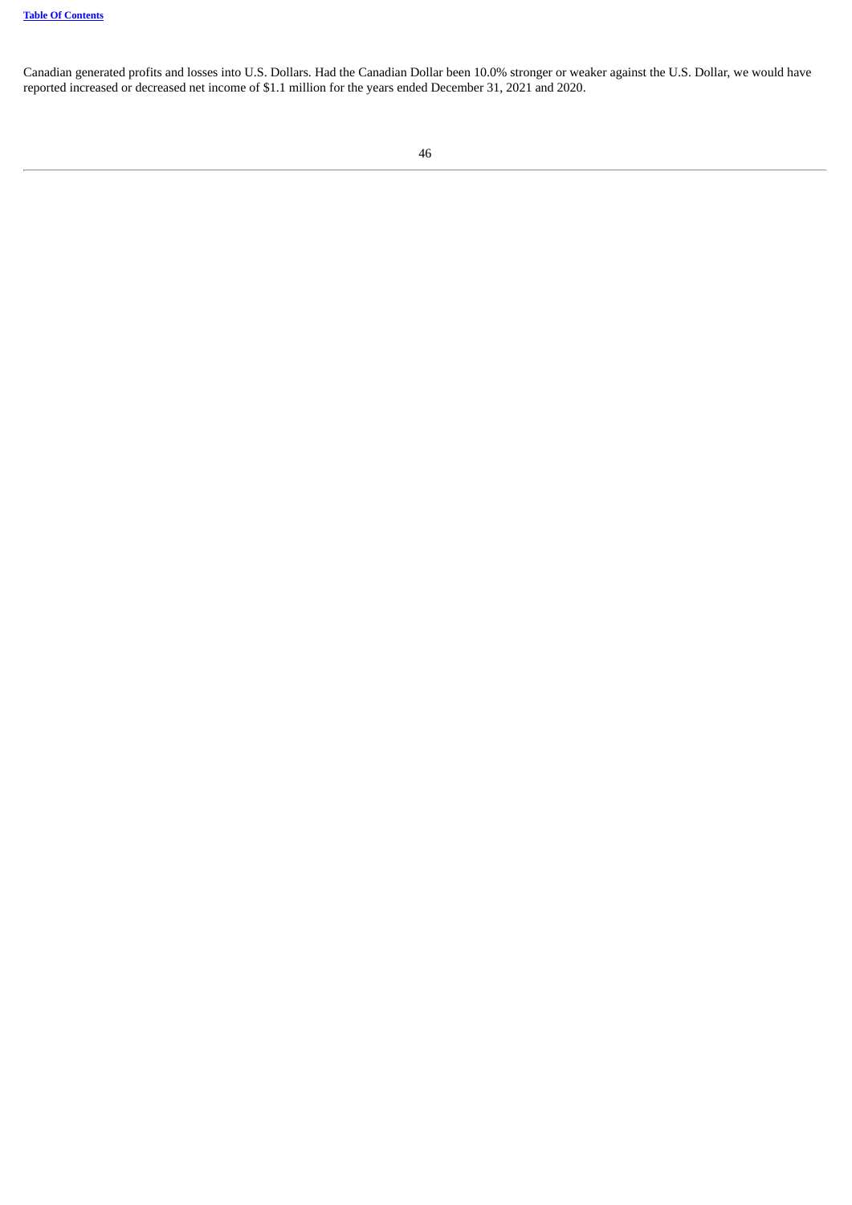Canadian generated profits and losses into U.S. Dollars. Had the Canadian Dollar been 10.0% stronger or weaker against the U.S. Dollar, we would have reported increased or decreased net income of $1.1 million for the years ended December 31, 2021 and 2020.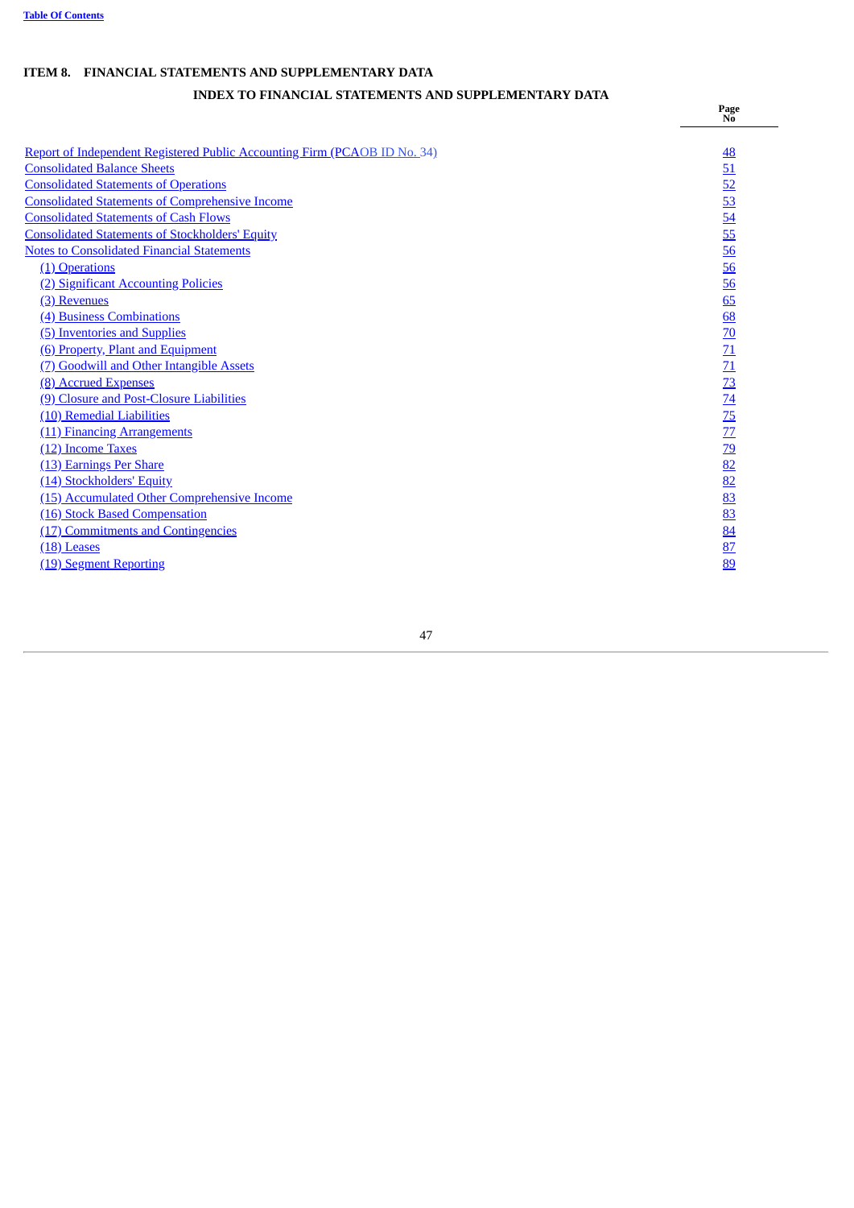## ITEM 8. FINANCIAL STATEMENTS AND SUPPLEMENTARY DATA

### INDEX TO FINANCIAL STATEMENTS AND SUPPLEMENTARY DATA

| | Page No |
|---|---|
| Report of Independent Registered Public Accounting Firm (PCAOB ID No. 34) | 48 |
| Consolidated Balance Sheets | 51 |
| Consolidated Statements of Operations | 52 |
| Consolidated Statements of Comprehensive Income | 53 |
| Consolidated Statements of Cash Flows | 54 |
| Consolidated Statements of Stockholders' Equity | 55 |
| Notes to Consolidated Financial Statements | 56 |
| (1) Operations | 56 |
| (2) Significant Accounting Policies | 56 |
| (3) Revenues | 65 |
| (4) Business Combinations | 68 |
| (5) Inventories and Supplies | 70 |
| (6) Property, Plant and Equipment | 71 |
| (7) Goodwill and Other Intangible Assets | 71 |
| (8) Accrued Expenses | 73 |
| (9) Closure and Post-Closure Liabilities | 74 |
| (10) Remedial Liabilities | 75 |
| (11) Financing Arrangements | 77 |
| (12) Income Taxes | 79 |
| (13) Earnings Per Share | 82 |
| (14) Stockholders' Equity | 82 |
| (15) Accumulated Other Comprehensive Income | 83 |
| (16) Stock Based Compensation | 83 |
| (17) Commitments and Contingencies | 84 |
| (18) Leases | 87 |
| (19) Segment Reporting | 89 |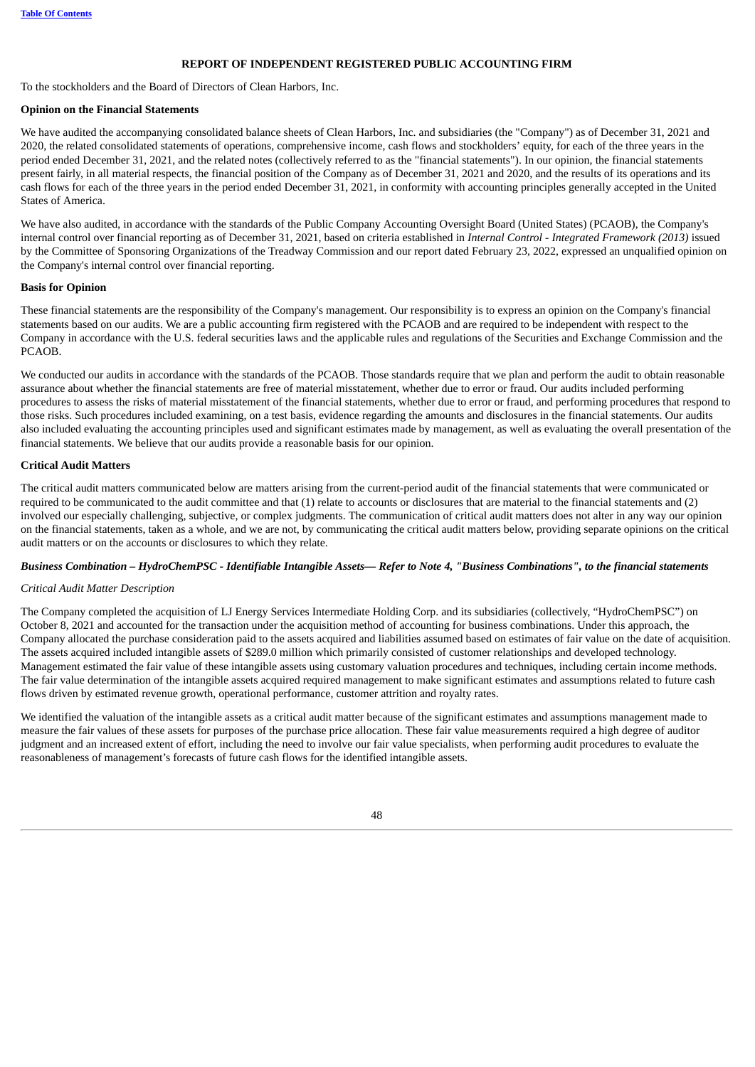## REPORT OF INDEPENDENT REGISTERED PUBLIC ACCOUNTING FIRM

To the stockholders and the Board of Directors of Clean Harbors, Inc.

**Opinion on the Financial Statements**

We have audited the accompanying consolidated balance sheets of Clean Harbors, Inc. and subsidiaries (the "Company") as of December 31, 2021 and 2020, the related consolidated statements of operations, comprehensive income, cash flows and stockholders' equity, for each of the three years in the period ended December 31, 2021, and the related notes (collectively referred to as the "financial statements"). In our opinion, the financial statements present fairly, in all material respects, the financial position of the Company as of December 31, 2021 and 2020, and the results of its operations and its cash flows for each of the three years in the period ended December 31, 2021, in conformity with accounting principles generally accepted in the United States of America.

We have also audited, in accordance with the standards of the Public Company Accounting Oversight Board (United States) (PCAOB), the Company's internal control over financial reporting as of December 31, 2021, based on criteria established in *Internal Control - Integrated Framework (2013)* issued by the Committee of Sponsoring Organizations of the Treadway Commission and our report dated February 23, 2022, expressed an unqualified opinion on the Company's internal control over financial reporting.

**Basis for Opinion**

These financial statements are the responsibility of the Company's management. Our responsibility is to express an opinion on the Company's financial statements based on our audits. We are a public accounting firm registered with the PCAOB and are required to be independent with respect to the Company in accordance with the U.S. federal securities laws and the applicable rules and regulations of the Securities and Exchange Commission and the PCAOB.

We conducted our audits in accordance with the standards of the PCAOB. Those standards require that we plan and perform the audit to obtain reasonable assurance about whether the financial statements are free of material misstatement, whether due to error or fraud. Our audits included performing procedures to assess the risks of material misstatement of the financial statements, whether due to error or fraud, and performing procedures that respond to those risks. Such procedures included examining, on a test basis, evidence regarding the amounts and disclosures in the financial statements. Our audits also included evaluating the accounting principles used and significant estimates made by management, as well as evaluating the overall presentation of the financial statements. We believe that our audits provide a reasonable basis for our opinion.

**Critical Audit Matters**

The critical audit matters communicated below are matters arising from the current-period audit of the financial statements that were communicated or required to be communicated to the audit committee and that (1) relate to accounts or disclosures that are material to the financial statements and (2) involved our especially challenging, subjective, or complex judgments. The communication of critical audit matters does not alter in any way our opinion on the financial statements, taken as a whole, and we are not, by communicating the critical audit matters below, providing separate opinions on the critical audit matters or on the accounts or disclosures to which they relate.

***Business Combination – HydroChemPSC - Identifiable Intangible Assets— Refer to Note 4, "Business Combinations", to the financial statements***

*Critical Audit Matter Description*

The Company completed the acquisition of LJ Energy Services Intermediate Holding Corp. and its subsidiaries (collectively, "HydroChemPSC") on October 8, 2021 and accounted for the transaction under the acquisition method of accounting for business combinations. Under this approach, the Company allocated the purchase consideration paid to the assets acquired and liabilities assumed based on estimates of fair value on the date of acquisition. The assets acquired included intangible assets of $289.0 million which primarily consisted of customer relationships and developed technology. Management estimated the fair value of these intangible assets using customary valuation procedures and techniques, including certain income methods. The fair value determination of the intangible assets acquired required management to make significant estimates and assumptions related to future cash flows driven by estimated revenue growth, operational performance, customer attrition and royalty rates.

We identified the valuation of the intangible assets as a critical audit matter because of the significant estimates and assumptions management made to measure the fair values of these assets for purposes of the purchase price allocation. These fair value measurements required a high degree of auditor judgment and an increased extent of effort, including the need to involve our fair value specialists, when performing audit procedures to evaluate the reasonableness of management's forecasts of future cash flows for the identified intangible assets.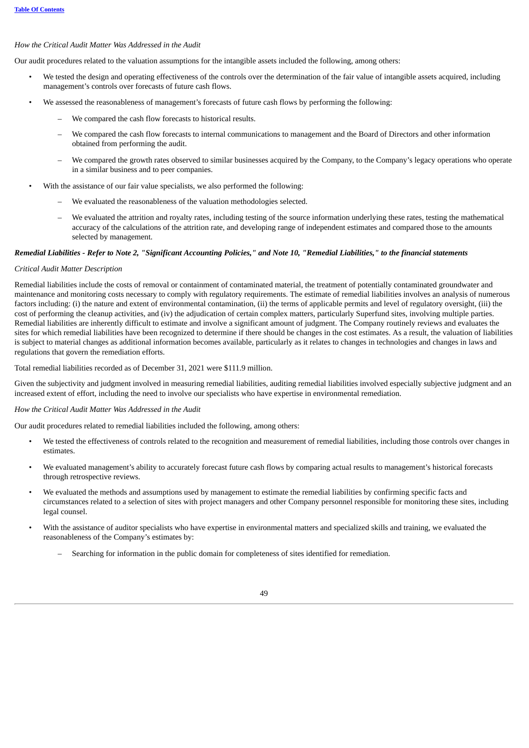*How the Critical Audit Matter Was Addressed in the Audit*

Our audit procedures related to the valuation assumptions for the intangible assets included the following, among others:

- We tested the design and operating effectiveness of the controls over the determination of the fair value of intangible assets acquired, including management's controls over forecasts of future cash flows.
- We assessed the reasonableness of management's forecasts of future cash flows by performing the following:
  - We compared the cash flow forecasts to historical results.
  - We compared the cash flow forecasts to internal communications to management and the Board of Directors and other information obtained from performing the audit.
  - We compared the growth rates observed to similar businesses acquired by the Company, to the Company's legacy operations who operate in a similar business and to peer companies.
- With the assistance of our fair value specialists, we also performed the following:
  - We evaluated the reasonableness of the valuation methodologies selected.
  - We evaluated the attrition and royalty rates, including testing of the source information underlying these rates, testing the mathematical accuracy of the calculations of the attrition rate, and developing range of independent estimates and compared those to the amounts selected by management.

***Remedial Liabilities - Refer to Note 2, "Significant Accounting Policies," and Note 10, "Remedial Liabilities," to the financial statements***

*Critical Audit Matter Description*

Remedial liabilities include the costs of removal or containment of contaminated material, the treatment of potentially contaminated groundwater and maintenance and monitoring costs necessary to comply with regulatory requirements. The estimate of remedial liabilities involves an analysis of numerous factors including: (i) the nature and extent of environmental contamination, (ii) the terms of applicable permits and level of regulatory oversight, (iii) the cost of performing the cleanup activities, and (iv) the adjudication of certain complex matters, particularly Superfund sites, involving multiple parties. Remedial liabilities are inherently difficult to estimate and involve a significant amount of judgment. The Company routinely reviews and evaluates the sites for which remedial liabilities have been recognized to determine if there should be changes in the cost estimates. As a result, the valuation of liabilities is subject to material changes as additional information becomes available, particularly as it relates to changes in technologies and changes in laws and regulations that govern the remediation efforts.

Total remedial liabilities recorded as of December 31, 2021 were $111.9 million.

Given the subjectivity and judgment involved in measuring remedial liabilities, auditing remedial liabilities involved especially subjective judgment and an increased extent of effort, including the need to involve our specialists who have expertise in environmental remediation.

*How the Critical Audit Matter Was Addressed in the Audit*

Our audit procedures related to remedial liabilities included the following, among others:

- We tested the effectiveness of controls related to the recognition and measurement of remedial liabilities, including those controls over changes in estimates.
- We evaluated management's ability to accurately forecast future cash flows by comparing actual results to management's historical forecasts through retrospective reviews.
- We evaluated the methods and assumptions used by management to estimate the remedial liabilities by confirming specific facts and circumstances related to a selection of sites with project managers and other Company personnel responsible for monitoring these sites, including legal counsel.
- With the assistance of auditor specialists who have expertise in environmental matters and specialized skills and training, we evaluated the reasonableness of the Company's estimates by:
  - Searching for information in the public domain for completeness of sites identified for remediation.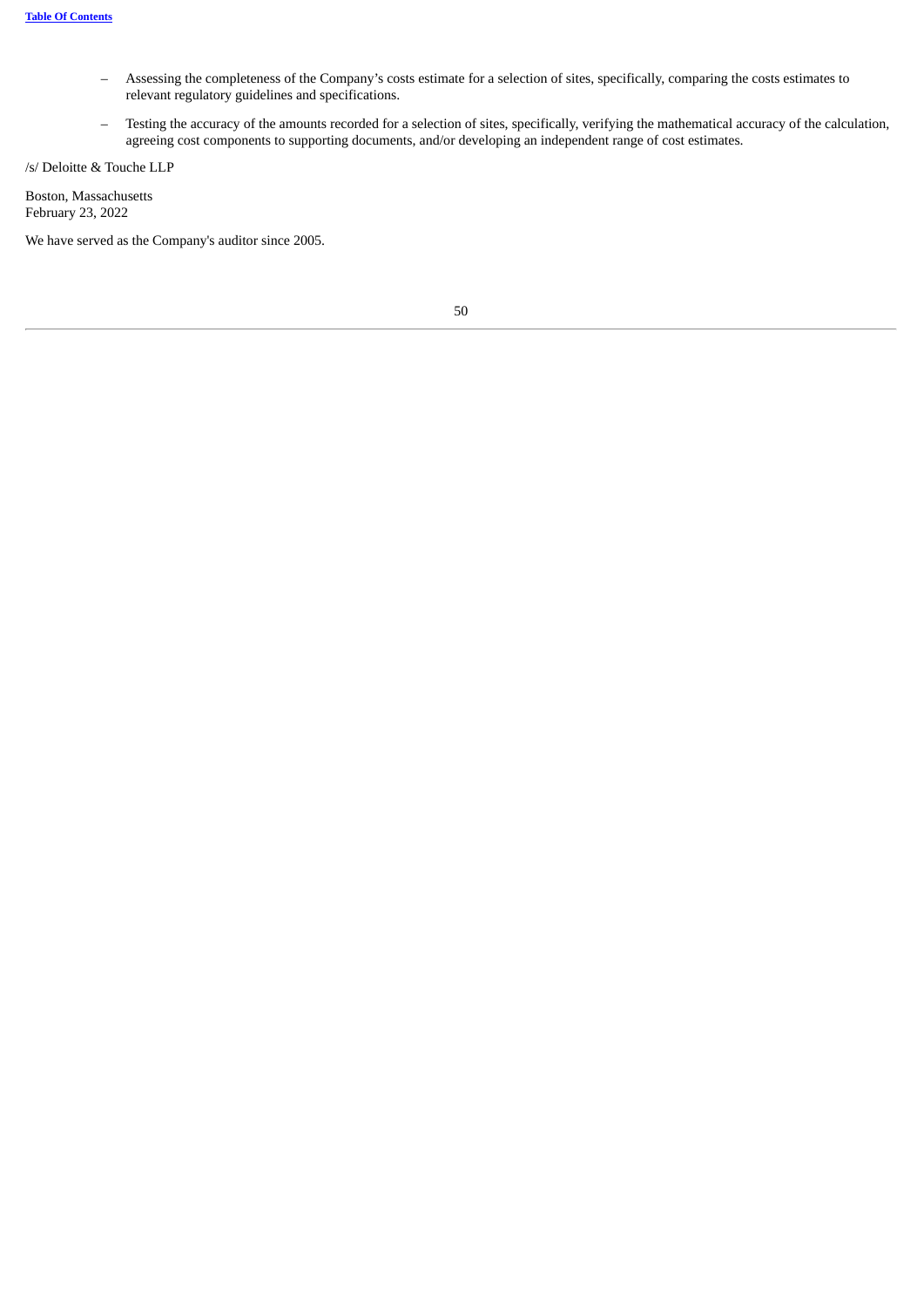- Assessing the completeness of the Company’s costs estimate for a selection of sites, specifically, comparing the costs estimates to relevant regulatory guidelines and specifications.
- Testing the accuracy of the amounts recorded for a selection of sites, specifically, verifying the mathematical accuracy of the calculation, agreeing cost components to supporting documents, and/or developing an independent range of cost estimates.

/s/ Deloitte & Touche LLP

Boston, Massachusetts
February 23, 2022

We have served as the Company's auditor since 2005.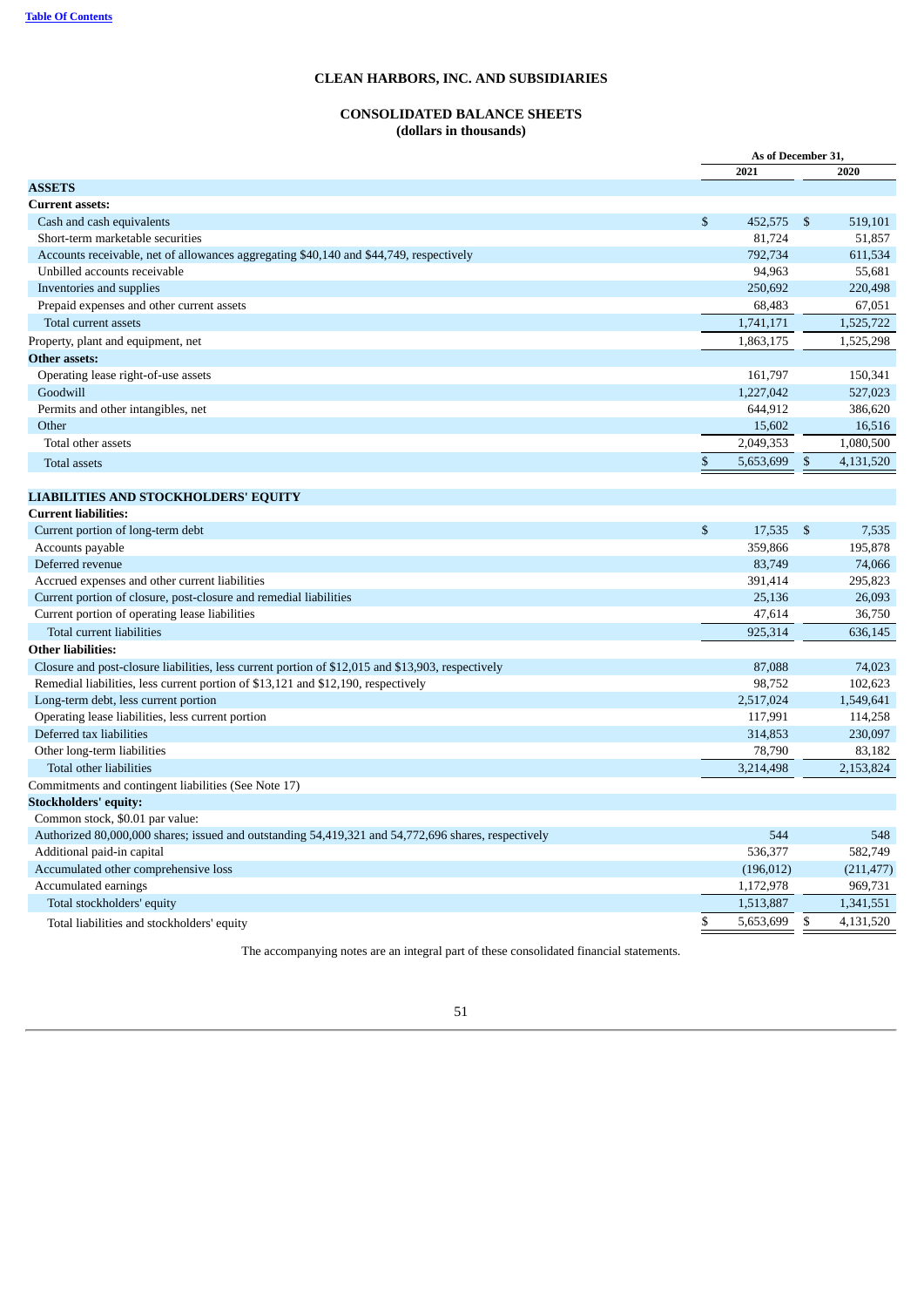**CLEAN HARBORS, INC. AND SUBSIDIARIES**

**CONSOLIDATED BALANCE SHEETS**
**(dollars in thousands)**

| | As of December 31, | |
|---|---|---|
| | 2021 | 2020 |
| **ASSETS** | | |
| **Current assets:** | | |
| Cash and cash equivalents | $ 452,575 | $ 519,101 |
| Short-term marketable securities | 81,724 | 51,857 |
| Accounts receivable, net of allowances aggregating $40,140 and $44,749, respectively | 792,734 | 611,534 |
| Unbilled accounts receivable | 94,963 | 55,681 |
| Inventories and supplies | 250,692 | 220,498 |
| Prepaid expenses and other current assets | 68,483 | 67,051 |
| Total current assets | 1,741,171 | 1,525,722 |
| Property, plant and equipment, net | 1,863,175 | 1,525,298 |
| **Other assets:** | | |
| Operating lease right-of-use assets | 161,797 | 150,341 |
| Goodwill | 1,227,042 | 527,023 |
| Permits and other intangibles, net | 644,912 | 386,620 |
| Other | 15,602 | 16,516 |
| Total other assets | 2,049,353 | 1,080,500 |
| Total assets | $ 5,653,699 | $ 4,131,520 |
| **LIABILITIES AND STOCKHOLDERS' EQUITY** | | |
| **Current liabilities:** | | |
| Current portion of long-term debt | $ 17,535 | $ 7,535 |
| Accounts payable | 359,866 | 195,878 |
| Deferred revenue | 83,749 | 74,066 |
| Accrued expenses and other current liabilities | 391,414 | 295,823 |
| Current portion of closure, post-closure and remedial liabilities | 25,136 | 26,093 |
| Current portion of operating lease liabilities | 47,614 | 36,750 |
| Total current liabilities | 925,314 | 636,145 |
| **Other liabilities:** | | |
| Closure and post-closure liabilities, less current portion of $12,015 and $13,903, respectively | 87,088 | 74,023 |
| Remedial liabilities, less current portion of $13,121 and $12,190, respectively | 98,752 | 102,623 |
| Long-term debt, less current portion | 2,517,024 | 1,549,641 |
| Operating lease liabilities, less current portion | 117,991 | 114,258 |
| Deferred tax liabilities | 314,853 | 230,097 |
| Other long-term liabilities | 78,790 | 83,182 |
| Total other liabilities | 3,214,498 | 2,153,824 |
| Commitments and contingent liabilities (See Note 17) | | |
| **Stockholders' equity:** | | |
| Common stock, $0.01 par value: | | |
| Authorized 80,000,000 shares; issued and outstanding 54,419,321 and 54,772,696 shares, respectively | 544 | 548 |
| Additional paid-in capital | 536,377 | 582,749 |
| Accumulated other comprehensive loss | (196,012) | (211,477) |
| Accumulated earnings | 1,172,978 | 969,731 |
| Total stockholders' equity | 1,513,887 | 1,341,551 |
| Total liabilities and stockholders' equity | $ 5,653,699 | $ 4,131,520 |

The accompanying notes are an integral part of these consolidated financial statements.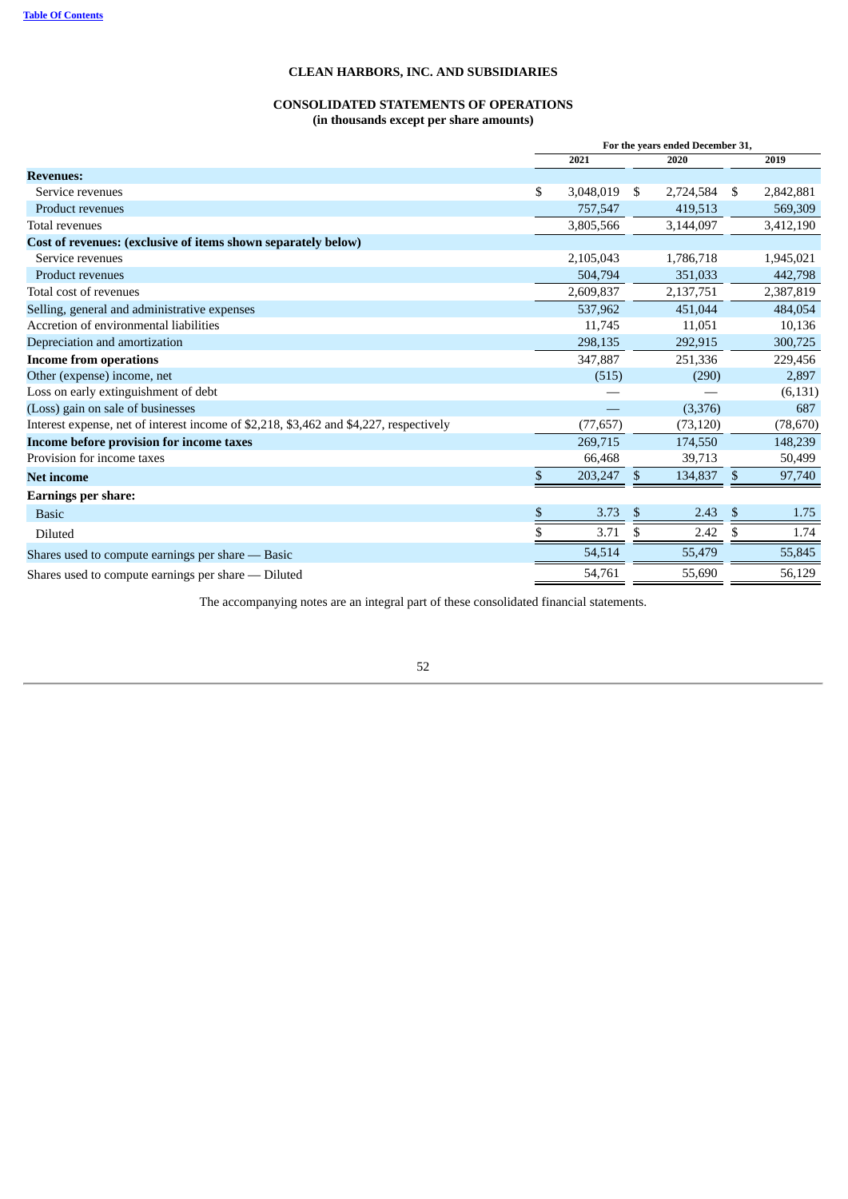**CLEAN HARBORS, INC. AND SUBSIDIARIES**

**CONSOLIDATED STATEMENTS OF OPERATIONS**
**(in thousands except per share amounts)**

| | For the years ended December 31, | | |
|---|---|---|---|
| | 2021 | 2020 | 2019 |
| **Revenues:** | | | |
| Service revenues | $ 3,048,019 | $ 2,724,584 | $ 2,842,881 |
| Product revenues | 757,547 | 419,513 | 569,309 |
| Total revenues | 3,805,566 | 3,144,097 | 3,412,190 |
| **Cost of revenues: (exclusive of items shown separately below)** | | | |
| Service revenues | 2,105,043 | 1,786,718 | 1,945,021 |
| Product revenues | 504,794 | 351,033 | 442,798 |
| Total cost of revenues | 2,609,837 | 2,137,751 | 2,387,819 |
| Selling, general and administrative expenses | 537,962 | 451,044 | 484,054 |
| Accretion of environmental liabilities | 11,745 | 11,051 | 10,136 |
| Depreciation and amortization | 298,135 | 292,915 | 300,725 |
| **Income from operations** | 347,887 | 251,336 | 229,456 |
| Other (expense) income, net | (515) | (290) | 2,897 |
| Loss on early extinguishment of debt | — | — | (6,131) |
| (Loss) gain on sale of businesses | — | (3,376) | 687 |
| Interest expense, net of interest income of $2,218, $3,462 and $4,227, respectively | (77,657) | (73,120) | (78,670) |
| **Income before provision for income taxes** | 269,715 | 174,550 | 148,239 |
| Provision for income taxes | 66,468 | 39,713 | 50,499 |
| **Net income** | $ 203,247 | $ 134,837 | $ 97,740 |
| **Earnings per share:** | | | |
| Basic | $ 3.73 | $ 2.43 | $ 1.75 |
| Diluted | $ 3.71 | $ 2.42 | $ 1.74 |
| Shares used to compute earnings per share — Basic | 54,514 | 55,479 | 55,845 |
| Shares used to compute earnings per share — Diluted | 54,761 | 55,690 | 56,129 |

The accompanying notes are an integral part of these consolidated financial statements.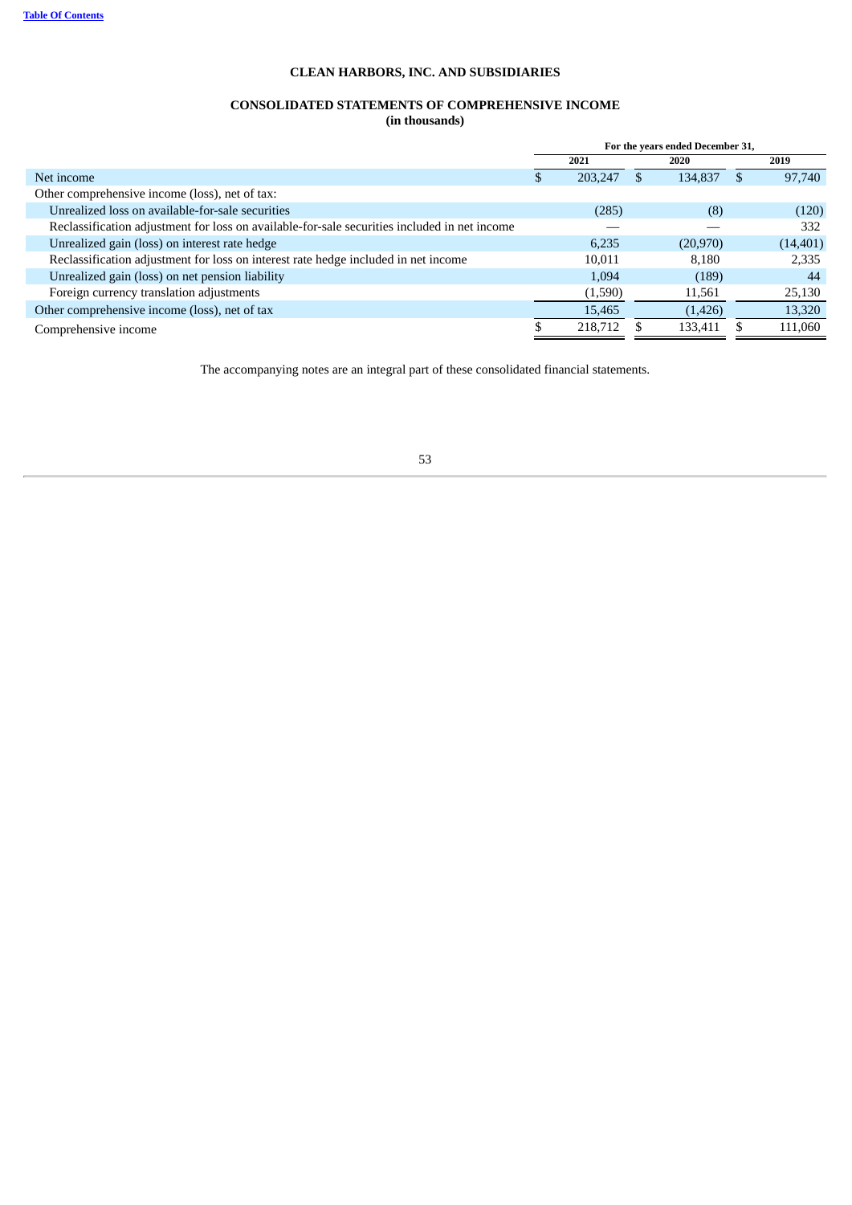**CLEAN HARBORS, INC. AND SUBSIDIARIES**

**CONSOLIDATED STATEMENTS OF COMPREHENSIVE INCOME**
**(in thousands)**

| | For the years ended December 31, | | |
|---|---|---|---|
| | 2021 | 2020 | 2019 |
| Net income | $ 203,247 | $ 134,837 | $ 97,740 |
| Other comprehensive income (loss), net of tax: | | | |
| Unrealized loss on available-for-sale securities | (285) | (8) | (120) |
| Reclassification adjustment for loss on available-for-sale securities included in net income | — | — | 332 |
| Unrealized gain (loss) on interest rate hedge | 6,235 | (20,970) | (14,401) |
| Reclassification adjustment for loss on interest rate hedge included in net income | 10,011 | 8,180 | 2,335 |
| Unrealized gain (loss) on net pension liability | 1,094 | (189) | 44 |
| Foreign currency translation adjustments | (1,590) | 11,561 | 25,130 |
| Other comprehensive income (loss), net of tax | 15,465 | (1,426) | 13,320 |
| Comprehensive income | $ 218,712 | $ 133,411 | $ 111,060 |

The accompanying notes are an integral part of these consolidated financial statements.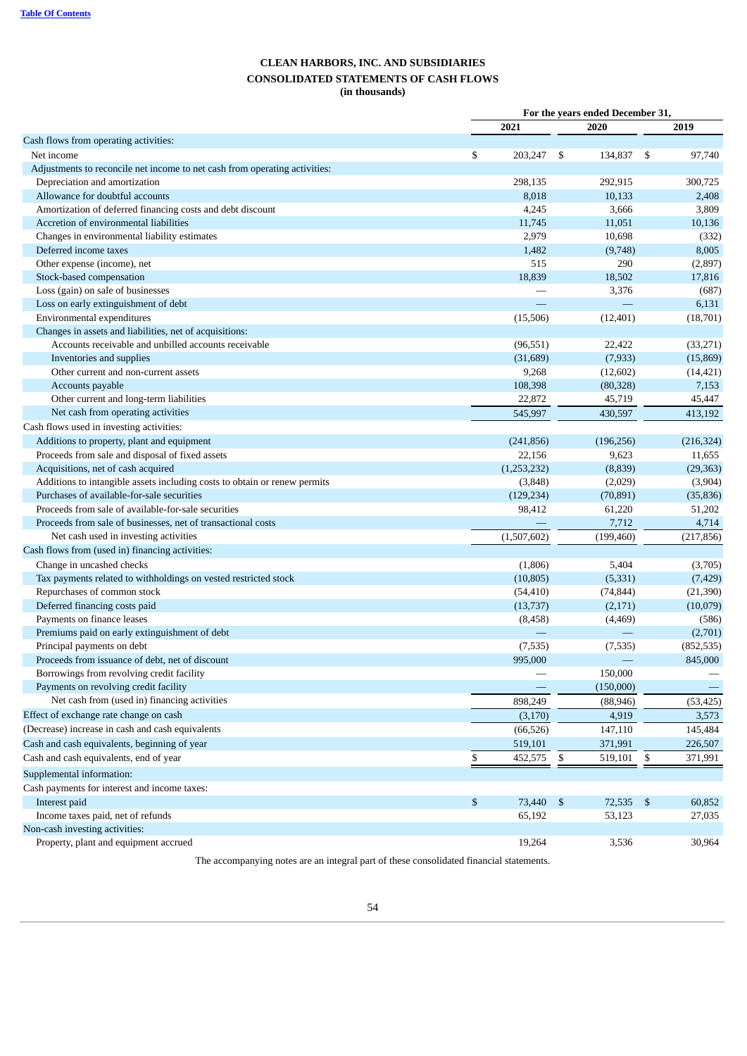**Table Of Contents**

# CLEAN HARBORS, INC. AND SUBSIDIARIES
## CONSOLIDATED STATEMENTS OF CASH FLOWS
**(in thousands)**

| | For the years ended December 31, | | |
|---|---|---|---|
| | 2021 | 2020 | 2019 |
| Cash flows from operating activities: | | | |
| Net income | $ 203,247 | $ 134,837 | $ 97,740 |
| Adjustments to reconcile net income to net cash from operating activities: | | | |
| Depreciation and amortization | 298,135 | 292,915 | 300,725 |
| Allowance for doubtful accounts | 8,018 | 10,133 | 2,408 |
| Amortization of deferred financing costs and debt discount | 4,245 | 3,666 | 3,809 |
| Accretion of environmental liabilities | 11,745 | 11,051 | 10,136 |
| Changes in environmental liability estimates | 2,979 | 10,698 | (332) |
| Deferred income taxes | 1,482 | (9,748) | 8,005 |
| Other expense (income), net | 515 | 290 | (2,897) |
| Stock-based compensation | 18,839 | 18,502 | 17,816 |
| Loss (gain) on sale of businesses | — | 3,376 | (687) |
| Loss on early extinguishment of debt | — | — | 6,131 |
| Environmental expenditures | (15,506) | (12,401) | (18,701) |
| Changes in assets and liabilities, net of acquisitions: | | | |
| Accounts receivable and unbilled accounts receivable | (96,551) | 22,422 | (33,271) |
| Inventories and supplies | (31,689) | (7,933) | (15,869) |
| Other current and non-current assets | 9,268 | (12,602) | (14,421) |
| Accounts payable | 108,398 | (80,328) | 7,153 |
| Other current and long-term liabilities | 22,872 | 45,719 | 45,447 |
| Net cash from operating activities | 545,997 | 430,597 | 413,192 |
| Cash flows used in investing activities: | | | |
| Additions to property, plant and equipment | (241,856) | (196,256) | (216,324) |
| Proceeds from sale and disposal of fixed assets | 22,156 | 9,623 | 11,655 |
| Acquisitions, net of cash acquired | (1,253,232) | (8,839) | (29,363) |
| Additions to intangible assets including costs to obtain or renew permits | (3,848) | (2,029) | (3,904) |
| Purchases of available-for-sale securities | (129,234) | (70,891) | (35,836) |
| Proceeds from sale of available-for-sale securities | 98,412 | 61,220 | 51,202 |
| Proceeds from sale of businesses, net of transactional costs | — | 7,712 | 4,714 |
| Net cash used in investing activities | (1,507,602) | (199,460) | (217,856) |
| Cash flows from (used in) financing activities: | | | |
| Change in uncashed checks | (1,806) | 5,404 | (3,705) |
| Tax payments related to withholdings on vested restricted stock | (10,805) | (5,331) | (7,429) |
| Repurchases of common stock | (54,410) | (74,844) | (21,390) |
| Deferred financing costs paid | (13,737) | (2,171) | (10,079) |
| Payments on finance leases | (8,458) | (4,469) | (586) |
| Premiums paid on early extinguishment of debt | — | — | (2,701) |
| Principal payments on debt | (7,535) | (7,535) | (852,535) |
| Proceeds from issuance of debt, net of discount | 995,000 | — | 845,000 |
| Borrowings from revolving credit facility | — | 150,000 | — |
| Payments on revolving credit facility | — | (150,000) | — |
| Net cash from (used in) financing activities | 898,249 | (88,946) | (53,425) |
| Effect of exchange rate change on cash | (3,170) | 4,919 | 3,573 |
| (Decrease) increase in cash and cash equivalents | (66,526) | 147,110 | 145,484 |
| Cash and cash equivalents, beginning of year | 519,101 | 371,991 | 226,507 |
| Cash and cash equivalents, end of year | $ 452,575 | $ 519,101 | $ 371,991 |
| Supplemental information: | | | |
| Cash payments for interest and income taxes: | | | |
| Interest paid | $ 73,440 | $ 72,535 | $ 60,852 |
| Income taxes paid, net of refunds | 65,192 | 53,123 | 27,035 |
| Non-cash investing activities: | | | |
| Property, plant and equipment accrued | 19,264 | 3,536 | 30,964 |

The accompanying notes are an integral part of these consolidated financial statements.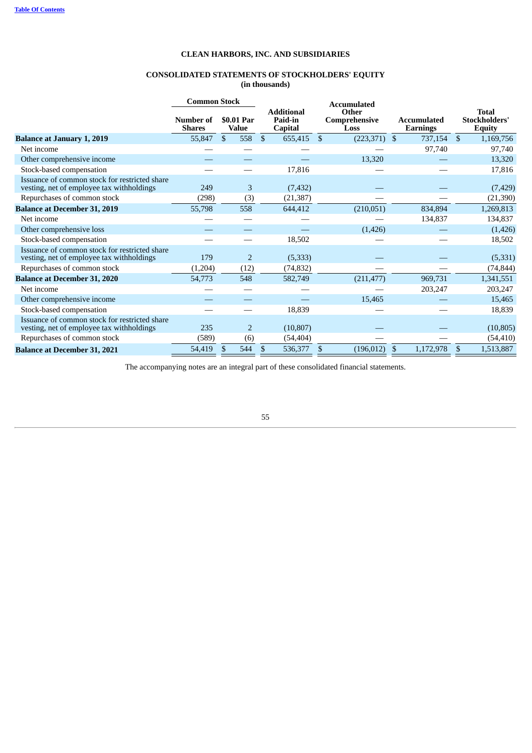[Table Of Contents](#)

# CLEAN HARBORS, INC. AND SUBSIDIARIES

## CONSOLIDATED STATEMENTS OF STOCKHOLDERS' EQUITY
**(in thousands)**

| | Common Stock | | | | | |
|---|---|---|---|---|---|---|
| | Number of Shares | $0.01 Par Value | Additional Paid-in Capital | Accumulated Other Comprehensive Loss | Accumulated Earnings | Total Stockholders' Equity |
| **Balance at January 1, 2019** | 55,847 | $ 558 | $ 655,415 | $ (223,371) | $ 737,154 | $ 1,169,756 |
| Net income | — | — | — | — | 97,740 | 97,740 |
| Other comprehensive income | — | — | — | 13,320 | — | 13,320 |
| Stock-based compensation | — | — | 17,816 | — | — | 17,816 |
| Issuance of common stock for restricted share vesting, net of employee tax withholdings | 249 | 3 | (7,432) | — | — | (7,429) |
| Repurchases of common stock | (298) | (3) | (21,387) | — | — | (21,390) |
| **Balance at December 31, 2019** | 55,798 | 558 | 644,412 | (210,051) | 834,894 | 1,269,813 |
| Net income | — | — | — | — | 134,837 | 134,837 |
| Other comprehensive loss | — | — | — | (1,426) | — | (1,426) |
| Stock-based compensation | — | — | 18,502 | — | — | 18,502 |
| Issuance of common stock for restricted share vesting, net of employee tax withholdings | 179 | 2 | (5,333) | — | — | (5,331) |
| Repurchases of common stock | (1,204) | (12) | (74,832) | — | — | (74,844) |
| **Balance at December 31, 2020** | 54,773 | 548 | 582,749 | (211,477) | 969,731 | 1,341,551 |
| Net income | — | — | — | — | 203,247 | 203,247 |
| Other comprehensive income | — | — | — | 15,465 | — | 15,465 |
| Stock-based compensation | — | — | 18,839 | — | — | 18,839 |
| Issuance of common stock for restricted share vesting, net of employee tax withholdings | 235 | 2 | (10,807) | — | — | (10,805) |
| Repurchases of common stock | (589) | (6) | (54,404) | — | — | (54,410) |
| **Balance at December 31, 2021** | 54,419 | $ 544 | $ 536,377 | $ (196,012) | $ 1,172,978 | $ 1,513,887 |

The accompanying notes are an integral part of these consolidated financial statements.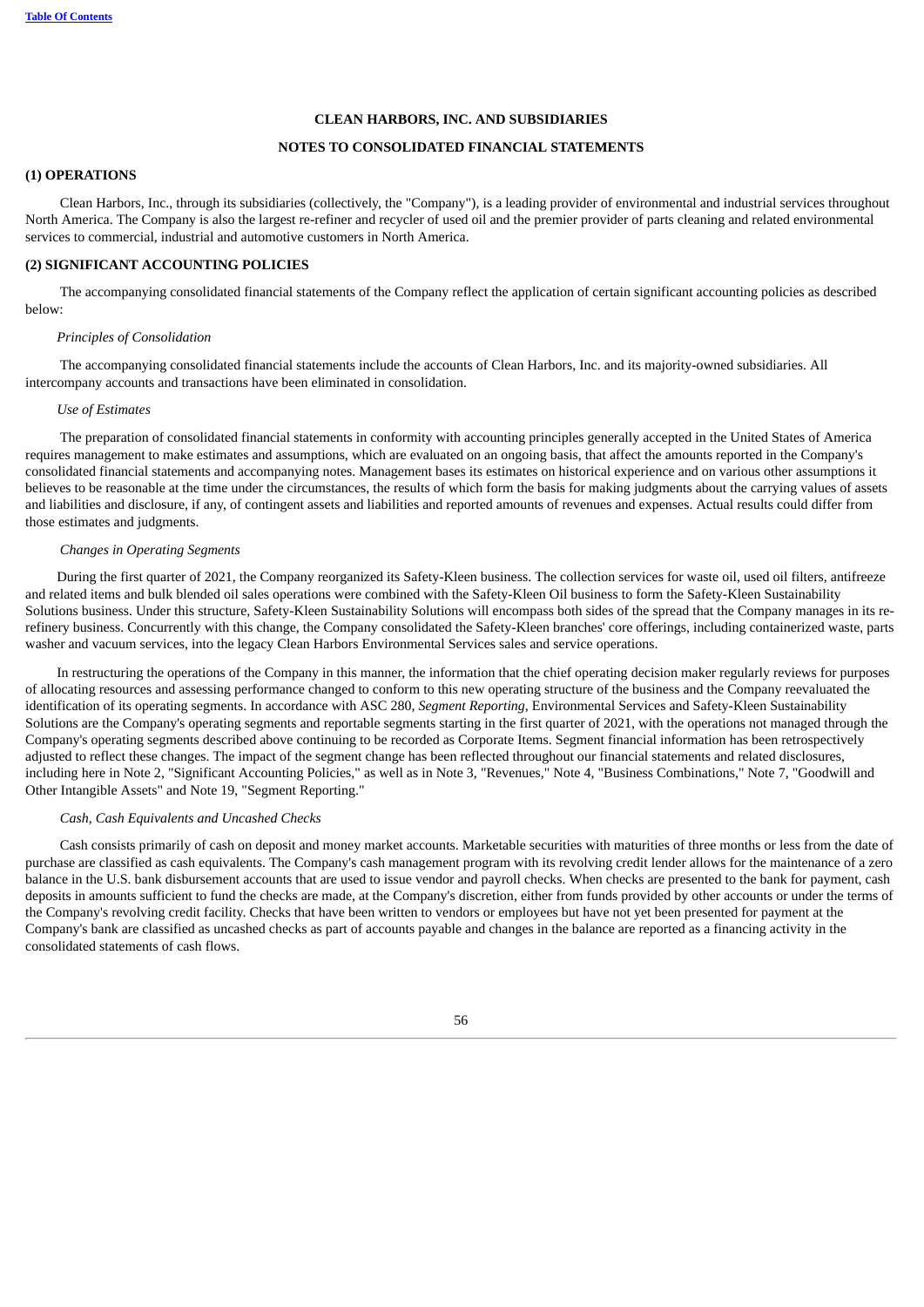## CLEAN HARBORS, INC. AND SUBSIDIARIES

## NOTES TO CONSOLIDATED FINANCIAL STATEMENTS

### (1) OPERATIONS

Clean Harbors, Inc., through its subsidiaries (collectively, the "Company"), is a leading provider of environmental and industrial services throughout North America. The Company is also the largest re-refiner and recycler of used oil and the premier provider of parts cleaning and related environmental services to commercial, industrial and automotive customers in North America.

### (2) SIGNIFICANT ACCOUNTING POLICIES

The accompanying consolidated financial statements of the Company reflect the application of certain significant accounting policies as described below:

*Principles of Consolidation*

The accompanying consolidated financial statements include the accounts of Clean Harbors, Inc. and its majority-owned subsidiaries. All intercompany accounts and transactions have been eliminated in consolidation.

*Use of Estimates*

The preparation of consolidated financial statements in conformity with accounting principles generally accepted in the United States of America requires management to make estimates and assumptions, which are evaluated on an ongoing basis, that affect the amounts reported in the Company's consolidated financial statements and accompanying notes. Management bases its estimates on historical experience and on various other assumptions it believes to be reasonable at the time under the circumstances, the results of which form the basis for making judgments about the carrying values of assets and liabilities and disclosure, if any, of contingent assets and liabilities and reported amounts of revenues and expenses. Actual results could differ from those estimates and judgments.

*Changes in Operating Segments*

During the first quarter of 2021, the Company reorganized its Safety-Kleen business. The collection services for waste oil, used oil filters, antifreeze and related items and bulk blended oil sales operations were combined with the Safety-Kleen Oil business to form the Safety-Kleen Sustainability Solutions business. Under this structure, Safety-Kleen Sustainability Solutions will encompass both sides of the spread that the Company manages in its re-refinery business. Concurrently with this change, the Company consolidated the Safety-Kleen branches' core offerings, including containerized waste, parts washer and vacuum services, into the legacy Clean Harbors Environmental Services sales and service operations.

In restructuring the operations of the Company in this manner, the information that the chief operating decision maker regularly reviews for purposes of allocating resources and assessing performance changed to conform to this new operating structure of the business and the Company reevaluated the identification of its operating segments. In accordance with ASC 280, *Segment Reporting*, Environmental Services and Safety-Kleen Sustainability Solutions are the Company's operating segments and reportable segments starting in the first quarter of 2021, with the operations not managed through the Company's operating segments described above continuing to be recorded as Corporate Items. Segment financial information has been retrospectively adjusted to reflect these changes. The impact of the segment change has been reflected throughout our financial statements and related disclosures, including here in Note 2, "Significant Accounting Policies," as well as in Note 3, "Revenues," Note 4, "Business Combinations," Note 7, "Goodwill and Other Intangible Assets" and Note 19, "Segment Reporting."

*Cash, Cash Equivalents and Uncashed Checks*

Cash consists primarily of cash on deposit and money market accounts. Marketable securities with maturities of three months or less from the date of purchase are classified as cash equivalents. The Company's cash management program with its revolving credit lender allows for the maintenance of a zero balance in the U.S. bank disbursement accounts that are used to issue vendor and payroll checks. When checks are presented to the bank for payment, cash deposits in amounts sufficient to fund the checks are made, at the Company's discretion, either from funds provided by other accounts or under the terms of the Company's revolving credit facility. Checks that have been written to vendors or employees but have not yet been presented for payment at the Company's bank are classified as uncashed checks as part of accounts payable and changes in the balance are reported as a financing activity in the consolidated statements of cash flows.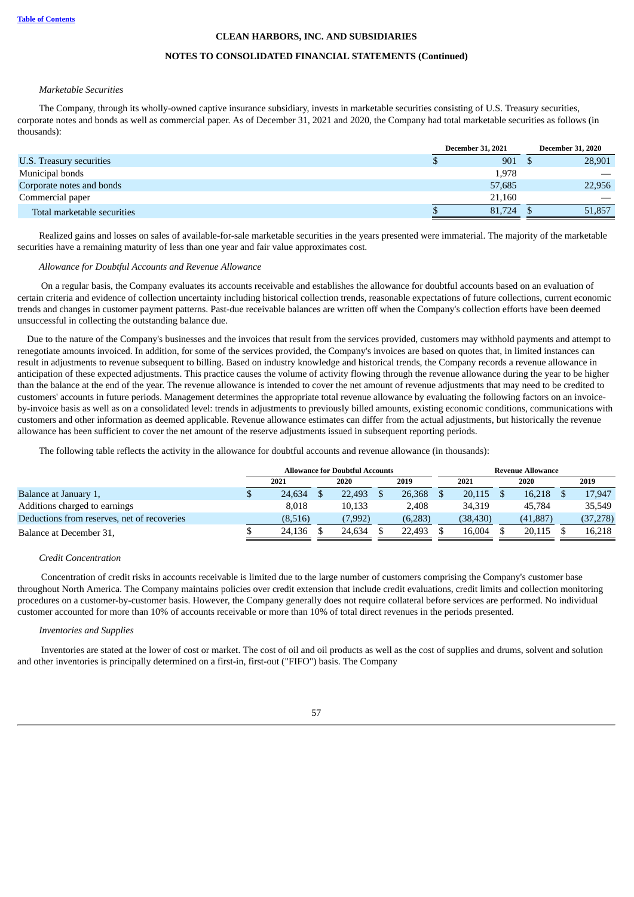# CLEAN HARBORS, INC. AND SUBSIDIARIES

## NOTES TO CONSOLIDATED FINANCIAL STATEMENTS (Continued)

*Marketable Securities*

The Company, through its wholly-owned captive insurance subsidiary, invests in marketable securities consisting of U.S. Treasury securities, corporate notes and bonds as well as commercial paper. As of December 31, 2021 and 2020, the Company had total marketable securities as follows (in thousands):

| | December 31, 2021 | December 31, 2020 |
|---|---|---|
| U.S. Treasury securities | $ 901 | $ 28,901 |
| Municipal bonds | 1,978 | — |
| Corporate notes and bonds | 57,685 | 22,956 |
| Commercial paper | 21,160 | — |
| Total marketable securities | $ 81,724 | $ 51,857 |

Realized gains and losses on sales of available-for-sale marketable securities in the years presented were immaterial. The majority of the marketable securities have a remaining maturity of less than one year and fair value approximates cost.

*Allowance for Doubtful Accounts and Revenue Allowance*

On a regular basis, the Company evaluates its accounts receivable and establishes the allowance for doubtful accounts based on an evaluation of certain criteria and evidence of collection uncertainty including historical collection trends, reasonable expectations of future collections, current economic trends and changes in customer payment patterns. Past-due receivable balances are written off when the Company's collection efforts have been deemed unsuccessful in collecting the outstanding balance due.

Due to the nature of the Company's businesses and the invoices that result from the services provided, customers may withhold payments and attempt to renegotiate amounts invoiced. In addition, for some of the services provided, the Company's invoices are based on quotes that, in limited instances can result in adjustments to revenue subsequent to billing. Based on industry knowledge and historical trends, the Company records a revenue allowance in anticipation of these expected adjustments. This practice causes the volume of activity flowing through the revenue allowance during the year to be higher than the balance at the end of the year. The revenue allowance is intended to cover the net amount of revenue adjustments that may need to be credited to customers' accounts in future periods. Management determines the appropriate total revenue allowance by evaluating the following factors on an invoice-by-invoice basis as well as on a consolidated level: trends in adjustments to previously billed amounts, existing economic conditions, communications with customers and other information as deemed applicable. Revenue allowance estimates can differ from the actual adjustments, but historically the revenue allowance has been sufficient to cover the net amount of the reserve adjustments issued in subsequent reporting periods.

The following table reflects the activity in the allowance for doubtful accounts and revenue allowance (in thousands):

| | Allowance for Doubtful Accounts | | | Revenue Allowance | | |
|---|---|---|---|---|---|---|
| | 2021 | 2020 | 2019 | 2021 | 2020 | 2019 |
| Balance at January 1, | $ 24,634 | $ 22,493 | $ 26,368 | $ 20,115 | $ 16,218 | $ 17,947 |
| Additions charged to earnings | 8,018 | 10,133 | 2,408 | 34,319 | 45,784 | 35,549 |
| Deductions from reserves, net of recoveries | (8,516) | (7,992) | (6,283) | (38,430) | (41,887) | (37,278) |
| Balance at December 31, | $ 24,136 | $ 24,634 | $ 22,493 | $ 16,004 | $ 20,115 | $ 16,218 |

*Credit Concentration*

Concentration of credit risks in accounts receivable is limited due to the large number of customers comprising the Company's customer base throughout North America. The Company maintains policies over credit extension that include credit evaluations, credit limits and collection monitoring procedures on a customer-by-customer basis. However, the Company generally does not require collateral before services are performed. No individual customer accounted for more than 10% of accounts receivable or more than 10% of total direct revenues in the periods presented.

*Inventories and Supplies*

Inventories are stated at the lower of cost or market. The cost of oil and oil products as well as the cost of supplies and drums, solvent and solution and other inventories is principally determined on a first-in, first-out ("FIFO") basis. The Company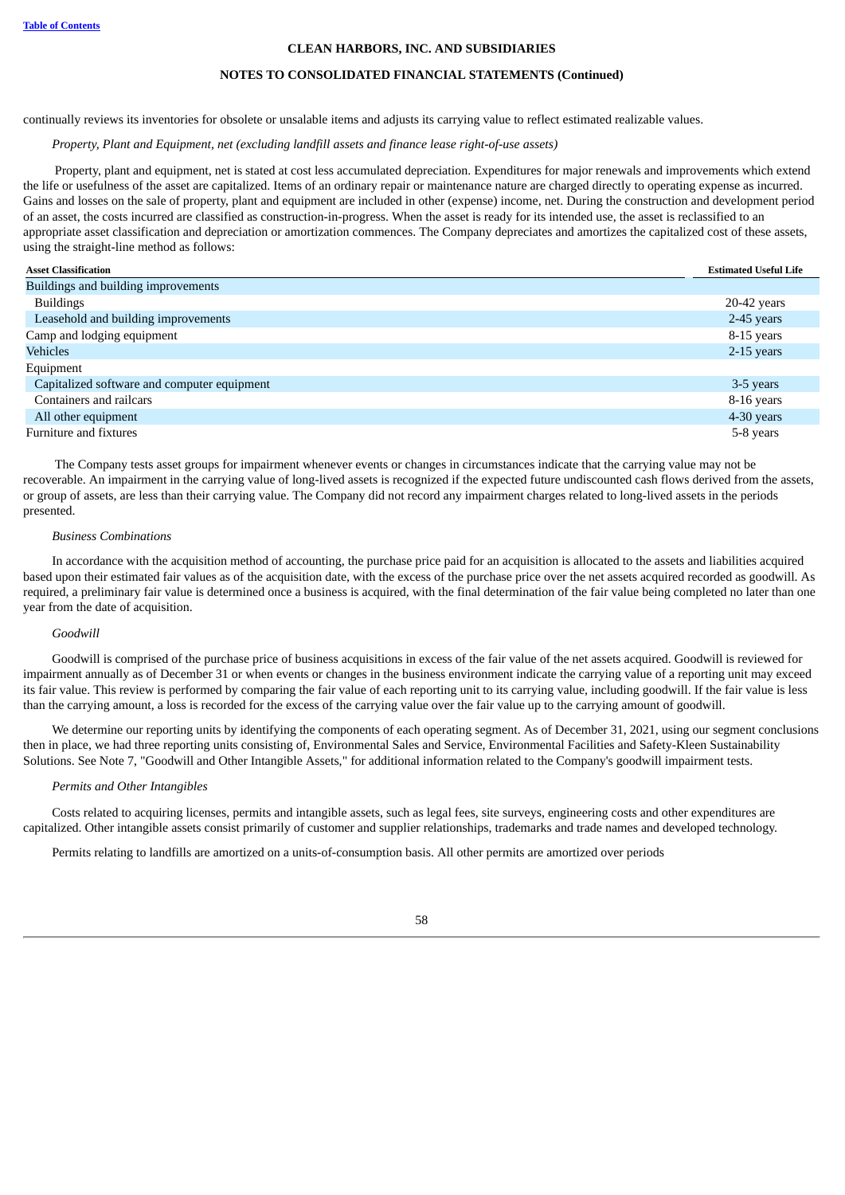continually reviews its inventories for obsolete or unsalable items and adjusts its carrying value to reflect estimated realizable values.

*Property, Plant and Equipment, net (excluding landfill assets and finance lease right-of-use assets)*

Property, plant and equipment, net is stated at cost less accumulated depreciation. Expenditures for major renewals and improvements which extend the life or usefulness of the asset are capitalized. Items of an ordinary repair or maintenance nature are charged directly to operating expense as incurred. Gains and losses on the sale of property, plant and equipment are included in other (expense) income, net. During the construction and development period of an asset, the costs incurred are classified as construction-in-progress. When the asset is ready for its intended use, the asset is reclassified to an appropriate asset classification and depreciation or amortization commences. The Company depreciates and amortizes the capitalized cost of these assets, using the straight-line method as follows:

| Asset Classification | Estimated Useful Life |
|---|---|
| Buildings and building improvements | |
| Buildings | 20-42 years |
| Leasehold and building improvements | 2-45 years |
| Camp and lodging equipment | 8-15 years |
| Vehicles | 2-15 years |
| Equipment | |
| Capitalized software and computer equipment | 3-5 years |
| Containers and railcars | 8-16 years |
| All other equipment | 4-30 years |
| Furniture and fixtures | 5-8 years |

The Company tests asset groups for impairment whenever events or changes in circumstances indicate that the carrying value may not be recoverable. An impairment in the carrying value of long-lived assets is recognized if the expected future undiscounted cash flows derived from the assets, or group of assets, are less than their carrying value. The Company did not record any impairment charges related to long-lived assets in the periods presented.

*Business Combinations*

In accordance with the acquisition method of accounting, the purchase price paid for an acquisition is allocated to the assets and liabilities acquired based upon their estimated fair values as of the acquisition date, with the excess of the purchase price over the net assets acquired recorded as goodwill. As required, a preliminary fair value is determined once a business is acquired, with the final determination of the fair value being completed no later than one year from the date of acquisition.

*Goodwill*

Goodwill is comprised of the purchase price of business acquisitions in excess of the fair value of the net assets acquired. Goodwill is reviewed for impairment annually as of December 31 or when events or changes in the business environment indicate the carrying value of a reporting unit may exceed its fair value. This review is performed by comparing the fair value of each reporting unit to its carrying value, including goodwill. If the fair value is less than the carrying amount, a loss is recorded for the excess of the carrying value over the fair value up to the carrying amount of goodwill.

We determine our reporting units by identifying the components of each operating segment. As of December 31, 2021, using our segment conclusions then in place, we had three reporting units consisting of, Environmental Sales and Service, Environmental Facilities and Safety-Kleen Sustainability Solutions. See Note 7, "Goodwill and Other Intangible Assets," for additional information related to the Company's goodwill impairment tests.

*Permits and Other Intangibles*

Costs related to acquiring licenses, permits and intangible assets, such as legal fees, site surveys, engineering costs and other expenditures are capitalized. Other intangible assets consist primarily of customer and supplier relationships, trademarks and trade names and developed technology.

Permits relating to landfills are amortized on a units-of-consumption basis. All other permits are amortized over periods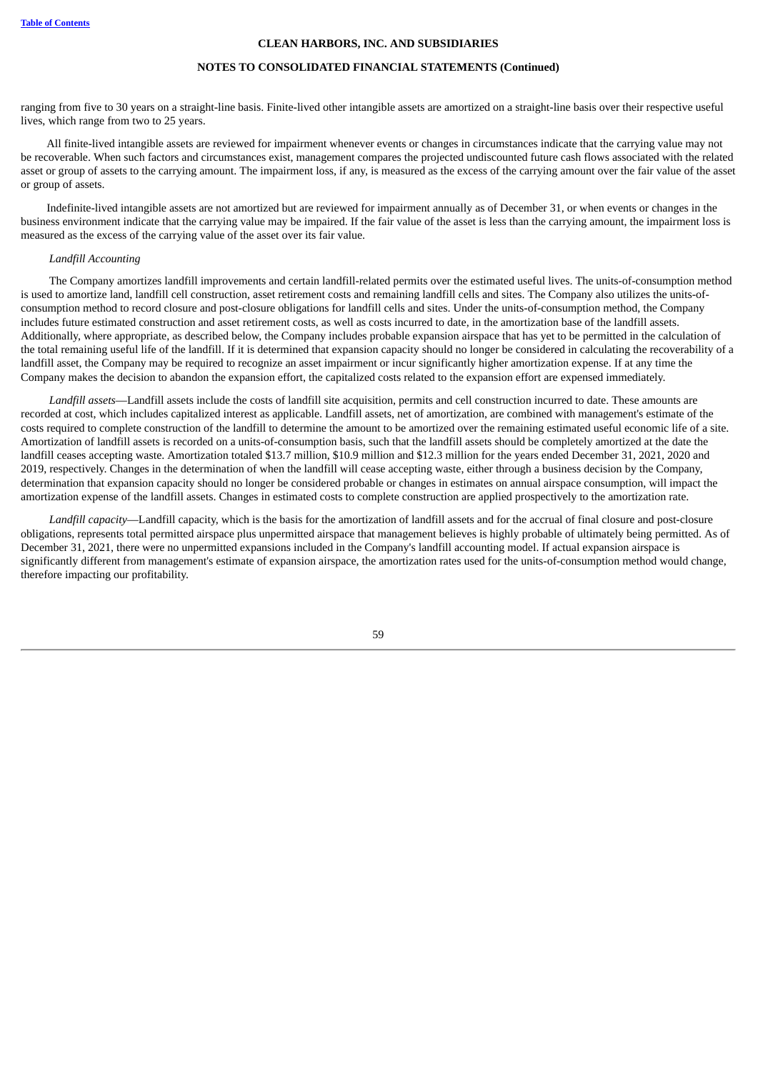ranging from five to 30 years on a straight-line basis. Finite-lived other intangible assets are amortized on a straight-line basis over their respective useful lives, which range from two to 25 years.

All finite-lived intangible assets are reviewed for impairment whenever events or changes in circumstances indicate that the carrying value may not be recoverable. When such factors and circumstances exist, management compares the projected undiscounted future cash flows associated with the related asset or group of assets to the carrying amount. The impairment loss, if any, is measured as the excess of the carrying amount over the fair value of the asset or group of assets.

Indefinite-lived intangible assets are not amortized but are reviewed for impairment annually as of December 31, or when events or changes in the business environment indicate that the carrying value may be impaired. If the fair value of the asset is less than the carrying amount, the impairment loss is measured as the excess of the carrying value of the asset over its fair value.

*Landfill Accounting*

The Company amortizes landfill improvements and certain landfill-related permits over the estimated useful lives. The units-of-consumption method is used to amortize land, landfill cell construction, asset retirement costs and remaining landfill cells and sites. The Company also utilizes the units-of-consumption method to record closure and post-closure obligations for landfill cells and sites. Under the units-of-consumption method, the Company includes future estimated construction and asset retirement costs, as well as costs incurred to date, in the amortization base of the landfill assets. Additionally, where appropriate, as described below, the Company includes probable expansion airspace that has yet to be permitted in the calculation of the total remaining useful life of the landfill. If it is determined that expansion capacity should no longer be considered in calculating the recoverability of a landfill asset, the Company may be required to recognize an asset impairment or incur significantly higher amortization expense. If at any time the Company makes the decision to abandon the expansion effort, the capitalized costs related to the expansion effort are expensed immediately.

*Landfill assets*—Landfill assets include the costs of landfill site acquisition, permits and cell construction incurred to date. These amounts are recorded at cost, which includes capitalized interest as applicable. Landfill assets, net of amortization, are combined with management's estimate of the costs required to complete construction of the landfill to determine the amount to be amortized over the remaining estimated useful economic life of a site. Amortization of landfill assets is recorded on a units-of-consumption basis, such that the landfill assets should be completely amortized at the date the landfill ceases accepting waste. Amortization totaled $13.7 million, $10.9 million and $12.3 million for the years ended December 31, 2021, 2020 and 2019, respectively. Changes in the determination of when the landfill will cease accepting waste, either through a business decision by the Company, determination that expansion capacity should no longer be considered probable or changes in estimates on annual airspace consumption, will impact the amortization expense of the landfill assets. Changes in estimated costs to complete construction are applied prospectively to the amortization rate.

*Landfill capacity*—Landfill capacity, which is the basis for the amortization of landfill assets and for the accrual of final closure and post-closure obligations, represents total permitted airspace plus unpermitted airspace that management believes is highly probable of ultimately being permitted. As of December 31, 2021, there were no unpermitted expansions included in the Company's landfill accounting model. If actual expansion airspace is significantly different from management's estimate of expansion airspace, the amortization rates used for the units-of-consumption method would change, therefore impacting our profitability.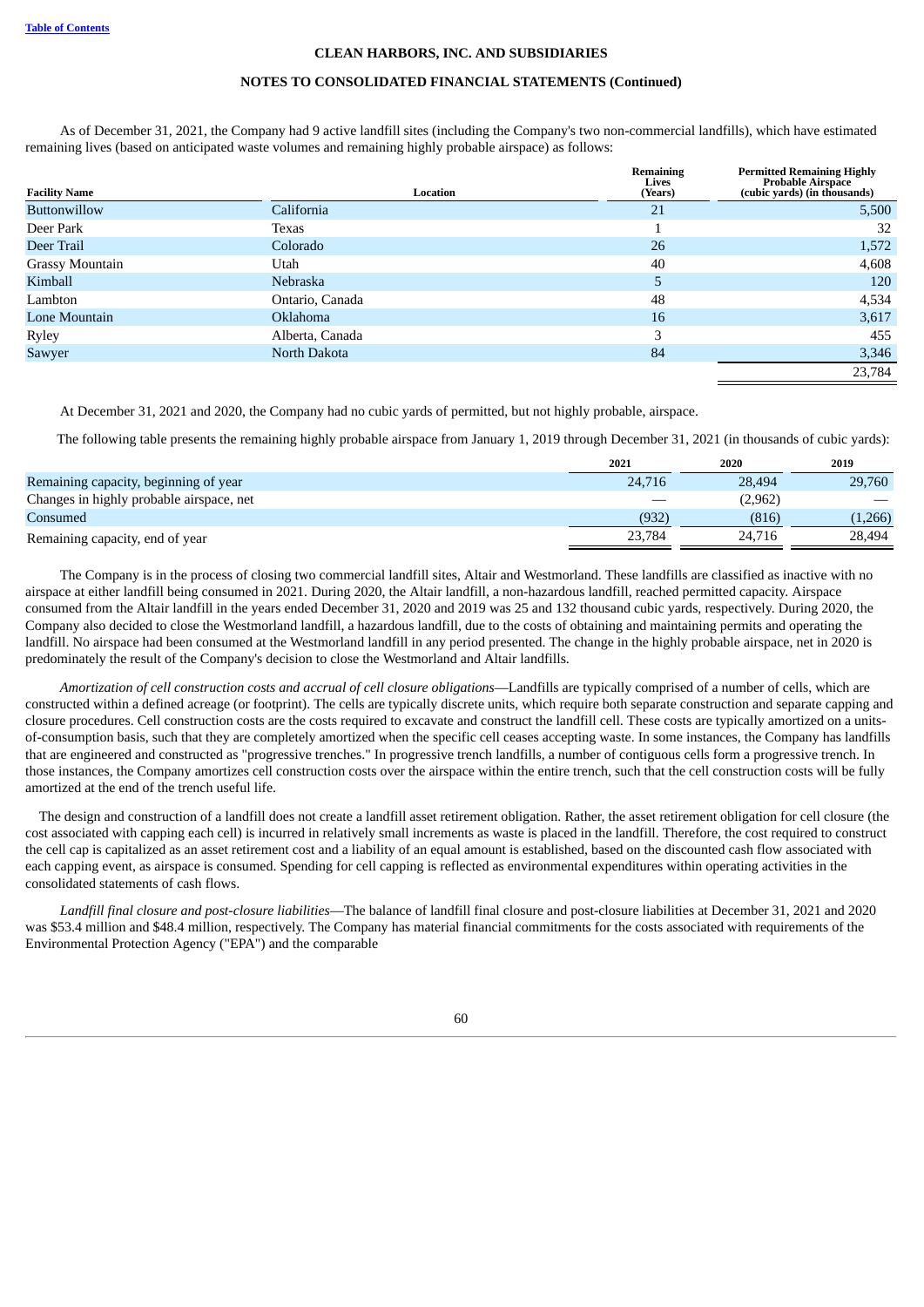CLEAN HARBORS, INC. AND SUBSIDIARIES

NOTES TO CONSOLIDATED FINANCIAL STATEMENTS (Continued)

As of December 31, 2021, the Company had 9 active landfill sites (including the Company's two non-commercial landfills), which have estimated remaining lives (based on anticipated waste volumes and remaining highly probable airspace) as follows:

| Facility Name | Location | Remaining Lives (Years) | Permitted Remaining Highly Probable Airspace (cubic yards) (in thousands) |
|---|---|---|---|
| Buttonwillow | California | 21 | 5,500 |
| Deer Park | Texas | 1 | 32 |
| Deer Trail | Colorado | 26 | 1,572 |
| Grassy Mountain | Utah | 40 | 4,608 |
| Kimball | Nebraska | 5 | 120 |
| Lambton | Ontario, Canada | 48 | 4,534 |
| Lone Mountain | Oklahoma | 16 | 3,617 |
| Ryley | Alberta, Canada | 3 | 455 |
| Sawyer | North Dakota | 84 | 3,346 |
| | | | 23,784 |

At December 31, 2021 and 2020, the Company had no cubic yards of permitted, but not highly probable, airspace.

The following table presents the remaining highly probable airspace from January 1, 2019 through December 31, 2021 (in thousands of cubic yards):

| | 2021 | 2020 | 2019 |
|---|---|---|---|
| Remaining capacity, beginning of year | 24,716 | 28,494 | 29,760 |
| Changes in highly probable airspace, net | — | (2,962) | — |
| Consumed | (932) | (816) | (1,266) |
| Remaining capacity, end of year | 23,784 | 24,716 | 28,494 |

The Company is in the process of closing two commercial landfill sites, Altair and Westmorland. These landfills are classified as inactive with no airspace at either landfill being consumed in 2021. During 2020, the Altair landfill, a non-hazardous landfill, reached permitted capacity. Airspace consumed from the Altair landfill in the years ended December 31, 2020 and 2019 was 25 and 132 thousand cubic yards, respectively. During 2020, the Company also decided to close the Westmorland landfill, a hazardous landfill, due to the costs of obtaining and maintaining permits and operating the landfill. No airspace had been consumed at the Westmorland landfill in any period presented. The change in the highly probable airspace, net in 2020 is predominately the result of the Company's decision to close the Westmorland and Altair landfills.

*Amortization of cell construction costs and accrual of cell closure obligations*—Landfills are typically comprised of a number of cells, which are constructed within a defined acreage (or footprint). The cells are typically discrete units, which require both separate construction and separate capping and closure procedures. Cell construction costs are the costs required to excavate and construct the landfill cell. These costs are typically amortized on a units-of-consumption basis, such that they are completely amortized when the specific cell ceases accepting waste. In some instances, the Company has landfills that are engineered and constructed as "progressive trenches." In progressive trench landfills, a number of contiguous cells form a progressive trench. In those instances, the Company amortizes cell construction costs over the airspace within the entire trench, such that the cell construction costs will be fully amortized at the end of the trench useful life.

The design and construction of a landfill does not create a landfill asset retirement obligation. Rather, the asset retirement obligation for cell closure (the cost associated with capping each cell) is incurred in relatively small increments as waste is placed in the landfill. Therefore, the cost required to construct the cell cap is capitalized as an asset retirement cost and a liability of an equal amount is established, based on the discounted cash flow associated with each capping event, as airspace is consumed. Spending for cell capping is reflected as environmental expenditures within operating activities in the consolidated statements of cash flows.

*Landfill final closure and post-closure liabilities*—The balance of landfill final closure and post-closure liabilities at December 31, 2021 and 2020 was $53.4 million and $48.4 million, respectively. The Company has material financial commitments for the costs associated with requirements of the Environmental Protection Agency ("EPA") and the comparable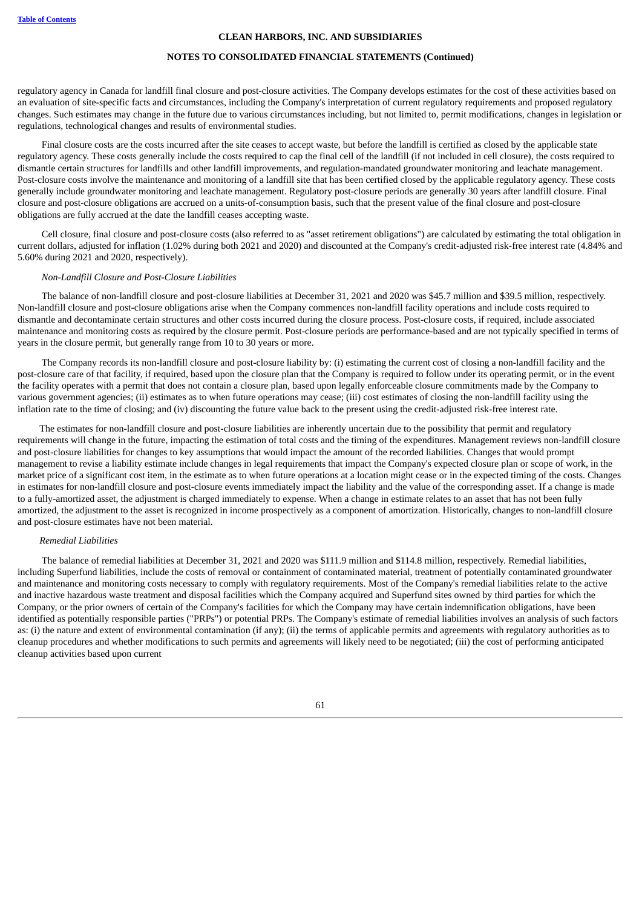regulatory agency in Canada for landfill final closure and post-closure activities. The Company develops estimates for the cost of these activities based on an evaluation of site-specific facts and circumstances, including the Company's interpretation of current regulatory requirements and proposed regulatory changes. Such estimates may change in the future due to various circumstances including, but not limited to, permit modifications, changes in legislation or regulations, technological changes and results of environmental studies.

Final closure costs are the costs incurred after the site ceases to accept waste, but before the landfill is certified as closed by the applicable state regulatory agency. These costs generally include the costs required to cap the final cell of the landfill (if not included in cell closure), the costs required to dismantle certain structures for landfills and other landfill improvements, and regulation-mandated groundwater monitoring and leachate management. Post-closure costs involve the maintenance and monitoring of a landfill site that has been certified closed by the applicable regulatory agency. These costs generally include groundwater monitoring and leachate management. Regulatory post-closure periods are generally 30 years after landfill closure. Final closure and post-closure obligations are accrued on a units-of-consumption basis, such that the present value of the final closure and post-closure obligations are fully accrued at the date the landfill ceases accepting waste.

Cell closure, final closure and post-closure costs (also referred to as "asset retirement obligations") are calculated by estimating the total obligation in current dollars, adjusted for inflation (1.02% during both 2021 and 2020) and discounted at the Company's credit-adjusted risk-free interest rate (4.84% and 5.60% during 2021 and 2020, respectively).

*Non-Landfill Closure and Post-Closure Liabilities*

The balance of non-landfill closure and post-closure liabilities at December 31, 2021 and 2020 was $45.7 million and $39.5 million, respectively. Non-landfill closure and post-closure obligations arise when the Company commences non-landfill facility operations and include costs required to dismantle and decontaminate certain structures and other costs incurred during the closure process. Post-closure costs, if required, include associated maintenance and monitoring costs as required by the closure permit. Post-closure periods are performance-based and are not typically specified in terms of years in the closure permit, but generally range from 10 to 30 years or more.

The Company records its non-landfill closure and post-closure liability by: (i) estimating the current cost of closing a non-landfill facility and the post-closure care of that facility, if required, based upon the closure plan that the Company is required to follow under its operating permit, or in the event the facility operates with a permit that does not contain a closure plan, based upon legally enforceable closure commitments made by the Company to various government agencies; (ii) estimates as to when future operations may cease; (iii) cost estimates of closing the non-landfill facility using the inflation rate to the time of closing; and (iv) discounting the future value back to the present using the credit-adjusted risk-free interest rate.

The estimates for non-landfill closure and post-closure liabilities are inherently uncertain due to the possibility that permit and regulatory requirements will change in the future, impacting the estimation of total costs and the timing of the expenditures. Management reviews non-landfill closure and post-closure liabilities for changes to key assumptions that would impact the amount of the recorded liabilities. Changes that would prompt management to revise a liability estimate include changes in legal requirements that impact the Company's expected closure plan or scope of work, in the market price of a significant cost item, in the estimate as to when future operations at a location might cease or in the expected timing of the costs. Changes in estimates for non-landfill closure and post-closure events immediately impact the liability and the value of the corresponding asset. If a change is made to a fully-amortized asset, the adjustment is charged immediately to expense. When a change in estimate relates to an asset that has not been fully amortized, the adjustment to the asset is recognized in income prospectively as a component of amortization. Historically, changes to non-landfill closure and post-closure estimates have not been material.

*Remedial Liabilities*

The balance of remedial liabilities at December 31, 2021 and 2020 was $111.9 million and $114.8 million, respectively. Remedial liabilities, including Superfund liabilities, include the costs of removal or containment of contaminated material, treatment of potentially contaminated groundwater and maintenance and monitoring costs necessary to comply with regulatory requirements. Most of the Company's remedial liabilities relate to the active and inactive hazardous waste treatment and disposal facilities which the Company acquired and Superfund sites owned by third parties for which the Company, or the prior owners of certain of the Company's facilities for which the Company may have certain indemnification obligations, have been identified as potentially responsible parties ("PRPs") or potential PRPs. The Company's estimate of remedial liabilities involves an analysis of such factors as: (i) the nature and extent of environmental contamination (if any); (ii) the terms of applicable permits and agreements with regulatory authorities as to cleanup procedures and whether modifications to such permits and agreements will likely need to be negotiated; (iii) the cost of performing anticipated cleanup activities based upon current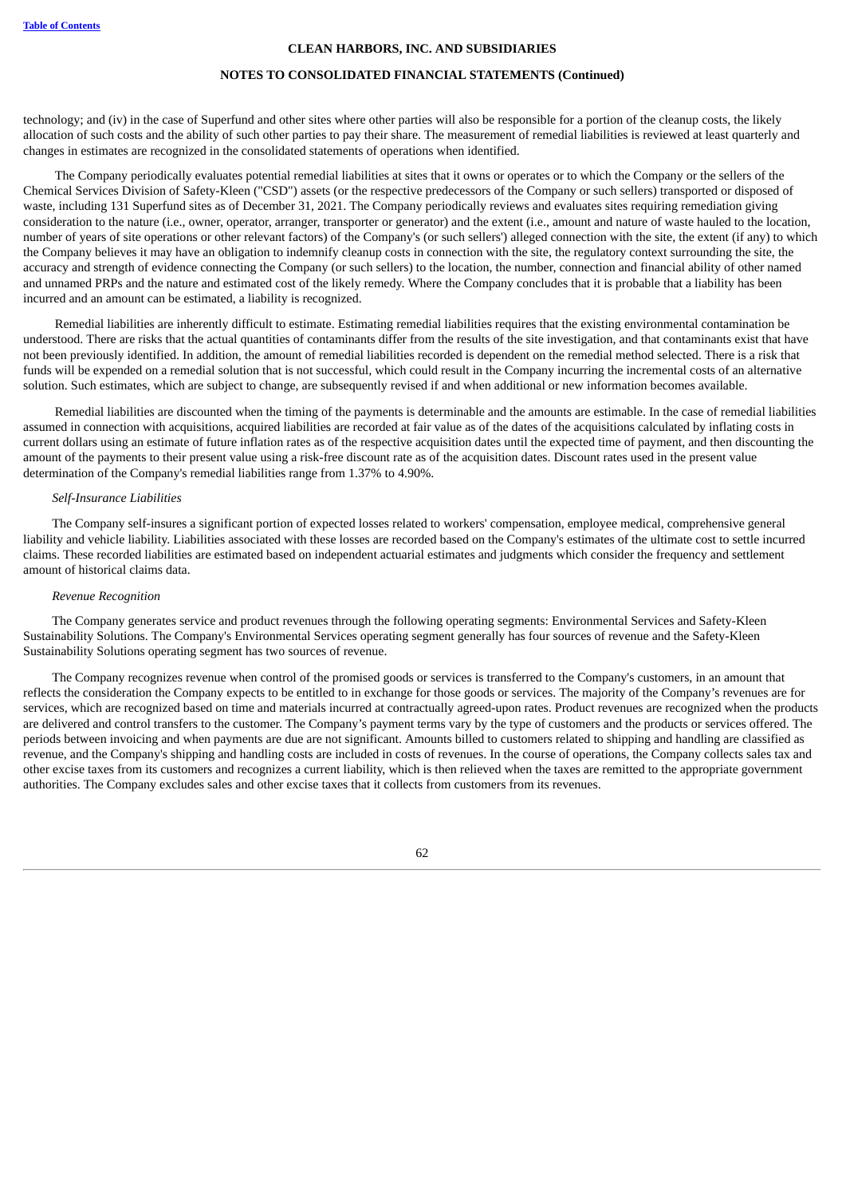technology; and (iv) in the case of Superfund and other sites where other parties will also be responsible for a portion of the cleanup costs, the likely allocation of such costs and the ability of such other parties to pay their share. The measurement of remedial liabilities is reviewed at least quarterly and changes in estimates are recognized in the consolidated statements of operations when identified.

The Company periodically evaluates potential remedial liabilities at sites that it owns or operates or to which the Company or the sellers of the Chemical Services Division of Safety-Kleen ("CSD") assets (or the respective predecessors of the Company or such sellers) transported or disposed of waste, including 131 Superfund sites as of December 31, 2021. The Company periodically reviews and evaluates sites requiring remediation giving consideration to the nature (i.e., owner, operator, arranger, transporter or generator) and the extent (i.e., amount and nature of waste hauled to the location, number of years of site operations or other relevant factors) of the Company's (or such sellers') alleged connection with the site, the extent (if any) to which the Company believes it may have an obligation to indemnify cleanup costs in connection with the site, the regulatory context surrounding the site, the accuracy and strength of evidence connecting the Company (or such sellers) to the location, the number, connection and financial ability of other named and unnamed PRPs and the nature and estimated cost of the likely remedy. Where the Company concludes that it is probable that a liability has been incurred and an amount can be estimated, a liability is recognized.

Remedial liabilities are inherently difficult to estimate. Estimating remedial liabilities requires that the existing environmental contamination be understood. There are risks that the actual quantities of contaminants differ from the results of the site investigation, and that contaminants exist that have not been previously identified. In addition, the amount of remedial liabilities recorded is dependent on the remedial method selected. There is a risk that funds will be expended on a remedial solution that is not successful, which could result in the Company incurring the incremental costs of an alternative solution. Such estimates, which are subject to change, are subsequently revised if and when additional or new information becomes available.

Remedial liabilities are discounted when the timing of the payments is determinable and the amounts are estimable. In the case of remedial liabilities assumed in connection with acquisitions, acquired liabilities are recorded at fair value as of the dates of the acquisitions calculated by inflating costs in current dollars using an estimate of future inflation rates as of the respective acquisition dates until the expected time of payment, and then discounting the amount of the payments to their present value using a risk-free discount rate as of the acquisition dates. Discount rates used in the present value determination of the Company's remedial liabilities range from 1.37% to 4.90%.

*Self-Insurance Liabilities*

The Company self-insures a significant portion of expected losses related to workers' compensation, employee medical, comprehensive general liability and vehicle liability. Liabilities associated with these losses are recorded based on the Company's estimates of the ultimate cost to settle incurred claims. These recorded liabilities are estimated based on independent actuarial estimates and judgments which consider the frequency and settlement amount of historical claims data.

*Revenue Recognition*

The Company generates service and product revenues through the following operating segments: Environmental Services and Safety-Kleen Sustainability Solutions. The Company's Environmental Services operating segment generally has four sources of revenue and the Safety-Kleen Sustainability Solutions operating segment has two sources of revenue.

The Company recognizes revenue when control of the promised goods or services is transferred to the Company's customers, in an amount that reflects the consideration the Company expects to be entitled to in exchange for those goods or services. The majority of the Company's revenues are for services, which are recognized based on time and materials incurred at contractually agreed-upon rates. Product revenues are recognized when the products are delivered and control transfers to the customer. The Company's payment terms vary by the type of customers and the products or services offered. The periods between invoicing and when payments are due are not significant. Amounts billed to customers related to shipping and handling are classified as revenue, and the Company's shipping and handling costs are included in costs of revenues. In the course of operations, the Company collects sales tax and other excise taxes from its customers and recognizes a current liability, which is then relieved when the taxes are remitted to the appropriate government authorities. The Company excludes sales and other excise taxes that it collects from customers from its revenues.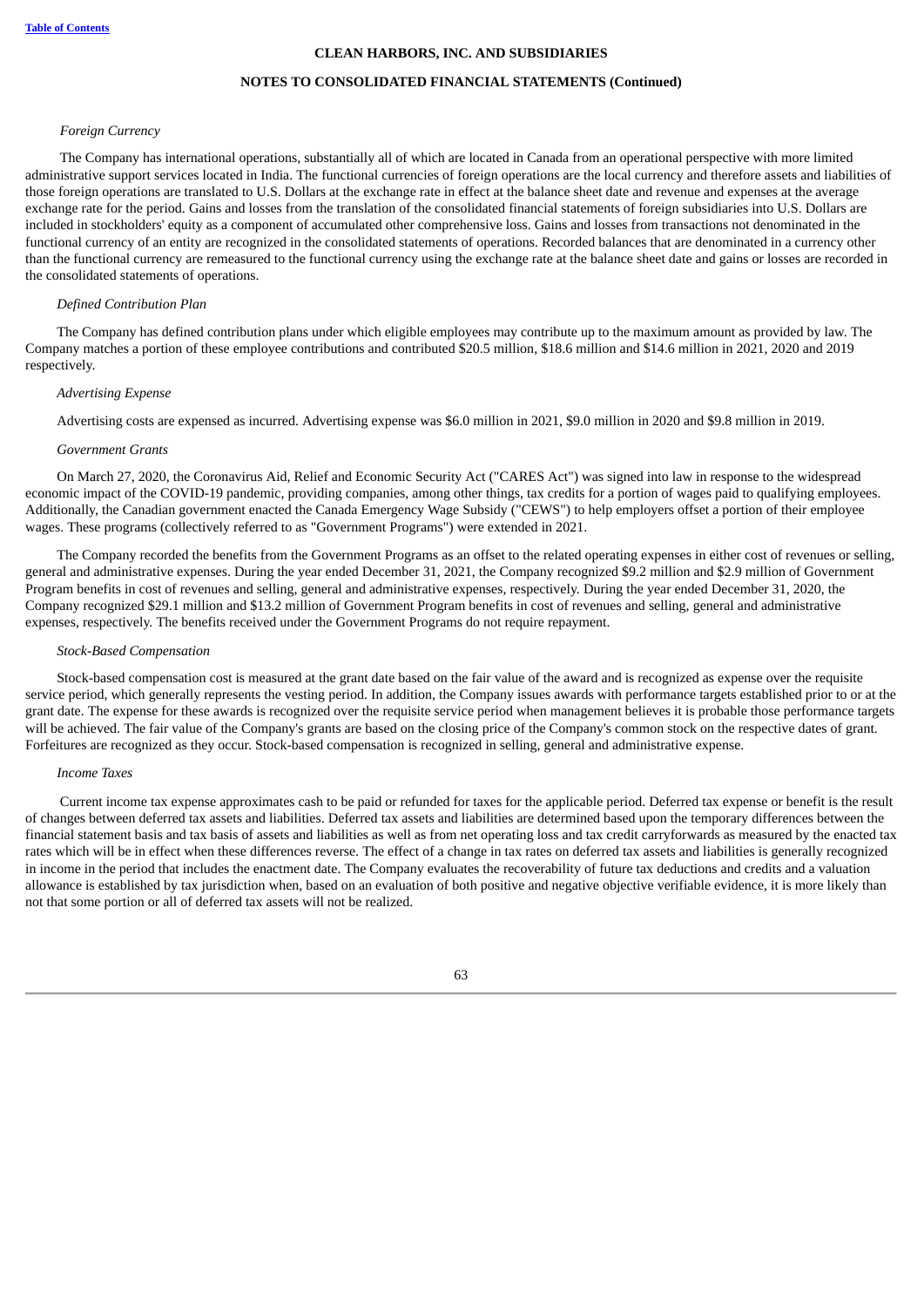*Foreign Currency*

The Company has international operations, substantially all of which are located in Canada from an operational perspective with more limited administrative support services located in India. The functional currencies of foreign operations are the local currency and therefore assets and liabilities of those foreign operations are translated to U.S. Dollars at the exchange rate in effect at the balance sheet date and revenue and expenses at the average exchange rate for the period. Gains and losses from the translation of the consolidated financial statements of foreign subsidiaries into U.S. Dollars are included in stockholders' equity as a component of accumulated other comprehensive loss. Gains and losses from transactions not denominated in the functional currency of an entity are recognized in the consolidated statements of operations. Recorded balances that are denominated in a currency other than the functional currency are remeasured to the functional currency using the exchange rate at the balance sheet date and gains or losses are recorded in the consolidated statements of operations.

*Defined Contribution Plan*

The Company has defined contribution plans under which eligible employees may contribute up to the maximum amount as provided by law. The Company matches a portion of these employee contributions and contributed $20.5 million, $18.6 million and $14.6 million in 2021, 2020 and 2019 respectively.

*Advertising Expense*

Advertising costs are expensed as incurred. Advertising expense was $6.0 million in 2021, $9.0 million in 2020 and $9.8 million in 2019.

*Government Grants*

On March 27, 2020, the Coronavirus Aid, Relief and Economic Security Act ("CARES Act") was signed into law in response to the widespread economic impact of the COVID-19 pandemic, providing companies, among other things, tax credits for a portion of wages paid to qualifying employees. Additionally, the Canadian government enacted the Canada Emergency Wage Subsidy ("CEWS") to help employers offset a portion of their employee wages. These programs (collectively referred to as "Government Programs") were extended in 2021.

The Company recorded the benefits from the Government Programs as an offset to the related operating expenses in either cost of revenues or selling, general and administrative expenses. During the year ended December 31, 2021, the Company recognized $9.2 million and $2.9 million of Government Program benefits in cost of revenues and selling, general and administrative expenses, respectively. During the year ended December 31, 2020, the Company recognized $29.1 million and $13.2 million of Government Program benefits in cost of revenues and selling, general and administrative expenses, respectively. The benefits received under the Government Programs do not require repayment.

*Stock-Based Compensation*

Stock-based compensation cost is measured at the grant date based on the fair value of the award and is recognized as expense over the requisite service period, which generally represents the vesting period. In addition, the Company issues awards with performance targets established prior to or at the grant date. The expense for these awards is recognized over the requisite service period when management believes it is probable those performance targets will be achieved. The fair value of the Company's grants are based on the closing price of the Company's common stock on the respective dates of grant. Forfeitures are recognized as they occur. Stock-based compensation is recognized in selling, general and administrative expense.

*Income Taxes*

Current income tax expense approximates cash to be paid or refunded for taxes for the applicable period. Deferred tax expense or benefit is the result of changes between deferred tax assets and liabilities. Deferred tax assets and liabilities are determined based upon the temporary differences between the financial statement basis and tax basis of assets and liabilities as well as from net operating loss and tax credit carryforwards as measured by the enacted tax rates which will be in effect when these differences reverse. The effect of a change in tax rates on deferred tax assets and liabilities is generally recognized in income in the period that includes the enactment date. The Company evaluates the recoverability of future tax deductions and credits and a valuation allowance is established by tax jurisdiction when, based on an evaluation of both positive and negative objective verifiable evidence, it is more likely than not that some portion or all of deferred tax assets will not be realized.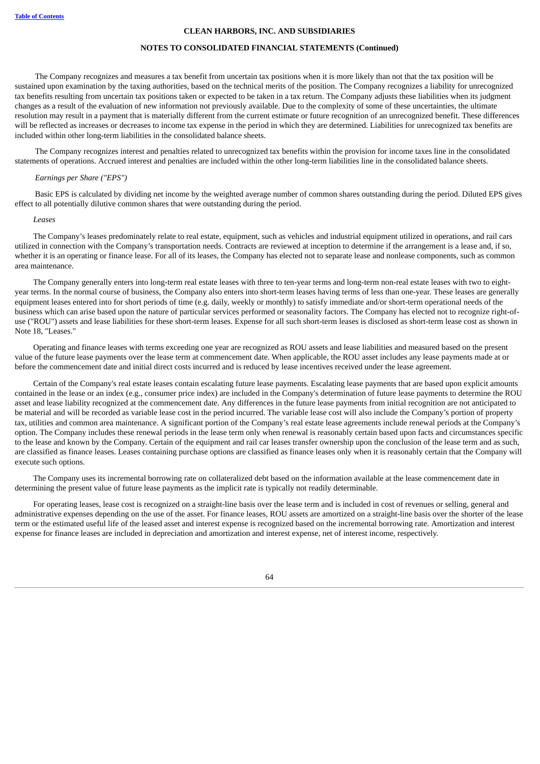The Company recognizes and measures a tax benefit from uncertain tax positions when it is more likely than not that the tax position will be sustained upon examination by the taxing authorities, based on the technical merits of the position. The Company recognizes a liability for unrecognized tax benefits resulting from uncertain tax positions taken or expected to be taken in a tax return. The Company adjusts these liabilities when its judgment changes as a result of the evaluation of new information not previously available. Due to the complexity of some of these uncertainties, the ultimate resolution may result in a payment that is materially different from the current estimate or future recognition of an unrecognized benefit. These differences will be reflected as increases or decreases to income tax expense in the period in which they are determined. Liabilities for unrecognized tax benefits are included within other long-term liabilities in the consolidated balance sheets.

The Company recognizes interest and penalties related to unrecognized tax benefits within the provision for income taxes line in the consolidated statements of operations. Accrued interest and penalties are included within the other long-term liabilities line in the consolidated balance sheets.

*Earnings per Share ("EPS")*

Basic EPS is calculated by dividing net income by the weighted average number of common shares outstanding during the period. Diluted EPS gives effect to all potentially dilutive common shares that were outstanding during the period.

*Leases*

The Company's leases predominately relate to real estate, equipment, such as vehicles and industrial equipment utilized in operations, and rail cars utilized in connection with the Company's transportation needs. Contracts are reviewed at inception to determine if the arrangement is a lease and, if so, whether it is an operating or finance lease. For all of its leases, the Company has elected not to separate lease and nonlease components, such as common area maintenance.

The Company generally enters into long-term real estate leases with three to ten-year terms and long-term non-real estate leases with two to eight-year terms. In the normal course of business, the Company also enters into short-term leases having terms of less than one-year. These leases are generally equipment leases entered into for short periods of time (e.g. daily, weekly or monthly) to satisfy immediate and/or short-term operational needs of the business which can arise based upon the nature of particular services performed or seasonality factors. The Company has elected not to recognize right-of-use ("ROU") assets and lease liabilities for these short-term leases. Expense for all such short-term leases is disclosed as short-term lease cost as shown in Note 18, "Leases."

Operating and finance leases with terms exceeding one year are recognized as ROU assets and lease liabilities and measured based on the present value of the future lease payments over the lease term at commencement date. When applicable, the ROU asset includes any lease payments made at or before the commencement date and initial direct costs incurred and is reduced by lease incentives received under the lease agreement.

Certain of the Company's real estate leases contain escalating future lease payments. Escalating lease payments that are based upon explicit amounts contained in the lease or an index (e.g., consumer price index) are included in the Company's determination of future lease payments to determine the ROU asset and lease liability recognized at the commencement date. Any differences in the future lease payments from initial recognition are not anticipated to be material and will be recorded as variable lease cost in the period incurred. The variable lease cost will also include the Company's portion of property tax, utilities and common area maintenance. A significant portion of the Company's real estate lease agreements include renewal periods at the Company's option. The Company includes these renewal periods in the lease term only when renewal is reasonably certain based upon facts and circumstances specific to the lease and known by the Company. Certain of the equipment and rail car leases transfer ownership upon the conclusion of the lease term and as such, are classified as finance leases. Leases containing purchase options are classified as finance leases only when it is reasonably certain that the Company will execute such options.

The Company uses its incremental borrowing rate on collateralized debt based on the information available at the lease commencement date in determining the present value of future lease payments as the implicit rate is typically not readily determinable.

For operating leases, lease cost is recognized on a straight-line basis over the lease term and is included in cost of revenues or selling, general and administrative expenses depending on the use of the asset. For finance leases, ROU assets are amortized on a straight-line basis over the shorter of the lease term or the estimated useful life of the leased asset and interest expense is recognized based on the incremental borrowing rate. Amortization and interest expense for finance leases are included in depreciation and amortization and interest expense, net of interest income, respectively.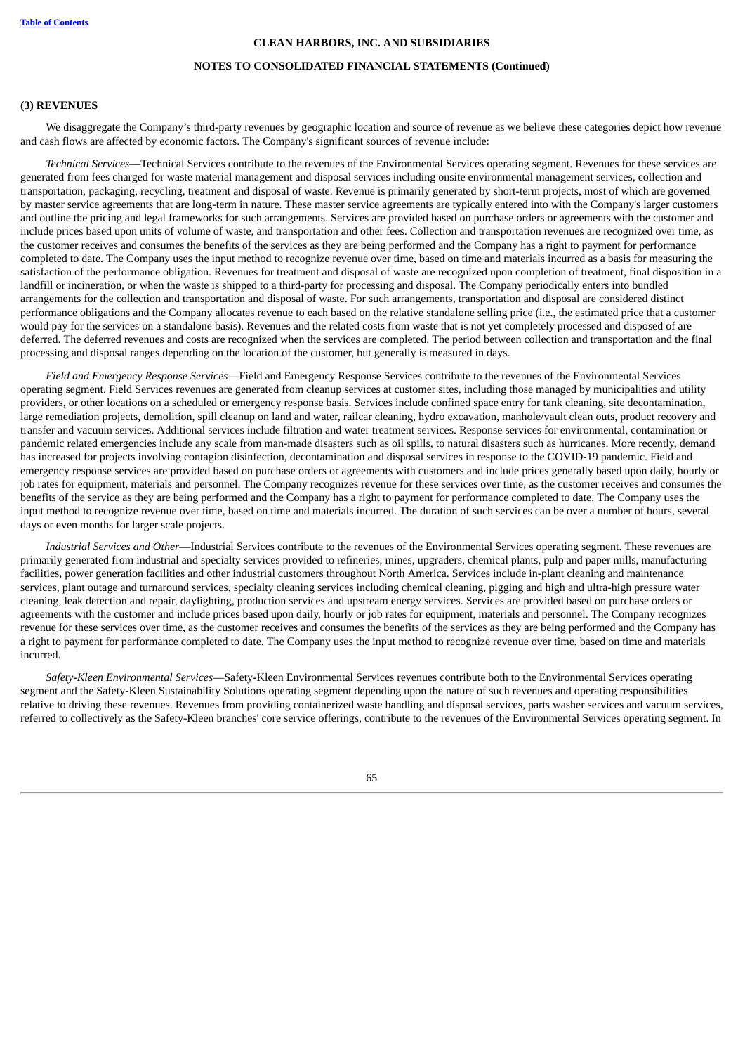**CLEAN HARBORS, INC. AND SUBSIDIARIES**

**NOTES TO CONSOLIDATED FINANCIAL STATEMENTS (Continued)**

## (3) REVENUES

We disaggregate the Company's third-party revenues by geographic location and source of revenue as we believe these categories depict how revenue and cash flows are affected by economic factors. The Company's significant sources of revenue include:

*Technical Services*—Technical Services contribute to the revenues of the Environmental Services operating segment. Revenues for these services are generated from fees charged for waste material management and disposal services including onsite environmental management services, collection and transportation, packaging, recycling, treatment and disposal of waste. Revenue is primarily generated by short-term projects, most of which are governed by master service agreements that are long-term in nature. These master service agreements are typically entered into with the Company's larger customers and outline the pricing and legal frameworks for such arrangements. Services are provided based on purchase orders or agreements with the customer and include prices based upon units of volume of waste, and transportation and other fees. Collection and transportation revenues are recognized over time, as the customer receives and consumes the benefits of the services as they are being performed and the Company has a right to payment for performance completed to date. The Company uses the input method to recognize revenue over time, based on time and materials incurred as a basis for measuring the satisfaction of the performance obligation. Revenues for treatment and disposal of waste are recognized upon completion of treatment, final disposition in a landfill or incineration, or when the waste is shipped to a third-party for processing and disposal. The Company periodically enters into bundled arrangements for the collection and transportation and disposal of waste. For such arrangements, transportation and disposal are considered distinct performance obligations and the Company allocates revenue to each based on the relative standalone selling price (i.e., the estimated price that a customer would pay for the services on a standalone basis). Revenues and the related costs from waste that is not yet completely processed and disposed of are deferred. The deferred revenues and costs are recognized when the services are completed. The period between collection and transportation and the final processing and disposal ranges depending on the location of the customer, but generally is measured in days.

*Field and Emergency Response Services*—Field and Emergency Response Services contribute to the revenues of the Environmental Services operating segment. Field Services revenues are generated from cleanup services at customer sites, including those managed by municipalities and utility providers, or other locations on a scheduled or emergency response basis. Services include confined space entry for tank cleaning, site decontamination, large remediation projects, demolition, spill cleanup on land and water, railcar cleaning, hydro excavation, manhole/vault clean outs, product recovery and transfer and vacuum services. Additional services include filtration and water treatment services. Response services for environmental, contamination or pandemic related emergencies include any scale from man-made disasters such as oil spills, to natural disasters such as hurricanes. More recently, demand has increased for projects involving contagion disinfection, decontamination and disposal services in response to the COVID-19 pandemic. Field and emergency response services are provided based on purchase orders or agreements with customers and include prices generally based upon daily, hourly or job rates for equipment, materials and personnel. The Company recognizes revenue for these services over time, as the customer receives and consumes the benefits of the service as they are being performed and the Company has a right to payment for performance completed to date. The Company uses the input method to recognize revenue over time, based on time and materials incurred. The duration of such services can be over a number of hours, several days or even months for larger scale projects.

*Industrial Services and Other*—Industrial Services contribute to the revenues of the Environmental Services operating segment. These revenues are primarily generated from industrial and specialty services provided to refineries, mines, upgraders, chemical plants, pulp and paper mills, manufacturing facilities, power generation facilities and other industrial customers throughout North America. Services include in-plant cleaning and maintenance services, plant outage and turnaround services, specialty cleaning services including chemical cleaning, pigging and high and ultra-high pressure water cleaning, leak detection and repair, daylighting, production services and upstream energy services. Services are provided based on purchase orders or agreements with the customer and include prices based upon daily, hourly or job rates for equipment, materials and personnel. The Company recognizes revenue for these services over time, as the customer receives and consumes the benefits of the services as they are being performed and the Company has a right to payment for performance completed to date. The Company uses the input method to recognize revenue over time, based on time and materials incurred.

*Safety-Kleen Environmental Services*—Safety-Kleen Environmental Services revenues contribute both to the Environmental Services operating segment and the Safety-Kleen Sustainability Solutions operating segment depending upon the nature of such revenues and operating responsibilities relative to driving these revenues. Revenues from providing containerized waste handling and disposal services, parts washer services and vacuum services, referred to collectively as the Safety-Kleen branches' core service offerings, contribute to the revenues of the Environmental Services operating segment. In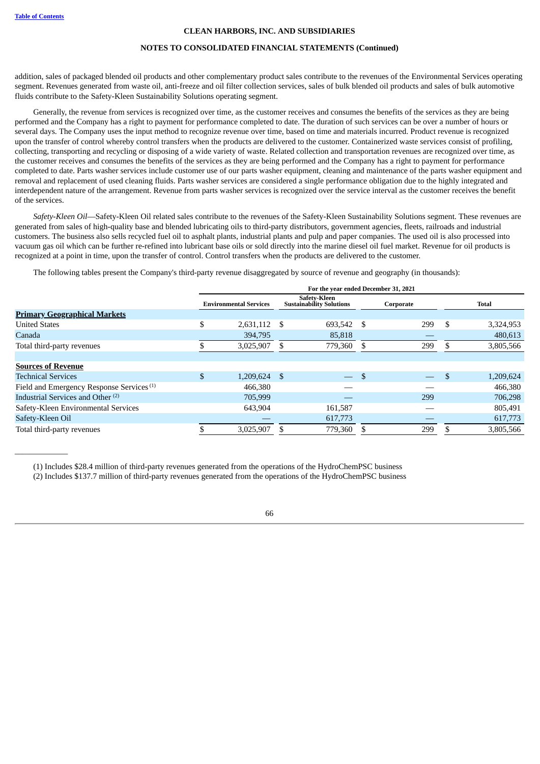addition, sales of packaged blended oil products and other complementary product sales contribute to the revenues of the Environmental Services operating segment. Revenues generated from waste oil, anti-freeze and oil filter collection services, sales of bulk blended oil products and sales of bulk automotive fluids contribute to the Safety-Kleen Sustainability Solutions operating segment.

Generally, the revenue from services is recognized over time, as the customer receives and consumes the benefits of the services as they are being performed and the Company has a right to payment for performance completed to date. The duration of such services can be over a number of hours or several days. The Company uses the input method to recognize revenue over time, based on time and materials incurred. Product revenue is recognized upon the transfer of control whereby control transfers when the products are delivered to the customer. Containerized waste services consist of profiling, collecting, transporting and recycling or disposing of a wide variety of waste. Related collection and transportation revenues are recognized over time, as the customer receives and consumes the benefits of the services as they are being performed and the Company has a right to payment for performance completed to date. Parts washer services include customer use of our parts washer equipment, cleaning and maintenance of the parts washer equipment and removal and replacement of used cleaning fluids. Parts washer services are considered a single performance obligation due to the highly integrated and interdependent nature of the arrangement. Revenue from parts washer services is recognized over the service interval as the customer receives the benefit of the services.

*Safety-Kleen Oil*—Safety-Kleen Oil related sales contribute to the revenues of the Safety-Kleen Sustainability Solutions segment. These revenues are generated from sales of high-quality base and blended lubricating oils to third-party distributors, government agencies, fleets, railroads and industrial customers. The business also sells recycled fuel oil to asphalt plants, industrial plants and pulp and paper companies. The used oil is also processed into vacuum gas oil which can be further re-refined into lubricant base oils or sold directly into the marine diesel oil fuel market. Revenue for oil products is recognized at a point in time, upon the transfer of control. Control transfers when the products are delivered to the customer.

The following tables present the Company's third-party revenue disaggregated by source of revenue and geography (in thousands):

| | For the year ended December 31, 2021 | | | |
|---|---|---|---|---|
| | Environmental Services | Safety-Kleen Sustainability Solutions | Corporate | Total |
| **Primary Geographical Markets** | | | | |
| United States | $ 2,631,112 | $ 693,542 | $ 299 | $ 3,324,953 |
| Canada | 394,795 | 85,818 | — | 480,613 |
| Total third-party revenues | $ 3,025,907 | $ 779,360 | $ 299 | $ 3,805,566 |
| | | | | |
| **Sources of Revenue** | | | | |
| Technical Services | $ 1,209,624 | $ — | $ — | $ 1,209,624 |
| Field and Emergency Response Services (1) | 466,380 | — | — | 466,380 |
| Industrial Services and Other (2) | 705,999 | — | 299 | 706,298 |
| Safety-Kleen Environmental Services | 643,904 | 161,587 | — | 805,491 |
| Safety-Kleen Oil | — | 617,773 | — | 617,773 |
| Total third-party revenues | $ 3,025,907 | $ 779,360 | $ 299 | $ 3,805,566 |

(1) Includes $28.4 million of third-party revenues generated from the operations of the HydroChemPSC business

(2) Includes $137.7 million of third-party revenues generated from the operations of the HydroChemPSC business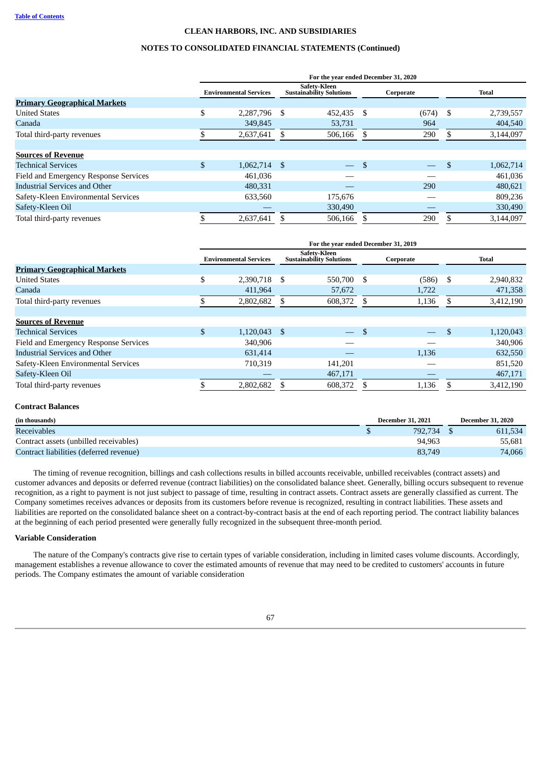|  | For the year ended December 31, 2020 |  |  |  |
|---|---|---|---|---|
|  | Environmental Services | Safety-Kleen Sustainability Solutions | Corporate | Total |
| **Primary Geographical Markets** |  |  |  |  |
| United States | $ 2,287,796 | $ 452,435 | $ (674) | $ 2,739,557 |
| Canada | 349,845 | 53,731 | 964 | 404,540 |
| Total third-party revenues | $ 2,637,641 | $ 506,166 | $ 290 | $ 3,144,097 |
|  |  |  |  |  |
| **Sources of Revenue** |  |  |  |  |
| Technical Services | $ 1,062,714 | $ — | $ — | $ 1,062,714 |
| Field and Emergency Response Services | 461,036 | — | — | 461,036 |
| Industrial Services and Other | 480,331 | — | 290 | 480,621 |
| Safety-Kleen Environmental Services | 633,560 | 175,676 | — | 809,236 |
| Safety-Kleen Oil | — | 330,490 | — | 330,490 |
| Total third-party revenues | $ 2,637,641 | $ 506,166 | $ 290 | $ 3,144,097 |

|  | For the year ended December 31, 2019 |  |  |  |
|---|---|---|---|---|
|  | Environmental Services | Safety-Kleen Sustainability Solutions | Corporate | Total |
| **Primary Geographical Markets** |  |  |  |  |
| United States | $ 2,390,718 | $ 550,700 | $ (586) | $ 2,940,832 |
| Canada | 411,964 | 57,672 | 1,722 | 471,358 |
| Total third-party revenues | $ 2,802,682 | $ 608,372 | $ 1,136 | $ 3,412,190 |
|  |  |  |  |  |
| **Sources of Revenue** |  |  |  |  |
| Technical Services | $ 1,120,043 | $ — | $ — | $ 1,120,043 |
| Field and Emergency Response Services | 340,906 | — | — | 340,906 |
| Industrial Services and Other | 631,414 | — | 1,136 | 632,550 |
| Safety-Kleen Environmental Services | 710,319 | 141,201 | — | 851,520 |
| Safety-Kleen Oil | — | 467,171 | — | 467,171 |
| Total third-party revenues | $ 2,802,682 | $ 608,372 | $ 1,136 | $ 3,412,190 |

**Contract Balances**

| (in thousands) | December 31, 2021 | December 31, 2020 |
|---|---|---|
| Receivables | $ 792,734 | $ 611,534 |
| Contract assets (unbilled receivables) | 94,963 | 55,681 |
| Contract liabilities (deferred revenue) | 83,749 | 74,066 |

The timing of revenue recognition, billings and cash collections results in billed accounts receivable, unbilled receivables (contract assets) and customer advances and deposits or deferred revenue (contract liabilities) on the consolidated balance sheet. Generally, billing occurs subsequent to revenue recognition, as a right to payment is not just subject to passage of time, resulting in contract assets. Contract assets are generally classified as current. The Company sometimes receives advances or deposits from its customers before revenue is recognized, resulting in contract liabilities. These assets and liabilities are reported on the consolidated balance sheet on a contract-by-contract basis at the end of each reporting period. The contract liability balances at the beginning of each period presented were generally fully recognized in the subsequent three-month period.

**Variable Consideration**

The nature of the Company's contracts give rise to certain types of variable consideration, including in limited cases volume discounts. Accordingly, management establishes a revenue allowance to cover the estimated amounts of revenue that may need to be credited to customers' accounts in future periods. The Company estimates the amount of variable consideration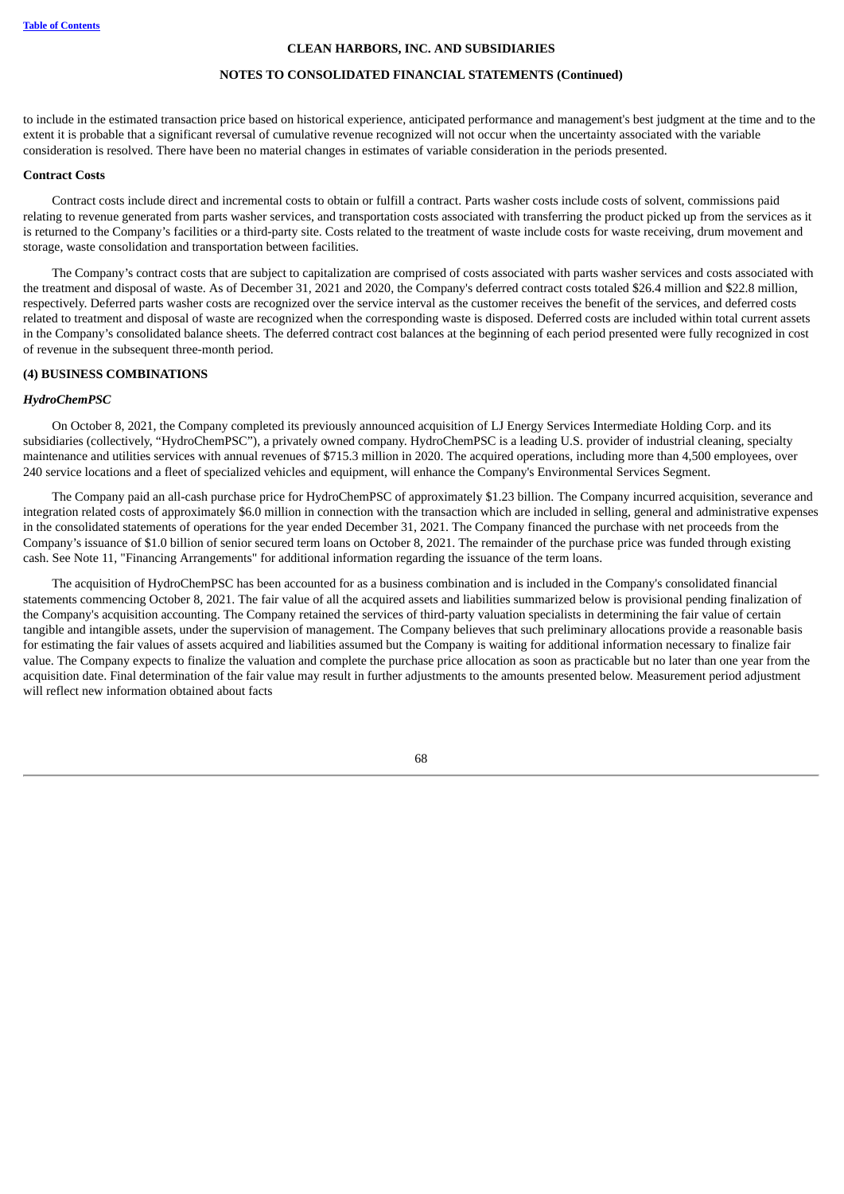to include in the estimated transaction price based on historical experience, anticipated performance and management's best judgment at the time and to the extent it is probable that a significant reversal of cumulative revenue recognized will not occur when the uncertainty associated with the variable consideration is resolved. There have been no material changes in estimates of variable consideration in the periods presented.

**Contract Costs**

Contract costs include direct and incremental costs to obtain or fulfill a contract. Parts washer costs include costs of solvent, commissions paid relating to revenue generated from parts washer services, and transportation costs associated with transferring the product picked up from the services as it is returned to the Company's facilities or a third-party site. Costs related to the treatment of waste include costs for waste receiving, drum movement and storage, waste consolidation and transportation between facilities.

The Company's contract costs that are subject to capitalization are comprised of costs associated with parts washer services and costs associated with the treatment and disposal of waste. As of December 31, 2021 and 2020, the Company's deferred contract costs totaled $26.4 million and $22.8 million, respectively. Deferred parts washer costs are recognized over the service interval as the customer receives the benefit of the services, and deferred costs related to treatment and disposal of waste are recognized when the corresponding waste is disposed. Deferred costs are included within total current assets in the Company's consolidated balance sheets. The deferred contract cost balances at the beginning of each period presented were fully recognized in cost of revenue in the subsequent three-month period.

## (4) BUSINESS COMBINATIONS

### *HydroChemPSC*

On October 8, 2021, the Company completed its previously announced acquisition of LJ Energy Services Intermediate Holding Corp. and its subsidiaries (collectively, "HydroChemPSC"), a privately owned company. HydroChemPSC is a leading U.S. provider of industrial cleaning, specialty maintenance and utilities services with annual revenues of $715.3 million in 2020. The acquired operations, including more than 4,500 employees, over 240 service locations and a fleet of specialized vehicles and equipment, will enhance the Company's Environmental Services Segment.

The Company paid an all-cash purchase price for HydroChemPSC of approximately $1.23 billion. The Company incurred acquisition, severance and integration related costs of approximately $6.0 million in connection with the transaction which are included in selling, general and administrative expenses in the consolidated statements of operations for the year ended December 31, 2021. The Company financed the purchase with net proceeds from the Company's issuance of $1.0 billion of senior secured term loans on October 8, 2021. The remainder of the purchase price was funded through existing cash. See Note 11, "Financing Arrangements" for additional information regarding the issuance of the term loans.

The acquisition of HydroChemPSC has been accounted for as a business combination and is included in the Company's consolidated financial statements commencing October 8, 2021. The fair value of all the acquired assets and liabilities summarized below is provisional pending finalization of the Company's acquisition accounting. The Company retained the services of third-party valuation specialists in determining the fair value of certain tangible and intangible assets, under the supervision of management. The Company believes that such preliminary allocations provide a reasonable basis for estimating the fair values of assets acquired and liabilities assumed but the Company is waiting for additional information necessary to finalize fair value. The Company expects to finalize the valuation and complete the purchase price allocation as soon as practicable but no later than one year from the acquisition date. Final determination of the fair value may result in further adjustments to the amounts presented below. Measurement period adjustment will reflect new information obtained about facts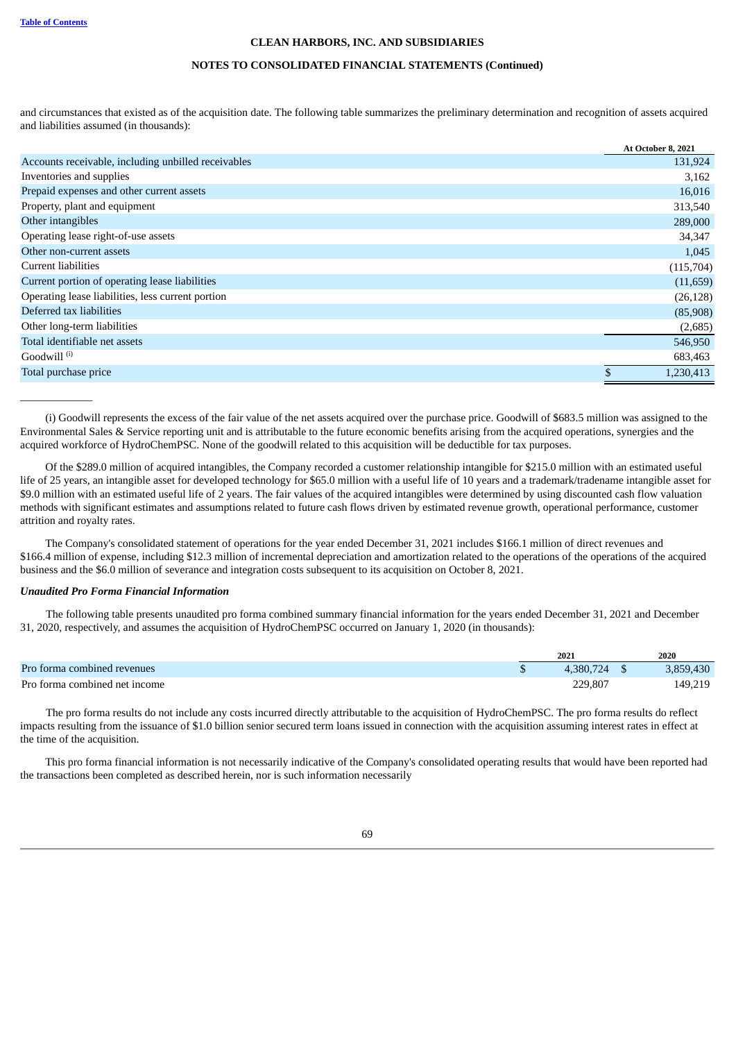and circumstances that existed as of the acquisition date. The following table summarizes the preliminary determination and recognition of assets acquired and liabilities assumed (in thousands):

| | At October 8, 2021 |
|---|---|
| Accounts receivable, including unbilled receivables | 131,924 |
| Inventories and supplies | 3,162 |
| Prepaid expenses and other current assets | 16,016 |
| Property, plant and equipment | 313,540 |
| Other intangibles | 289,000 |
| Operating lease right-of-use assets | 34,347 |
| Other non-current assets | 1,045 |
| Current liabilities | (115,704) |
| Current portion of operating lease liabilities | (11,659) |
| Operating lease liabilities, less current portion | (26,128) |
| Deferred tax liabilities | (85,908) |
| Other long-term liabilities | (2,685) |
| Total identifiable net assets | 546,950 |
| Goodwill (i) | 683,463 |
| Total purchase price | $ 1,230,413 |

______________

(i) Goodwill represents the excess of the fair value of the net assets acquired over the purchase price. Goodwill of $683.5 million was assigned to the Environmental Sales & Service reporting unit and is attributable to the future economic benefits arising from the acquired operations, synergies and the acquired workforce of HydroChemPSC. None of the goodwill related to this acquisition will be deductible for tax purposes.

Of the $289.0 million of acquired intangibles, the Company recorded a customer relationship intangible for $215.0 million with an estimated useful life of 25 years, an intangible asset for developed technology for $65.0 million with a useful life of 10 years and a trademark/tradename intangible asset for $9.0 million with an estimated useful life of 2 years. The fair values of the acquired intangibles were determined by using discounted cash flow valuation methods with significant estimates and assumptions related to future cash flows driven by estimated revenue growth, operational performance, customer attrition and royalty rates.

The Company's consolidated statement of operations for the year ended December 31, 2021 includes $166.1 million of direct revenues and $166.4 million of expense, including $12.3 million of incremental depreciation and amortization related to the operations of the operations of the acquired business and the $6.0 million of severance and integration costs subsequent to its acquisition on October 8, 2021.

***Unaudited Pro Forma Financial Information***

The following table presents unaudited pro forma combined summary financial information for the years ended December 31, 2021 and December 31, 2020, respectively, and assumes the acquisition of HydroChemPSC occurred on January 1, 2020 (in thousands):

| | 2021 | 2020 |
|---|---|---|
| Pro forma combined revenues | $ 4,380,724 | $ 3,859,430 |
| Pro forma combined net income | 229,807 | 149,219 |

The pro forma results do not include any costs incurred directly attributable to the acquisition of HydroChemPSC. The pro forma results do reflect impacts resulting from the issuance of $1.0 billion senior secured term loans issued in connection with the acquisition assuming interest rates in effect at the time of the acquisition.

This pro forma financial information is not necessarily indicative of the Company's consolidated operating results that would have been reported had the transactions been completed as described herein, nor is such information necessarily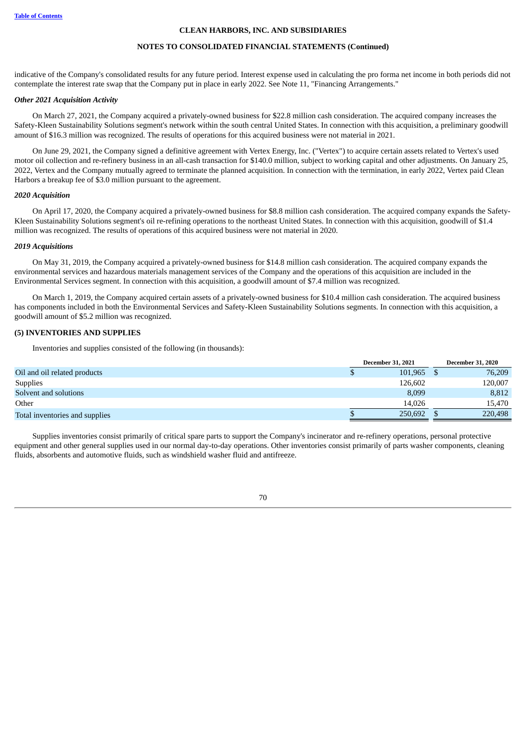indicative of the Company's consolidated results for any future period. Interest expense used in calculating the pro forma net income in both periods did not contemplate the interest rate swap that the Company put in place in early 2022. See Note 11, "Financing Arrangements."

***Other 2021 Acquisition Activity***

On March 27, 2021, the Company acquired a privately-owned business for $22.8 million cash consideration. The acquired company increases the Safety-Kleen Sustainability Solutions segment's network within the south central United States. In connection with this acquisition, a preliminary goodwill amount of $16.3 million was recognized. The results of operations for this acquired business were not material in 2021.

On June 29, 2021, the Company signed a definitive agreement with Vertex Energy, Inc. ("Vertex") to acquire certain assets related to Vertex's used motor oil collection and re-refinery business in an all-cash transaction for $140.0 million, subject to working capital and other adjustments. On January 25, 2022, Vertex and the Company mutually agreed to terminate the planned acquisition. In connection with the termination, in early 2022, Vertex paid Clean Harbors a breakup fee of $3.0 million pursuant to the agreement.

***2020 Acquisition***

On April 17, 2020, the Company acquired a privately-owned business for $8.8 million cash consideration. The acquired company expands the Safety-Kleen Sustainability Solutions segment's oil re-refining operations to the northeast United States. In connection with this acquisition, goodwill of $1.4 million was recognized. The results of operations of this acquired business were not material in 2020.

***2019 Acquisitions***

On May 31, 2019, the Company acquired a privately-owned business for $14.8 million cash consideration. The acquired company expands the environmental services and hazardous materials management services of the Company and the operations of this acquisition are included in the Environmental Services segment. In connection with this acquisition, a goodwill amount of $7.4 million was recognized.

On March 1, 2019, the Company acquired certain assets of a privately-owned business for $10.4 million cash consideration. The acquired business has components included in both the Environmental Services and Safety-Kleen Sustainability Solutions segments. In connection with this acquisition, a goodwill amount of $5.2 million was recognized.

## (5) INVENTORIES AND SUPPLIES

Inventories and supplies consisted of the following (in thousands):

| | December 31, 2021 | December 31, 2020 |
|---|---|---|
| Oil and oil related products | $ 101,965 | $ 76,209 |
| Supplies | 126,602 | 120,007 |
| Solvent and solutions | 8,099 | 8,812 |
| Other | 14,026 | 15,470 |
| Total inventories and supplies | $ 250,692 | $ 220,498 |

Supplies inventories consist primarily of critical spare parts to support the Company's incinerator and re-refinery operations, personal protective equipment and other general supplies used in our normal day-to-day operations. Other inventories consist primarily of parts washer components, cleaning fluids, absorbents and automotive fluids, such as windshield washer fluid and antifreeze.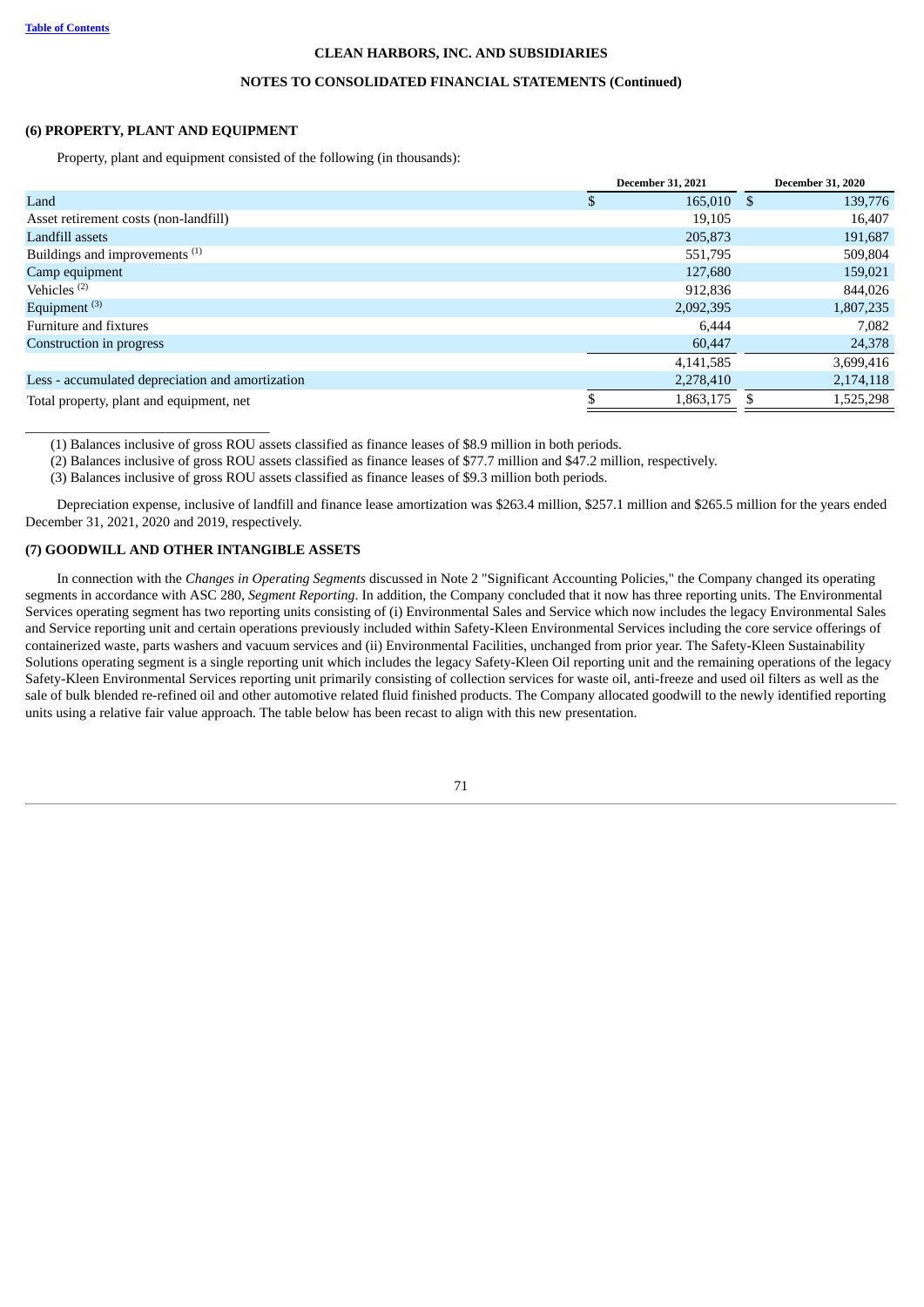**CLEAN HARBORS, INC. AND SUBSIDIARIES**

**NOTES TO CONSOLIDATED FINANCIAL STATEMENTS (Continued)**

## (6) PROPERTY, PLANT AND EQUIPMENT

Property, plant and equipment consisted of the following (in thousands):

| | December 31, 2021 | December 31, 2020 |
|---|---|---|
| Land | $ 165,010 | $ 139,776 |
| Asset retirement costs (non-landfill) | 19,105 | 16,407 |
| Landfill assets | 205,873 | 191,687 |
| Buildings and improvements [(1)] | 551,795 | 509,804 |
| Camp equipment | 127,680 | 159,021 |
| Vehicles [(2)] | 912,836 | 844,026 |
| Equipment [(3)] | 2,092,395 | 1,807,235 |
| Furniture and fixtures | 6,444 | 7,082 |
| Construction in progress | 60,447 | 24,378 |
| | 4,141,585 | 3,699,416 |
| Less - accumulated depreciation and amortization | 2,278,410 | 2,174,118 |
| Total property, plant and equipment, net | $ 1,863,175 | $ 1,525,298 |

(1) Balances inclusive of gross ROU assets classified as finance leases of $8.9 million in both periods.

(2) Balances inclusive of gross ROU assets classified as finance leases of $77.7 million and $47.2 million, respectively.

(3) Balances inclusive of gross ROU assets classified as finance leases of $9.3 million both periods.

Depreciation expense, inclusive of landfill and finance lease amortization was $263.4 million, $257.1 million and $265.5 million for the years ended December 31, 2021, 2020 and 2019, respectively.

## (7) GOODWILL AND OTHER INTANGIBLE ASSETS

In connection with the *Changes in Operating Segments* discussed in Note 2 "Significant Accounting Policies," the Company changed its operating segments in accordance with ASC 280, *Segment Reporting*. In addition, the Company concluded that it now has three reporting units. The Environmental Services operating segment has two reporting units consisting of (i) Environmental Sales and Service which now includes the legacy Environmental Sales and Service reporting unit and certain operations previously included within Safety-Kleen Environmental Services including the core service offerings of containerized waste, parts washers and vacuum services and (ii) Environmental Facilities, unchanged from prior year. The Safety-Kleen Sustainability Solutions operating segment is a single reporting unit which includes the legacy Safety-Kleen Oil reporting unit and the remaining operations of the legacy Safety-Kleen Environmental Services reporting unit primarily consisting of collection services for waste oil, anti-freeze and used oil filters as well as the sale of bulk blended re-refined oil and other automotive related fluid finished products. The Company allocated goodwill to the newly identified reporting units using a relative fair value approach. The table below has been recast to align with this new presentation.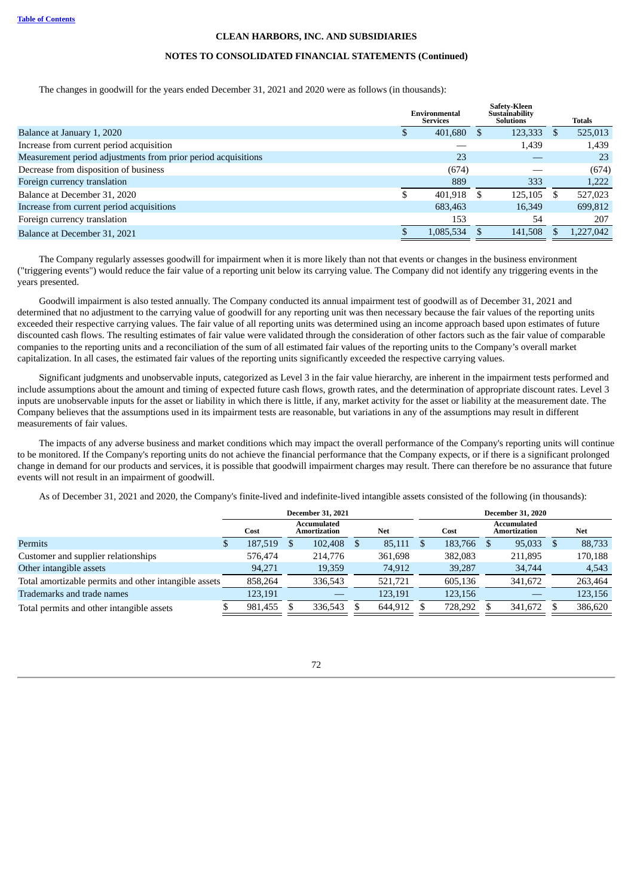**CLEAN HARBORS, INC. AND SUBSIDIARIES**

**NOTES TO CONSOLIDATED FINANCIAL STATEMENTS (Continued)**

The changes in goodwill for the years ended December 31, 2021 and 2020 were as follows (in thousands):

| | Environmental Services | Safety-Kleen Sustainability Solutions | Totals |
|---|---|---|---|
| Balance at January 1, 2020 | $ 401,680 | $ 123,333 | $ 525,013 |
| Increase from current period acquisition | — | 1,439 | 1,439 |
| Measurement period adjustments from prior period acquisitions | 23 | — | 23 |
| Decrease from disposition of business | (674) | — | (674) |
| Foreign currency translation | 889 | 333 | 1,222 |
| Balance at December 31, 2020 | $ 401,918 | $ 125,105 | $ 527,023 |
| Increase from current period acquisitions | 683,463 | 16,349 | 699,812 |
| Foreign currency translation | 153 | 54 | 207 |
| Balance at December 31, 2021 | $ 1,085,534 | $ 141,508 | $ 1,227,042 |

The Company regularly assesses goodwill for impairment when it is more likely than not that events or changes in the business environment ("triggering events") would reduce the fair value of a reporting unit below its carrying value. The Company did not identify any triggering events in the years presented.

Goodwill impairment is also tested annually. The Company conducted its annual impairment test of goodwill as of December 31, 2021 and determined that no adjustment to the carrying value of goodwill for any reporting unit was then necessary because the fair values of the reporting units exceeded their respective carrying values. The fair value of all reporting units was determined using an income approach based upon estimates of future discounted cash flows. The resulting estimates of fair value were validated through the consideration of other factors such as the fair value of comparable companies to the reporting units and a reconciliation of the sum of all estimated fair values of the reporting units to the Company's overall market capitalization. In all cases, the estimated fair values of the reporting units significantly exceeded the respective carrying values.

Significant judgments and unobservable inputs, categorized as Level 3 in the fair value hierarchy, are inherent in the impairment tests performed and include assumptions about the amount and timing of expected future cash flows, growth rates, and the determination of appropriate discount rates. Level 3 inputs are unobservable inputs for the asset or liability in which there is little, if any, market activity for the asset or liability at the measurement date. The Company believes that the assumptions used in its impairment tests are reasonable, but variations in any of the assumptions may result in different measurements of fair values.

The impacts of any adverse business and market conditions which may impact the overall performance of the Company's reporting units will continue to be monitored. If the Company's reporting units do not achieve the financial performance that the Company expects, or if there is a significant prolonged change in demand for our products and services, it is possible that goodwill impairment charges may result. There can therefore be no assurance that future events will not result in an impairment of goodwill.

As of December 31, 2021 and 2020, the Company's finite-lived and indefinite-lived intangible assets consisted of the following (in thousands):

| | December 31, 2021 | | | December 31, 2020 | | |
|---|---|---|---|---|---|---|
| | Cost | Accumulated Amortization | Net | Cost | Accumulated Amortization | Net |
| Permits | $ 187,519 | $ 102,408 | $ 85,111 | $ 183,766 | $ 95,033 | $ 88,733 |
| Customer and supplier relationships | 576,474 | 214,776 | 361,698 | 382,083 | 211,895 | 170,188 |
| Other intangible assets | 94,271 | 19,359 | 74,912 | 39,287 | 34,744 | 4,543 |
| Total amortizable permits and other intangible assets | 858,264 | 336,543 | 521,721 | 605,136 | 341,672 | 263,464 |
| Trademarks and trade names | 123,191 | — | 123,191 | 123,156 | — | 123,156 |
| Total permits and other intangible assets | $ 981,455 | $ 336,543 | $ 644,912 | $ 728,292 | $ 341,672 | $ 386,620 |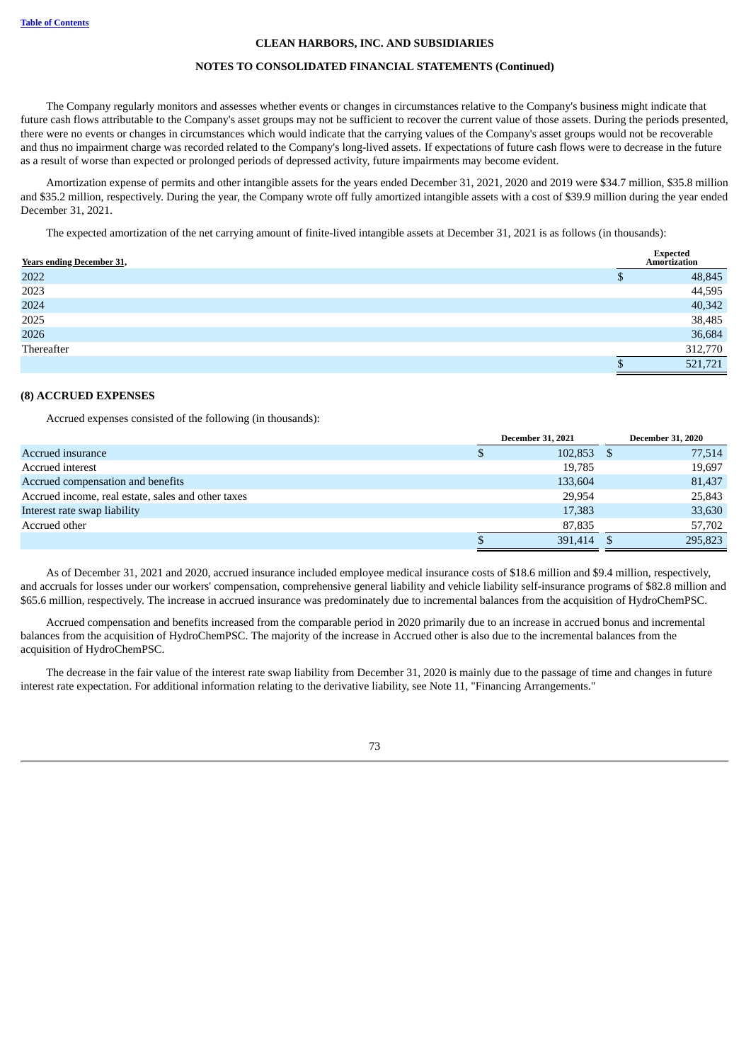The Company regularly monitors and assesses whether events or changes in circumstances relative to the Company's business might indicate that future cash flows attributable to the Company's asset groups may not be sufficient to recover the current value of those assets. During the periods presented, there were no events or changes in circumstances which would indicate that the carrying values of the Company's asset groups would not be recoverable and thus no impairment charge was recorded related to the Company's long-lived assets. If expectations of future cash flows were to decrease in the future as a result of worse than expected or prolonged periods of depressed activity, future impairments may become evident.

Amortization expense of permits and other intangible assets for the years ended December 31, 2021, 2020 and 2019 were $34.7 million, $35.8 million and $35.2 million, respectively. During the year, the Company wrote off fully amortized intangible assets with a cost of $39.9 million during the year ended December 31, 2021.

The expected amortization of the net carrying amount of finite-lived intangible assets at December 31, 2021 is as follows (in thousands):

| Years ending December 31, | Expected Amortization |
|---|---|
| 2022 | $ 48,845 |
| 2023 | 44,595 |
| 2024 | 40,342 |
| 2025 | 38,485 |
| 2026 | 36,684 |
| Thereafter | 312,770 |
| | $ 521,721 |

## (8) ACCRUED EXPENSES

Accrued expenses consisted of the following (in thousands):

| | December 31, 2021 | December 31, 2020 |
|---|---|---|
| Accrued insurance | $ 102,853 | $ 77,514 |
| Accrued interest | 19,785 | 19,697 |
| Accrued compensation and benefits | 133,604 | 81,437 |
| Accrued income, real estate, sales and other taxes | 29,954 | 25,843 |
| Interest rate swap liability | 17,383 | 33,630 |
| Accrued other | 87,835 | 57,702 |
| | $ 391,414 | $ 295,823 |

As of December 31, 2021 and 2020, accrued insurance included employee medical insurance costs of $18.6 million and $9.4 million, respectively, and accruals for losses under our workers' compensation, comprehensive general liability and vehicle liability self-insurance programs of $82.8 million and $65.6 million, respectively. The increase in accrued insurance was predominately due to incremental balances from the acquisition of HydroChemPSC.

Accrued compensation and benefits increased from the comparable period in 2020 primarily due to an increase in accrued bonus and incremental balances from the acquisition of HydroChemPSC. The majority of the increase in Accrued other is also due to the incremental balances from the acquisition of HydroChemPSC.

The decrease in the fair value of the interest rate swap liability from December 31, 2020 is mainly due to the passage of time and changes in future interest rate expectation. For additional information relating to the derivative liability, see Note 11, "Financing Arrangements."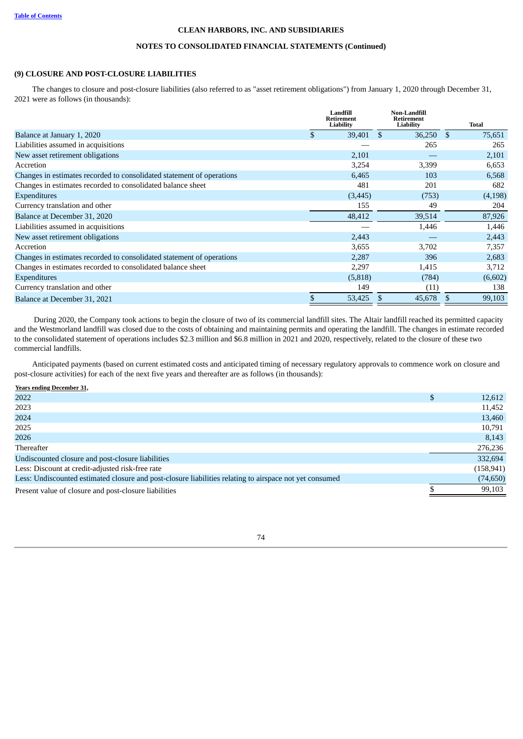CLEAN HARBORS, INC. AND SUBSIDIARIES

NOTES TO CONSOLIDATED FINANCIAL STATEMENTS (Continued)

## (9) CLOSURE AND POST-CLOSURE LIABILITIES

The changes to closure and post-closure liabilities (also referred to as "asset retirement obligations") from January 1, 2020 through December 31, 2021 were as follows (in thousands):

| | Landfill Retirement Liability | Non-Landfill Retirement Liability | Total |
|---|---|---|---|
| Balance at January 1, 2020 | $ 39,401 | $ 36,250 | $ 75,651 |
| Liabilities assumed in acquisitions | — | 265 | 265 |
| New asset retirement obligations | 2,101 | — | 2,101 |
| Accretion | 3,254 | 3,399 | 6,653 |
| Changes in estimates recorded to consolidated statement of operations | 6,465 | 103 | 6,568 |
| Changes in estimates recorded to consolidated balance sheet | 481 | 201 | 682 |
| Expenditures | (3,445) | (753) | (4,198) |
| Currency translation and other | 155 | 49 | 204 |
| Balance at December 31, 2020 | 48,412 | 39,514 | 87,926 |
| Liabilities assumed in acquisitions | — | 1,446 | 1,446 |
| New asset retirement obligations | 2,443 | — | 2,443 |
| Accretion | 3,655 | 3,702 | 7,357 |
| Changes in estimates recorded to consolidated statement of operations | 2,287 | 396 | 2,683 |
| Changes in estimates recorded to consolidated balance sheet | 2,297 | 1,415 | 3,712 |
| Expenditures | (5,818) | (784) | (6,602) |
| Currency translation and other | 149 | (11) | 138 |
| Balance at December 31, 2021 | $ 53,425 | $ 45,678 | $ 99,103 |

During 2020, the Company took actions to begin the closure of two of its commercial landfill sites. The Altair landfill reached its permitted capacity and the Westmorland landfill was closed due to the costs of obtaining and maintaining permits and operating the landfill. The changes in estimate recorded to the consolidated statement of operations includes $2.3 million and $6.8 million in 2021 and 2020, respectively, related to the closure of these two commercial landfills.

Anticipated payments (based on current estimated costs and anticipated timing of necessary regulatory approvals to commence work on closure and post-closure activities) for each of the next five years and thereafter are as follows (in thousands):

| Years ending December 31, | |
|---|---|
| 2022 | $ 12,612 |
| 2023 | 11,452 |
| 2024 | 13,460 |
| 2025 | 10,791 |
| 2026 | 8,143 |
| Thereafter | 276,236 |
| Undiscounted closure and post-closure liabilities | 332,694 |
| Less: Discount at credit-adjusted risk-free rate | (158,941) |
| Less: Undiscounted estimated closure and post-closure liabilities relating to airspace not yet consumed | (74,650) |
| Present value of closure and post-closure liabilities | $ 99,103 |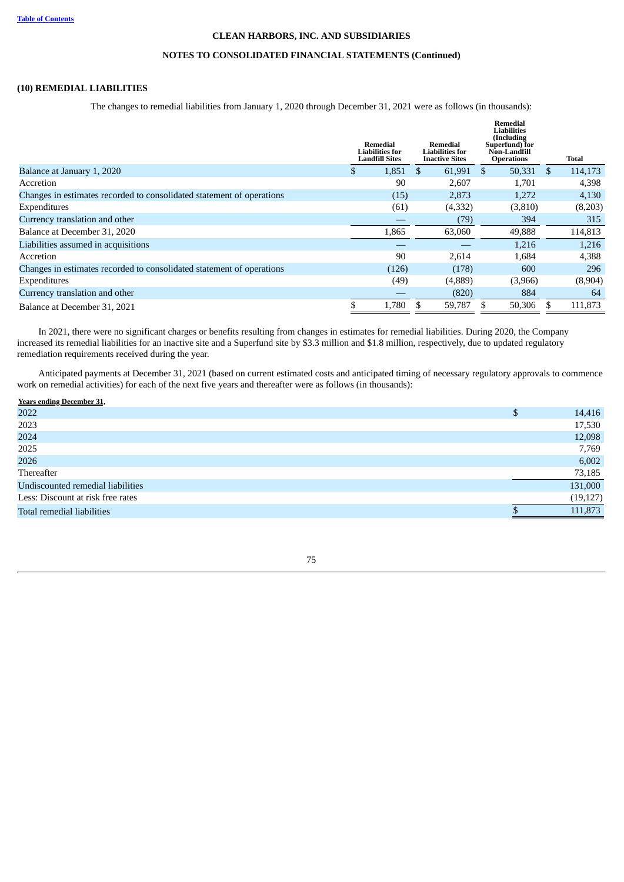## (10) REMEDIAL LIABILITIES

The changes to remedial liabilities from January 1, 2020 through December 31, 2021 were as follows (in thousands):

| | Remedial Liabilities for Landfill Sites | Remedial Liabilities for Inactive Sites | Remedial Liabilities (Including Superfund) for Non-Landfill Operations | Total |
|---|---|---|---|---|
| Balance at January 1, 2020 | $ 1,851 | $ 61,991 | $ 50,331 | $ 114,173 |
| Accretion | 90 | 2,607 | 1,701 | 4,398 |
| Changes in estimates recorded to consolidated statement of operations | (15) | 2,873 | 1,272 | 4,130 |
| Expenditures | (61) | (4,332) | (3,810) | (8,203) |
| Currency translation and other | — | (79) | 394 | 315 |
| Balance at December 31, 2020 | 1,865 | 63,060 | 49,888 | 114,813 |
| Liabilities assumed in acquisitions | — | — | 1,216 | 1,216 |
| Accretion | 90 | 2,614 | 1,684 | 4,388 |
| Changes in estimates recorded to consolidated statement of operations | (126) | (178) | 600 | 296 |
| Expenditures | (49) | (4,889) | (3,966) | (8,904) |
| Currency translation and other | — | (820) | 884 | 64 |
| Balance at December 31, 2021 | $ 1,780 | $ 59,787 | $ 50,306 | $ 111,873 |

In 2021, there were no significant charges or benefits resulting from changes in estimates for remedial liabilities. During 2020, the Company increased its remedial liabilities for an inactive site and a Superfund site by $3.3 million and $1.8 million, respectively, due to updated regulatory remediation requirements received during the year.

Anticipated payments at December 31, 2021 (based on current estimated costs and anticipated timing of necessary regulatory approvals to commence work on remedial activities) for each of the next five years and thereafter were as follows (in thousands):

| Years ending December 31, | |
|---|---|
| 2022 | $ 14,416 |
| 2023 | 17,530 |
| 2024 | 12,098 |
| 2025 | 7,769 |
| 2026 | 6,002 |
| Thereafter | 73,185 |
| Undiscounted remedial liabilities | 131,000 |
| Less: Discount at risk free rates | (19,127) |
| Total remedial liabilities | $ 111,873 |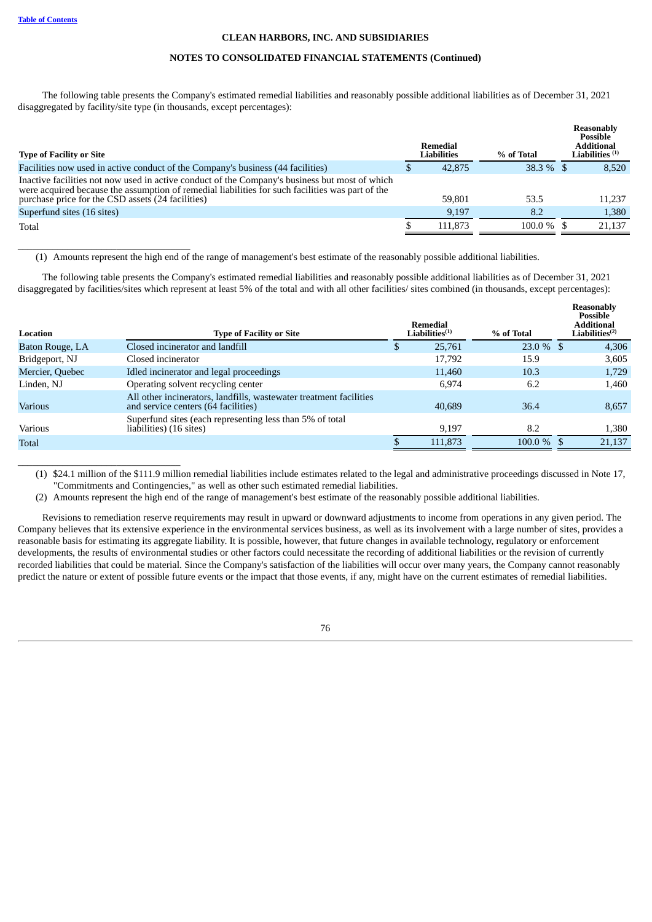**CLEAN HARBORS, INC. AND SUBSIDIARIES**

**NOTES TO CONSOLIDATED FINANCIAL STATEMENTS (Continued)**

The following table presents the Company's estimated remedial liabilities and reasonably possible additional liabilities as of December 31, 2021 disaggregated by facility/site type (in thousands, except percentages):

| Type of Facility or Site | Remedial Liabilities | % of Total | Reasonably Possible Additional Liabilities [(1)] |
|---|---|---|---|
| Facilities now used in active conduct of the Company's business (44 facilities) | $ 42,875 | 38.3 % | $ 8,520 |
| Inactive facilities not now used in active conduct of the Company's business but most of which were acquired because the assumption of remedial liabilities for such facilities was part of the purchase price for the CSD assets (24 facilities) | 59,801 | 53.5 | 11,237 |
| Superfund sites (16 sites) | 9,197 | 8.2 | 1,380 |
| Total | $ 111,873 | 100.0 % | $ 21,137 |

(1) Amounts represent the high end of the range of management's best estimate of the reasonably possible additional liabilities.

The following table presents the Company's estimated remedial liabilities and reasonably possible additional liabilities as of December 31, 2021 disaggregated by facilities/sites which represent at least 5% of the total and with all other facilities/ sites combined (in thousands, except percentages):

| Location | Type of Facility or Site | Remedial Liabilities[(1)] | % of Total | Reasonably Possible Additional Liabilities[(2)] |
|---|---|---|---|---|
| Baton Rouge, LA | Closed incinerator and landfill | $ 25,761 | 23.0 % | $ 4,306 |
| Bridgeport, NJ | Closed incinerator | 17,792 | 15.9 | 3,605 |
| Mercier, Quebec | Idled incinerator and legal proceedings | 11,460 | 10.3 | 1,729 |
| Linden, NJ | Operating solvent recycling center | 6,974 | 6.2 | 1,460 |
| Various | All other incinerators, landfills, wastewater treatment facilities and service centers (64 facilities) | 40,689 | 36.4 | 8,657 |
| Various | Superfund sites (each representing less than 5% of total liabilities) (16 sites) | 9,197 | 8.2 | 1,380 |
| Total | | $ 111,873 | 100.0 % | $ 21,137 |

(1) $24.1 million of the $111.9 million remedial liabilities include estimates related to the legal and administrative proceedings discussed in Note 17, "Commitments and Contingencies," as well as other such estimated remedial liabilities.

(2) Amounts represent the high end of the range of management's best estimate of the reasonably possible additional liabilities.

Revisions to remediation reserve requirements may result in upward or downward adjustments to income from operations in any given period. The Company believes that its extensive experience in the environmental services business, as well as its involvement with a large number of sites, provides a reasonable basis for estimating its aggregate liability. It is possible, however, that future changes in available technology, regulatory or enforcement developments, the results of environmental studies or other factors could necessitate the recording of additional liabilities or the revision of currently recorded liabilities that could be material. Since the Company's satisfaction of the liabilities will occur over many years, the Company cannot reasonably predict the nature or extent of possible future events or the impact that those events, if any, might have on the current estimates of remedial liabilities.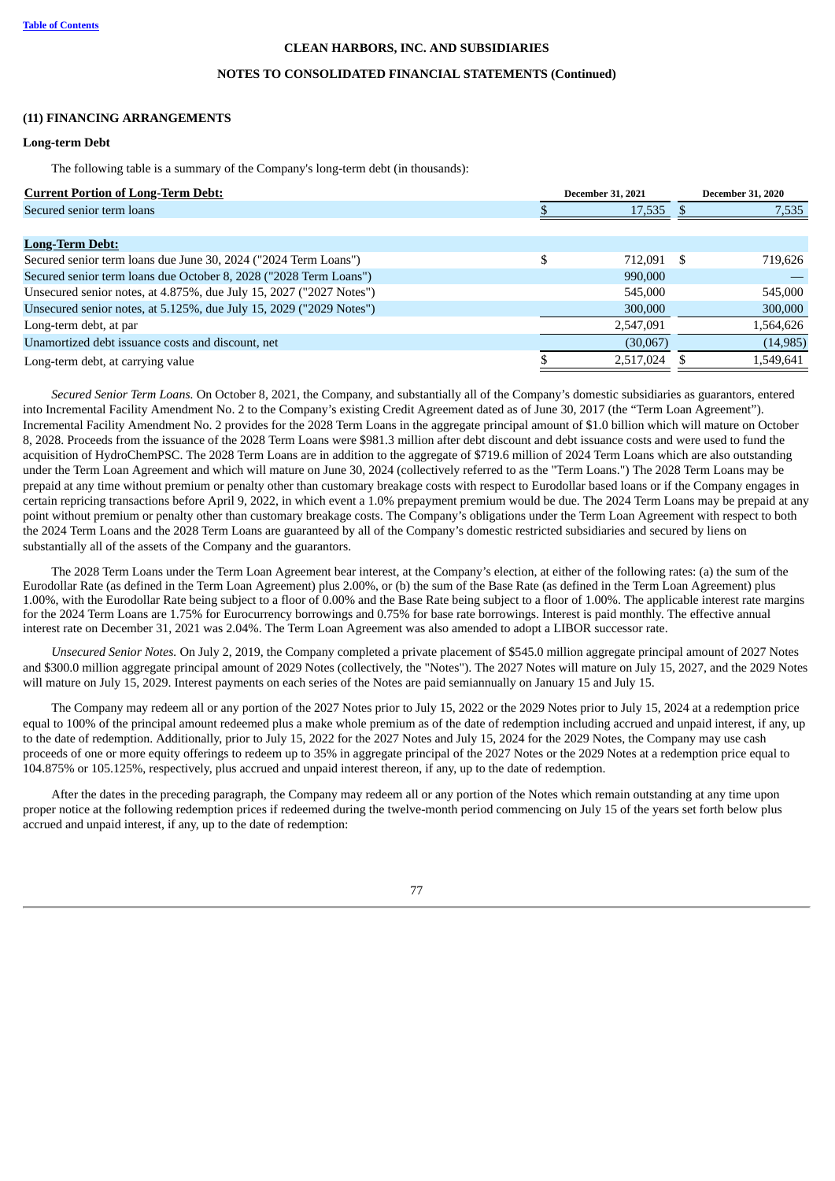CLEAN HARBORS, INC. AND SUBSIDIARIES

NOTES TO CONSOLIDATED FINANCIAL STATEMENTS (Continued)

## (11) FINANCING ARRANGEMENTS

### Long-term Debt

The following table is a summary of the Company's long-term debt (in thousands):

| **Current Portion of Long-Term Debt:** | December 31, 2021 | December 31, 2020 |
|---|---|---|
| Secured senior term loans | $ 17,535 | $ 7,535 |
| | | |
| **Long-Term Debt:** | | |
| Secured senior term loans due June 30, 2024 ("2024 Term Loans") | $ 712,091 | $ 719,626 |
| Secured senior term loans due October 8, 2028 ("2028 Term Loans") | 990,000 | — |
| Unsecured senior notes, at 4.875%, due July 15, 2027 ("2027 Notes") | 545,000 | 545,000 |
| Unsecured senior notes, at 5.125%, due July 15, 2029 ("2029 Notes") | 300,000 | 300,000 |
| Long-term debt, at par | 2,547,091 | 1,564,626 |
| Unamortized debt issuance costs and discount, net | (30,067) | (14,985) |
| Long-term debt, at carrying value | $ 2,517,024 | $ 1,549,641 |

*Secured Senior Term Loans.* On October 8, 2021, the Company, and substantially all of the Company's domestic subsidiaries as guarantors, entered into Incremental Facility Amendment No. 2 to the Company's existing Credit Agreement dated as of June 30, 2017 (the "Term Loan Agreement"). Incremental Facility Amendment No. 2 provides for the 2028 Term Loans in the aggregate principal amount of $1.0 billion which will mature on October 8, 2028. Proceeds from the issuance of the 2028 Term Loans were $981.3 million after debt discount and debt issuance costs and were used to fund the acquisition of HydroChemPSC. The 2028 Term Loans are in addition to the aggregate of $719.6 million of 2024 Term Loans which are also outstanding under the Term Loan Agreement and which will mature on June 30, 2024 (collectively referred to as the "Term Loans.") The 2028 Term Loans may be prepaid at any time without premium or penalty other than customary breakage costs with respect to Eurodollar based loans or if the Company engages in certain repricing transactions before April 9, 2022, in which event a 1.0% prepayment premium would be due. The 2024 Term Loans may be prepaid at any point without premium or penalty other than customary breakage costs. The Company's obligations under the Term Loan Agreement with respect to both the 2024 Term Loans and the 2028 Term Loans are guaranteed by all of the Company's domestic restricted subsidiaries and secured by liens on substantially all of the assets of the Company and the guarantors.

The 2028 Term Loans under the Term Loan Agreement bear interest, at the Company's election, at either of the following rates: (a) the sum of the Eurodollar Rate (as defined in the Term Loan Agreement) plus 2.00%, or (b) the sum of the Base Rate (as defined in the Term Loan Agreement) plus 1.00%, with the Eurodollar Rate being subject to a floor of 0.00% and the Base Rate being subject to a floor of 1.00%. The applicable interest rate margins for the 2024 Term Loans are 1.75% for Eurocurrency borrowings and 0.75% for base rate borrowings. Interest is paid monthly. The effective annual interest rate on December 31, 2021 was 2.04%. The Term Loan Agreement was also amended to adopt a LIBOR successor rate.

*Unsecured Senior Notes.* On July 2, 2019, the Company completed a private placement of $545.0 million aggregate principal amount of 2027 Notes and $300.0 million aggregate principal amount of 2029 Notes (collectively, the "Notes"). The 2027 Notes will mature on July 15, 2027, and the 2029 Notes will mature on July 15, 2029. Interest payments on each series of the Notes are paid semiannually on January 15 and July 15.

The Company may redeem all or any portion of the 2027 Notes prior to July 15, 2022 or the 2029 Notes prior to July 15, 2024 at a redemption price equal to 100% of the principal amount redeemed plus a make whole premium as of the date of redemption including accrued and unpaid interest, if any, up to the date of redemption. Additionally, prior to July 15, 2022 for the 2027 Notes and July 15, 2024 for the 2029 Notes, the Company may use cash proceeds of one or more equity offerings to redeem up to 35% in aggregate principal of the 2027 Notes or the 2029 Notes at a redemption price equal to 104.875% or 105.125%, respectively, plus accrued and unpaid interest thereon, if any, up to the date of redemption.

After the dates in the preceding paragraph, the Company may redeem all or any portion of the Notes which remain outstanding at any time upon proper notice at the following redemption prices if redeemed during the twelve-month period commencing on July 15 of the years set forth below plus accrued and unpaid interest, if any, up to the date of redemption: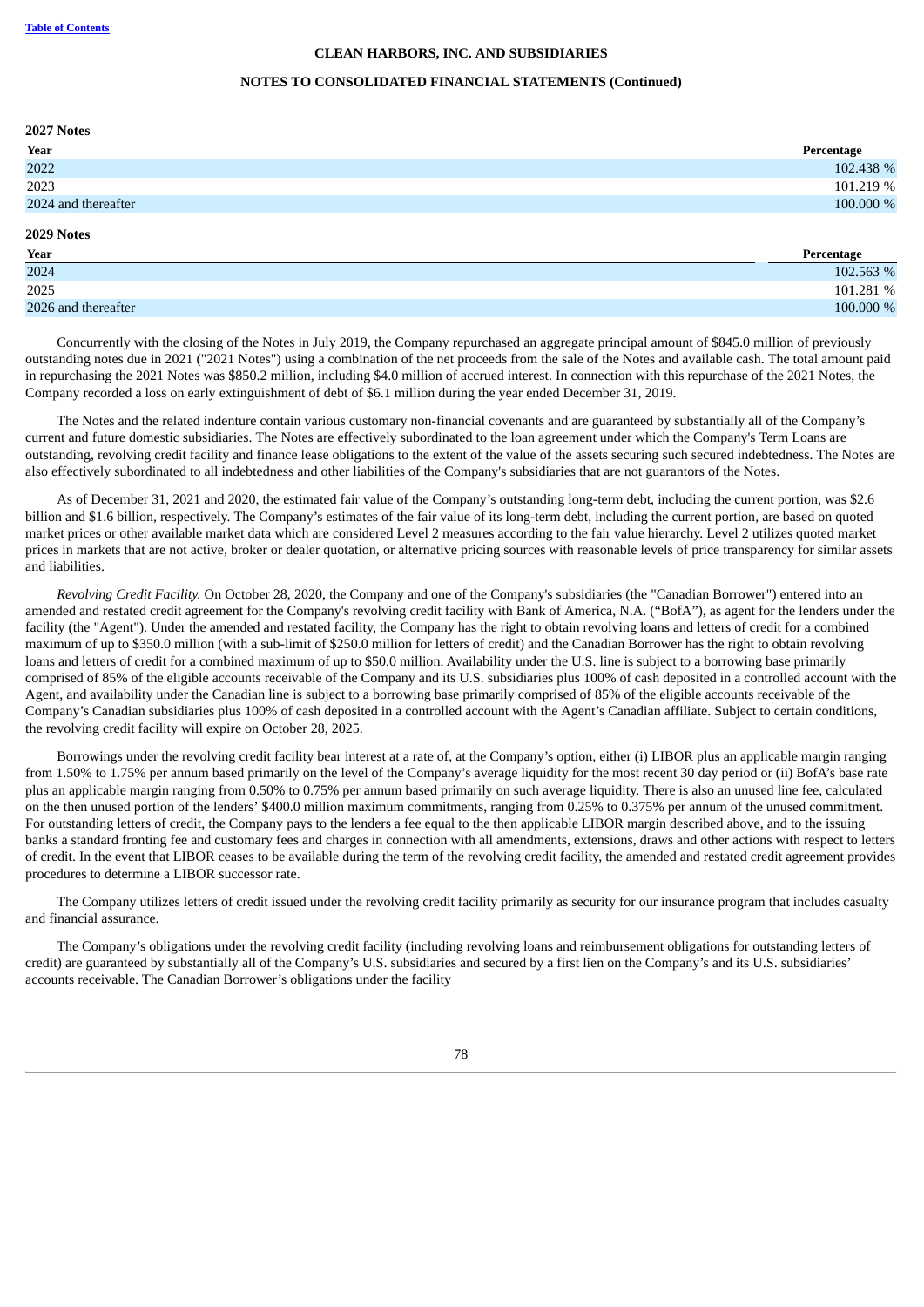**2027 Notes**

| Year | Percentage |
| --- | --- |
| 2022 | 102.438 % |
| 2023 | 101.219 % |
| 2024 and thereafter | 100.000 % |

**2029 Notes**

| Year | Percentage |
| --- | --- |
| 2024 | 102.563 % |
| 2025 | 101.281 % |
| 2026 and thereafter | 100.000 % |

Concurrently with the closing of the Notes in July 2019, the Company repurchased an aggregate principal amount of $845.0 million of previously outstanding notes due in 2021 ("2021 Notes") using a combination of the net proceeds from the sale of the Notes and available cash. The total amount paid in repurchasing the 2021 Notes was $850.2 million, including $4.0 million of accrued interest. In connection with this repurchase of the 2021 Notes, the Company recorded a loss on early extinguishment of debt of $6.1 million during the year ended December 31, 2019.

The Notes and the related indenture contain various customary non-financial covenants and are guaranteed by substantially all of the Company's current and future domestic subsidiaries. The Notes are effectively subordinated to the loan agreement under which the Company's Term Loans are outstanding, revolving credit facility and finance lease obligations to the extent of the value of the assets securing such secured indebtedness. The Notes are also effectively subordinated to all indebtedness and other liabilities of the Company's subsidiaries that are not guarantors of the Notes.

As of December 31, 2021 and 2020, the estimated fair value of the Company's outstanding long-term debt, including the current portion, was $2.6 billion and $1.6 billion, respectively. The Company's estimates of the fair value of its long-term debt, including the current portion, are based on quoted market prices or other available market data which are considered Level 2 measures according to the fair value hierarchy. Level 2 utilizes quoted market prices in markets that are not active, broker or dealer quotation, or alternative pricing sources with reasonable levels of price transparency for similar assets and liabilities.

*Revolving Credit Facility.* On October 28, 2020, the Company and one of the Company's subsidiaries (the "Canadian Borrower") entered into an amended and restated credit agreement for the Company's revolving credit facility with Bank of America, N.A. ("BofA"), as agent for the lenders under the facility (the "Agent"). Under the amended and restated facility, the Company has the right to obtain revolving loans and letters of credit for a combined maximum of up to $350.0 million (with a sub-limit of $250.0 million for letters of credit) and the Canadian Borrower has the right to obtain revolving loans and letters of credit for a combined maximum of up to $50.0 million. Availability under the U.S. line is subject to a borrowing base primarily comprised of 85% of the eligible accounts receivable of the Company and its U.S. subsidiaries plus 100% of cash deposited in a controlled account with the Agent, and availability under the Canadian line is subject to a borrowing base primarily comprised of 85% of the eligible accounts receivable of the Company's Canadian subsidiaries plus 100% of cash deposited in a controlled account with the Agent's Canadian affiliate. Subject to certain conditions, the revolving credit facility will expire on October 28, 2025.

Borrowings under the revolving credit facility bear interest at a rate of, at the Company's option, either (i) LIBOR plus an applicable margin ranging from 1.50% to 1.75% per annum based primarily on the level of the Company's average liquidity for the most recent 30 day period or (ii) BofA's base rate plus an applicable margin ranging from 0.50% to 0.75% per annum based primarily on such average liquidity. There is also an unused line fee, calculated on the then unused portion of the lenders' $400.0 million maximum commitments, ranging from 0.25% to 0.375% per annum of the unused commitment. For outstanding letters of credit, the Company pays to the lenders a fee equal to the then applicable LIBOR margin described above, and to the issuing banks a standard fronting fee and customary fees and charges in connection with all amendments, extensions, draws and other actions with respect to letters of credit. In the event that LIBOR ceases to be available during the term of the revolving credit facility, the amended and restated credit agreement provides procedures to determine a LIBOR successor rate.

The Company utilizes letters of credit issued under the revolving credit facility primarily as security for our insurance program that includes casualty and financial assurance.

The Company's obligations under the revolving credit facility (including revolving loans and reimbursement obligations for outstanding letters of credit) are guaranteed by substantially all of the Company's U.S. subsidiaries and secured by a first lien on the Company's and its U.S. subsidiaries' accounts receivable. The Canadian Borrower's obligations under the facility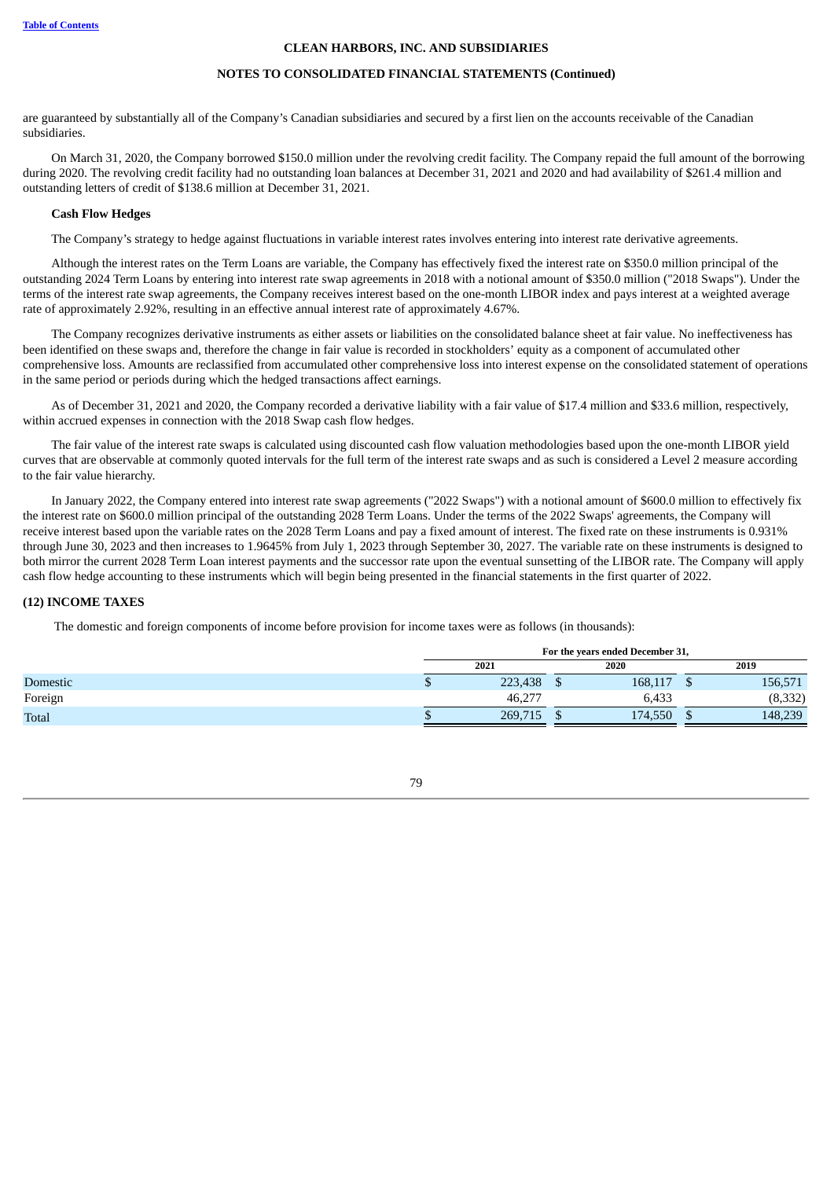are guaranteed by substantially all of the Company's Canadian subsidiaries and secured by a first lien on the accounts receivable of the Canadian subsidiaries.

On March 31, 2020, the Company borrowed $150.0 million under the revolving credit facility. The Company repaid the full amount of the borrowing during 2020. The revolving credit facility had no outstanding loan balances at December 31, 2021 and 2020 and had availability of $261.4 million and outstanding letters of credit of $138.6 million at December 31, 2021.

**Cash Flow Hedges**

The Company's strategy to hedge against fluctuations in variable interest rates involves entering into interest rate derivative agreements.

Although the interest rates on the Term Loans are variable, the Company has effectively fixed the interest rate on $350.0 million principal of the outstanding 2024 Term Loans by entering into interest rate swap agreements in 2018 with a notional amount of $350.0 million ("2018 Swaps"). Under the terms of the interest rate swap agreements, the Company receives interest based on the one-month LIBOR index and pays interest at a weighted average rate of approximately 2.92%, resulting in an effective annual interest rate of approximately 4.67%.

The Company recognizes derivative instruments as either assets or liabilities on the consolidated balance sheet at fair value. No ineffectiveness has been identified on these swaps and, therefore the change in fair value is recorded in stockholders' equity as a component of accumulated other comprehensive loss. Amounts are reclassified from accumulated other comprehensive loss into interest expense on the consolidated statement of operations in the same period or periods during which the hedged transactions affect earnings.

As of December 31, 2021 and 2020, the Company recorded a derivative liability with a fair value of $17.4 million and $33.6 million, respectively, within accrued expenses in connection with the 2018 Swap cash flow hedges.

The fair value of the interest rate swaps is calculated using discounted cash flow valuation methodologies based upon the one-month LIBOR yield curves that are observable at commonly quoted intervals for the full term of the interest rate swaps and as such is considered a Level 2 measure according to the fair value hierarchy.

In January 2022, the Company entered into interest rate swap agreements ("2022 Swaps") with a notional amount of $600.0 million to effectively fix the interest rate on $600.0 million principal of the outstanding 2028 Term Loans. Under the terms of the 2022 Swaps' agreements, the Company will receive interest based upon the variable rates on the 2028 Term Loans and pay a fixed amount of interest. The fixed rate on these instruments is 0.931% through June 30, 2023 and then increases to 1.9645% from July 1, 2023 through September 30, 2027. The variable rate on these instruments is designed to both mirror the current 2028 Term Loan interest payments and the successor rate upon the eventual sunsetting of the LIBOR rate. The Company will apply cash flow hedge accounting to these instruments which will begin being presented in the financial statements in the first quarter of 2022.

## (12) INCOME TAXES

The domestic and foreign components of income before provision for income taxes were as follows (in thousands):

| | For the years ended December 31, | | |
|---|---|---|---|
| | 2021 | 2020 | 2019 |
| Domestic | $ 223,438 | $ 168,117 | $ 156,571 |
| Foreign | 46,277 | 6,433 | (8,332) |
| Total | $ 269,715 | $ 174,550 | $ 148,239 |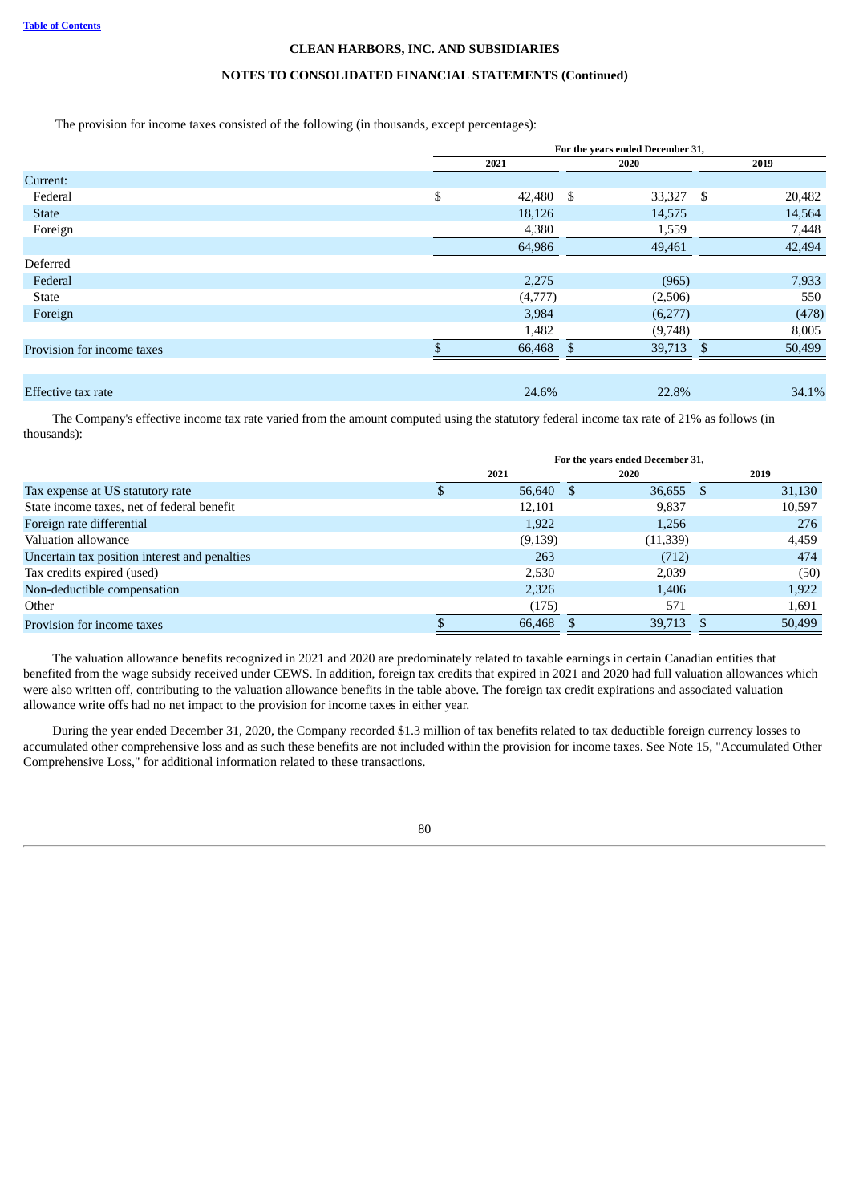## CLEAN HARBORS, INC. AND SUBSIDIARIES

## NOTES TO CONSOLIDATED FINANCIAL STATEMENTS (Continued)

The provision for income taxes consisted of the following (in thousands, except percentages):

| | For the years ended December 31, | | |
|---|---|---|---|
| | 2021 | 2020 | 2019 |
| Current: | | | |
| Federal | $ 42,480 | $ 33,327 | $ 20,482 |
| State | 18,126 | 14,575 | 14,564 |
| Foreign | 4,380 | 1,559 | 7,448 |
| | 64,986 | 49,461 | 42,494 |
| Deferred | | | |
| Federal | 2,275 | (965) | 7,933 |
| State | (4,777) | (2,506) | 550 |
| Foreign | 3,984 | (6,277) | (478) |
| | 1,482 | (9,748) | 8,005 |
| Provision for income taxes | $ 66,468 | $ 39,713 | $ 50,499 |
| | | | |
| Effective tax rate | 24.6% | 22.8% | 34.1% |

The Company's effective income tax rate varied from the amount computed using the statutory federal income tax rate of 21% as follows (in thousands):

| | For the years ended December 31, | | |
|---|---|---|---|
| | 2021 | 2020 | 2019 |
| Tax expense at US statutory rate | $ 56,640 | $ 36,655 | $ 31,130 |
| State income taxes, net of federal benefit | 12,101 | 9,837 | 10,597 |
| Foreign rate differential | 1,922 | 1,256 | 276 |
| Valuation allowance | (9,139) | (11,339) | 4,459 |
| Uncertain tax position interest and penalties | 263 | (712) | 474 |
| Tax credits expired (used) | 2,530 | 2,039 | (50) |
| Non-deductible compensation | 2,326 | 1,406 | 1,922 |
| Other | (175) | 571 | 1,691 |
| Provision for income taxes | $ 66,468 | $ 39,713 | $ 50,499 |

The valuation allowance benefits recognized in 2021 and 2020 are predominately related to taxable earnings in certain Canadian entities that benefited from the wage subsidy received under CEWS. In addition, foreign tax credits that expired in 2021 and 2020 had full valuation allowances which were also written off, contributing to the valuation allowance benefits in the table above. The foreign tax credit expirations and associated valuation allowance write offs had no net impact to the provision for income taxes in either year.

During the year ended December 31, 2020, the Company recorded $1.3 million of tax benefits related to tax deductible foreign currency losses to accumulated other comprehensive loss and as such these benefits are not included within the provision for income taxes. See Note 15, "Accumulated Other Comprehensive Loss," for additional information related to these transactions.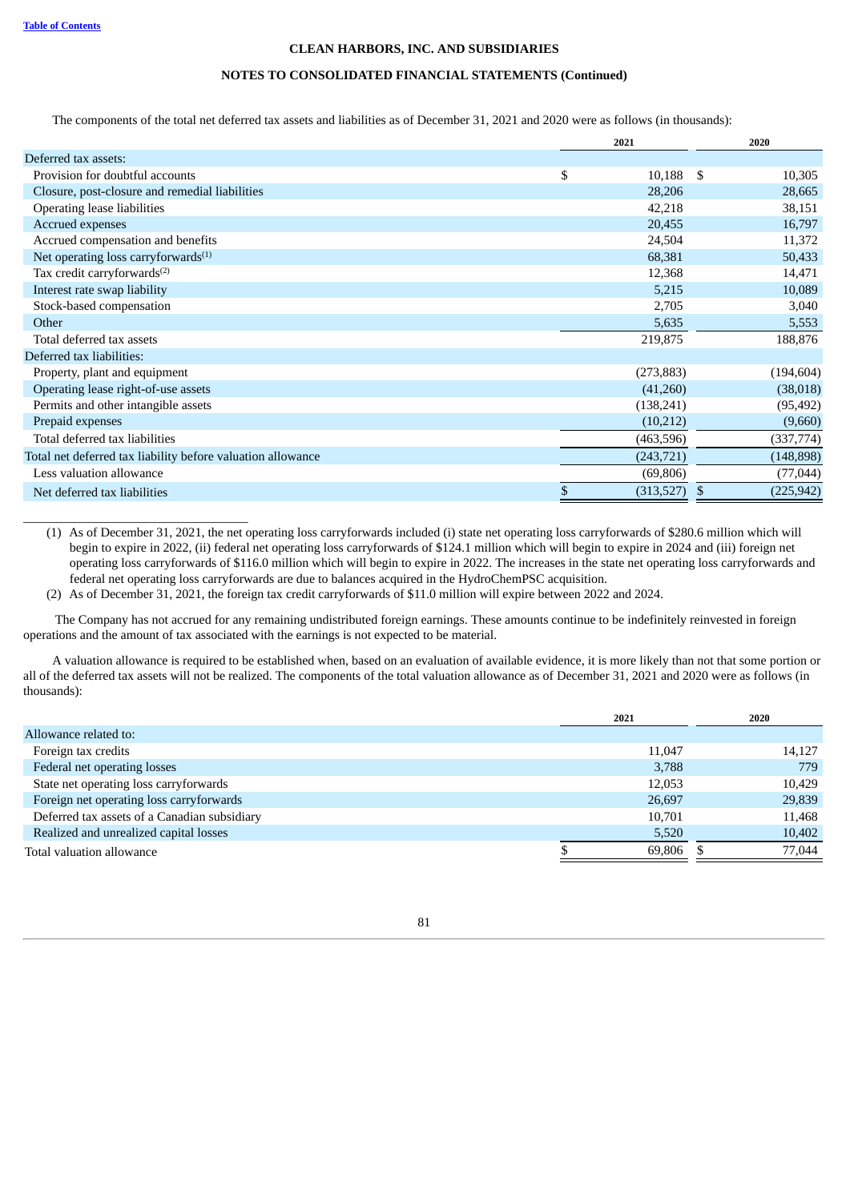**CLEAN HARBORS, INC. AND SUBSIDIARIES**

**NOTES TO CONSOLIDATED FINANCIAL STATEMENTS (Continued)**

The components of the total net deferred tax assets and liabilities as of December 31, 2021 and 2020 were as follows (in thousands):

| | 2021 | 2020 |
|---|---|---|
| Deferred tax assets: | | |
| Provision for doubtful accounts | $ 10,188 | $ 10,305 |
| Closure, post-closure and remedial liabilities | 28,206 | 28,665 |
| Operating lease liabilities | 42,218 | 38,151 |
| Accrued expenses | 20,455 | 16,797 |
| Accrued compensation and benefits | 24,504 | 11,372 |
| Net operating loss carryforwards[(1)] | 68,381 | 50,433 |
| Tax credit carryforwards[(2)] | 12,368 | 14,471 |
| Interest rate swap liability | 5,215 | 10,089 |
| Stock-based compensation | 2,705 | 3,040 |
| Other | 5,635 | 5,553 |
| Total deferred tax assets | 219,875 | 188,876 |
| Deferred tax liabilities: | | |
| Property, plant and equipment | (273,883) | (194,604) |
| Operating lease right-of-use assets | (41,260) | (38,018) |
| Permits and other intangible assets | (138,241) | (95,492) |
| Prepaid expenses | (10,212) | (9,660) |
| Total deferred tax liabilities | (463,596) | (337,774) |
| Total net deferred tax liability before valuation allowance | (243,721) | (148,898) |
| Less valuation allowance | (69,806) | (77,044) |
| Net deferred tax liabilities | $ (313,527) | $ (225,942) |

(1) As of December 31, 2021, the net operating loss carryforwards included (i) state net operating loss carryforwards of $280.6 million which will begin to expire in 2022, (ii) federal net operating loss carryforwards of $124.1 million which will begin to expire in 2024 and (iii) foreign net operating loss carryforwards of $116.0 million which will begin to expire in 2022. The increases in the state net operating loss carryforwards and federal net operating loss carryforwards are due to balances acquired in the HydroChemPSC acquisition.

(2) As of December 31, 2021, the foreign tax credit carryforwards of $11.0 million will expire between 2022 and 2024.

The Company has not accrued for any remaining undistributed foreign earnings. These amounts continue to be indefinitely reinvested in foreign operations and the amount of tax associated with the earnings is not expected to be material.

A valuation allowance is required to be established when, based on an evaluation of available evidence, it is more likely than not that some portion or all of the deferred tax assets will not be realized. The components of the total valuation allowance as of December 31, 2021 and 2020 were as follows (in thousands):

| | 2021 | 2020 |
|---|---|---|
| Allowance related to: | | |
| Foreign tax credits | 11,047 | 14,127 |
| Federal net operating losses | 3,788 | 779 |
| State net operating loss carryforwards | 12,053 | 10,429 |
| Foreign net operating loss carryforwards | 26,697 | 29,839 |
| Deferred tax assets of a Canadian subsidiary | 10,701 | 11,468 |
| Realized and unrealized capital losses | 5,520 | 10,402 |
| Total valuation allowance | $ 69,806 | $ 77,044 |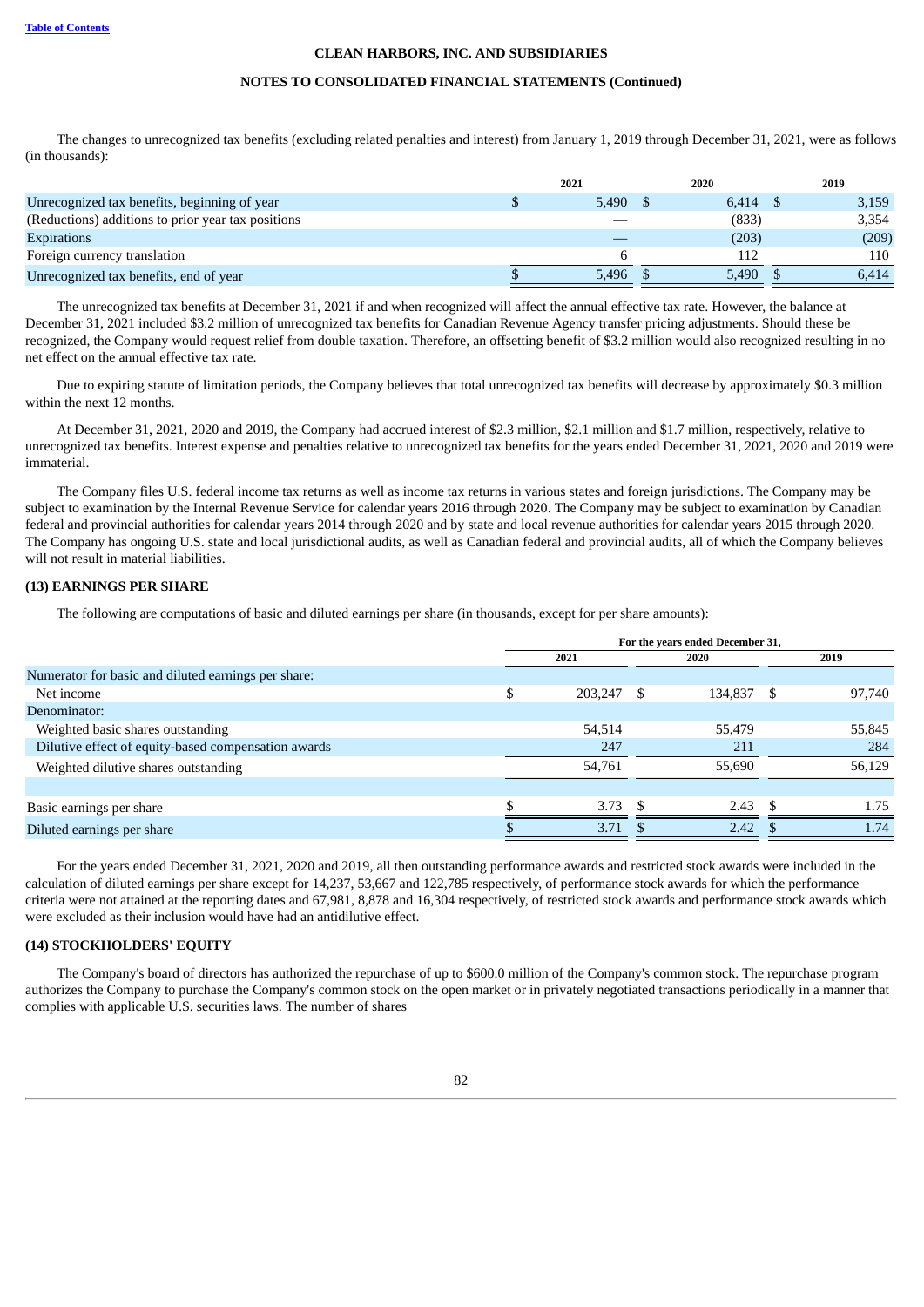CLEAN HARBORS, INC. AND SUBSIDIARIES

NOTES TO CONSOLIDATED FINANCIAL STATEMENTS (Continued)

The changes to unrecognized tax benefits (excluding related penalties and interest) from January 1, 2019 through December 31, 2021, were as follows (in thousands):

| | 2021 | 2020 | 2019 |
|---|---|---|---|
| Unrecognized tax benefits, beginning of year | $ 5,490 | $ 6,414 | $ 3,159 |
| (Reductions) additions to prior year tax positions | — | (833) | 3,354 |
| Expirations | — | (203) | (209) |
| Foreign currency translation | 6 | 112 | 110 |
| Unrecognized tax benefits, end of year | $ 5,496 | $ 5,490 | $ 6,414 |

The unrecognized tax benefits at December 31, 2021 if and when recognized will affect the annual effective tax rate. However, the balance at December 31, 2021 included $3.2 million of unrecognized tax benefits for Canadian Revenue Agency transfer pricing adjustments. Should these be recognized, the Company would request relief from double taxation. Therefore, an offsetting benefit of $3.2 million would also recognized resulting in no net effect on the annual effective tax rate.

Due to expiring statute of limitation periods, the Company believes that total unrecognized tax benefits will decrease by approximately $0.3 million within the next 12 months.

At December 31, 2021, 2020 and 2019, the Company had accrued interest of $2.3 million, $2.1 million and $1.7 million, respectively, relative to unrecognized tax benefits. Interest expense and penalties relative to unrecognized tax benefits for the years ended December 31, 2021, 2020 and 2019 were immaterial.

The Company files U.S. federal income tax returns as well as income tax returns in various states and foreign jurisdictions. The Company may be subject to examination by the Internal Revenue Service for calendar years 2016 through 2020. The Company may be subject to examination by Canadian federal and provincial authorities for calendar years 2014 through 2020 and by state and local revenue authorities for calendar years 2015 through 2020. The Company has ongoing U.S. state and local jurisdictional audits, as well as Canadian federal and provincial audits, all of which the Company believes will not result in material liabilities.

## (13) EARNINGS PER SHARE

The following are computations of basic and diluted earnings per share (in thousands, except for per share amounts):

| | For the years ended December 31, | | |
|---|---|---|---|
| | 2021 | 2020 | 2019 |
| Numerator for basic and diluted earnings per share: | | | |
| Net income | $ 203,247 | $ 134,837 | $ 97,740 |
| Denominator: | | | |
| Weighted basic shares outstanding | 54,514 | 55,479 | 55,845 |
| Dilutive effect of equity-based compensation awards | 247 | 211 | 284 |
| Weighted dilutive shares outstanding | 54,761 | 55,690 | 56,129 |
| | | | |
| Basic earnings per share | $ 3.73 | $ 2.43 | $ 1.75 |
| Diluted earnings per share | $ 3.71 | $ 2.42 | $ 1.74 |

For the years ended December 31, 2021, 2020 and 2019, all then outstanding performance awards and restricted stock awards were included in the calculation of diluted earnings per share except for 14,237, 53,667 and 122,785 respectively, of performance stock awards for which the performance criteria were not attained at the reporting dates and 67,981, 8,878 and 16,304 respectively, of restricted stock awards and performance stock awards which were excluded as their inclusion would have had an antidilutive effect.

## (14) STOCKHOLDERS' EQUITY

The Company's board of directors has authorized the repurchase of up to $600.0 million of the Company's common stock. The repurchase program authorizes the Company to purchase the Company's common stock on the open market or in privately negotiated transactions periodically in a manner that complies with applicable U.S. securities laws. The number of shares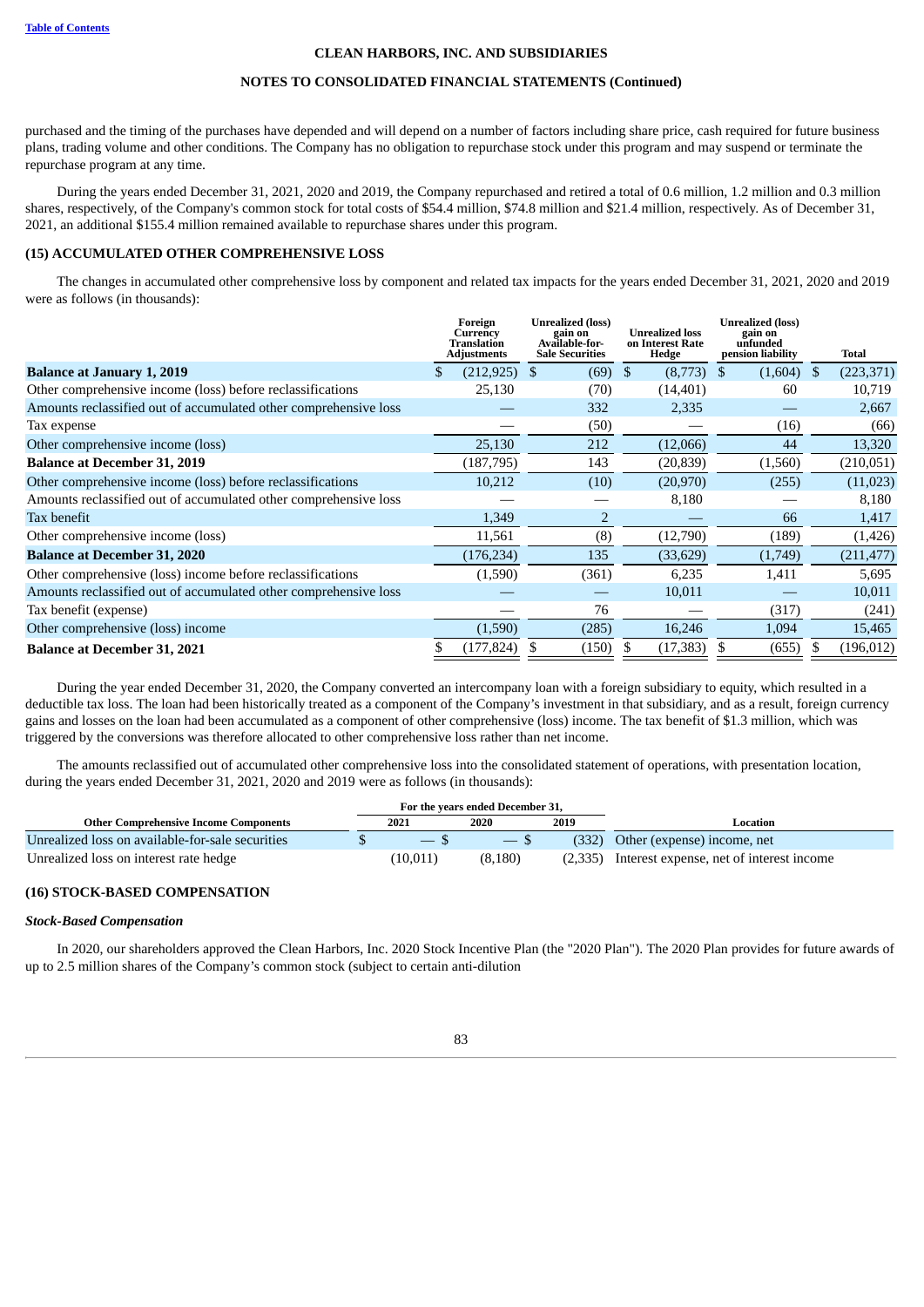purchased and the timing of the purchases have depended and will depend on a number of factors including share price, cash required for future business plans, trading volume and other conditions. The Company has no obligation to repurchase stock under this program and may suspend or terminate the repurchase program at any time.

During the years ended December 31, 2021, 2020 and 2019, the Company repurchased and retired a total of 0.6 million, 1.2 million and 0.3 million shares, respectively, of the Company's common stock for total costs of $54.4 million, $74.8 million and $21.4 million, respectively. As of December 31, 2021, an additional $155.4 million remained available to repurchase shares under this program.

## (15) ACCUMULATED OTHER COMPREHENSIVE LOSS

The changes in accumulated other comprehensive loss by component and related tax impacts for the years ended December 31, 2021, 2020 and 2019 were as follows (in thousands):

| | Foreign Currency Translation Adjustments | Unrealized (loss) gain on Available-for-Sale Securities | Unrealized loss on Interest Rate Hedge | Unrealized (loss) gain on unfunded pension liability | Total |
|---|---|---|---|---|---|
| **Balance at January 1, 2019** | $ (212,925) | $ (69) | $ (8,773) | $ (1,604) | $ (223,371) |
| Other comprehensive income (loss) before reclassifications | 25,130 | (70) | (14,401) | 60 | 10,719 |
| Amounts reclassified out of accumulated other comprehensive loss | — | 332 | 2,335 | — | 2,667 |
| Tax expense | — | (50) | — | (16) | (66) |
| Other comprehensive income (loss) | 25,130 | 212 | (12,066) | 44 | 13,320 |
| **Balance at December 31, 2019** | (187,795) | 143 | (20,839) | (1,560) | (210,051) |
| Other comprehensive income (loss) before reclassifications | 10,212 | (10) | (20,970) | (255) | (11,023) |
| Amounts reclassified out of accumulated other comprehensive loss | — | — | 8,180 | — | 8,180 |
| Tax benefit | 1,349 | 2 | — | 66 | 1,417 |
| Other comprehensive income (loss) | 11,561 | (8) | (12,790) | (189) | (1,426) |
| **Balance at December 31, 2020** | (176,234) | 135 | (33,629) | (1,749) | (211,477) |
| Other comprehensive (loss) income before reclassifications | (1,590) | (361) | 6,235 | 1,411 | 5,695 |
| Amounts reclassified out of accumulated other comprehensive loss | — | — | 10,011 | — | 10,011 |
| Tax benefit (expense) | — | 76 | — | (317) | (241) |
| Other comprehensive (loss) income | (1,590) | (285) | 16,246 | 1,094 | 15,465 |
| **Balance at December 31, 2021** | $ (177,824) | $ (150) | $ (17,383) | $ (655) | $ (196,012) |

During the year ended December 31, 2020, the Company converted an intercompany loan with a foreign subsidiary to equity, which resulted in a deductible tax loss. The loan had been historically treated as a component of the Company's investment in that subsidiary, and as a result, foreign currency gains and losses on the loan had been accumulated as a component of other comprehensive (loss) income. The tax benefit of $1.3 million, which was triggered by the conversions was therefore allocated to other comprehensive loss rather than net income.

The amounts reclassified out of accumulated other comprehensive loss into the consolidated statement of operations, with presentation location, during the years ended December 31, 2021, 2020 and 2019 were as follows (in thousands):

| | For the years ended December 31, | | | |
|---|---|---|---|---|
| **Other Comprehensive Income Components** | **2021** | **2020** | **2019** | **Location** |
| Unrealized loss on available-for-sale securities | $ — | $ — | $ (332) | Other (expense) income, net |
| Unrealized loss on interest rate hedge | (10,011) | (8,180) | (2,335) | Interest expense, net of interest income |

## (16) STOCK-BASED COMPENSATION

### *Stock-Based Compensation*

In 2020, our shareholders approved the Clean Harbors, Inc. 2020 Stock Incentive Plan (the "2020 Plan"). The 2020 Plan provides for future awards of up to 2.5 million shares of the Company's common stock (subject to certain anti-dilution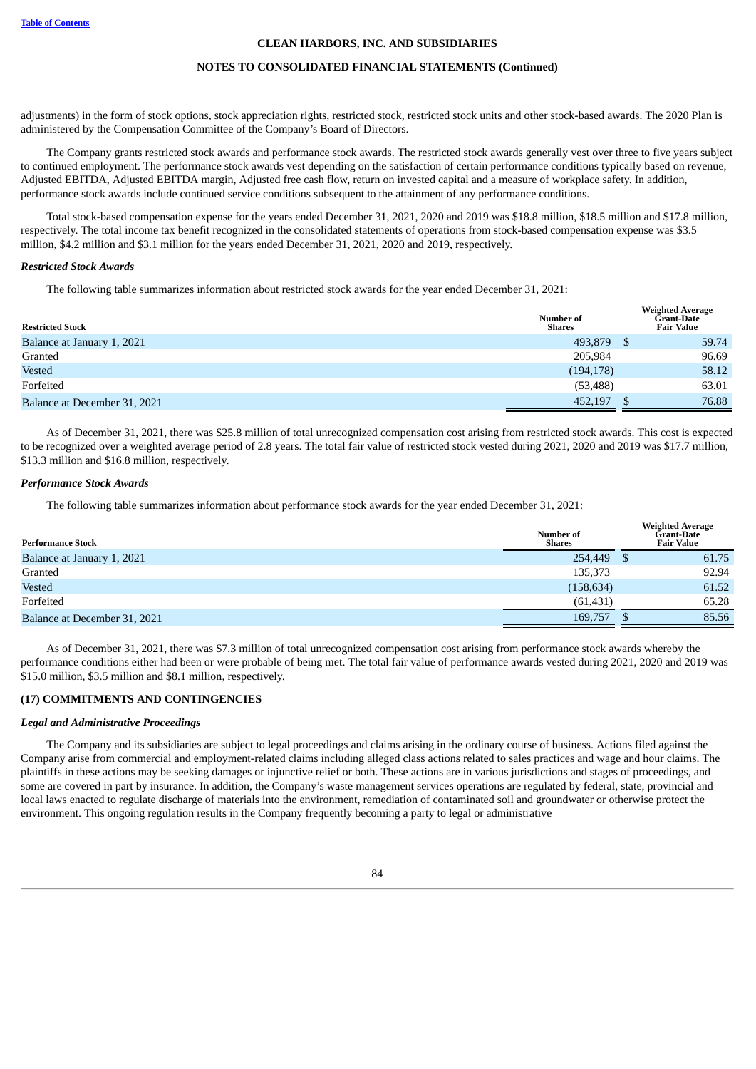adjustments) in the form of stock options, stock appreciation rights, restricted stock, restricted stock units and other stock-based awards. The 2020 Plan is administered by the Compensation Committee of the Company's Board of Directors.

The Company grants restricted stock awards and performance stock awards. The restricted stock awards generally vest over three to five years subject to continued employment. The performance stock awards vest depending on the satisfaction of certain performance conditions typically based on revenue, Adjusted EBITDA, Adjusted EBITDA margin, Adjusted free cash flow, return on invested capital and a measure of workplace safety. In addition, performance stock awards include continued service conditions subsequent to the attainment of any performance conditions.

Total stock-based compensation expense for the years ended December 31, 2021, 2020 and 2019 was $18.8 million, $18.5 million and $17.8 million, respectively. The total income tax benefit recognized in the consolidated statements of operations from stock-based compensation expense was $3.5 million, $4.2 million and $3.1 million for the years ended December 31, 2021, 2020 and 2019, respectively.

### *Restricted Stock Awards*

The following table summarizes information about restricted stock awards for the year ended December 31, 2021:

| Restricted Stock | Number of Shares | Weighted Average Grant-Date Fair Value |
|---|---|---|
| Balance at January 1, 2021 | 493,879 | $ 59.74 |
| Granted | 205,984 | 96.69 |
| Vested | (194,178) | 58.12 |
| Forfeited | (53,488) | 63.01 |
| Balance at December 31, 2021 | 452,197 | $ 76.88 |

As of December 31, 2021, there was $25.8 million of total unrecognized compensation cost arising from restricted stock awards. This cost is expected to be recognized over a weighted average period of 2.8 years. The total fair value of restricted stock vested during 2021, 2020 and 2019 was $17.7 million, $13.3 million and $16.8 million, respectively.

### *Performance Stock Awards*

The following table summarizes information about performance stock awards for the year ended December 31, 2021:

| Performance Stock | Number of Shares | Weighted Average Grant-Date Fair Value |
|---|---|---|
| Balance at January 1, 2021 | 254,449 | $ 61.75 |
| Granted | 135,373 | 92.94 |
| Vested | (158,634) | 61.52 |
| Forfeited | (61,431) | 65.28 |
| Balance at December 31, 2021 | 169,757 | $ 85.56 |

As of December 31, 2021, there was $7.3 million of total unrecognized compensation cost arising from performance stock awards whereby the performance conditions either had been or were probable of being met. The total fair value of performance awards vested during 2021, 2020 and 2019 was $15.0 million, $3.5 million and $8.1 million, respectively.

## (17) COMMITMENTS AND CONTINGENCIES

### *Legal and Administrative Proceedings*

The Company and its subsidiaries are subject to legal proceedings and claims arising in the ordinary course of business. Actions filed against the Company arise from commercial and employment-related claims including alleged class actions related to sales practices and wage and hour claims. The plaintiffs in these actions may be seeking damages or injunctive relief or both. These actions are in various jurisdictions and stages of proceedings, and some are covered in part by insurance. In addition, the Company's waste management services operations are regulated by federal, state, provincial and local laws enacted to regulate discharge of materials into the environment, remediation of contaminated soil and groundwater or otherwise protect the environment. This ongoing regulation results in the Company frequently becoming a party to legal or administrative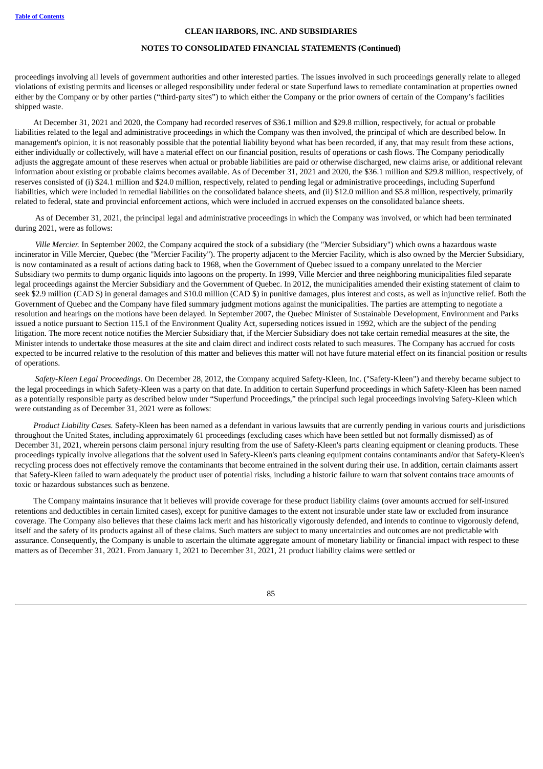proceedings involving all levels of government authorities and other interested parties. The issues involved in such proceedings generally relate to alleged violations of existing permits and licenses or alleged responsibility under federal or state Superfund laws to remediate contamination at properties owned either by the Company or by other parties ("third-party sites") to which either the Company or the prior owners of certain of the Company's facilities shipped waste.

At December 31, 2021 and 2020, the Company had recorded reserves of $36.1 million and $29.8 million, respectively, for actual or probable liabilities related to the legal and administrative proceedings in which the Company was then involved, the principal of which are described below. In management's opinion, it is not reasonably possible that the potential liability beyond what has been recorded, if any, that may result from these actions, either individually or collectively, will have a material effect on our financial position, results of operations or cash flows. The Company periodically adjusts the aggregate amount of these reserves when actual or probable liabilities are paid or otherwise discharged, new claims arise, or additional relevant information about existing or probable claims becomes available. As of December 31, 2021 and 2020, the $36.1 million and $29.8 million, respectively, of reserves consisted of (i) $24.1 million and $24.0 million, respectively, related to pending legal or administrative proceedings, including Superfund liabilities, which were included in remedial liabilities on the consolidated balance sheets, and (ii) $12.0 million and $5.8 million, respectively, primarily related to federal, state and provincial enforcement actions, which were included in accrued expenses on the consolidated balance sheets.

As of December 31, 2021, the principal legal and administrative proceedings in which the Company was involved, or which had been terminated during 2021, were as follows:

*Ville Mercier.* In September 2002, the Company acquired the stock of a subsidiary (the "Mercier Subsidiary") which owns a hazardous waste incinerator in Ville Mercier, Quebec (the "Mercier Facility"). The property adjacent to the Mercier Facility, which is also owned by the Mercier Subsidiary, is now contaminated as a result of actions dating back to 1968, when the Government of Quebec issued to a company unrelated to the Mercier Subsidiary two permits to dump organic liquids into lagoons on the property. In 1999, Ville Mercier and three neighboring municipalities filed separate legal proceedings against the Mercier Subsidiary and the Government of Quebec. In 2012, the municipalities amended their existing statement of claim to seek $2.9 million (CAD $) in general damages and $10.0 million (CAD $) in punitive damages, plus interest and costs, as well as injunctive relief. Both the Government of Quebec and the Company have filed summary judgment motions against the municipalities. The parties are attempting to negotiate a resolution and hearings on the motions have been delayed. In September 2007, the Quebec Minister of Sustainable Development, Environment and Parks issued a notice pursuant to Section 115.1 of the Environment Quality Act, superseding notices issued in 1992, which are the subject of the pending litigation. The more recent notice notifies the Mercier Subsidiary that, if the Mercier Subsidiary does not take certain remedial measures at the site, the Minister intends to undertake those measures at the site and claim direct and indirect costs related to such measures. The Company has accrued for costs expected to be incurred relative to the resolution of this matter and believes this matter will not have future material effect on its financial position or results of operations.

*Safety-Kleen Legal Proceedings.* On December 28, 2012, the Company acquired Safety-Kleen, Inc. ("Safety-Kleen") and thereby became subject to the legal proceedings in which Safety-Kleen was a party on that date. In addition to certain Superfund proceedings in which Safety-Kleen has been named as a potentially responsible party as described below under "Superfund Proceedings," the principal such legal proceedings involving Safety-Kleen which were outstanding as of December 31, 2021 were as follows:

*Product Liability Cases.* Safety-Kleen has been named as a defendant in various lawsuits that are currently pending in various courts and jurisdictions throughout the United States, including approximately 61 proceedings (excluding cases which have been settled but not formally dismissed) as of December 31, 2021, wherein persons claim personal injury resulting from the use of Safety-Kleen's parts cleaning equipment or cleaning products. These proceedings typically involve allegations that the solvent used in Safety-Kleen's parts cleaning equipment contains contaminants and/or that Safety-Kleen's recycling process does not effectively remove the contaminants that become entrained in the solvent during their use. In addition, certain claimants assert that Safety-Kleen failed to warn adequately the product user of potential risks, including a historic failure to warn that solvent contains trace amounts of toxic or hazardous substances such as benzene.

The Company maintains insurance that it believes will provide coverage for these product liability claims (over amounts accrued for self-insured retentions and deductibles in certain limited cases), except for punitive damages to the extent not insurable under state law or excluded from insurance coverage. The Company also believes that these claims lack merit and has historically vigorously defended, and intends to continue to vigorously defend, itself and the safety of its products against all of these claims. Such matters are subject to many uncertainties and outcomes are not predictable with assurance. Consequently, the Company is unable to ascertain the ultimate aggregate amount of monetary liability or financial impact with respect to these matters as of December 31, 2021. From January 1, 2021 to December 31, 2021, 21 product liability claims were settled or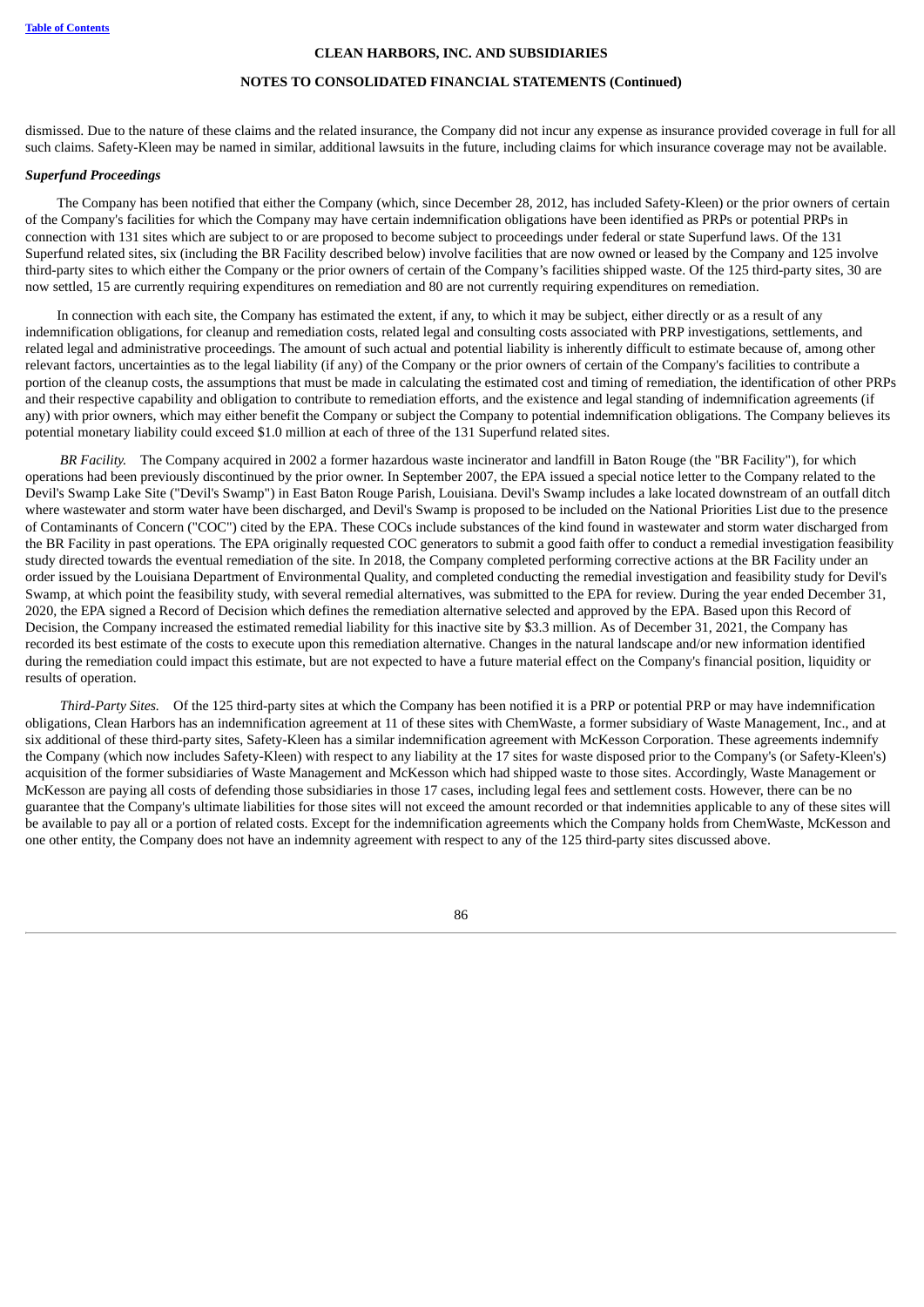dismissed. Due to the nature of these claims and the related insurance, the Company did not incur any expense as insurance provided coverage in full for all such claims. Safety-Kleen may be named in similar, additional lawsuits in the future, including claims for which insurance coverage may not be available.

***Superfund Proceedings***

The Company has been notified that either the Company (which, since December 28, 2012, has included Safety-Kleen) or the prior owners of certain of the Company's facilities for which the Company may have certain indemnification obligations have been identified as PRPs or potential PRPs in connection with 131 sites which are subject to or are proposed to become subject to proceedings under federal or state Superfund laws. Of the 131 Superfund related sites, six (including the BR Facility described below) involve facilities that are now owned or leased by the Company and 125 involve third-party sites to which either the Company or the prior owners of certain of the Company's facilities shipped waste. Of the 125 third-party sites, 30 are now settled, 15 are currently requiring expenditures on remediation and 80 are not currently requiring expenditures on remediation.

In connection with each site, the Company has estimated the extent, if any, to which it may be subject, either directly or as a result of any indemnification obligations, for cleanup and remediation costs, related legal and consulting costs associated with PRP investigations, settlements, and related legal and administrative proceedings. The amount of such actual and potential liability is inherently difficult to estimate because of, among other relevant factors, uncertainties as to the legal liability (if any) of the Company or the prior owners of certain of the Company's facilities to contribute a portion of the cleanup costs, the assumptions that must be made in calculating the estimated cost and timing of remediation, the identification of other PRPs and their respective capability and obligation to contribute to remediation efforts, and the existence and legal standing of indemnification agreements (if any) with prior owners, which may either benefit the Company or subject the Company to potential indemnification obligations. The Company believes its potential monetary liability could exceed $1.0 million at each of three of the 131 Superfund related sites.

*BR Facility.* The Company acquired in 2002 a former hazardous waste incinerator and landfill in Baton Rouge (the "BR Facility"), for which operations had been previously discontinued by the prior owner. In September 2007, the EPA issued a special notice letter to the Company related to the Devil's Swamp Lake Site ("Devil's Swamp") in East Baton Rouge Parish, Louisiana. Devil's Swamp includes a lake located downstream of an outfall ditch where wastewater and storm water have been discharged, and Devil's Swamp is proposed to be included on the National Priorities List due to the presence of Contaminants of Concern ("COC") cited by the EPA. These COCs include substances of the kind found in wastewater and storm water discharged from the BR Facility in past operations. The EPA originally requested COC generators to submit a good faith offer to conduct a remedial investigation feasibility study directed towards the eventual remediation of the site. In 2018, the Company completed performing corrective actions at the BR Facility under an order issued by the Louisiana Department of Environmental Quality, and completed conducting the remedial investigation and feasibility study for Devil's Swamp, at which point the feasibility study, with several remedial alternatives, was submitted to the EPA for review. During the year ended December 31, 2020, the EPA signed a Record of Decision which defines the remediation alternative selected and approved by the EPA. Based upon this Record of Decision, the Company increased the estimated remedial liability for this inactive site by $3.3 million. As of December 31, 2021, the Company has recorded its best estimate of the costs to execute upon this remediation alternative. Changes in the natural landscape and/or new information identified during the remediation could impact this estimate, but are not expected to have a future material effect on the Company's financial position, liquidity or results of operation.

*Third-Party Sites.* Of the 125 third-party sites at which the Company has been notified it is a PRP or potential PRP or may have indemnification obligations, Clean Harbors has an indemnification agreement at 11 of these sites with ChemWaste, a former subsidiary of Waste Management, Inc., and at six additional of these third-party sites, Safety-Kleen has a similar indemnification agreement with McKesson Corporation. These agreements indemnify the Company (which now includes Safety-Kleen) with respect to any liability at the 17 sites for waste disposed prior to the Company's (or Safety-Kleen's) acquisition of the former subsidiaries of Waste Management and McKesson which had shipped waste to those sites. Accordingly, Waste Management or McKesson are paying all costs of defending those subsidiaries in those 17 cases, including legal fees and settlement costs. However, there can be no guarantee that the Company's ultimate liabilities for those sites will not exceed the amount recorded or that indemnities applicable to any of these sites will be available to pay all or a portion of related costs. Except for the indemnification agreements which the Company holds from ChemWaste, McKesson and one other entity, the Company does not have an indemnity agreement with respect to any of the 125 third-party sites discussed above.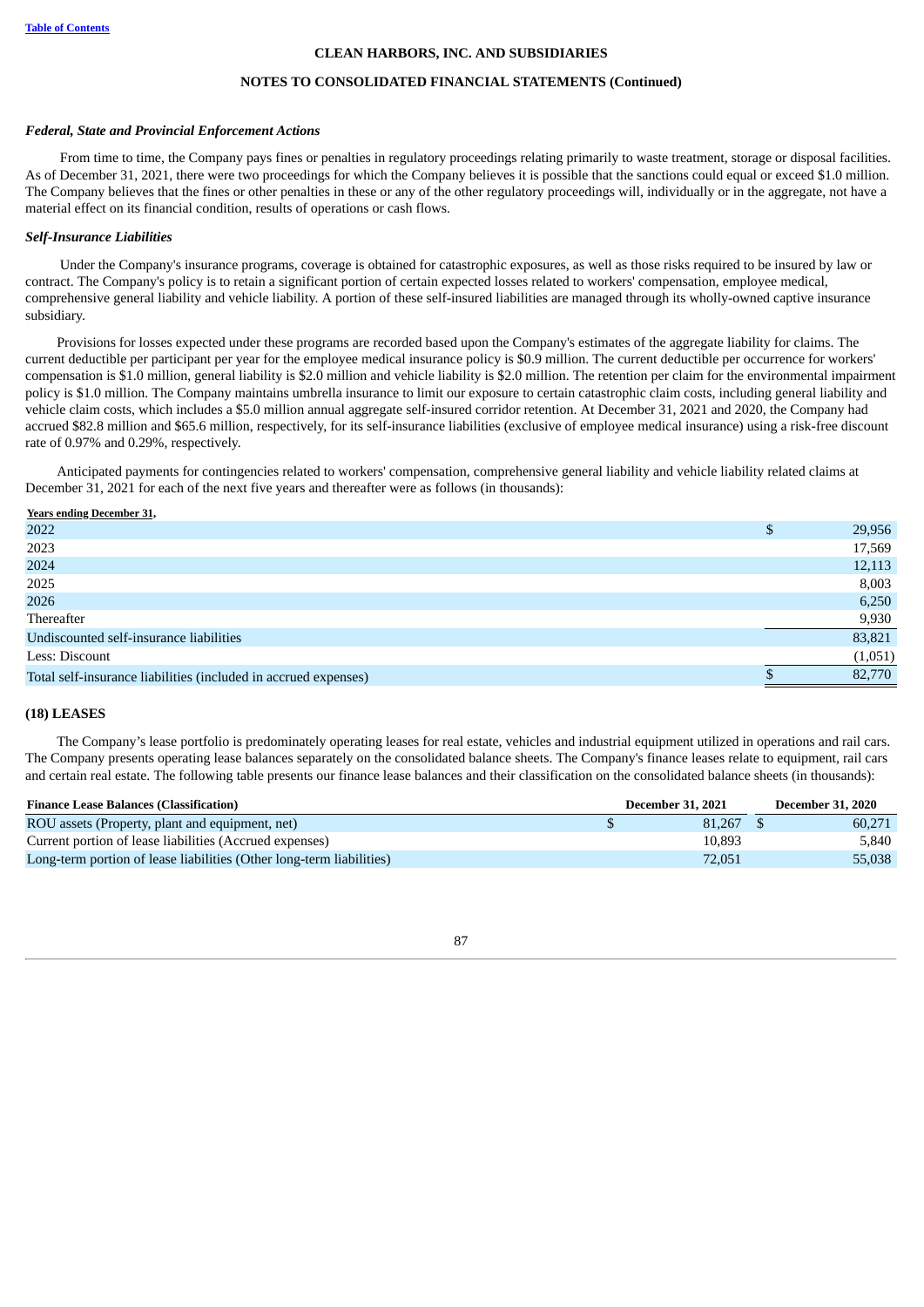### Federal, State and Provincial Enforcement Actions

From time to time, the Company pays fines or penalties in regulatory proceedings relating primarily to waste treatment, storage or disposal facilities. As of December 31, 2021, there were two proceedings for which the Company believes it is possible that the sanctions could equal or exceed $1.0 million. The Company believes that the fines or other penalties in these or any of the other regulatory proceedings will, individually or in the aggregate, not have a material effect on its financial condition, results of operations or cash flows.

### Self-Insurance Liabilities

Under the Company's insurance programs, coverage is obtained for catastrophic exposures, as well as those risks required to be insured by law or contract. The Company's policy is to retain a significant portion of certain expected losses related to workers' compensation, employee medical, comprehensive general liability and vehicle liability. A portion of these self-insured liabilities are managed through its wholly-owned captive insurance subsidiary.

Provisions for losses expected under these programs are recorded based upon the Company's estimates of the aggregate liability for claims. The current deductible per participant per year for the employee medical insurance policy is $0.9 million. The current deductible per occurrence for workers' compensation is $1.0 million, general liability is $2.0 million and vehicle liability is $2.0 million. The retention per claim for the environmental impairment policy is $1.0 million. The Company maintains umbrella insurance to limit our exposure to certain catastrophic claim costs, including general liability and vehicle claim costs, which includes a $5.0 million annual aggregate self-insured corridor retention. At December 31, 2021 and 2020, the Company had accrued $82.8 million and $65.6 million, respectively, for its self-insurance liabilities (exclusive of employee medical insurance) using a risk-free discount rate of 0.97% and 0.29%, respectively.

Anticipated payments for contingencies related to workers' compensation, comprehensive general liability and vehicle liability related claims at December 31, 2021 for each of the next five years and thereafter were as follows (in thousands):

| Years ending December 31, | |
|---|---|
| 2022 | $ 29,956 |
| 2023 | 17,569 |
| 2024 | 12,113 |
| 2025 | 8,003 |
| 2026 | 6,250 |
| Thereafter | 9,930 |
| Undiscounted self-insurance liabilities | 83,821 |
| Less: Discount | (1,051) |
| Total self-insurance liabilities (included in accrued expenses) | $ 82,770 |

## (18) LEASES

The Company's lease portfolio is predominately operating leases for real estate, vehicles and industrial equipment utilized in operations and rail cars. The Company presents operating lease balances separately on the consolidated balance sheets. The Company's finance leases relate to equipment, rail cars and certain real estate. The following table presents our finance lease balances and their classification on the consolidated balance sheets (in thousands):

| Finance Lease Balances (Classification) | December 31, 2021 | December 31, 2020 |
|---|---|---|
| ROU assets (Property, plant and equipment, net) | $ 81,267 | $ 60,271 |
| Current portion of lease liabilities (Accrued expenses) | 10,893 | 5,840 |
| Long-term portion of lease liabilities (Other long-term liabilities) | 72,051 | 55,038 |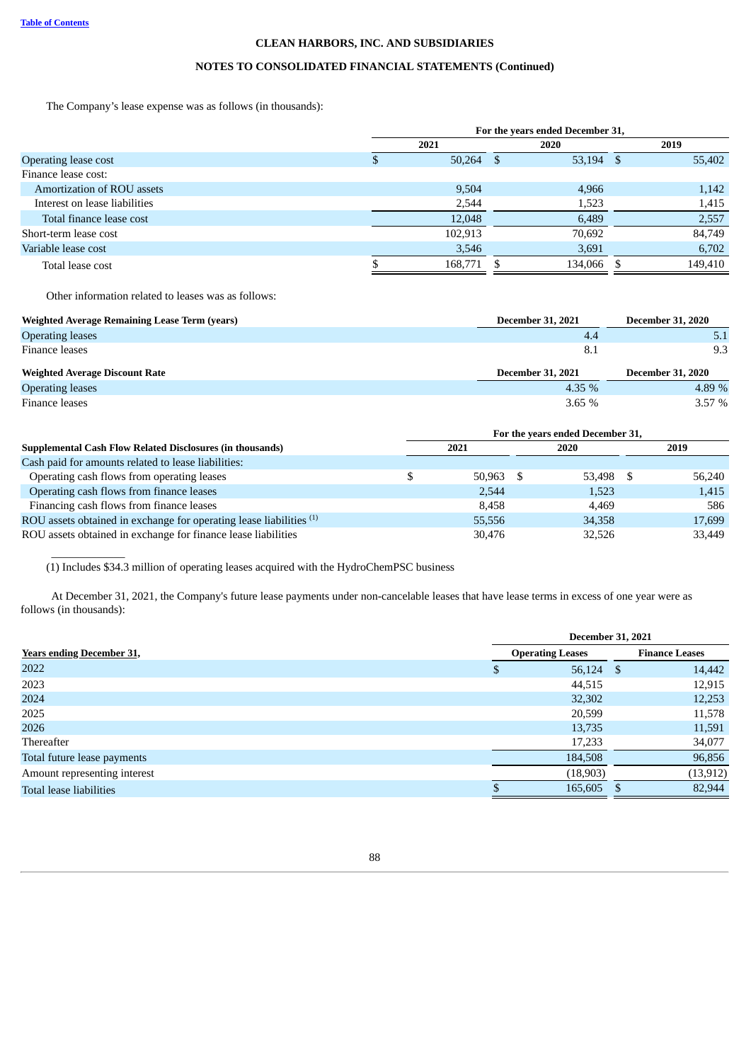**CLEAN HARBORS, INC. AND SUBSIDIARIES**

**NOTES TO CONSOLIDATED FINANCIAL STATEMENTS (Continued)**

The Company's lease expense was as follows (in thousands):

| | For the years ended December 31, | | |
|---|---|---|---|
| | 2021 | 2020 | 2019 |
| Operating lease cost | $ 50,264 | $ 53,194 | $ 55,402 |
| Finance lease cost: | | | |
| Amortization of ROU assets | 9,504 | 4,966 | 1,142 |
| Interest on lease liabilities | 2,544 | 1,523 | 1,415 |
| Total finance lease cost | 12,048 | 6,489 | 2,557 |
| Short-term lease cost | 102,913 | 70,692 | 84,749 |
| Variable lease cost | 3,546 | 3,691 | 6,702 |
| Total lease cost | $ 168,771 | $ 134,066 | $ 149,410 |

Other information related to leases was as follows:

| **Weighted Average Remaining Lease Term (years)** | **December 31, 2021** | **December 31, 2020** |
|---|---|---|
| Operating leases | 4.4 | 5.1 |
| Finance leases | 8.1 | 9.3 |
| **Weighted Average Discount Rate** | **December 31, 2021** | **December 31, 2020** |
| Operating leases | 4.35 % | 4.89 % |
| Finance leases | 3.65 % | 3.57 % |

| | For the years ended December 31, | | |
|---|---|---|---|
| **Supplemental Cash Flow Related Disclosures (in thousands)** | 2021 | 2020 | 2019 |
| Cash paid for amounts related to lease liabilities: | | | |
| Operating cash flows from operating leases | $ 50,963 | $ 53,498 | $ 56,240 |
| Operating cash flows from finance leases | 2,544 | 1,523 | 1,415 |
| Financing cash flows from finance leases | 8,458 | 4,469 | 586 |
| ROU assets obtained in exchange for operating lease liabilities [(1)] | 55,556 | 34,358 | 17,699 |
| ROU assets obtained in exchange for finance lease liabilities | 30,476 | 32,526 | 33,449 |

(1) Includes $34.3 million of operating leases acquired with the HydroChemPSC business

At December 31, 2021, the Company's future lease payments under non-cancelable leases that have lease terms in excess of one year were as follows (in thousands):

| | December 31, 2021 | |
|---|---|---|
| Years ending December 31, | Operating Leases | Finance Leases |
| 2022 | $ 56,124 | $ 14,442 |
| 2023 | 44,515 | 12,915 |
| 2024 | 32,302 | 12,253 |
| 2025 | 20,599 | 11,578 |
| 2026 | 13,735 | 11,591 |
| Thereafter | 17,233 | 34,077 |
| Total future lease payments | 184,508 | 96,856 |
| Amount representing interest | (18,903) | (13,912) |
| Total lease liabilities | $ 165,605 | $ 82,944 |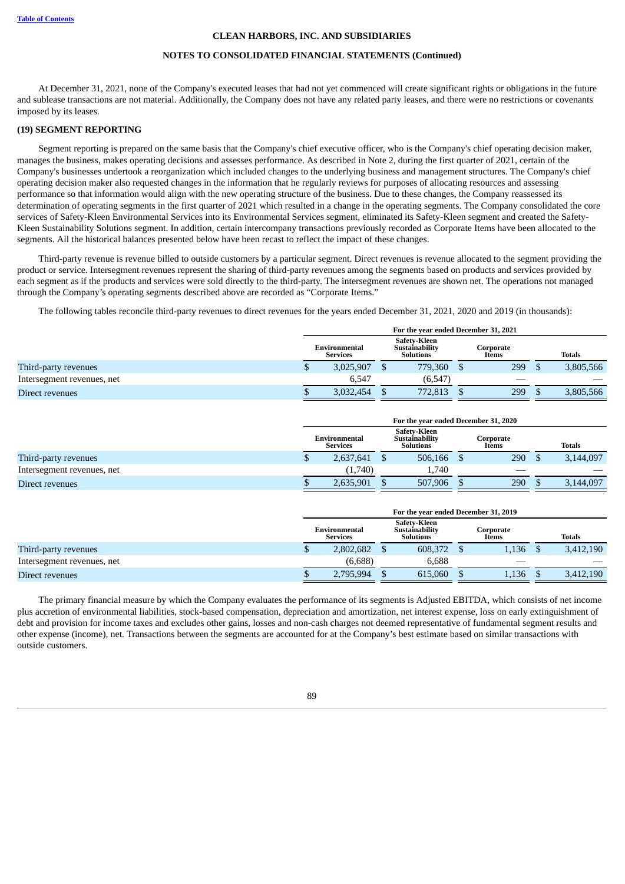**CLEAN HARBORS, INC. AND SUBSIDIARIES**

**NOTES TO CONSOLIDATED FINANCIAL STATEMENTS (Continued)**

At December 31, 2021, none of the Company's executed leases that had not yet commenced will create significant rights or obligations in the future and sublease transactions are not material. Additionally, the Company does not have any related party leases, and there were no restrictions or covenants imposed by its leases.

## (19) SEGMENT REPORTING

Segment reporting is prepared on the same basis that the Company's chief executive officer, who is the Company's chief operating decision maker, manages the business, makes operating decisions and assesses performance. As described in Note 2, during the first quarter of 2021, certain of the Company's businesses undertook a reorganization which included changes to the underlying business and management structures. The Company's chief operating decision maker also requested changes in the information that he regularly reviews for purposes of allocating resources and assessing performance so that information would align with the new operating structure of the business. Due to these changes, the Company reassessed its determination of operating segments in the first quarter of 2021 which resulted in a change in the operating segments. The Company consolidated the core services of Safety-Kleen Environmental Services into its Environmental Services segment, eliminated its Safety-Kleen segment and created the Safety-Kleen Sustainability Solutions segment. In addition, certain intercompany transactions previously recorded as Corporate Items have been allocated to the segments. All the historical balances presented below have been recast to reflect the impact of these changes.

Third-party revenue is revenue billed to outside customers by a particular segment. Direct revenues is revenue allocated to the segment providing the product or service. Intersegment revenues represent the sharing of third-party revenues among the segments based on products and services provided by each segment as if the products and services were sold directly to the third-party. The intersegment revenues are shown net. The operations not managed through the Company's operating segments described above are recorded as "Corporate Items."

The following tables reconcile third-party revenues to direct revenues for the years ended December 31, 2021, 2020 and 2019 (in thousands):

| | For the year ended December 31, 2021 | | | |
|---|---|---|---|---|
| | Environmental Services | Safety-Kleen Sustainability Solutions | Corporate Items | Totals |
| Third-party revenues | $ 3,025,907 | $ 779,360 | $ 299 | $ 3,805,566 |
| Intersegment revenues, net | 6,547 | (6,547) | — | — |
| Direct revenues | $ 3,032,454 | $ 772,813 | $ 299 | $ 3,805,566 |

| | For the year ended December 31, 2020 | | | |
|---|---|---|---|---|
| | Environmental Services | Safety-Kleen Sustainability Solutions | Corporate Items | Totals |
| Third-party revenues | $ 2,637,641 | $ 506,166 | $ 290 | $ 3,144,097 |
| Intersegment revenues, net | (1,740) | 1,740 | — | — |
| Direct revenues | $ 2,635,901 | $ 507,906 | $ 290 | $ 3,144,097 |

| | For the year ended December 31, 2019 | | | |
|---|---|---|---|---|
| | Environmental Services | Safety-Kleen Sustainability Solutions | Corporate Items | Totals |
| Third-party revenues | $ 2,802,682 | $ 608,372 | $ 1,136 | $ 3,412,190 |
| Intersegment revenues, net | (6,688) | 6,688 | — | — |
| Direct revenues | $ 2,795,994 | $ 615,060 | $ 1,136 | $ 3,412,190 |

The primary financial measure by which the Company evaluates the performance of its segments is Adjusted EBITDA, which consists of net income plus accretion of environmental liabilities, stock-based compensation, depreciation and amortization, net interest expense, loss on early extinguishment of debt and provision for income taxes and excludes other gains, losses and non-cash charges not deemed representative of fundamental segment results and other expense (income), net. Transactions between the segments are accounted for at the Company's best estimate based on similar transactions with outside customers.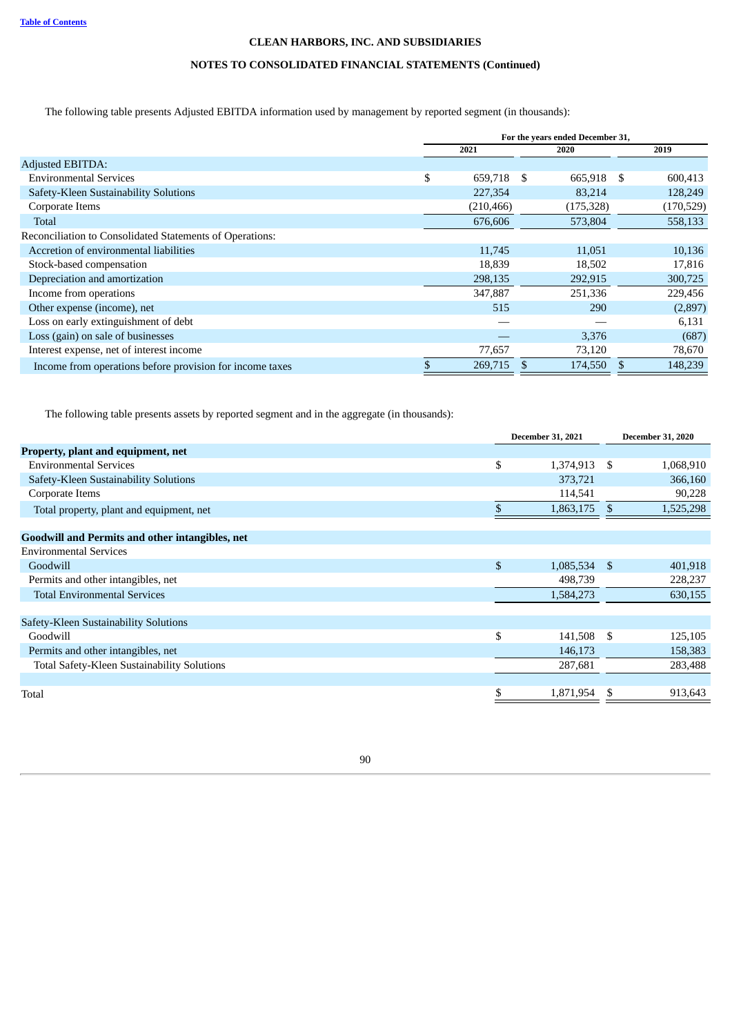**CLEAN HARBORS, INC. AND SUBSIDIARIES**

**NOTES TO CONSOLIDATED FINANCIAL STATEMENTS (Continued)**

The following table presents Adjusted EBITDA information used by management by reported segment (in thousands):

| | For the years ended December 31, | | |
|---|---|---|---|
| | 2021 | 2020 | 2019 |
| Adjusted EBITDA: | | | |
| Environmental Services | $ 659,718 | $ 665,918 | $ 600,413 |
| Safety-Kleen Sustainability Solutions | 227,354 | 83,214 | 128,249 |
| Corporate Items | (210,466) | (175,328) | (170,529) |
| Total | 676,606 | 573,804 | 558,133 |
| Reconciliation to Consolidated Statements of Operations: | | | |
| Accretion of environmental liabilities | 11,745 | 11,051 | 10,136 |
| Stock-based compensation | 18,839 | 18,502 | 17,816 |
| Depreciation and amortization | 298,135 | 292,915 | 300,725 |
| Income from operations | 347,887 | 251,336 | 229,456 |
| Other expense (income), net | 515 | 290 | (2,897) |
| Loss on early extinguishment of debt | — | — | 6,131 |
| Loss (gain) on sale of businesses | — | 3,376 | (687) |
| Interest expense, net of interest income | 77,657 | 73,120 | 78,670 |
| Income from operations before provision for income taxes | $ 269,715 | $ 174,550 | $ 148,239 |

The following table presents assets by reported segment and in the aggregate (in thousands):

| | December 31, 2021 | December 31, 2020 |
|---|---|---|
| **Property, plant and equipment, net** | | |
| Environmental Services | $ 1,374,913 | $ 1,068,910 |
| Safety-Kleen Sustainability Solutions | 373,721 | 366,160 |
| Corporate Items | 114,541 | 90,228 |
| Total property, plant and equipment, net | $ 1,863,175 | $ 1,525,298 |
| | | |
| **Goodwill and Permits and other intangibles, net** | | |
| Environmental Services | | |
| Goodwill | $ 1,085,534 | $ 401,918 |
| Permits and other intangibles, net | 498,739 | 228,237 |
| Total Environmental Services | 1,584,273 | 630,155 |
| | | |
| Safety-Kleen Sustainability Solutions | | |
| Goodwill | $ 141,508 | $ 125,105 |
| Permits and other intangibles, net | 146,173 | 158,383 |
| Total Safety-Kleen Sustainability Solutions | 287,681 | 283,488 |
| | | |
| Total | $ 1,871,954 | $ 913,643 |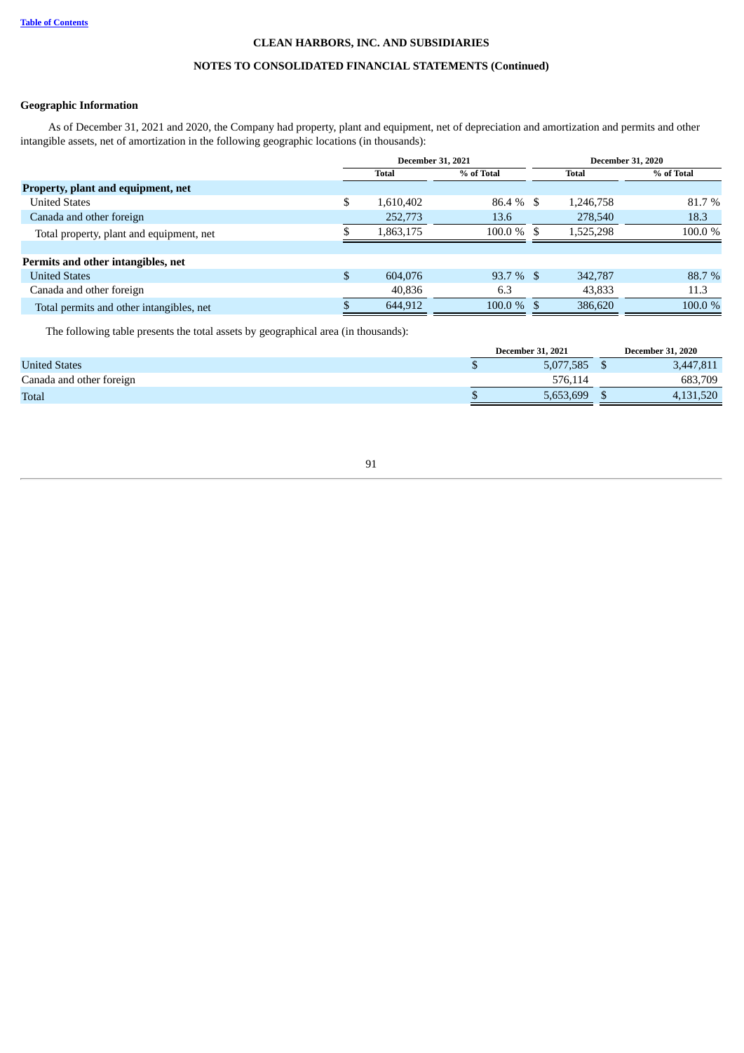CLEAN HARBORS, INC. AND SUBSIDIARIES

NOTES TO CONSOLIDATED FINANCIAL STATEMENTS (Continued)

**Geographic Information**

As of December 31, 2021 and 2020, the Company had property, plant and equipment, net of depreciation and amortization and permits and other intangible assets, net of amortization in the following geographic locations (in thousands):

| | December 31, 2021 | | December 31, 2020 | |
|---|---|---|---|---|
| | Total | % of Total | Total | % of Total |
| **Property, plant and equipment, net** | | | | |
| United States | $ 1,610,402 | 86.4 % | $ 1,246,758 | 81.7 % |
| Canada and other foreign | 252,773 | 13.6 | 278,540 | 18.3 |
| Total property, plant and equipment, net | $ 1,863,175 | 100.0 % | $ 1,525,298 | 100.0 % |
| **Permits and other intangibles, net** | | | | |
| United States | $ 604,076 | 93.7 % | $ 342,787 | 88.7 % |
| Canada and other foreign | 40,836 | 6.3 | 43,833 | 11.3 |
| Total permits and other intangibles, net | $ 644,912 | 100.0 % | $ 386,620 | 100.0 % |

The following table presents the total assets by geographical area (in thousands):

| | December 31, 2021 | December 31, 2020 |
|---|---|---|
| United States | $ 5,077,585 | $ 3,447,811 |
| Canada and other foreign | 576,114 | 683,709 |
| Total | $ 5,653,699 | $ 4,131,520 |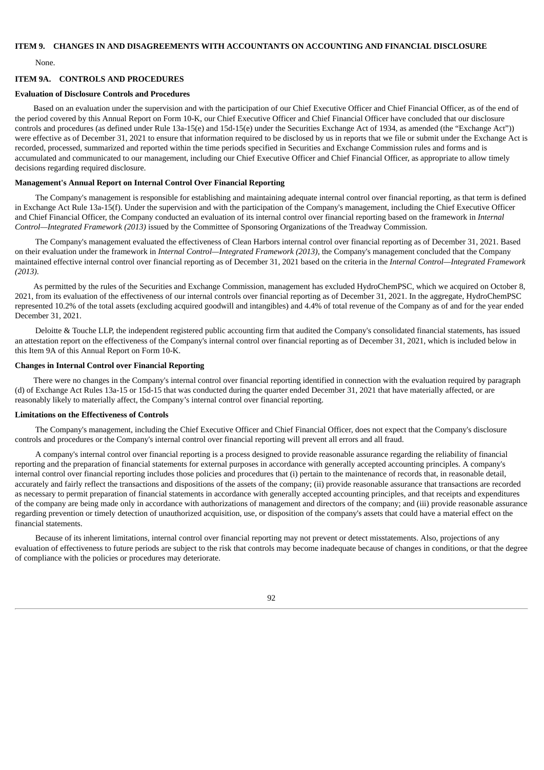### ITEM 9. CHANGES IN AND DISAGREEMENTS WITH ACCOUNTANTS ON ACCOUNTING AND FINANCIAL DISCLOSURE

None.

### ITEM 9A. CONTROLS AND PROCEDURES

**Evaluation of Disclosure Controls and Procedures**

Based on an evaluation under the supervision and with the participation of our Chief Executive Officer and Chief Financial Officer, as of the end of the period covered by this Annual Report on Form 10-K, our Chief Executive Officer and Chief Financial Officer have concluded that our disclosure controls and procedures (as defined under Rule 13a-15(e) and 15d-15(e) under the Securities Exchange Act of 1934, as amended (the "Exchange Act")) were effective as of December 31, 2021 to ensure that information required to be disclosed by us in reports that we file or submit under the Exchange Act is recorded, processed, summarized and reported within the time periods specified in Securities and Exchange Commission rules and forms and is accumulated and communicated to our management, including our Chief Executive Officer and Chief Financial Officer, as appropriate to allow timely decisions regarding required disclosure.

**Management's Annual Report on Internal Control Over Financial Reporting**

The Company's management is responsible for establishing and maintaining adequate internal control over financial reporting, as that term is defined in Exchange Act Rule 13a-15(f). Under the supervision and with the participation of the Company's management, including the Chief Executive Officer and Chief Financial Officer, the Company conducted an evaluation of its internal control over financial reporting based on the framework in *Internal Control—Integrated Framework (2013)* issued by the Committee of Sponsoring Organizations of the Treadway Commission.

The Company's management evaluated the effectiveness of Clean Harbors internal control over financial reporting as of December 31, 2021. Based on their evaluation under the framework in *Internal Control—Integrated Framework (2013)*, the Company's management concluded that the Company maintained effective internal control over financial reporting as of December 31, 2021 based on the criteria in the *Internal Control—Integrated Framework (2013)*.

As permitted by the rules of the Securities and Exchange Commission, management has excluded HydroChemPSC, which we acquired on October 8, 2021, from its evaluation of the effectiveness of our internal controls over financial reporting as of December 31, 2021. In the aggregate, HydroChemPSC represented 10.2% of the total assets (excluding acquired goodwill and intangibles) and 4.4% of total revenue of the Company as of and for the year ended December 31, 2021.

Deloitte & Touche LLP, the independent registered public accounting firm that audited the Company's consolidated financial statements, has issued an attestation report on the effectiveness of the Company's internal control over financial reporting as of December 31, 2021, which is included below in this Item 9A of this Annual Report on Form 10-K.

**Changes in Internal Control over Financial Reporting**

There were no changes in the Company's internal control over financial reporting identified in connection with the evaluation required by paragraph (d) of Exchange Act Rules 13a-15 or 15d-15 that was conducted during the quarter ended December 31, 2021 that have materially affected, or are reasonably likely to materially affect, the Company's internal control over financial reporting.

**Limitations on the Effectiveness of Controls**

The Company's management, including the Chief Executive Officer and Chief Financial Officer, does not expect that the Company's disclosure controls and procedures or the Company's internal control over financial reporting will prevent all errors and all fraud.

A company's internal control over financial reporting is a process designed to provide reasonable assurance regarding the reliability of financial reporting and the preparation of financial statements for external purposes in accordance with generally accepted accounting principles. A company's internal control over financial reporting includes those policies and procedures that (i) pertain to the maintenance of records that, in reasonable detail, accurately and fairly reflect the transactions and dispositions of the assets of the company; (ii) provide reasonable assurance that transactions are recorded as necessary to permit preparation of financial statements in accordance with generally accepted accounting principles, and that receipts and expenditures of the company are being made only in accordance with authorizations of management and directors of the company; and (iii) provide reasonable assurance regarding prevention or timely detection of unauthorized acquisition, use, or disposition of the company's assets that could have a material effect on the financial statements.

Because of its inherent limitations, internal control over financial reporting may not prevent or detect misstatements. Also, projections of any evaluation of effectiveness to future periods are subject to the risk that controls may become inadequate because of changes in conditions, or that the degree of compliance with the policies or procedures may deteriorate.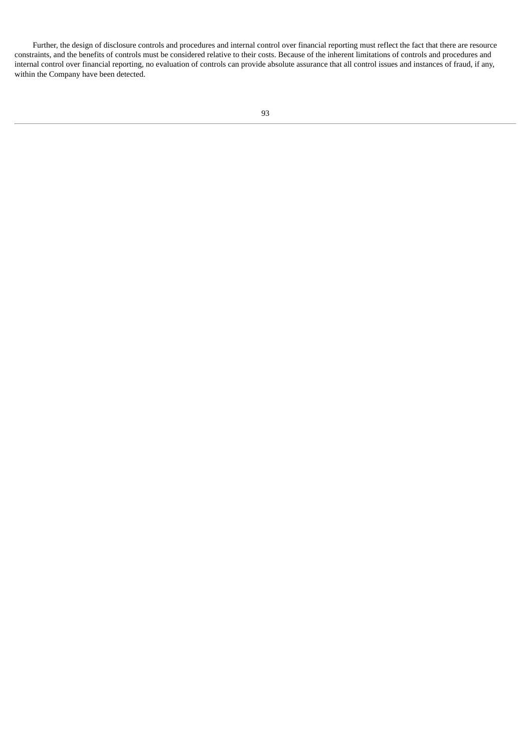Further, the design of disclosure controls and procedures and internal control over financial reporting must reflect the fact that there are resource constraints, and the benefits of controls must be considered relative to their costs. Because of the inherent limitations of controls and procedures and internal control over financial reporting, no evaluation of controls can provide absolute assurance that all control issues and instances of fraud, if any, within the Company have been detected.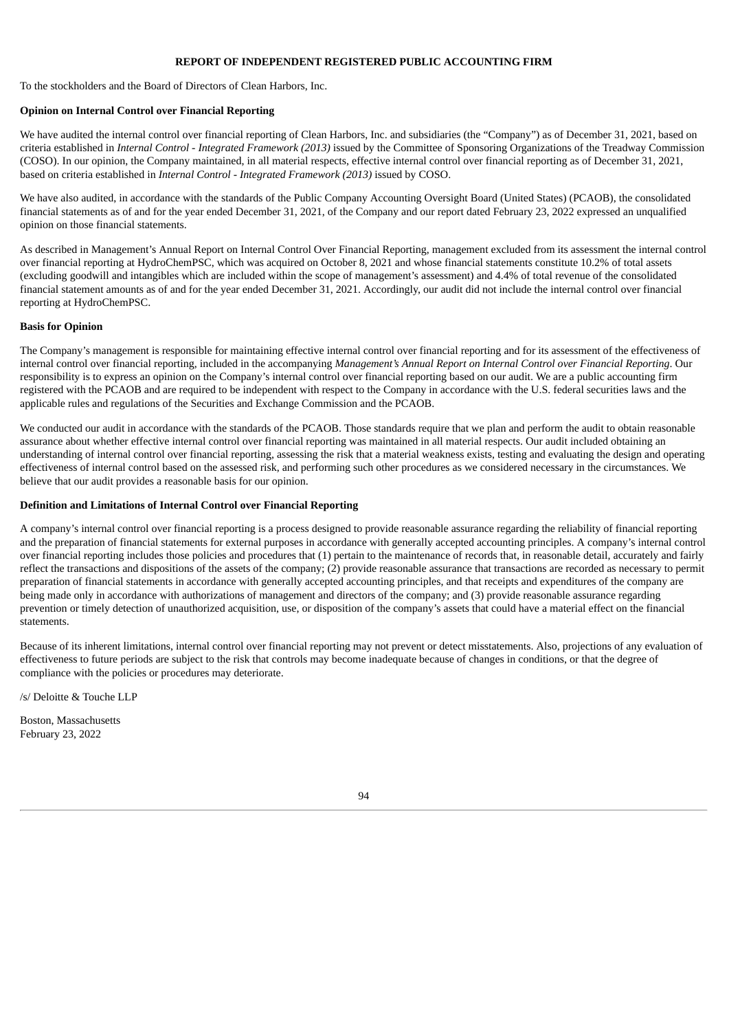**REPORT OF INDEPENDENT REGISTERED PUBLIC ACCOUNTING FIRM**

To the stockholders and the Board of Directors of Clean Harbors, Inc.

**Opinion on Internal Control over Financial Reporting**

We have audited the internal control over financial reporting of Clean Harbors, Inc. and subsidiaries (the "Company") as of December 31, 2021, based on criteria established in *Internal Control - Integrated Framework (2013)* issued by the Committee of Sponsoring Organizations of the Treadway Commission (COSO). In our opinion, the Company maintained, in all material respects, effective internal control over financial reporting as of December 31, 2021, based on criteria established in *Internal Control - Integrated Framework (2013)* issued by COSO.

We have also audited, in accordance with the standards of the Public Company Accounting Oversight Board (United States) (PCAOB), the consolidated financial statements as of and for the year ended December 31, 2021, of the Company and our report dated February 23, 2022 expressed an unqualified opinion on those financial statements.

As described in Management's Annual Report on Internal Control Over Financial Reporting, management excluded from its assessment the internal control over financial reporting at HydroChemPSC, which was acquired on October 8, 2021 and whose financial statements constitute 10.2% of total assets (excluding goodwill and intangibles which are included within the scope of management's assessment) and 4.4% of total revenue of the consolidated financial statement amounts as of and for the year ended December 31, 2021. Accordingly, our audit did not include the internal control over financial reporting at HydroChemPSC.

**Basis for Opinion**

The Company's management is responsible for maintaining effective internal control over financial reporting and for its assessment of the effectiveness of internal control over financial reporting, included in the accompanying *Management's Annual Report on Internal Control over Financial Reporting*. Our responsibility is to express an opinion on the Company's internal control over financial reporting based on our audit. We are a public accounting firm registered with the PCAOB and are required to be independent with respect to the Company in accordance with the U.S. federal securities laws and the applicable rules and regulations of the Securities and Exchange Commission and the PCAOB.

We conducted our audit in accordance with the standards of the PCAOB. Those standards require that we plan and perform the audit to obtain reasonable assurance about whether effective internal control over financial reporting was maintained in all material respects. Our audit included obtaining an understanding of internal control over financial reporting, assessing the risk that a material weakness exists, testing and evaluating the design and operating effectiveness of internal control based on the assessed risk, and performing such other procedures as we considered necessary in the circumstances. We believe that our audit provides a reasonable basis for our opinion.

**Definition and Limitations of Internal Control over Financial Reporting**

A company's internal control over financial reporting is a process designed to provide reasonable assurance regarding the reliability of financial reporting and the preparation of financial statements for external purposes in accordance with generally accepted accounting principles. A company's internal control over financial reporting includes those policies and procedures that (1) pertain to the maintenance of records that, in reasonable detail, accurately and fairly reflect the transactions and dispositions of the assets of the company; (2) provide reasonable assurance that transactions are recorded as necessary to permit preparation of financial statements in accordance with generally accepted accounting principles, and that receipts and expenditures of the company are being made only in accordance with authorizations of management and directors of the company; and (3) provide reasonable assurance regarding prevention or timely detection of unauthorized acquisition, use, or disposition of the company's assets that could have a material effect on the financial statements.

Because of its inherent limitations, internal control over financial reporting may not prevent or detect misstatements. Also, projections of any evaluation of effectiveness to future periods are subject to the risk that controls may become inadequate because of changes in conditions, or that the degree of compliance with the policies or procedures may deteriorate.

/s/ Deloitte & Touche LLP

Boston, Massachusetts
February 23, 2022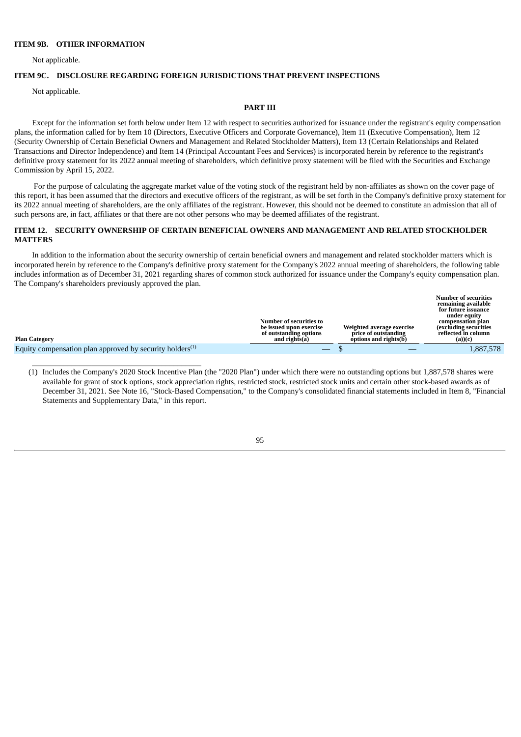## ITEM 9B. OTHER INFORMATION

Not applicable.

## ITEM 9C. DISCLOSURE REGARDING FOREIGN JURISDICTIONS THAT PREVENT INSPECTIONS

Not applicable.

# PART III

Except for the information set forth below under Item 12 with respect to securities authorized for issuance under the registrant's equity compensation plans, the information called for by Item 10 (Directors, Executive Officers and Corporate Governance), Item 11 (Executive Compensation), Item 12 (Security Ownership of Certain Beneficial Owners and Management and Related Stockholder Matters), Item 13 (Certain Relationships and Related Transactions and Director Independence) and Item 14 (Principal Accountant Fees and Services) is incorporated herein by reference to the registrant's definitive proxy statement for its 2022 annual meeting of shareholders, which definitive proxy statement will be filed with the Securities and Exchange Commission by April 15, 2022.

For the purpose of calculating the aggregate market value of the voting stock of the registrant held by non-affiliates as shown on the cover page of this report, it has been assumed that the directors and executive officers of the registrant, as will be set forth in the Company's definitive proxy statement for its 2022 annual meeting of shareholders, are the only affiliates of the registrant. However, this should not be deemed to constitute an admission that all of such persons are, in fact, affiliates or that there are not other persons who may be deemed affiliates of the registrant.

## ITEM 12. SECURITY OWNERSHIP OF CERTAIN BENEFICIAL OWNERS AND MANAGEMENT AND RELATED STOCKHOLDER MATTERS

In addition to the information about the security ownership of certain beneficial owners and management and related stockholder matters which is incorporated herein by reference to the Company's definitive proxy statement for the Company's 2022 annual meeting of shareholders, the following table includes information as of December 31, 2021 regarding shares of common stock authorized for issuance under the Company's equity compensation plan. The Company's shareholders previously approved the plan.

| Plan Category | Number of securities to be issued upon exercise of outstanding options and rights(a) | Weighted average exercise price of outstanding options and rights(b) | Number of securities remaining available for future issuance under equity compensation plan (excluding securities reflected in column (a))(c) |
|---|---|---|---|
| Equity compensation plan approved by security holders[(1)] | — | $ — | 1,887,578 |

(1) Includes the Company's 2020 Stock Incentive Plan (the "2020 Plan") under which there were no outstanding options but 1,887,578 shares were available for grant of stock options, stock appreciation rights, restricted stock, restricted stock units and certain other stock-based awards as of December 31, 2021. See Note 16, "Stock-Based Compensation," to the Company's consolidated financial statements included in Item 8, "Financial Statements and Supplementary Data," in this report.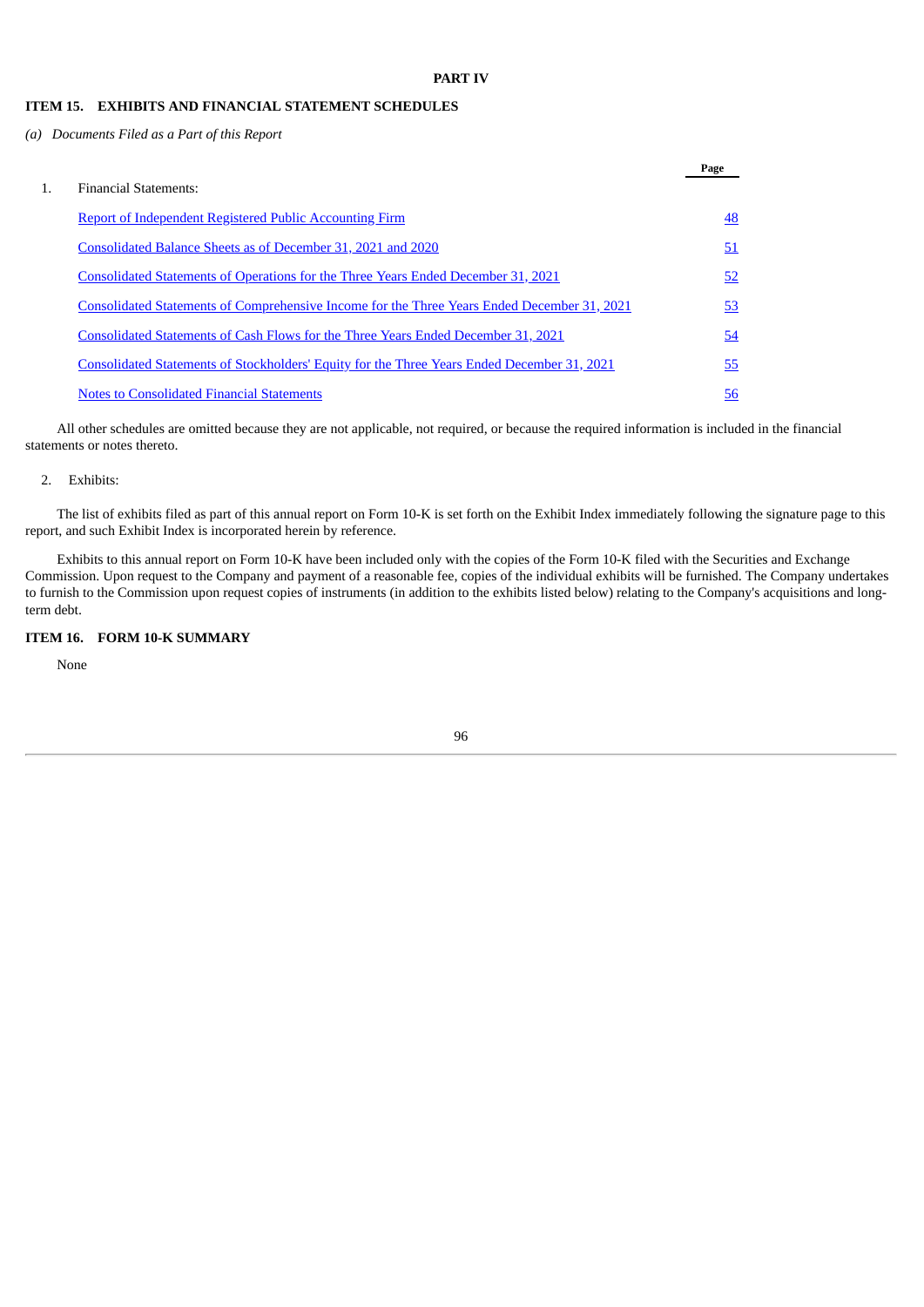# PART IV

## ITEM 15. EXHIBITS AND FINANCIAL STATEMENT SCHEDULES

*(a) Documents Filed as a Part of this Report*

| | | Page |
|---|---|---|
| 1. | Financial Statements: | |
| | Report of Independent Registered Public Accounting Firm | 48 |
| | Consolidated Balance Sheets as of December 31, 2021 and 2020 | 51 |
| | Consolidated Statements of Operations for the Three Years Ended December 31, 2021 | 52 |
| | Consolidated Statements of Comprehensive Income for the Three Years Ended December 31, 2021 | 53 |
| | Consolidated Statements of Cash Flows for the Three Years Ended December 31, 2021 | 54 |
| | Consolidated Statements of Stockholders' Equity for the Three Years Ended December 31, 2021 | 55 |
| | Notes to Consolidated Financial Statements | 56 |

All other schedules are omitted because they are not applicable, not required, or because the required information is included in the financial statements or notes thereto.

2. Exhibits:

The list of exhibits filed as part of this annual report on Form 10-K is set forth on the Exhibit Index immediately following the signature page to this report, and such Exhibit Index is incorporated herein by reference.

Exhibits to this annual report on Form 10-K have been included only with the copies of the Form 10-K filed with the Securities and Exchange Commission. Upon request to the Company and payment of a reasonable fee, copies of the individual exhibits will be furnished. The Company undertakes to furnish to the Commission upon request copies of instruments (in addition to the exhibits listed below) relating to the Company's acquisitions and long-term debt.

## ITEM 16. FORM 10-K SUMMARY

None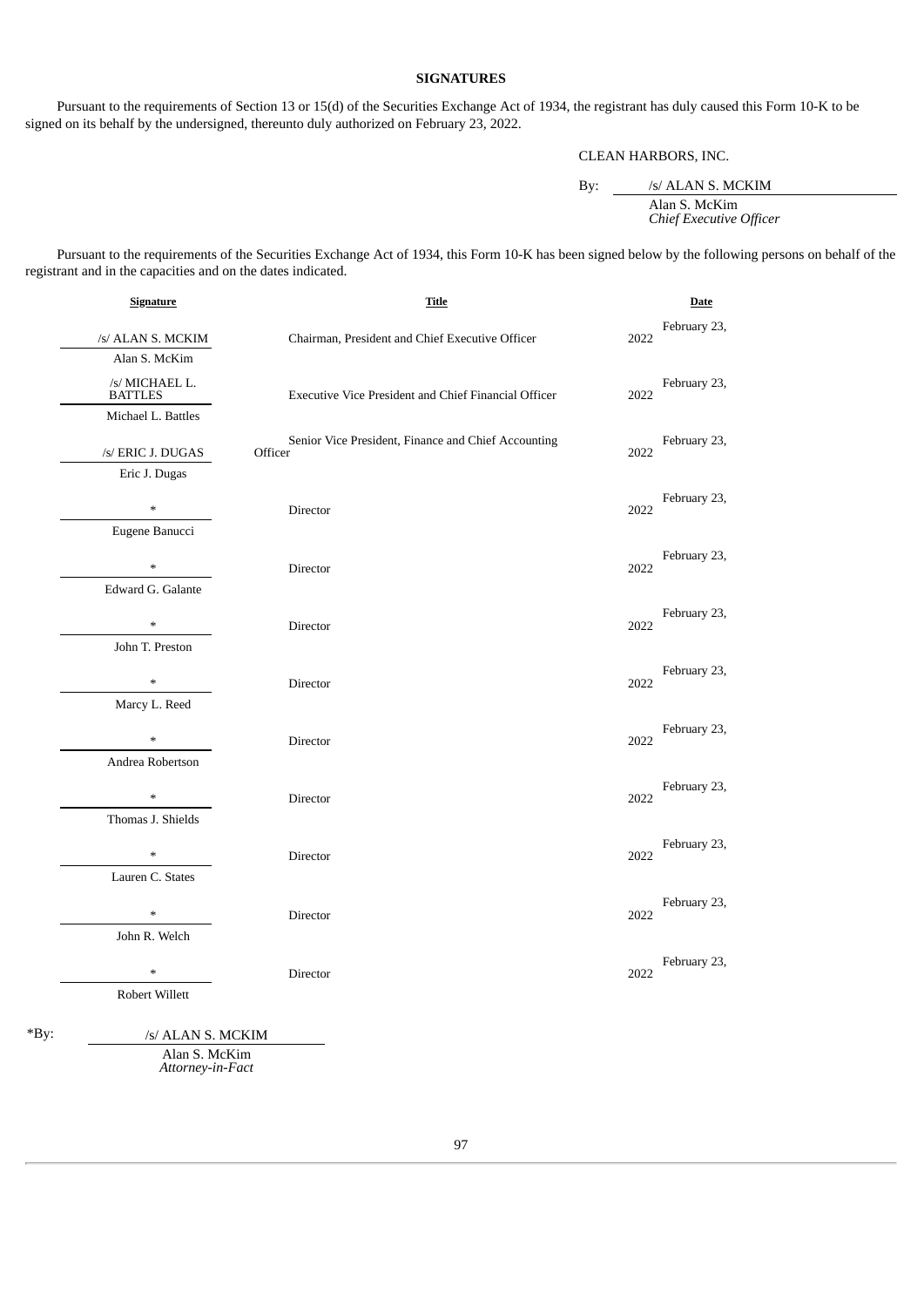## SIGNATURES

Pursuant to the requirements of Section 13 or 15(d) of the Securities Exchange Act of 1934, the registrant has duly caused this Form 10-K to be signed on its behalf by the undersigned, thereunto duly authorized on February 23, 2022.

CLEAN HARBORS, INC.

By: /s/ ALAN S. MCKIM
Alan S. McKim
*Chief Executive Officer*

Pursuant to the requirements of the Securities Exchange Act of 1934, this Form 10-K has been signed below by the following persons on behalf of the registrant and in the capacities and on the dates indicated.

| Signature | Title | Date |
|---|---|---|
| /s/ ALAN S. MCKIM<br>Alan S. McKim | Chairman, President and Chief Executive Officer | February 23, 2022 |
| /s/ MICHAEL L. BATTLES<br>Michael L. Battles | Executive Vice President and Chief Financial Officer | February 23, 2022 |
| /s/ ERIC J. DUGAS<br>Eric J. Dugas | Senior Vice President, Finance and Chief Accounting Officer | February 23, 2022 |
| *<br>Eugene Banucci | Director | February 23, 2022 |
| *<br>Edward G. Galante | Director | February 23, 2022 |
| *<br>John T. Preston | Director | February 23, 2022 |
| *<br>Marcy L. Reed | Director | February 23, 2022 |
| *<br>Andrea Robertson | Director | February 23, 2022 |
| *<br>Thomas J. Shields | Director | February 23, 2022 |
| *<br>Lauren C. States | Director | February 23, 2022 |
| *<br>John R. Welch | Director | February 23, 2022 |
| *<br>Robert Willett | Director | February 23, 2022 |

*By: /s/ ALAN S. MCKIM
Alan S. McKim
*Attorney-in-Fact*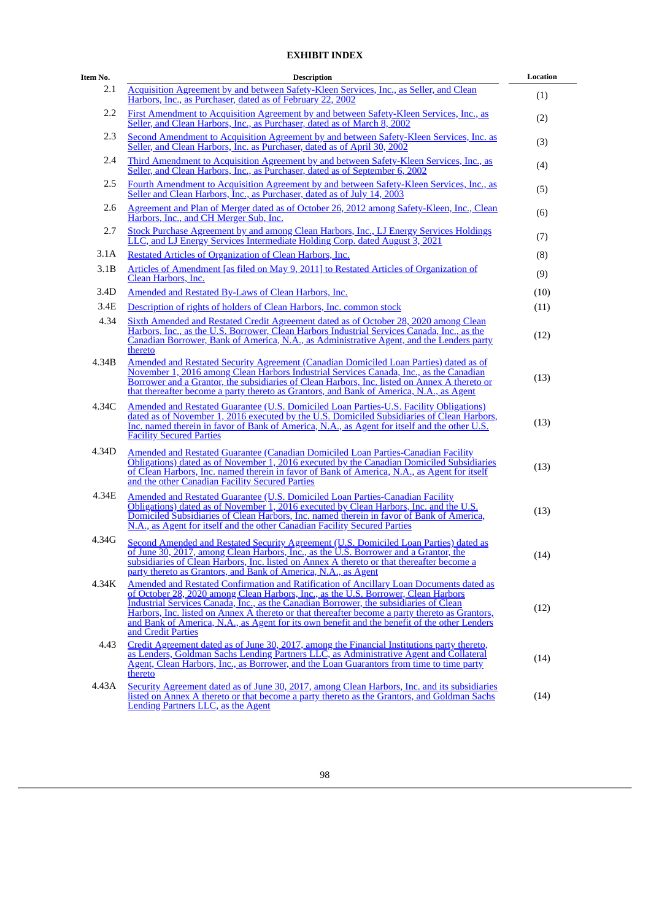# EXHIBIT INDEX

| Item No. | Description | Location |
|---|---|---|
| 2.1 | Acquisition Agreement by and between Safety-Kleen Services, Inc., as Seller, and Clean Harbors, Inc., as Purchaser, dated as of February 22, 2002 | (1) |
| 2.2 | First Amendment to Acquisition Agreement by and between Safety-Kleen Services, Inc., as Seller, and Clean Harbors, Inc., as Purchaser, dated as of March 8, 2002 | (2) |
| 2.3 | Second Amendment to Acquisition Agreement by and between Safety-Kleen Services, Inc. as Seller, and Clean Harbors, Inc. as Purchaser, dated as of April 30, 2002 | (3) |
| 2.4 | Third Amendment to Acquisition Agreement by and between Safety-Kleen Services, Inc., as Seller, and Clean Harbors, Inc., as Purchaser, dated as of September 6, 2002 | (4) |
| 2.5 | Fourth Amendment to Acquisition Agreement by and between Safety-Kleen Services, Inc., as Seller and Clean Harbors, Inc., as Purchaser, dated as of July 14, 2003 | (5) |
| 2.6 | Agreement and Plan of Merger dated as of October 26, 2012 among Safety-Kleen, Inc., Clean Harbors, Inc., and CH Merger Sub, Inc. | (6) |
| 2.7 | Stock Purchase Agreement by and among Clean Harbors, Inc., LJ Energy Services Holdings LLC, and LJ Energy Services Intermediate Holding Corp. dated August 3, 2021 | (7) |
| 3.1A | Restated Articles of Organization of Clean Harbors, Inc. | (8) |
| 3.1B | Articles of Amendment [as filed on May 9, 2011] to Restated Articles of Organization of Clean Harbors, Inc. | (9) |
| 3.4D | Amended and Restated By-Laws of Clean Harbors, Inc. | (10) |
| 3.4E | Description of rights of holders of Clean Harbors, Inc. common stock | (11) |
| 4.34 | Sixth Amended and Restated Credit Agreement dated as of October 28, 2020 among Clean Harbors, Inc., as the U.S. Borrower, Clean Harbors Industrial Services Canada, Inc., as the Canadian Borrower, Bank of America, N.A., as Administrative Agent, and the Lenders party thereto | (12) |
| 4.34B | Amended and Restated Security Agreement (Canadian Domiciled Loan Parties) dated as of November 1, 2016 among Clean Harbors Industrial Services Canada, Inc., as the Canadian Borrower and a Grantor, the subsidiaries of Clean Harbors, Inc. listed on Annex A thereto or that thereafter become a party thereto as Grantors, and Bank of America, N.A., as Agent | (13) |
| 4.34C | Amended and Restated Guarantee (U.S. Domiciled Loan Parties-U.S. Facility Obligations) dated as of November 1, 2016 executed by the U.S. Domiciled Subsidiaries of Clean Harbors, Inc. named therein in favor of Bank of America, N.A., as Agent for itself and the other U.S. Facility Secured Parties | (13) |
| 4.34D | Amended and Restated Guarantee (Canadian Domiciled Loan Parties-Canadian Facility Obligations) dated as of November 1, 2016 executed by the Canadian Domiciled Subsidiaries of Clean Harbors, Inc. named therein in favor of Bank of America, N.A., as Agent for itself and the other Canadian Facility Secured Parties | (13) |
| 4.34E | Amended and Restated Guarantee (U.S. Domiciled Loan Parties-Canadian Facility Obligations) dated as of November 1, 2016 executed by Clean Harbors, Inc. and the U.S. Domiciled Subsidiaries of Clean Harbors, Inc. named therein in favor of Bank of America, N.A., as Agent for itself and the other Canadian Facility Secured Parties | (13) |
| 4.34G | Second Amended and Restated Security Agreement (U.S. Domiciled Loan Parties) dated as of June 30, 2017, among Clean Harbors, Inc., as the U.S. Borrower and a Grantor, the subsidiaries of Clean Harbors, Inc. listed on Annex A thereto or that thereafter become a party thereto as Grantors, and Bank of America, N.A., as Agent | (14) |
| 4.34K | Amended and Restated Confirmation and Ratification of Ancillary Loan Documents dated as of October 28, 2020 among Clean Harbors, Inc., as the U.S. Borrower, Clean Harbors Industrial Services Canada, Inc., as the Canadian Borrower, the subsidiaries of Clean Harbors, Inc. listed on Annex A thereto or that thereafter become a party thereto as Grantors, and Bank of America, N.A., as Agent for its own benefit and the benefit of the other Lenders and Credit Parties | (12) |
| 4.43 | Credit Agreement dated as of June 30, 2017, among the Financial Institutions party thereto, as Lenders, Goldman Sachs Lending Partners LLC, as Administrative Agent and Collateral Agent, Clean Harbors, Inc., as Borrower, and the Loan Guarantors from time to time party thereto | (14) |
| 4.43A | Security Agreement dated as of June 30, 2017, among Clean Harbors, Inc. and its subsidiaries listed on Annex A thereto or that become a party thereto as the Grantors, and Goldman Sachs Lending Partners LLC, as the Agent | (14) |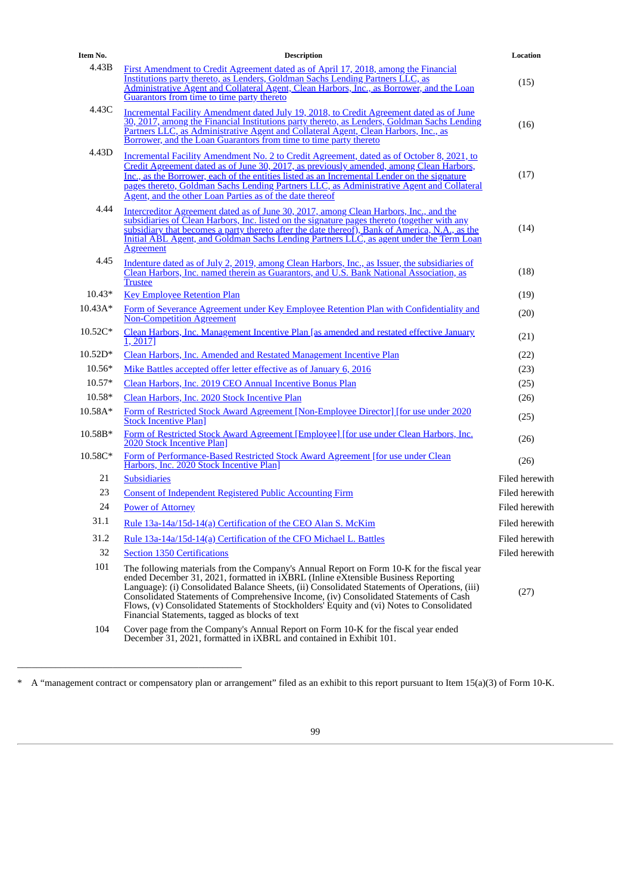| Item No. | Description | Location |
|---|---|---|
| 4.43B | First Amendment to Credit Agreement dated as of April 17, 2018, among the Financial Institutions party thereto, as Lenders, Goldman Sachs Lending Partners LLC, as Administrative Agent and Collateral Agent, Clean Harbors, Inc., as Borrower, and the Loan Guarantors from time to time party thereto | (15) |
| 4.43C | Incremental Facility Amendment dated July 19, 2018, to Credit Agreement dated as of June 30, 2017, among the Financial Institutions party thereto, as Lenders, Goldman Sachs Lending Partners LLC, as Administrative Agent and Collateral Agent, Clean Harbors, Inc., as Borrower, and the Loan Guarantors from time to time party thereto | (16) |
| 4.43D | Incremental Facility Amendment No. 2 to Credit Agreement, dated as of October 8, 2021, to Credit Agreement dated as of June 30, 2017, as previously amended, among Clean Harbors, Inc., as the Borrower, each of the entities listed as an Incremental Lender on the signature pages thereto, Goldman Sachs Lending Partners LLC, as Administrative Agent and Collateral Agent, and the other Loan Parties as of the date thereof | (17) |
| 4.44 | Intercreditor Agreement dated as of June 30, 2017, among Clean Harbors, Inc., and the subsidiaries of Clean Harbors, Inc. listed on the signature pages thereto (together with any subsidiary that becomes a party thereto after the date thereof), Bank of America, N.A., as the Initial ABL Agent, and Goldman Sachs Lending Partners LLC, as agent under the Term Loan Agreement | (14) |
| 4.45 | Indenture dated as of July 2, 2019, among Clean Harbors, Inc., as Issuer, the subsidiaries of Clean Harbors, Inc. named therein as Guarantors, and U.S. Bank National Association, as Trustee | (18) |
| 10.43* | Key Employee Retention Plan | (19) |
| 10.43A* | Form of Severance Agreement under Key Employee Retention Plan with Confidentiality and Non-Competition Agreement | (20) |
| 10.52C* | Clean Harbors, Inc. Management Incentive Plan [as amended and restated effective January 1, 2017] | (21) |
| 10.52D* | Clean Harbors, Inc. Amended and Restated Management Incentive Plan | (22) |
| 10.56* | Mike Battles accepted offer letter effective as of January 6, 2016 | (23) |
| 10.57* | Clean Harbors, Inc. 2019 CEO Annual Incentive Bonus Plan | (25) |
| 10.58* | Clean Harbors, Inc. 2020 Stock Incentive Plan | (26) |
| 10.58A* | Form of Restricted Stock Award Agreement [Non-Employee Director] [for use under 2020 Stock Incentive Plan] | (25) |
| 10.58B* | Form of Restricted Stock Award Agreement [Employee] [for use under Clean Harbors, Inc. 2020 Stock Incentive Plan] | (26) |
| 10.58C* | Form of Performance-Based Restricted Stock Award Agreement [for use under Clean Harbors, Inc. 2020 Stock Incentive Plan] | (26) |
| 21 | Subsidiaries | Filed herewith |
| 23 | Consent of Independent Registered Public Accounting Firm | Filed herewith |
| 24 | Power of Attorney | Filed herewith |
| 31.1 | Rule 13a-14a/15d-14(a) Certification of the CEO Alan S. McKim | Filed herewith |
| 31.2 | Rule 13a-14a/15d-14(a) Certification of the CFO Michael L. Battles | Filed herewith |
| 32 | Section 1350 Certifications | Filed herewith |
| 101 | The following materials from the Company's Annual Report on Form 10-K for the fiscal year ended December 31, 2021, formatted in iXBRL (Inline eXtensible Business Reporting Language): (i) Consolidated Balance Sheets, (ii) Consolidated Statements of Operations, (iii) Consolidated Statements of Comprehensive Income, (iv) Consolidated Statements of Cash Flows, (v) Consolidated Statements of Stockholders' Equity and (vi) Notes to Consolidated Financial Statements, tagged as blocks of text | (27) |
| 104 | Cover page from the Company's Annual Report on Form 10-K for the fiscal year ended December 31, 2021, formatted in iXBRL and contained in Exhibit 101. | |

---

* A "management contract or compensatory plan or arrangement" filed as an exhibit to this report pursuant to Item 15(a)(3) of Form 10-K.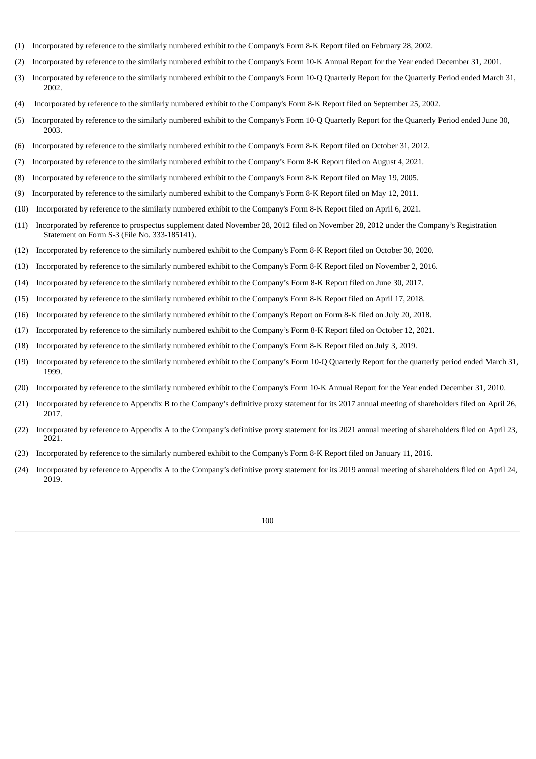(1) Incorporated by reference to the similarly numbered exhibit to the Company's Form 8-K Report filed on February 28, 2002.

(2) Incorporated by reference to the similarly numbered exhibit to the Company's Form 10-K Annual Report for the Year ended December 31, 2001.

(3) Incorporated by reference to the similarly numbered exhibit to the Company's Form 10-Q Quarterly Report for the Quarterly Period ended March 31, 2002.

(4) Incorporated by reference to the similarly numbered exhibit to the Company's Form 8-K Report filed on September 25, 2002.

(5) Incorporated by reference to the similarly numbered exhibit to the Company's Form 10-Q Quarterly Report for the Quarterly Period ended June 30, 2003.

(6) Incorporated by reference to the similarly numbered exhibit to the Company's Form 8-K Report filed on October 31, 2012.

(7) Incorporated by reference to the similarly numbered exhibit to the Company’s Form 8-K Report filed on August 4, 2021.

(8) Incorporated by reference to the similarly numbered exhibit to the Company's Form 8-K Report filed on May 19, 2005.

(9) Incorporated by reference to the similarly numbered exhibit to the Company's Form 8-K Report filed on May 12, 2011.

(10) Incorporated by reference to the similarly numbered exhibit to the Company's Form 8-K Report filed on April 6, 2021.

(11) Incorporated by reference to prospectus supplement dated November 28, 2012 filed on November 28, 2012 under the Company’s Registration Statement on Form S-3 (File No. 333-185141).

(12) Incorporated by reference to the similarly numbered exhibit to the Company's Form 8-K Report filed on October 30, 2020.

(13) Incorporated by reference to the similarly numbered exhibit to the Company's Form 8-K Report filed on November 2, 2016.

(14) Incorporated by reference to the similarly numbered exhibit to the Company’s Form 8-K Report filed on June 30, 2017.

(15) Incorporated by reference to the similarly numbered exhibit to the Company's Form 8-K Report filed on April 17, 2018.

(16) Incorporated by reference to the similarly numbered exhibit to the Company's Report on Form 8-K filed on July 20, 2018.

(17) Incorporated by reference to the similarly numbered exhibit to the Company’s Form 8-K Report filed on October 12, 2021.

(18) Incorporated by reference to the similarly numbered exhibit to the Company's Form 8-K Report filed on July 3, 2019.

(19) Incorporated by reference to the similarly numbered exhibit to the Company’s Form 10-Q Quarterly Report for the quarterly period ended March 31, 1999.

(20) Incorporated by reference to the similarly numbered exhibit to the Company's Form 10-K Annual Report for the Year ended December 31, 2010.

(21) Incorporated by reference to Appendix B to the Company’s definitive proxy statement for its 2017 annual meeting of shareholders filed on April 26, 2017.

(22) Incorporated by reference to Appendix A to the Company’s definitive proxy statement for its 2021 annual meeting of shareholders filed on April 23, 2021.

(23) Incorporated by reference to the similarly numbered exhibit to the Company's Form 8-K Report filed on January 11, 2016.

(24) Incorporated by reference to Appendix A to the Company’s definitive proxy statement for its 2019 annual meeting of shareholders filed on April 24, 2019.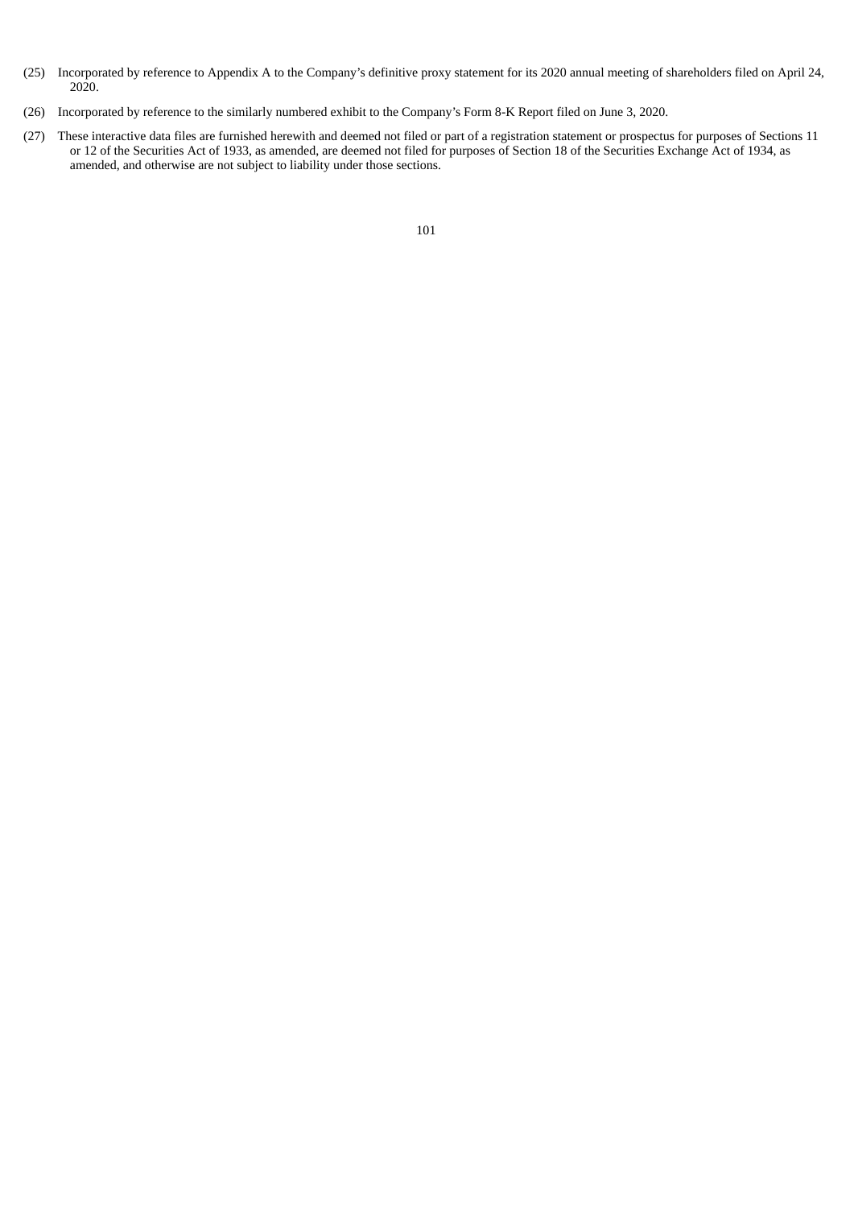(25) Incorporated by reference to Appendix A to the Company's definitive proxy statement for its 2020 annual meeting of shareholders filed on April 24, 2020.

(26) Incorporated by reference to the similarly numbered exhibit to the Company's Form 8-K Report filed on June 3, 2020.

(27) These interactive data files are furnished herewith and deemed not filed or part of a registration statement or prospectus for purposes of Sections 11 or 12 of the Securities Act of 1933, as amended, are deemed not filed for purposes of Section 18 of the Securities Exchange Act of 1934, as amended, and otherwise are not subject to liability under those sections.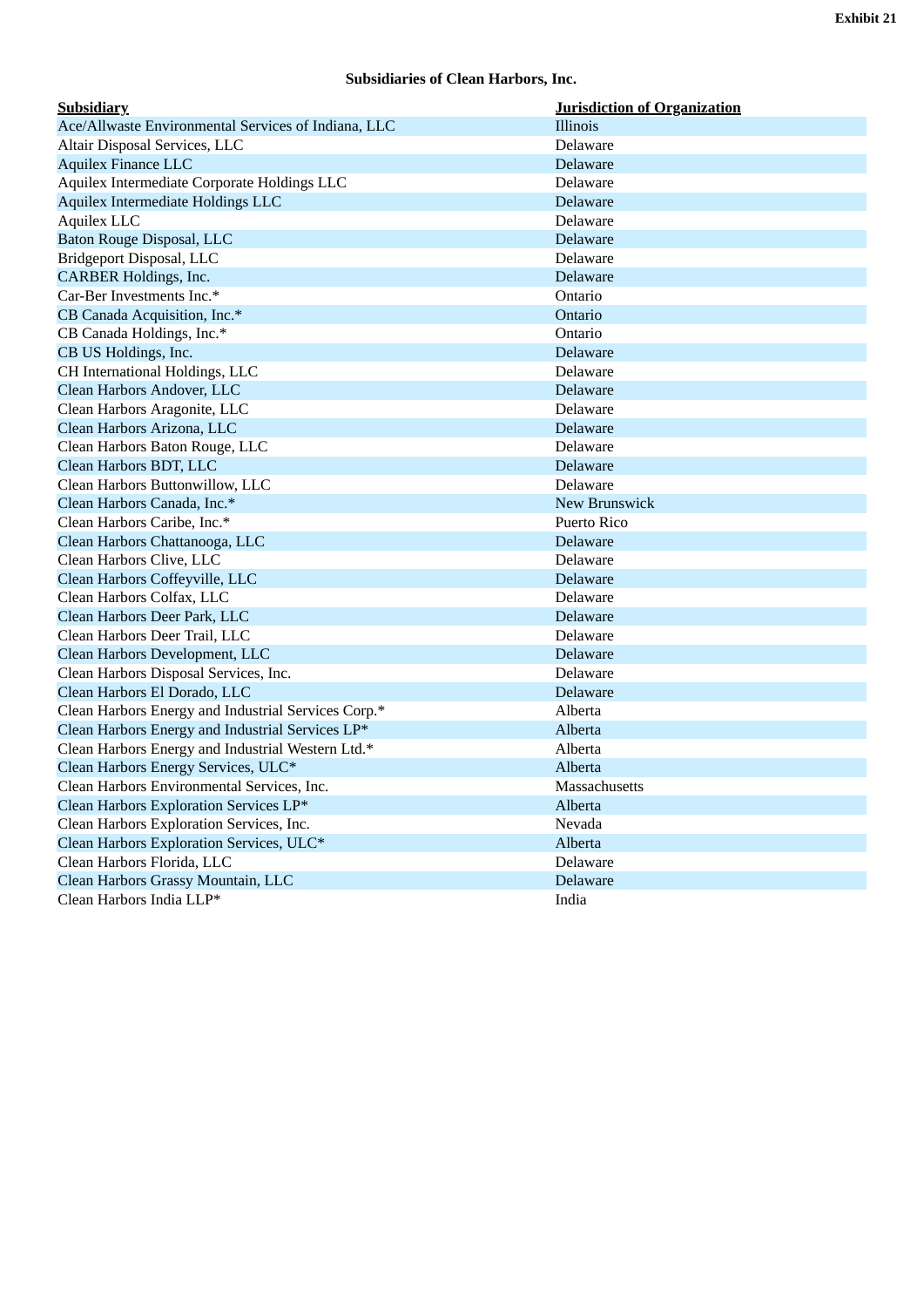**Exhibit 21**

**Subsidiaries of Clean Harbors, Inc.**

| Subsidiary | Jurisdiction of Organization |
|---|---|
| Ace/Allwaste Environmental Services of Indiana, LLC | Illinois |
| Altair Disposal Services, LLC | Delaware |
| Aquilex Finance LLC | Delaware |
| Aquilex Intermediate Corporate Holdings LLC | Delaware |
| Aquilex Intermediate Holdings LLC | Delaware |
| Aquilex LLC | Delaware |
| Baton Rouge Disposal, LLC | Delaware |
| Bridgeport Disposal, LLC | Delaware |
| CARBER Holdings, Inc. | Delaware |
| Car-Ber Investments Inc.* | Ontario |
| CB Canada Acquisition, Inc.* | Ontario |
| CB Canada Holdings, Inc.* | Ontario |
| CB US Holdings, Inc. | Delaware |
| CH International Holdings, LLC | Delaware |
| Clean Harbors Andover, LLC | Delaware |
| Clean Harbors Aragonite, LLC | Delaware |
| Clean Harbors Arizona, LLC | Delaware |
| Clean Harbors Baton Rouge, LLC | Delaware |
| Clean Harbors BDT, LLC | Delaware |
| Clean Harbors Buttonwillow, LLC | Delaware |
| Clean Harbors Canada, Inc.* | New Brunswick |
| Clean Harbors Caribe, Inc.* | Puerto Rico |
| Clean Harbors Chattanooga, LLC | Delaware |
| Clean Harbors Clive, LLC | Delaware |
| Clean Harbors Coffeyville, LLC | Delaware |
| Clean Harbors Colfax, LLC | Delaware |
| Clean Harbors Deer Park, LLC | Delaware |
| Clean Harbors Deer Trail, LLC | Delaware |
| Clean Harbors Development, LLC | Delaware |
| Clean Harbors Disposal Services, Inc. | Delaware |
| Clean Harbors El Dorado, LLC | Delaware |
| Clean Harbors Energy and Industrial Services Corp.* | Alberta |
| Clean Harbors Energy and Industrial Services LP* | Alberta |
| Clean Harbors Energy and Industrial Western Ltd.* | Alberta |
| Clean Harbors Energy Services, ULC* | Alberta |
| Clean Harbors Environmental Services, Inc. | Massachusetts |
| Clean Harbors Exploration Services LP* | Alberta |
| Clean Harbors Exploration Services, Inc. | Nevada |
| Clean Harbors Exploration Services, ULC* | Alberta |
| Clean Harbors Florida, LLC | Delaware |
| Clean Harbors Grassy Mountain, LLC | Delaware |
| Clean Harbors India LLP* | India |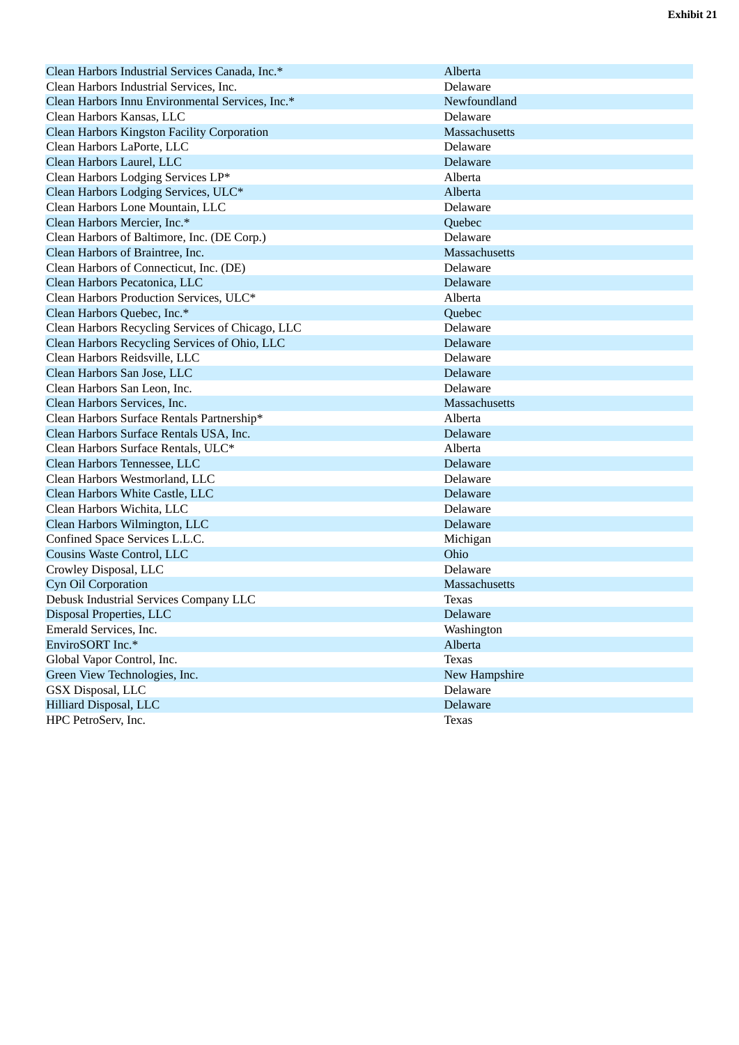**Exhibit 21**

| | |
|---|---|
| Clean Harbors Industrial Services Canada, Inc.* | Alberta |
| Clean Harbors Industrial Services, Inc. | Delaware |
| Clean Harbors Innu Environmental Services, Inc.* | Newfoundland |
| Clean Harbors Kansas, LLC | Delaware |
| Clean Harbors Kingston Facility Corporation | Massachusetts |
| Clean Harbors LaPorte, LLC | Delaware |
| Clean Harbors Laurel, LLC | Delaware |
| Clean Harbors Lodging Services LP* | Alberta |
| Clean Harbors Lodging Services, ULC* | Alberta |
| Clean Harbors Lone Mountain, LLC | Delaware |
| Clean Harbors Mercier, Inc.* | Quebec |
| Clean Harbors of Baltimore, Inc. (DE Corp.) | Delaware |
| Clean Harbors of Braintree, Inc. | Massachusetts |
| Clean Harbors of Connecticut, Inc. (DE) | Delaware |
| Clean Harbors Pecatonica, LLC | Delaware |
| Clean Harbors Production Services, ULC* | Alberta |
| Clean Harbors Quebec, Inc.* | Quebec |
| Clean Harbors Recycling Services of Chicago, LLC | Delaware |
| Clean Harbors Recycling Services of Ohio, LLC | Delaware |
| Clean Harbors Reidsville, LLC | Delaware |
| Clean Harbors San Jose, LLC | Delaware |
| Clean Harbors San Leon, Inc. | Delaware |
| Clean Harbors Services, Inc. | Massachusetts |
| Clean Harbors Surface Rentals Partnership* | Alberta |
| Clean Harbors Surface Rentals USA, Inc. | Delaware |
| Clean Harbors Surface Rentals, ULC* | Alberta |
| Clean Harbors Tennessee, LLC | Delaware |
| Clean Harbors Westmorland, LLC | Delaware |
| Clean Harbors White Castle, LLC | Delaware |
| Clean Harbors Wichita, LLC | Delaware |
| Clean Harbors Wilmington, LLC | Delaware |
| Confined Space Services L.L.C. | Michigan |
| Cousins Waste Control, LLC | Ohio |
| Crowley Disposal, LLC | Delaware |
| Cyn Oil Corporation | Massachusetts |
| Debusk Industrial Services Company LLC | Texas |
| Disposal Properties, LLC | Delaware |
| Emerald Services, Inc. | Washington |
| EnviroSORT Inc.* | Alberta |
| Global Vapor Control, Inc. | Texas |
| Green View Technologies, Inc. | New Hampshire |
| GSX Disposal, LLC | Delaware |
| Hilliard Disposal, LLC | Delaware |
| HPC PetroServ, Inc. | Texas |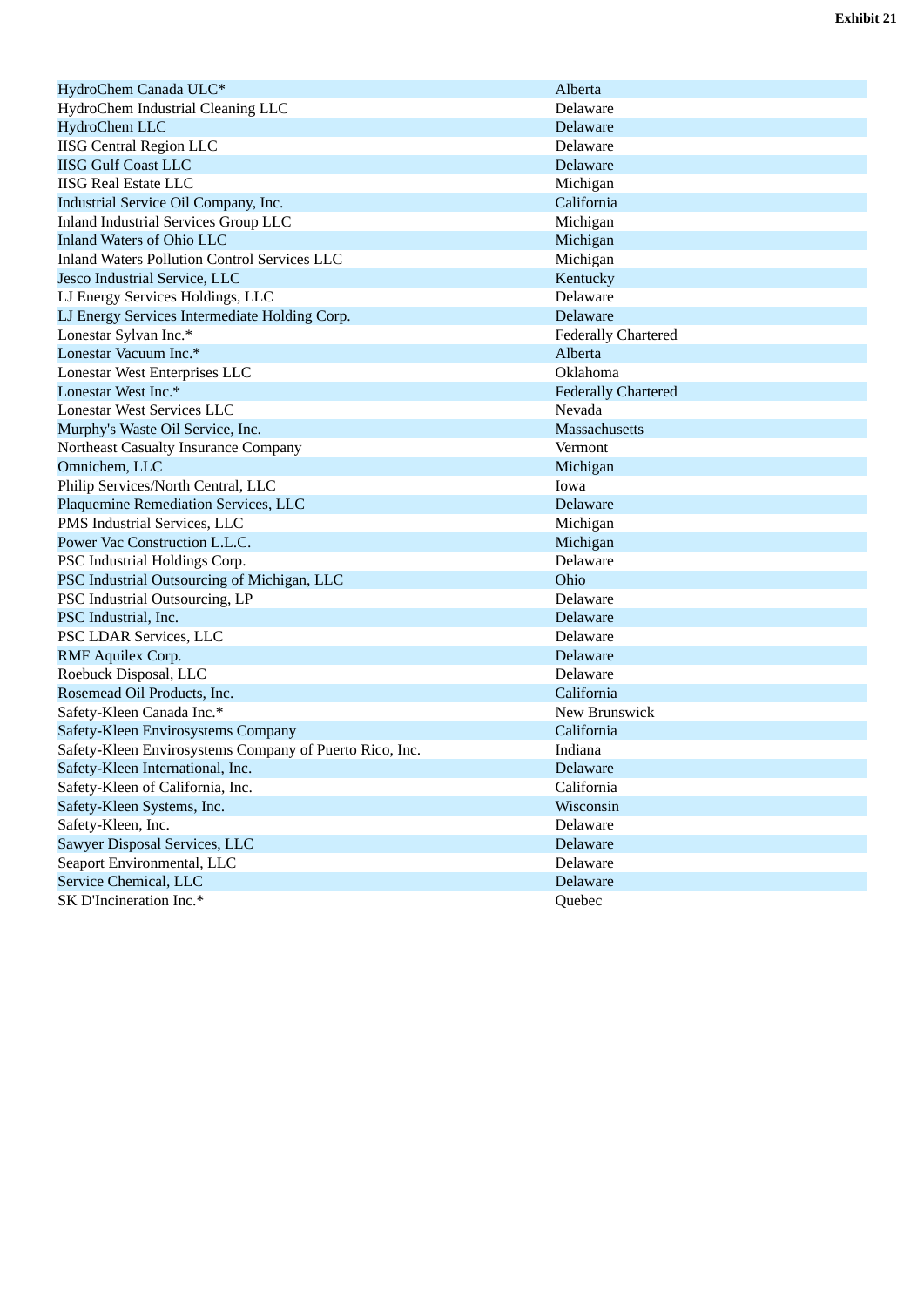**Exhibit 21**

| | |
|---|---|
| HydroChem Canada ULC* | Alberta |
| HydroChem Industrial Cleaning LLC | Delaware |
| HydroChem LLC | Delaware |
| IISG Central Region LLC | Delaware |
| IISG Gulf Coast LLC | Delaware |
| IISG Real Estate LLC | Michigan |
| Industrial Service Oil Company, Inc. | California |
| Inland Industrial Services Group LLC | Michigan |
| Inland Waters of Ohio LLC | Michigan |
| Inland Waters Pollution Control Services LLC | Michigan |
| Jesco Industrial Service, LLC | Kentucky |
| LJ Energy Services Holdings, LLC | Delaware |
| LJ Energy Services Intermediate Holding Corp. | Delaware |
| Lonestar Sylvan Inc.* | Federally Chartered |
| Lonestar Vacuum Inc.* | Alberta |
| Lonestar West Enterprises LLC | Oklahoma |
| Lonestar West Inc.* | Federally Chartered |
| Lonestar West Services LLC | Nevada |
| Murphy's Waste Oil Service, Inc. | Massachusetts |
| Northeast Casualty Insurance Company | Vermont |
| Omnichem, LLC | Michigan |
| Philip Services/North Central, LLC | Iowa |
| Plaquemine Remediation Services, LLC | Delaware |
| PMS Industrial Services, LLC | Michigan |
| Power Vac Construction L.L.C. | Michigan |
| PSC Industrial Holdings Corp. | Delaware |
| PSC Industrial Outsourcing of Michigan, LLC | Ohio |
| PSC Industrial Outsourcing, LP | Delaware |
| PSC Industrial, Inc. | Delaware |
| PSC LDAR Services, LLC | Delaware |
| RMF Aquilex Corp. | Delaware |
| Roebuck Disposal, LLC | Delaware |
| Rosemead Oil Products, Inc. | California |
| Safety-Kleen Canada Inc.* | New Brunswick |
| Safety-Kleen Envirosystems Company | California |
| Safety-Kleen Envirosystems Company of Puerto Rico, Inc. | Indiana |
| Safety-Kleen International, Inc. | Delaware |
| Safety-Kleen of California, Inc. | California |
| Safety-Kleen Systems, Inc. | Wisconsin |
| Safety-Kleen, Inc. | Delaware |
| Sawyer Disposal Services, LLC | Delaware |
| Seaport Environmental, LLC | Delaware |
| Service Chemical, LLC | Delaware |
| SK D'Incineration Inc.* | Quebec |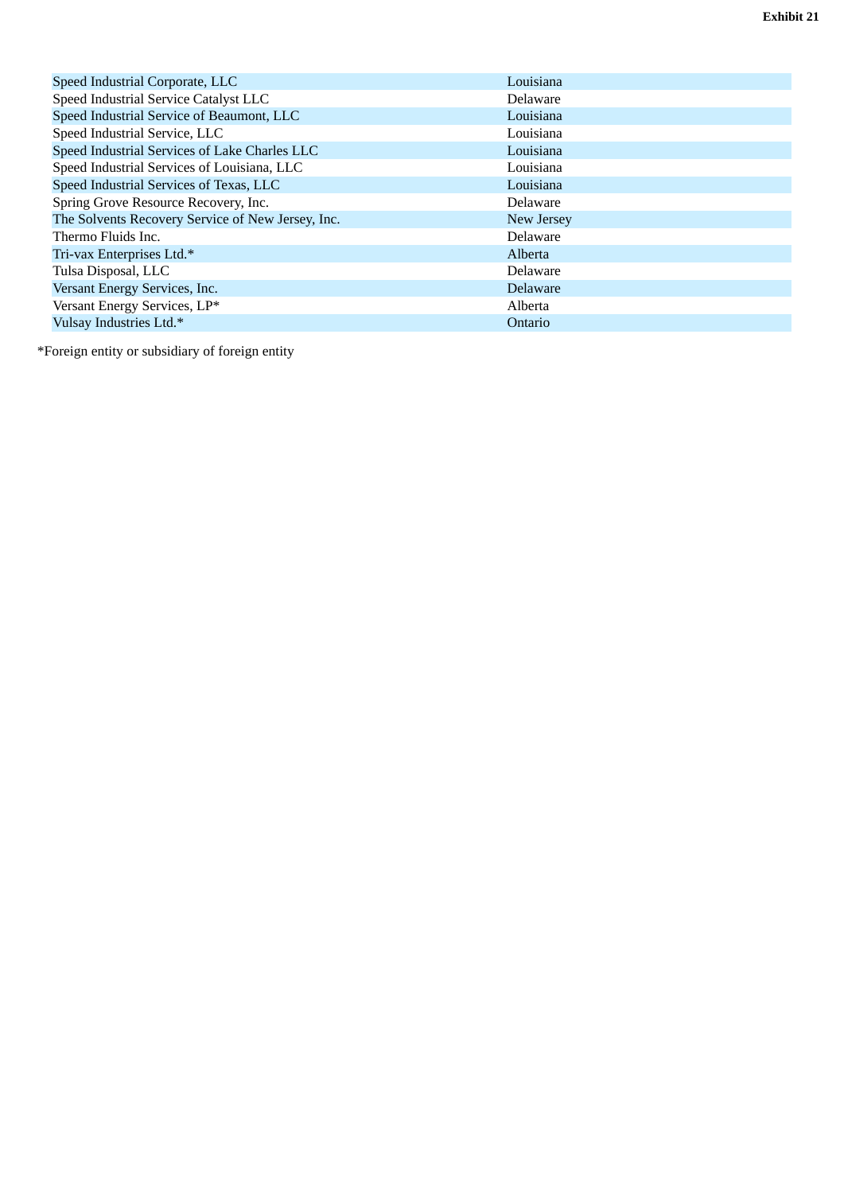**Exhibit 21**

| | |
|---|---|
| Speed Industrial Corporate, LLC | Louisiana |
| Speed Industrial Service Catalyst LLC | Delaware |
| Speed Industrial Service of Beaumont, LLC | Louisiana |
| Speed Industrial Service, LLC | Louisiana |
| Speed Industrial Services of Lake Charles LLC | Louisiana |
| Speed Industrial Services of Louisiana, LLC | Louisiana |
| Speed Industrial Services of Texas, LLC | Louisiana |
| Spring Grove Resource Recovery, Inc. | Delaware |
| The Solvents Recovery Service of New Jersey, Inc. | New Jersey |
| Thermo Fluids Inc. | Delaware |
| Tri-vax Enterprises Ltd.* | Alberta |
| Tulsa Disposal, LLC | Delaware |
| Versant Energy Services, Inc. | Delaware |
| Versant Energy Services, LP* | Alberta |
| Vulsay Industries Ltd.* | Ontario |

*Foreign entity or subsidiary of foreign entity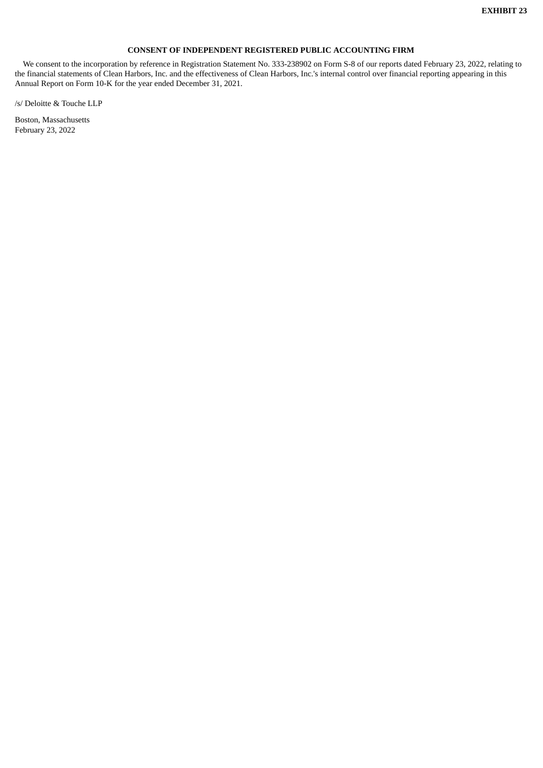**EXHIBIT 23**

**CONSENT OF INDEPENDENT REGISTERED PUBLIC ACCOUNTING FIRM**

We consent to the incorporation by reference in Registration Statement No. 333-238902 on Form S-8 of our reports dated February 23, 2022, relating to the financial statements of Clean Harbors, Inc. and the effectiveness of Clean Harbors, Inc.'s internal control over financial reporting appearing in this Annual Report on Form 10-K for the year ended December 31, 2021.

/s/ Deloitte & Touche LLP

Boston, Massachusetts
February 23, 2022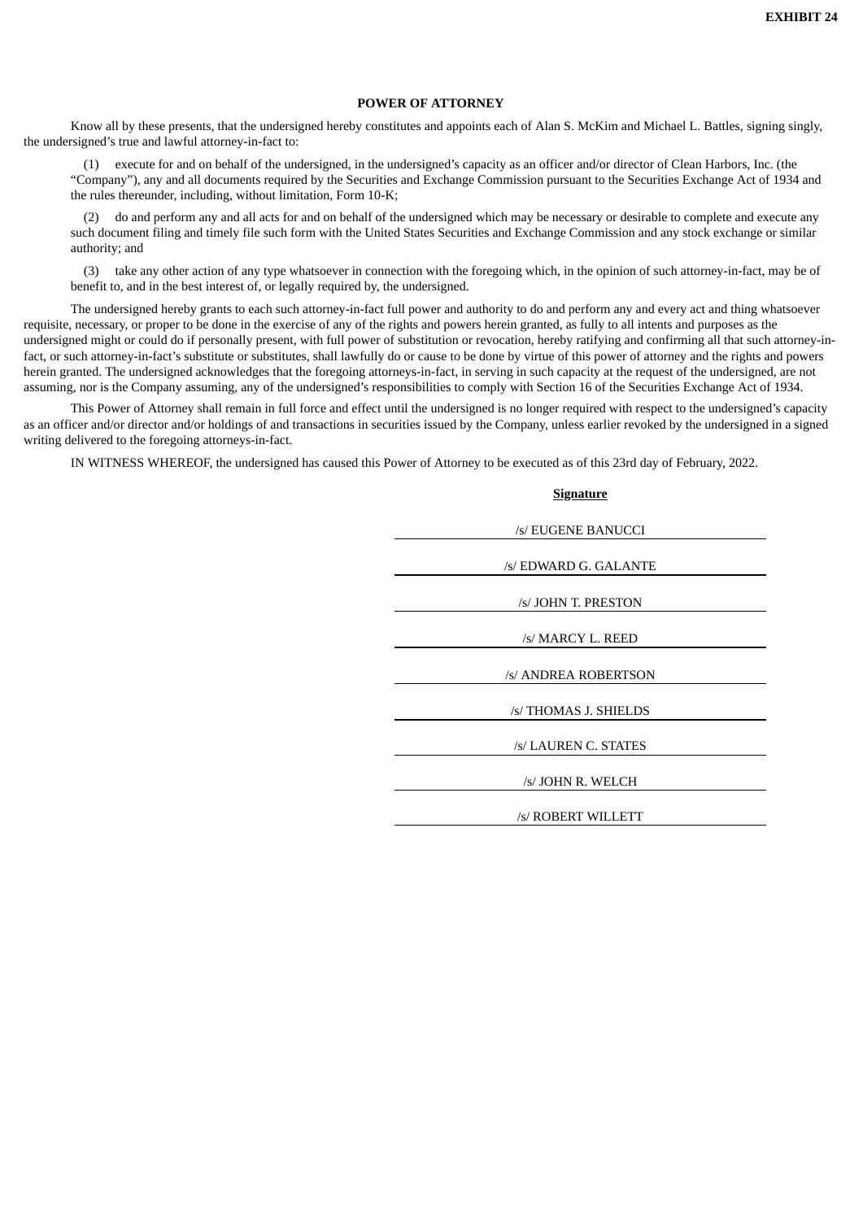**EXHIBIT 24**

**POWER OF ATTORNEY**

Know all by these presents, that the undersigned hereby constitutes and appoints each of Alan S. McKim and Michael L. Battles, signing singly, the undersigned's true and lawful attorney-in-fact to:

(1) execute for and on behalf of the undersigned, in the undersigned's capacity as an officer and/or director of Clean Harbors, Inc. (the "Company"), any and all documents required by the Securities and Exchange Commission pursuant to the Securities Exchange Act of 1934 and the rules thereunder, including, without limitation, Form 10-K;

(2) do and perform any and all acts for and on behalf of the undersigned which may be necessary or desirable to complete and execute any such document filing and timely file such form with the United States Securities and Exchange Commission and any stock exchange or similar authority; and

(3) take any other action of any type whatsoever in connection with the foregoing which, in the opinion of such attorney-in-fact, may be of benefit to, and in the best interest of, or legally required by, the undersigned.

The undersigned hereby grants to each such attorney-in-fact full power and authority to do and perform any and every act and thing whatsoever requisite, necessary, or proper to be done in the exercise of any of the rights and powers herein granted, as fully to all intents and purposes as the undersigned might or could do if personally present, with full power of substitution or revocation, hereby ratifying and confirming all that such attorney-in-fact, or such attorney-in-fact's substitute or substitutes, shall lawfully do or cause to be done by virtue of this power of attorney and the rights and powers herein granted. The undersigned acknowledges that the foregoing attorneys-in-fact, in serving in such capacity at the request of the undersigned, are not assuming, nor is the Company assuming, any of the undersigned's responsibilities to comply with Section 16 of the Securities Exchange Act of 1934.

This Power of Attorney shall remain in full force and effect until the undersigned is no longer required with respect to the undersigned's capacity as an officer and/or director and/or holdings of and transactions in securities issued by the Company, unless earlier revoked by the undersigned in a signed writing delivered to the foregoing attorneys-in-fact.

IN WITNESS WHEREOF, the undersigned has caused this Power of Attorney to be executed as of this 23rd day of February, 2022.

**Signature**

/s/ EUGENE BANUCCI

/s/ EDWARD G. GALANTE

/s/ JOHN T. PRESTON

/s/ MARCY L. REED

/s/ ANDREA ROBERTSON

/s/ THOMAS J. SHIELDS

/s/ LAUREN C. STATES

/s/ JOHN R. WELCH

/s/ ROBERT WILLETT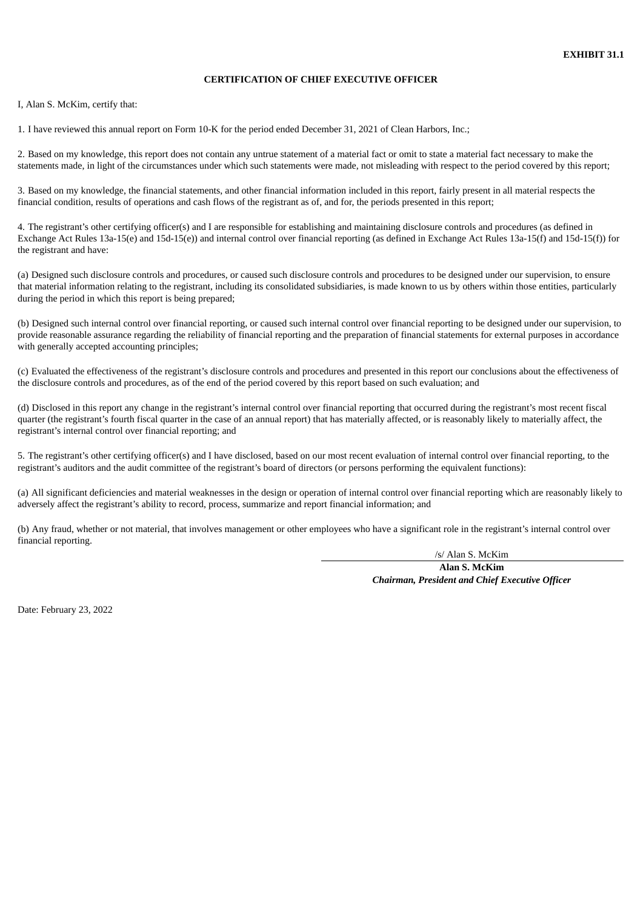**EXHIBIT 31.1**

**CERTIFICATION OF CHIEF EXECUTIVE OFFICER**

I, Alan S. McKim, certify that:

1. I have reviewed this annual report on Form 10-K for the period ended December 31, 2021 of Clean Harbors, Inc.;

2. Based on my knowledge, this report does not contain any untrue statement of a material fact or omit to state a material fact necessary to make the statements made, in light of the circumstances under which such statements were made, not misleading with respect to the period covered by this report;

3. Based on my knowledge, the financial statements, and other financial information included in this report, fairly present in all material respects the financial condition, results of operations and cash flows of the registrant as of, and for, the periods presented in this report;

4. The registrant's other certifying officer(s) and I are responsible for establishing and maintaining disclosure controls and procedures (as defined in Exchange Act Rules 13a-15(e) and 15d-15(e)) and internal control over financial reporting (as defined in Exchange Act Rules 13a-15(f) and 15d-15(f)) for the registrant and have:

(a) Designed such disclosure controls and procedures, or caused such disclosure controls and procedures to be designed under our supervision, to ensure that material information relating to the registrant, including its consolidated subsidiaries, is made known to us by others within those entities, particularly during the period in which this report is being prepared;

(b) Designed such internal control over financial reporting, or caused such internal control over financial reporting to be designed under our supervision, to provide reasonable assurance regarding the reliability of financial reporting and the preparation of financial statements for external purposes in accordance with generally accepted accounting principles;

(c) Evaluated the effectiveness of the registrant's disclosure controls and procedures and presented in this report our conclusions about the effectiveness of the disclosure controls and procedures, as of the end of the period covered by this report based on such evaluation; and

(d) Disclosed in this report any change in the registrant's internal control over financial reporting that occurred during the registrant's most recent fiscal quarter (the registrant's fourth fiscal quarter in the case of an annual report) that has materially affected, or is reasonably likely to materially affect, the registrant's internal control over financial reporting; and

5. The registrant's other certifying officer(s) and I have disclosed, based on our most recent evaluation of internal control over financial reporting, to the registrant's auditors and the audit committee of the registrant's board of directors (or persons performing the equivalent functions):

(a) All significant deficiencies and material weaknesses in the design or operation of internal control over financial reporting which are reasonably likely to adversely affect the registrant's ability to record, process, summarize and report financial information; and

(b) Any fraud, whether or not material, that involves management or other employees who have a significant role in the registrant's internal control over financial reporting.

/s/ Alan S. McKim

**Alan S. McKim**
***Chairman, President and Chief Executive Officer***

Date: February 23, 2022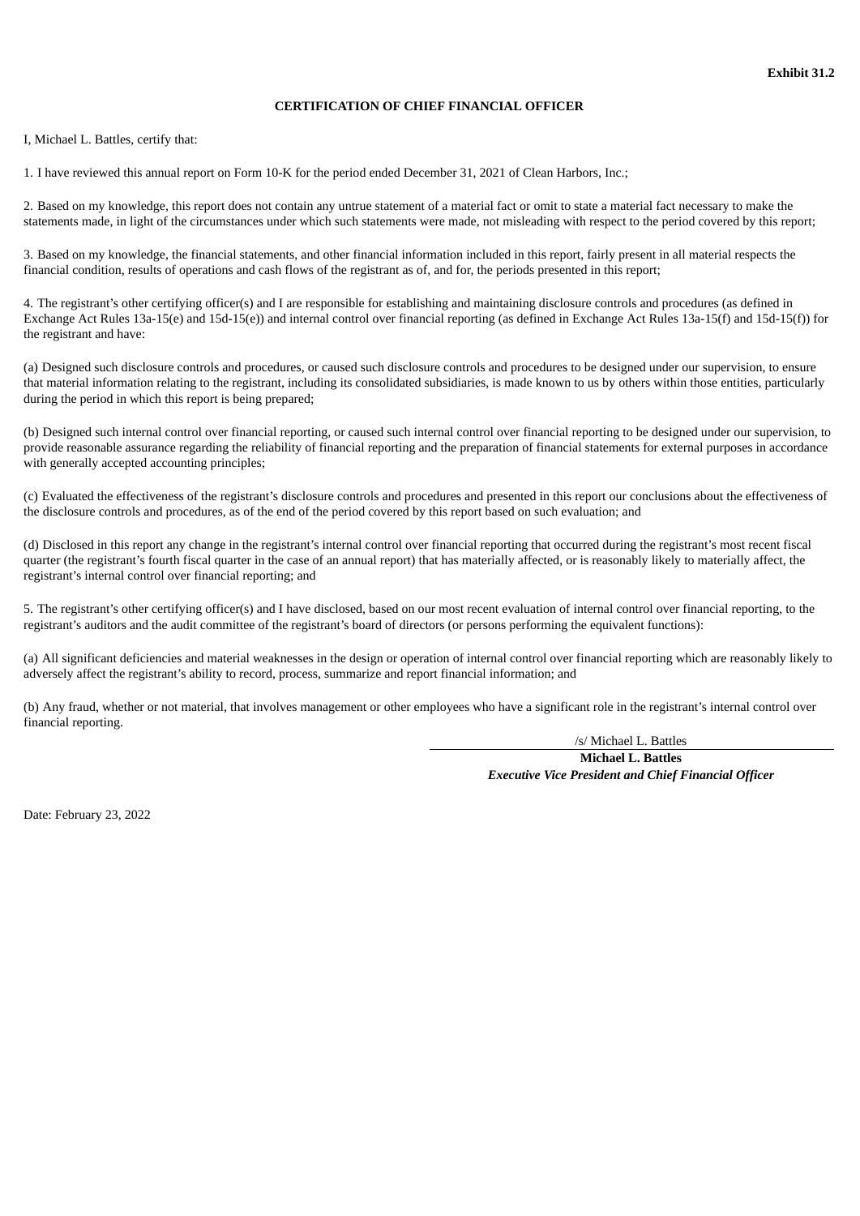**Exhibit 31.2**

**CERTIFICATION OF CHIEF FINANCIAL OFFICER**

I, Michael L. Battles, certify that:

1. I have reviewed this annual report on Form 10-K for the period ended December 31, 2021 of Clean Harbors, Inc.;

2. Based on my knowledge, this report does not contain any untrue statement of a material fact or omit to state a material fact necessary to make the statements made, in light of the circumstances under which such statements were made, not misleading with respect to the period covered by this report;

3. Based on my knowledge, the financial statements, and other financial information included in this report, fairly present in all material respects the financial condition, results of operations and cash flows of the registrant as of, and for, the periods presented in this report;

4. The registrant's other certifying officer(s) and I are responsible for establishing and maintaining disclosure controls and procedures (as defined in Exchange Act Rules 13a-15(e) and 15d-15(e)) and internal control over financial reporting (as defined in Exchange Act Rules 13a-15(f) and 15d-15(f)) for the registrant and have:

(a) Designed such disclosure controls and procedures, or caused such disclosure controls and procedures to be designed under our supervision, to ensure that material information relating to the registrant, including its consolidated subsidiaries, is made known to us by others within those entities, particularly during the period in which this report is being prepared;

(b) Designed such internal control over financial reporting, or caused such internal control over financial reporting to be designed under our supervision, to provide reasonable assurance regarding the reliability of financial reporting and the preparation of financial statements for external purposes in accordance with generally accepted accounting principles;

(c) Evaluated the effectiveness of the registrant's disclosure controls and procedures and presented in this report our conclusions about the effectiveness of the disclosure controls and procedures, as of the end of the period covered by this report based on such evaluation; and

(d) Disclosed in this report any change in the registrant's internal control over financial reporting that occurred during the registrant's most recent fiscal quarter (the registrant's fourth fiscal quarter in the case of an annual report) that has materially affected, or is reasonably likely to materially affect, the registrant's internal control over financial reporting; and

5. The registrant's other certifying officer(s) and I have disclosed, based on our most recent evaluation of internal control over financial reporting, to the registrant's auditors and the audit committee of the registrant's board of directors (or persons performing the equivalent functions):

(a) All significant deficiencies and material weaknesses in the design or operation of internal control over financial reporting which are reasonably likely to adversely affect the registrant's ability to record, process, summarize and report financial information; and

(b) Any fraud, whether or not material, that involves management or other employees who have a significant role in the registrant's internal control over financial reporting.

/s/ Michael L. Battles

**Michael L. Battles**

***Executive Vice President and Chief Financial Officer***

Date: February 23, 2022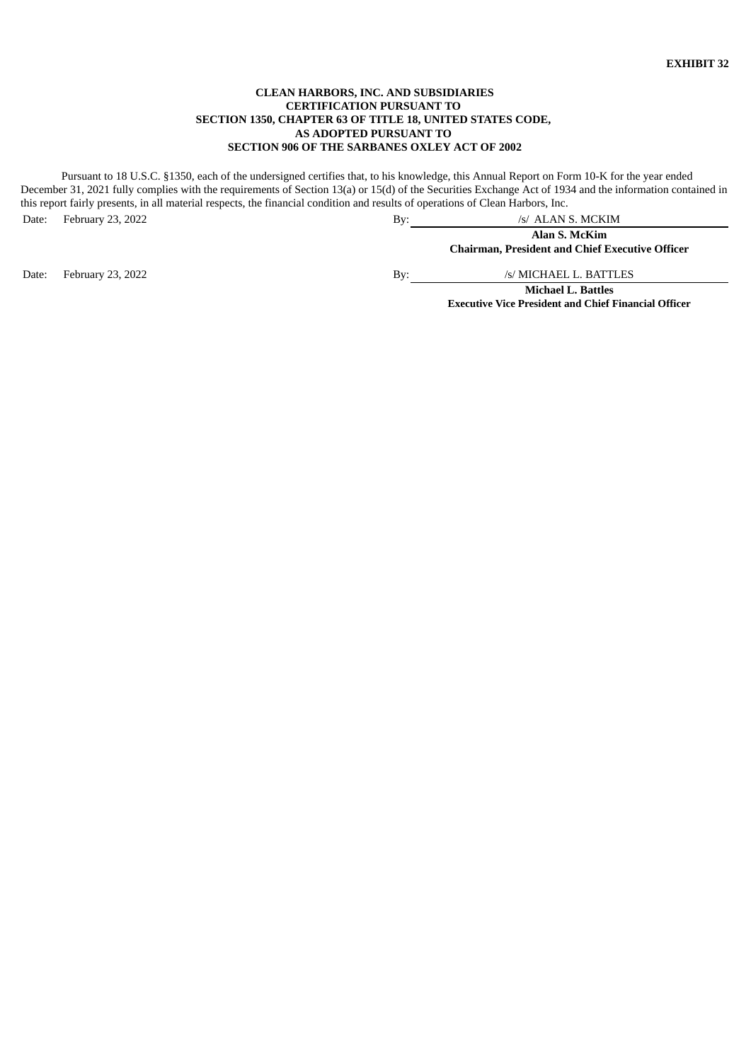**EXHIBIT 32**

**CLEAN HARBORS, INC. AND SUBSIDIARIES**
**CERTIFICATION PURSUANT TO**
**SECTION 1350, CHAPTER 63 OF TITLE 18, UNITED STATES CODE,**
**AS ADOPTED PURSUANT TO**
**SECTION 906 OF THE SARBANES OXLEY ACT OF 2002**

Pursuant to 18 U.S.C. §1350, each of the undersigned certifies that, to his knowledge, this Annual Report on Form 10-K for the year ended December 31, 2021 fully complies with the requirements of Section 13(a) or 15(d) of the Securities Exchange Act of 1934 and the information contained in this report fairly presents, in all material respects, the financial condition and results of operations of Clean Harbors, Inc.

Date: February 23, 2022

By: /s/ ALAN S. MCKIM

**Alan S. McKim**
**Chairman, President and Chief Executive Officer**

Date: February 23, 2022

By: /s/ MICHAEL L. BATTLES

**Michael L. Battles**
**Executive Vice President and Chief Financial Officer**